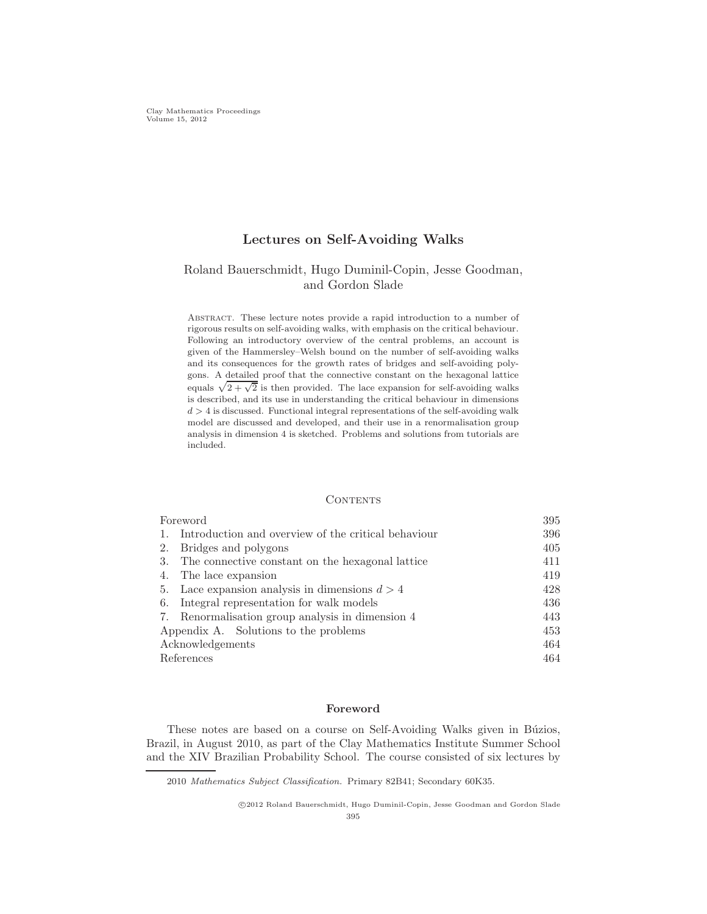# Lectures on Self-Avoiding Walks

Roland Bauerschmidt, Hugo Duminil-Copin, Jesse Goodman, and Gordon Slade

Abstract. These lecture notes provide a rapid introduction to a number of rigorous results on self-avoiding walks, with emphasis on the critical behaviour. Following an introductory overview of the central problems, an account is given of the Hammersley–Welsh bound on the number of self-avoiding walks and its consequences for the growth rates of bridges and self-avoiding polygons. A detailed proof that the connective constant on the hexagonal lattice equals $\sqrt{2+\sqrt{2}}$ is then provided. The lace expansion for self-avoiding walks is described, and its use in understanding the critical behaviour in dimensions $d > 4$ is discussed. Functional integral representations of the self-avoiding walk model are discussed and developed, and their use in a renormalisation group analysis in dimension 4 is sketched. Problems and solutions from tutorials are included.

## Contents

| | |
|---|---|
| Foreword | 395 |
| 1. Introduction and overview of the critical behaviour | 396 |
| 2. Bridges and polygons | 405 |
| 3. The connective constant on the hexagonal lattice | 411 |
| 4. The lace expansion | 419 |
| 5. Lace expansion analysis in dimensions $d > 4$ | 428 |
| 6. Integral representation for walk models | 436 |
| 7. Renormalisation group analysis in dimension 4 | 443 |
| Appendix A. Solutions to the problems | 453 |
| Acknowledgements | 464 |
| References | 464 |

## Foreword

These notes are based on a course on Self-Avoiding Walks given in Búzios, Brazil, in August 2010, as part of the Clay Mathematics Institute Summer School and the XIV Brazilian Probability School. The course consisted of six lectures by

2010 *Mathematics Subject Classification.* Primary 82B41; Secondary 60K35.

©2012 Roland Bauerschmidt, Hugo Duminil-Copin, Jesse Goodman and Gordon Slade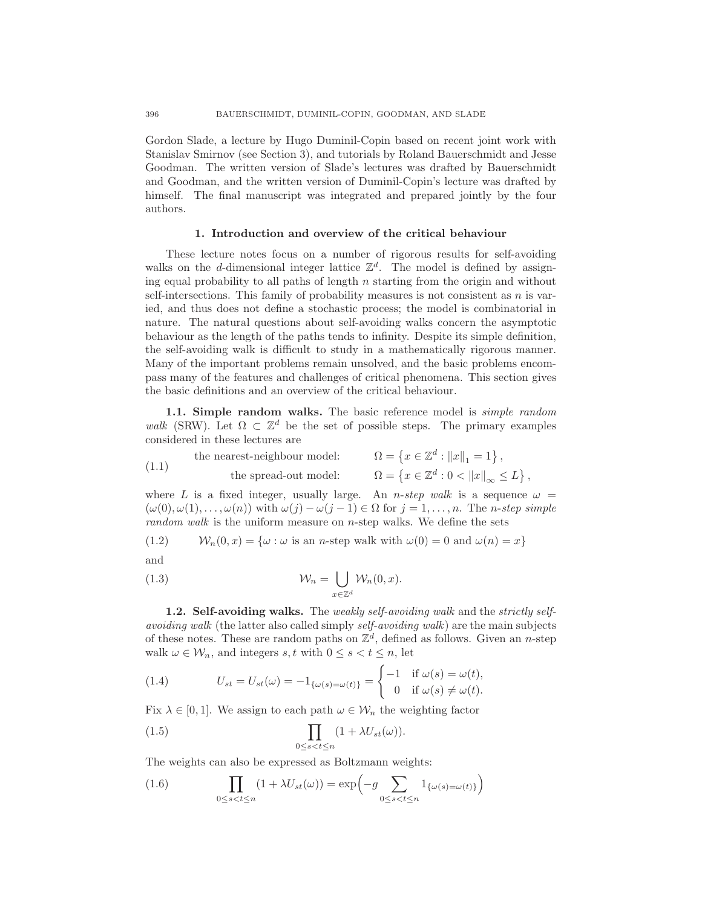Gordon Slade, a lecture by Hugo Duminil-Copin based on recent joint work with Stanislav Smirnov (see Section 3), and tutorials by Roland Bauerschmidt and Jesse Goodman. The written version of Slade's lectures was drafted by Bauerschmidt and Goodman, and the written version of Duminil-Copin's lecture was drafted by himself. The final manuscript was integrated and prepared jointly by the four authors.

## 1. Introduction and overview of the critical behaviour

These lecture notes focus on a number of rigorous results for self-avoiding walks on the $d$-dimensional integer lattice $\mathbb{Z}^d$. The model is defined by assigning equal probability to all paths of length $n$ starting from the origin and without self-intersections. This family of probability measures is not consistent as $n$ is varied, and thus does not define a stochastic process; the model is combinatorial in nature. The natural questions about self-avoiding walks concern the asymptotic behaviour as the length of the paths tends to infinity. Despite its simple definition, the self-avoiding walk is difficult to study in a mathematically rigorous manner. Many of the important problems remain unsolved, and the basic problems encompass many of the features and challenges of critical phenomena. This section gives the basic definitions and an overview of the critical behaviour.

**1.1. Simple random walks.** The basic reference model is *simple random walk* (SRW). Let $\Omega \subset \mathbb{Z}^d$ be the set of possible steps. The primary examples considered in these lectures are

$$
\begin{aligned}
&\text{the nearest-neighbour model:} && \Omega = \left\{x \in \mathbb{Z}^d : \|x\|_1 = 1\right\}, \\
&\text{the spread-out model:} && \Omega = \left\{x \in \mathbb{Z}^d : 0 < \|x\|_\infty \leq L\right\},
\end{aligned}
\tag{1.1}
$$

where $L$ is a fixed integer, usually large. An *$n$-step walk* is a sequence $\omega = (\omega(0), \omega(1), \ldots, \omega(n))$ with $\omega(j) - \omega(j-1) \in \Omega$ for $j = 1, \ldots, n$. The *$n$-step simple random walk* is the uniform measure on $n$-step walks. We define the sets

$$
\mathcal{W}_n(0,x) = \{\omega : \omega \text{ is an } n\text{-step walk with } \omega(0) = 0 \text{ and } \omega(n) = x\}
\tag{1.2}
$$

and

$$
\mathcal{W}_n = \bigcup_{x \in \mathbb{Z}^d} \mathcal{W}_n(0,x).
\tag{1.3}
$$

**1.2. Self-avoiding walks.** The *weakly self-avoiding walk* and the *strictly self-avoiding walk* (the latter also called simply *self-avoiding walk*) are the main subjects of these notes. These are random paths on $\mathbb{Z}^d$, defined as follows. Given an $n$-step walk $\omega \in \mathcal{W}_n$, and integers $s, t$ with $0 \leq s < t \leq n$, let

$$
U_{st} = U_{st}(\omega) = -1_{\{\omega(s) = \omega(t)\}} = \begin{cases} -1 & \text{if } \omega(s) = \omega(t), \\ \ \ 0 & \text{if } \omega(s) \neq \omega(t). \end{cases}
\tag{1.4}
$$

Fix $\lambda \in [0,1]$. We assign to each path $\omega \in \mathcal{W}_n$ the weighting factor

$$
\prod_{0 \leq s < t \leq n} (1 + \lambda U_{st}(\omega)).
\tag{1.5}
$$

The weights can also be expressed as Boltzmann weights:

$$
\prod_{0 \leq s < t \leq n} (1 + \lambda U_{st}(\omega)) = \exp\Bigl(-g \sum_{0 \leq s < t \leq n} 1_{\{\omega(s) = \omega(t)\}}\Bigr)
\tag{1.6}
$$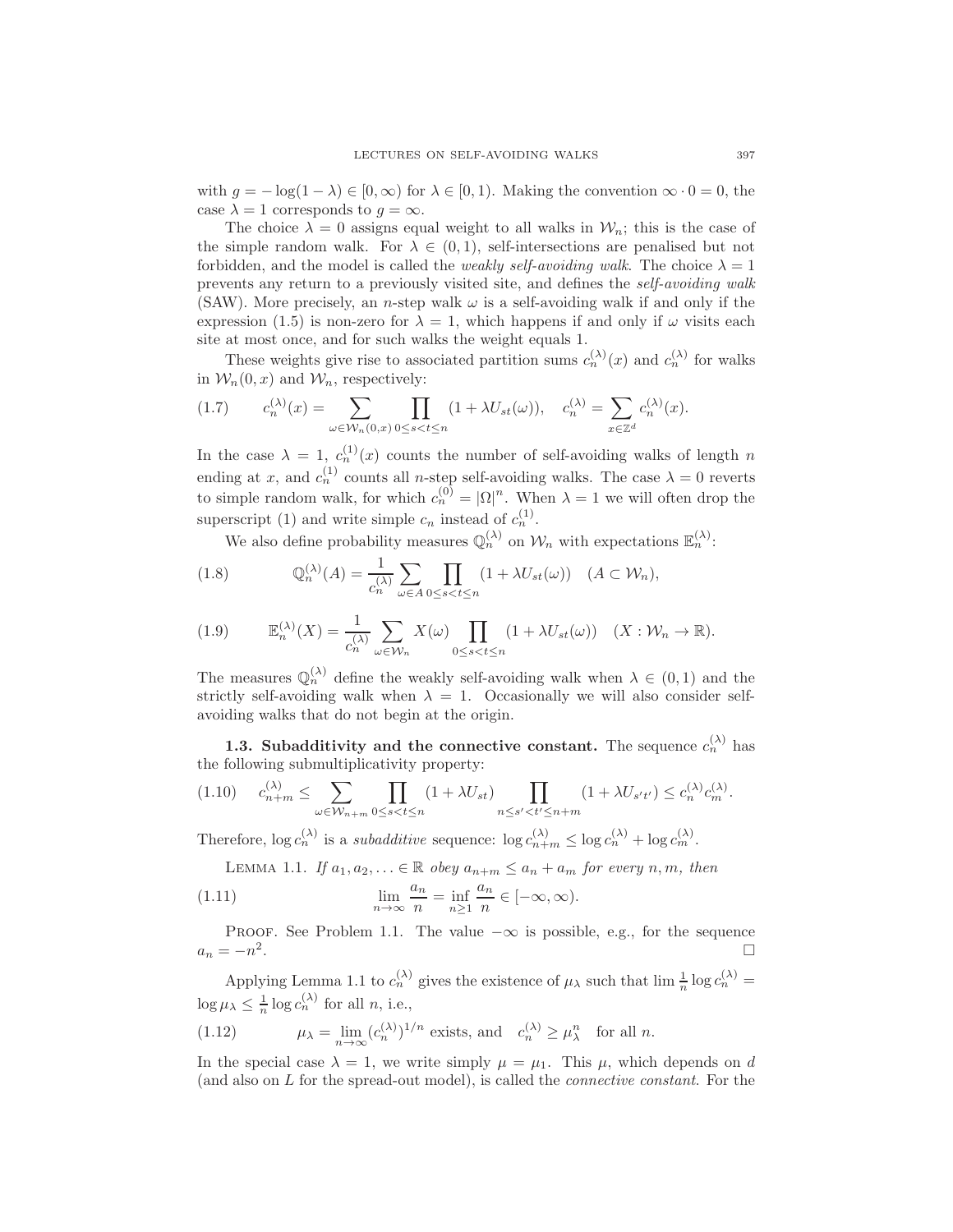with $g = -\log(1-\lambda) \in [0,\infty)$ for $\lambda \in [0,1)$. Making the convention $\infty \cdot 0 = 0$, the case $\lambda = 1$ corresponds to $g = \infty$.

The choice $\lambda = 0$ assigns equal weight to all walks in $\mathcal{W}_n$; this is the case of the simple random walk. For $\lambda \in (0,1)$, self-intersections are penalised but not forbidden, and the model is called the *weakly self-avoiding walk*. The choice $\lambda = 1$ prevents any return to a previously visited site, and defines the *self-avoiding walk* (SAW). More precisely, an $n$-step walk $\omega$ is a self-avoiding walk if and only if the expression (1.5) is non-zero for $\lambda = 1$, which happens if and only if $\omega$ visits each site at most once, and for such walks the weight equals 1.

These weights give rise to associated partition sums $c_n^{(\lambda)}(x)$ and $c_n^{(\lambda)}$ for walks in $\mathcal{W}_n(0,x)$ and $\mathcal{W}_n$, respectively:

$$c_n^{(\lambda)}(x) = \sum_{\omega \in \mathcal{W}_n(0,x)} \prod_{0 \le s < t \le n} (1 + \lambda U_{st}(\omega)), \quad c_n^{(\lambda)} = \sum_{x \in \mathbb{Z}^d} c_n^{(\lambda)}(x). \tag{1.7}$$

In the case $\lambda = 1$, $c_n^{(1)}(x)$ counts the number of self-avoiding walks of length $n$ ending at $x$, and $c_n^{(1)}$ counts all $n$-step self-avoiding walks. The case $\lambda = 0$ reverts to simple random walk, for which $c_n^{(0)} = |\Omega|^n$. When $\lambda = 1$ we will often drop the superscript (1) and write simple $c_n$ instead of $c_n^{(1)}$.

We also define probability measures $\mathbb{Q}_n^{(\lambda)}$ on $\mathcal{W}_n$ with expectations $\mathbb{E}_n^{(\lambda)}$:

$$\mathbb{Q}_n^{(\lambda)}(A) = \frac{1}{c_n^{(\lambda)}} \sum_{\omega \in A} \prod_{0 \le s < t \le n} (1 + \lambda U_{st}(\omega)) \quad (A \subset \mathcal{W}_n), \tag{1.8}$$

$$\mathbb{E}_n^{(\lambda)}(X) = \frac{1}{c_n^{(\lambda)}} \sum_{\omega \in \mathcal{W}_n} X(\omega) \prod_{0 \le s < t \le n} (1 + \lambda U_{st}(\omega)) \quad (X : \mathcal{W}_n \to \mathbb{R}). \tag{1.9}$$

The measures $\mathbb{Q}_n^{(\lambda)}$ define the weakly self-avoiding walk when $\lambda \in (0,1)$ and the strictly self-avoiding walk when $\lambda = 1$. Occasionally we will also consider self-avoiding walks that do not begin at the origin.

**1.3. Subadditivity and the connective constant.** The sequence $c_n^{(\lambda)}$ has the following submultiplicativity property:

$$c_{n+m}^{(\lambda)} \le \sum_{\omega \in \mathcal{W}_{n+m}} \prod_{0 \le s < t \le n} (1 + \lambda U_{st}) \prod_{n \le s' < t' \le n+m} (1 + \lambda U_{s't'}) \le c_n^{(\lambda)} c_m^{(\lambda)}. \tag{1.10}$$

Therefore, $\log c_n^{(\lambda)}$ is a *subadditive* sequence: $\log c_{n+m}^{(\lambda)} \le \log c_n^{(\lambda)} + \log c_m^{(\lambda)}$.

Lemma 1.1. *If $a_1, a_2, \ldots \in \mathbb{R}$ obey $a_{n+m} \le a_n + a_m$ for every $n, m$, then*

$$\lim_{n \to \infty} \frac{a_n}{n} = \inf_{n \ge 1} \frac{a_n}{n} \in [-\infty, \infty). \tag{1.11}$$

Proof. See Problem 1.1. The value $-\infty$ is possible, e.g., for the sequence $a_n = -n^2$. □

Applying Lemma 1.1 to $c_n^{(\lambda)}$ gives the existence of $\mu_\lambda$ such that $\lim \frac{1}{n} \log c_n^{(\lambda)} = \log \mu_\lambda \le \frac{1}{n} \log c_n^{(\lambda)}$ for all $n$, i.e.,

$$\mu_\lambda = \lim_{n \to \infty} (c_n^{(\lambda)})^{1/n} \text{ exists, and } \quad c_n^{(\lambda)} \ge \mu_\lambda^n \quad \text{for all } n. \tag{1.12}$$

In the special case $\lambda = 1$, we write simply $\mu = \mu_1$. This $\mu$, which depends on $d$ (and also on $L$ for the spread-out model), is called the *connective constant*. For the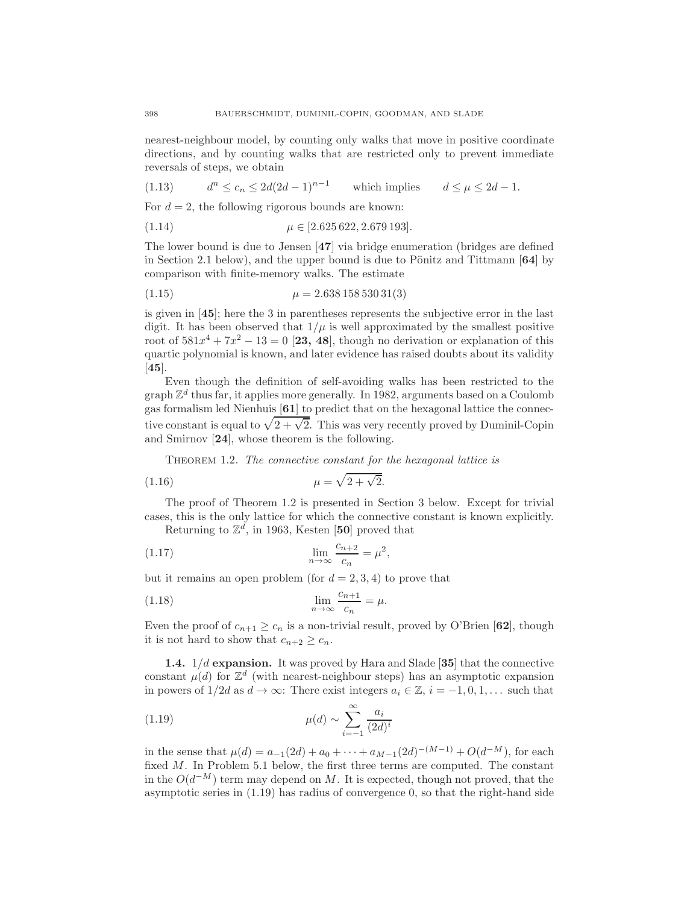nearest-neighbour model, by counting only walks that move in positive coordinate directions, and by counting walks that are restricted only to prevent immediate reversals of steps, we obtain

$$d^n \le c_n \le 2d(2d-1)^{n-1} \qquad \text{which implies} \qquad d \le \mu \le 2d-1. \tag{1.13}$$

For $d = 2$, the following rigorous bounds are known:

$$\mu \in [2.625\,622, 2.679\,193]. \tag{1.14}$$

The lower bound is due to Jensen [**47**] via bridge enumeration (bridges are defined in Section 2.1 below), and the upper bound is due to Pönitz and Tittmann [**64**] by comparison with finite-memory walks. The estimate

$$\mu = 2.638\,158\,530\,31(3) \tag{1.15}$$

is given in [**45**]; here the 3 in parentheses represents the subjective error in the last digit. It has been observed that $1/\mu$ is well approximated by the smallest positive root of $581x^4 + 7x^2 - 13 = 0$ [**23, 48**], though no derivation or explanation of this quartic polynomial is known, and later evidence has raised doubts about its validity [**45**].

Even though the definition of self-avoiding walks has been restricted to the graph $\mathbb{Z}^d$ thus far, it applies more generally. In 1982, arguments based on a Coulomb gas formalism led Nienhuis [**61**] to predict that on the hexagonal lattice the connective constant is equal to $\sqrt{2+\sqrt{2}}$. This was very recently proved by Duminil-Copin and Smirnov [**24**], whose theorem is the following.

Theorem 1.2. *The connective constant for the hexagonal lattice is*

$$\mu = \sqrt{2+\sqrt{2}}. \tag{1.16}$$

The proof of Theorem 1.2 is presented in Section 3 below. Except for trivial cases, this is the only lattice for which the connective constant is known explicitly.

Returning to $\mathbb{Z}^d$, in 1963, Kesten [**50**] proved that

$$\lim_{n\to\infty} \frac{c_{n+2}}{c_n} = \mu^2, \tag{1.17}$$

but it remains an open problem (for $d = 2, 3, 4$) to prove that

$$\lim_{n\to\infty} \frac{c_{n+1}}{c_n} = \mu. \tag{1.18}$$

Even the proof of $c_{n+1} \ge c_n$ is a non-trivial result, proved by O'Brien [**62**], though it is not hard to show that $c_{n+2} \ge c_n$.

### 1.4. $1/d$ expansion.

It was proved by Hara and Slade [**35**] that the connective constant $\mu(d)$ for $\mathbb{Z}^d$ (with nearest-neighbour steps) has an asymptotic expansion in powers of $1/2d$ as $d \to \infty$: There exist integers $a_i \in \mathbb{Z}$, $i = -1, 0, 1, \dots$ such that

$$\mu(d) \sim \sum_{i=-1}^{\infty} \frac{a_i}{(2d)^i} \tag{1.19}$$

in the sense that $\mu(d) = a_{-1}(2d) + a_0 + \cdots + a_{M-1}(2d)^{-(M-1)} + O(d^{-M})$, for each fixed $M$. In Problem 5.1 below, the first three terms are computed. The constant in the $O(d^{-M})$ term may depend on $M$. It is expected, though not proved, that the asymptotic series in (1.19) has radius of convergence 0, so that the right-hand side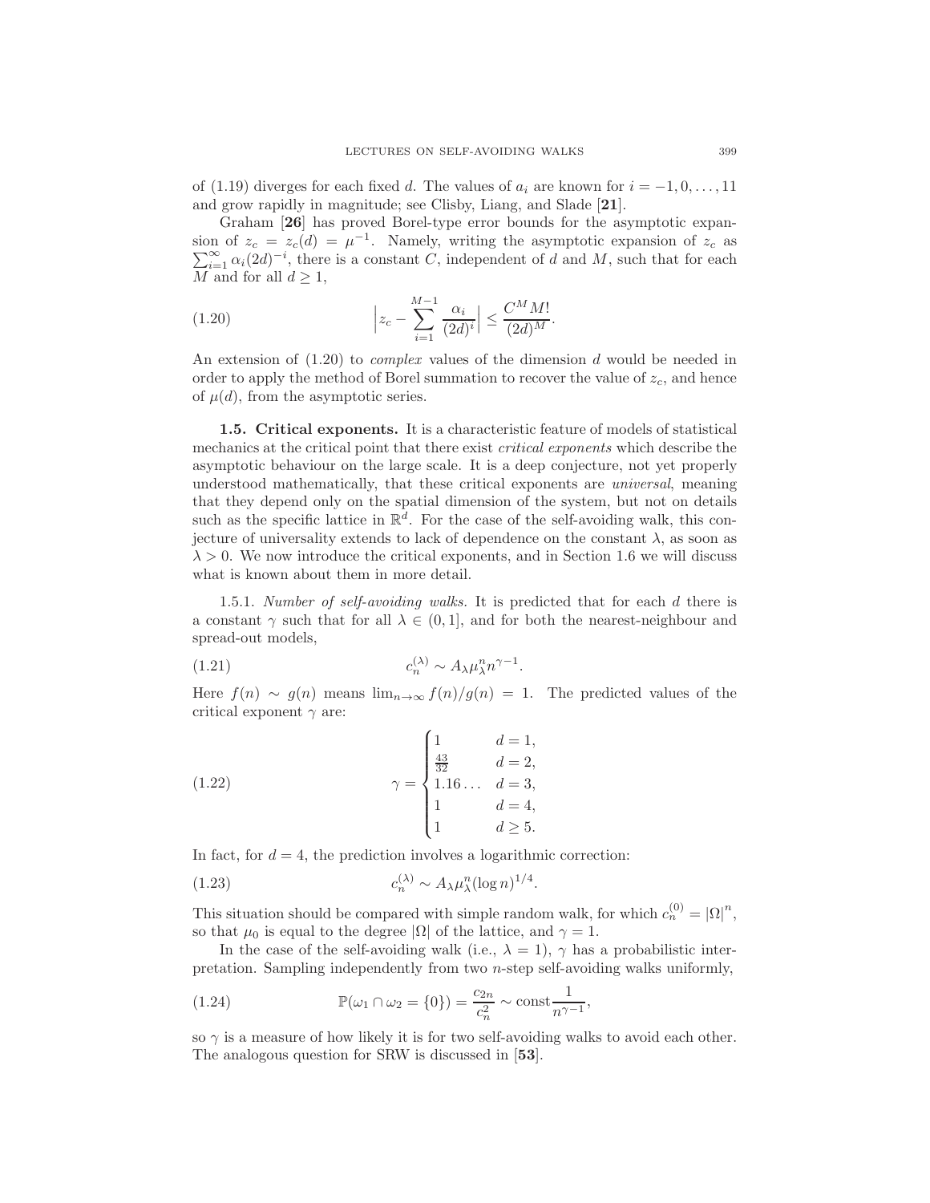of (1.19) diverges for each fixed $d$. The values of $a_i$ are known for $i = -1, 0, \ldots, 11$ and grow rapidly in magnitude; see Clisby, Liang, and Slade [**21**].

Graham [**26**] has proved Borel-type error bounds for the asymptotic expansion of $z_c = z_c(d) = \mu^{-1}$. Namely, writing the asymptotic expansion of $z_c$ as $\sum_{i=1}^{\infty} \alpha_i (2d)^{-i}$, there is a constant $C$, independent of $d$ and $M$, such that for each $M$ and for all $d \geq 1$,

$$\Big| z_c - \sum_{i=1}^{M-1} \frac{\alpha_i}{(2d)^i} \Big| \leq \frac{C^M M!}{(2d)^M}. \tag{1.20}$$

An extension of (1.20) to *complex* values of the dimension $d$ would be needed in order to apply the method of Borel summation to recover the value of $z_c$, and hence of $\mu(d)$, from the asymptotic series.

**1.5. Critical exponents.** It is a characteristic feature of models of statistical mechanics at the critical point that there exist *critical exponents* which describe the asymptotic behaviour on the large scale. It is a deep conjecture, not yet properly understood mathematically, that these critical exponents are *universal*, meaning that they depend only on the spatial dimension of the system, but not on details such as the specific lattice in $\mathbb{R}^d$. For the case of the self-avoiding walk, this conjecture of universality extends to lack of dependence on the constant $\lambda$, as soon as $\lambda > 0$. We now introduce the critical exponents, and in Section 1.6 we will discuss what is known about them in more detail.

1.5.1. *Number of self-avoiding walks.* It is predicted that for each $d$ there is a constant $\gamma$ such that for all $\lambda \in (0, 1]$, and for both the nearest-neighbour and spread-out models,

$$c_n^{(\lambda)} \sim A_\lambda \mu_\lambda^n n^{\gamma - 1}. \tag{1.21}$$

Here $f(n) \sim g(n)$ means $\lim_{n\to\infty} f(n)/g(n) = 1$. The predicted values of the critical exponent $\gamma$ are:

$$\gamma = \begin{cases} 1 & d = 1, \\ \frac{43}{32} & d = 2, \\ 1.16\ldots & d = 3, \\ 1 & d = 4, \\ 1 & d \geq 5. \end{cases} \tag{1.22}$$

In fact, for $d = 4$, the prediction involves a logarithmic correction:

$$c_n^{(\lambda)} \sim A_\lambda \mu_\lambda^n (\log n)^{1/4}. \tag{1.23}$$

This situation should be compared with simple random walk, for which $c_n^{(0)} = |\Omega|^n$, so that $\mu_0$ is equal to the degree $|\Omega|$ of the lattice, and $\gamma = 1$.

In the case of the self-avoiding walk (i.e., $\lambda = 1$), $\gamma$ has a probabilistic interpretation. Sampling independently from two $n$-step self-avoiding walks uniformly,

$$\mathbb{P}(\omega_1 \cap \omega_2 = \{0\}) = \frac{c_{2n}}{c_n^2} \sim \text{const} \frac{1}{n^{\gamma-1}}, \tag{1.24}$$

so $\gamma$ is a measure of how likely it is for two self-avoiding walks to avoid each other. The analogous question for SRW is discussed in [**53**].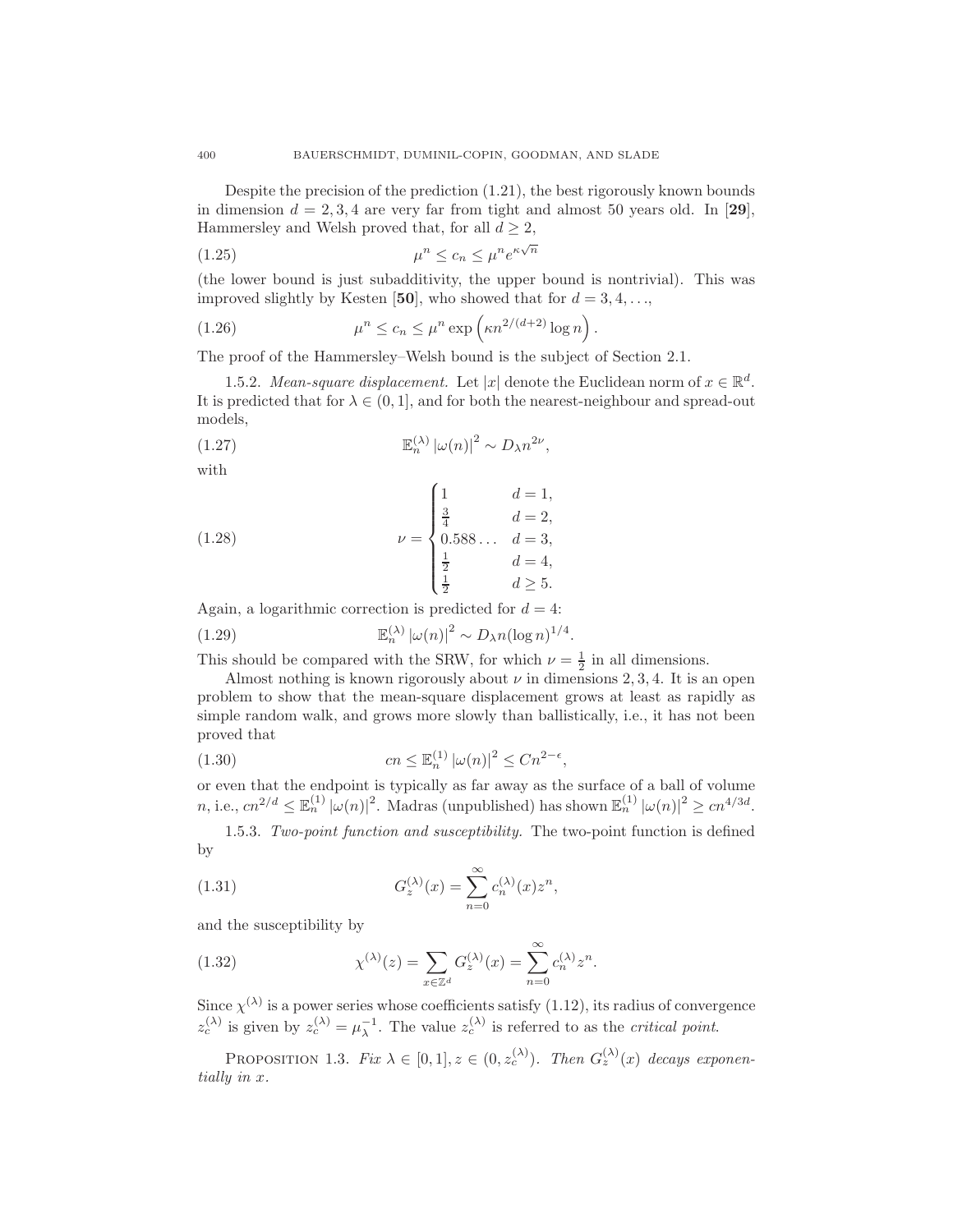Despite the precision of the prediction (1.21), the best rigorously known bounds in dimension $d = 2, 3, 4$ are very far from tight and almost 50 years old. In [**29**], Hammersley and Welsh proved that, for all $d \geq 2$,

$$\mu^n \leq c_n \leq \mu^n e^{\kappa\sqrt{n}} \tag{1.25}$$

(the lower bound is just subadditivity, the upper bound is nontrivial). This was improved slightly by Kesten [**50**], who showed that for $d = 3, 4, \ldots$,

$$\mu^n \leq c_n \leq \mu^n \exp\left(\kappa n^{2/(d+2)} \log n\right). \tag{1.26}$$

The proof of the Hammersley–Welsh bound is the subject of Section 2.1.

1.5.2. *Mean-square displacement.* Let $|x|$ denote the Euclidean norm of $x \in \mathbb{R}^d$. It is predicted that for $\lambda \in (0, 1]$, and for both the nearest-neighbour and spread-out models,

$$\mathbb{E}_n^{(\lambda)} |\omega(n)|^2 \sim D_\lambda n^{2\nu}, \tag{1.27}$$

with

$$\nu = \begin{cases} 1 & d = 1, \\ \frac{3}{4} & d = 2, \\ 0.588\ldots & d = 3, \\ \frac{1}{2} & d = 4, \\ \frac{1}{2} & d \geq 5. \end{cases} \tag{1.28}$$

Again, a logarithmic correction is predicted for $d = 4$:

$$\mathbb{E}_n^{(\lambda)} |\omega(n)|^2 \sim D_\lambda n (\log n)^{1/4}. \tag{1.29}$$

This should be compared with the SRW, for which $\nu = \frac{1}{2}$ in all dimensions.

Almost nothing is known rigorously about $\nu$ in dimensions $2, 3, 4$. It is an open problem to show that the mean-square displacement grows at least as rapidly as simple random walk, and grows more slowly than ballistically, i.e., it has not been proved that

$$cn \leq \mathbb{E}_n^{(1)} |\omega(n)|^2 \leq Cn^{2-\epsilon}, \tag{1.30}$$

or even that the endpoint is typically as far away as the surface of a ball of volume $n$, i.e., $cn^{2/d} \leq \mathbb{E}_n^{(1)} |\omega(n)|^2$. Madras (unpublished) has shown $\mathbb{E}_n^{(1)} |\omega(n)|^2 \geq cn^{4/3d}$.

1.5.3. *Two-point function and susceptibility.* The two-point function is defined by

$$G_z^{(\lambda)}(x) = \sum_{n=0}^{\infty} c_n^{(\lambda)}(x) z^n, \tag{1.31}$$

and the susceptibility by

$$\chi^{(\lambda)}(z) = \sum_{x \in \mathbb{Z}^d} G_z^{(\lambda)}(x) = \sum_{n=0}^{\infty} c_n^{(\lambda)} z^n. \tag{1.32}$$

Since $\chi^{(\lambda)}$ is a power series whose coefficients satisfy (1.12), its radius of convergence $z_c^{(\lambda)}$ is given by $z_c^{(\lambda)} = \mu_\lambda^{-1}$. The value $z_c^{(\lambda)}$ is referred to as the *critical point*.

PROPOSITION 1.3. *Fix $\lambda \in [0, 1], z \in (0, z_c^{(\lambda)})$. Then $G_z^{(\lambda)}(x)$ decays exponentially in $x$.*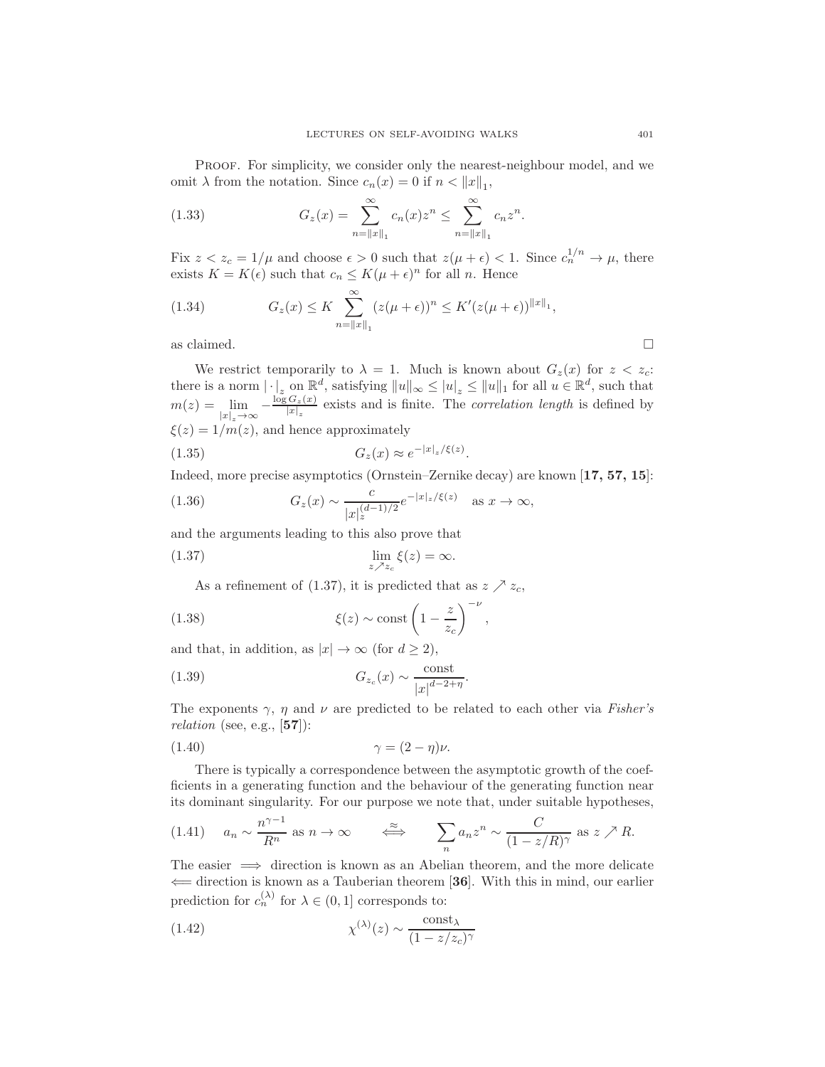Proof. For simplicity, we consider only the nearest-neighbour model, and we omit $\lambda$ from the notation. Since $c_n(x) = 0$ if $n < \|x\|_1$,

$$G_z(x) = \sum_{n=\|x\|_1}^{\infty} c_n(x) z^n \leq \sum_{n=\|x\|_1}^{\infty} c_n z^n. \tag{1.33}$$

Fix $z < z_c = 1/\mu$ and choose $\epsilon > 0$ such that $z(\mu + \epsilon) < 1$. Since $c_n^{1/n} \to \mu$, there exists $K = K(\epsilon)$ such that $c_n \leq K(\mu + \epsilon)^n$ for all $n$. Hence

$$G_z(x) \leq K \sum_{n=\|x\|_1}^{\infty} (z(\mu + \epsilon))^n \leq K'(z(\mu + \epsilon))^{\|x\|_1}, \tag{1.34}$$

as claimed. $\square$

We restrict temporarily to $\lambda = 1$. Much is known about $G_z(x)$ for $z < z_c$: there is a norm $|\cdot|_z$ on $\mathbb{R}^d$, satisfying $\|u\|_\infty \leq |u|_z \leq \|u\|_1$ for all $u \in \mathbb{R}^d$, such that $m(z) = \lim_{|x|_z \to \infty} -\frac{\log G_z(x)}{|x|_z}$ exists and is finite. The *correlation length* is defined by $\xi(z) = 1/m(z)$, and hence approximately

$$G_z(x) \approx e^{-|x|_z/\xi(z)}. \tag{1.35}$$

Indeed, more precise asymptotics (Ornstein–Zernike decay) are known [**17, 57, 15**]:

$$G_z(x) \sim \frac{c}{|x|_z^{(d-1)/2}} e^{-|x|_z/\xi(z)} \quad \text{as } x \to \infty, \tag{1.36}$$

and the arguments leading to this also prove that

$$\lim_{z \nearrow z_c} \xi(z) = \infty. \tag{1.37}$$

As a refinement of (1.37), it is predicted that as $z \nearrow z_c$,

$$\xi(z) \sim \text{const} \left(1 - \frac{z}{z_c}\right)^{-\nu}, \tag{1.38}$$

and that, in addition, as $|x| \to \infty$ (for $d \geq 2$),

$$G_{z_c}(x) \sim \frac{\text{const}}{|x|^{d-2+\eta}}. \tag{1.39}$$

The exponents $\gamma$, $\eta$ and $\nu$ are predicted to be related to each other via *Fisher's relation* (see, e.g., [**57**]):

$$\gamma = (2 - \eta)\nu. \tag{1.40}$$

There is typically a correspondence between the asymptotic growth of the coefficients in a generating function and the behaviour of the generating function near its dominant singularity. For our purpose we note that, under suitable hypotheses,

$$a_n \sim \frac{n^{\gamma-1}}{R^n} \text{ as } n \to \infty \qquad \overset{\approx}{\iff} \qquad \sum_n a_n z^n \sim \frac{C}{(1 - z/R)^\gamma} \text{ as } z \nearrow R. \tag{1.41}$$

The easier $\implies$ direction is known as an Abelian theorem, and the more delicate $\impliedby$ direction is known as a Tauberian theorem [**36**]. With this in mind, our earlier prediction for $c_n^{(\lambda)}$ for $\lambda \in (0, 1]$ corresponds to:

$$\chi^{(\lambda)}(z) \sim \frac{\text{const}_\lambda}{(1 - z/z_c)^\gamma} \tag{1.42}$$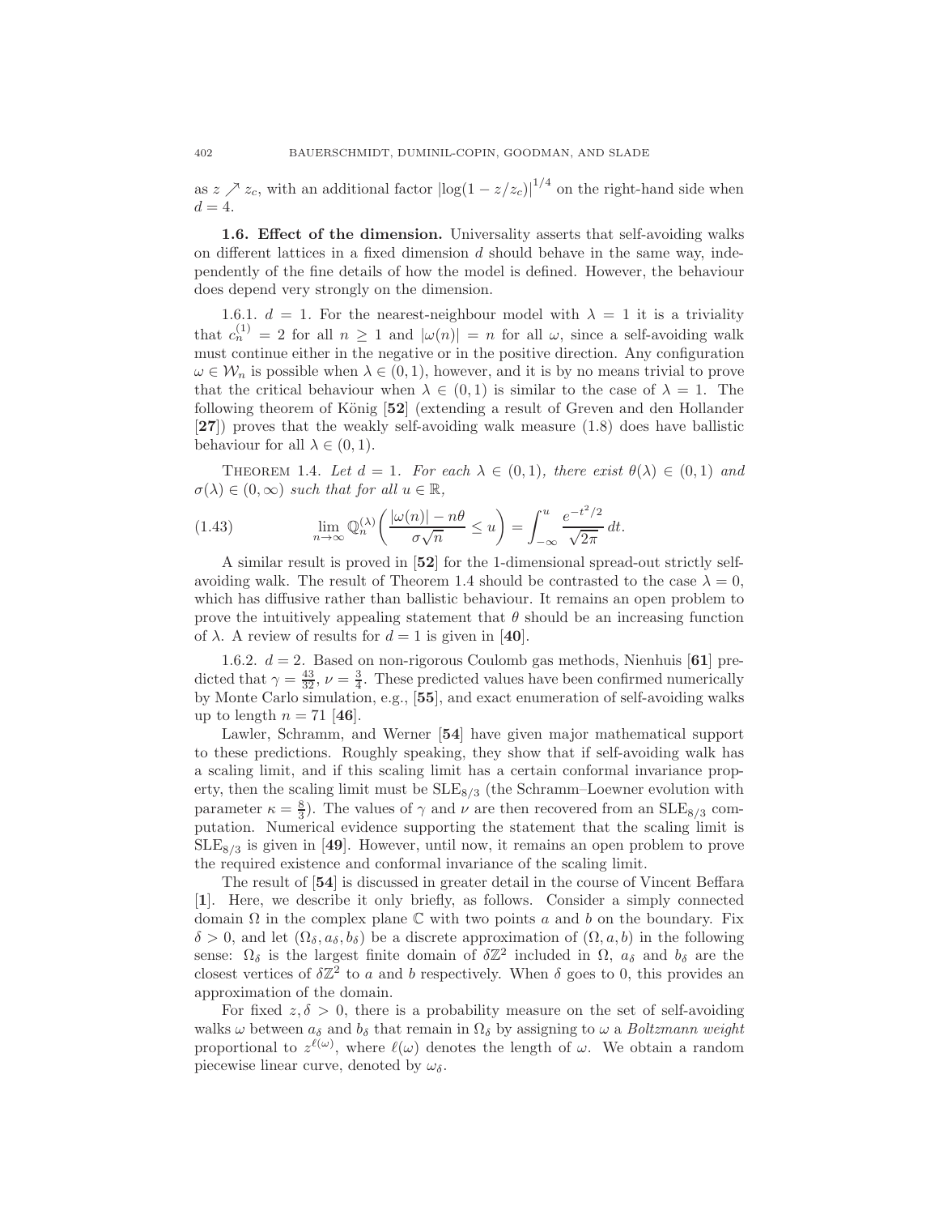as $z \nearrow z_c$, with an additional factor $|\log(1 - z/z_c)|^{1/4}$ on the right-hand side when $d = 4$.

### 1.6. Effect of the dimension.

Universality asserts that self-avoiding walks on different lattices in a fixed dimension $d$ should behave in the same way, independently of the fine details of how the model is defined. However, the behaviour does depend very strongly on the dimension.

1.6.1. $d = 1$. For the nearest-neighbour model with $\lambda = 1$ it is a triviality that $c_n^{(1)} = 2$ for all $n \geq 1$ and $|\omega(n)| = n$ for all $\omega$, since a self-avoiding walk must continue either in the negative or in the positive direction. Any configuration $\omega \in \mathcal{W}_n$ is possible when $\lambda \in (0, 1)$, however, and it is by no means trivial to prove that the critical behaviour when $\lambda \in (0, 1)$ is similar to the case of $\lambda = 1$. The following theorem of König [**52**] (extending a result of Greven and den Hollander [**27**]) proves that the weakly self-avoiding walk measure (1.8) does have ballistic behaviour for all $\lambda \in (0, 1)$.

THEOREM 1.4. *Let $d = 1$. For each $\lambda \in (0, 1)$, there exist $\theta(\lambda) \in (0, 1)$ and $\sigma(\lambda) \in (0, \infty)$ such that for all $u \in \mathbb{R}$,*

$$\lim_{n\to\infty} \mathbb{Q}_n^{(\lambda)}\left(\frac{|\omega(n)| - n\theta}{\sigma\sqrt{n}} \leq u\right) = \int_{-\infty}^{u} \frac{e^{-t^2/2}}{\sqrt{2\pi}}\, dt. \tag{1.43}$$

A similar result is proved in [**52**] for the 1-dimensional spread-out strictly self-avoiding walk. The result of Theorem 1.4 should be contrasted to the case $\lambda = 0$, which has diffusive rather than ballistic behaviour. It remains an open problem to prove the intuitively appealing statement that $\theta$ should be an increasing function of $\lambda$. A review of results for $d = 1$ is given in [**40**].

1.6.2. $d = 2$. Based on non-rigorous Coulomb gas methods, Nienhuis [**61**] predicted that $\gamma = \frac{43}{32}$, $\nu = \frac{3}{4}$. These predicted values have been confirmed numerically by Monte Carlo simulation, e.g., [**55**], and exact enumeration of self-avoiding walks up to length $n = 71$ [**46**].

Lawler, Schramm, and Werner [**54**] have given major mathematical support to these predictions. Roughly speaking, they show that if self-avoiding walk has a scaling limit, and if this scaling limit has a certain conformal invariance property, then the scaling limit must be $\mathrm{SLE}_{8/3}$ (the Schramm–Loewner evolution with parameter $\kappa = \frac{8}{3}$). The values of $\gamma$ and $\nu$ are then recovered from an $\mathrm{SLE}_{8/3}$ computation. Numerical evidence supporting the statement that the scaling limit is $\mathrm{SLE}_{8/3}$ is given in [**49**]. However, until now, it remains an open problem to prove the required existence and conformal invariance of the scaling limit.

The result of [**54**] is discussed in greater detail in the course of Vincent Beffara [**1**]. Here, we describe it only briefly, as follows. Consider a simply connected domain $\Omega$ in the complex plane $\mathbb{C}$ with two points $a$ and $b$ on the boundary. Fix $\delta > 0$, and let $(\Omega_\delta, a_\delta, b_\delta)$ be a discrete approximation of $(\Omega, a, b)$ in the following sense: $\Omega_\delta$ is the largest finite domain of $\delta\mathbb{Z}^2$ included in $\Omega$, $a_\delta$ and $b_\delta$ are the closest vertices of $\delta\mathbb{Z}^2$ to $a$ and $b$ respectively. When $\delta$ goes to 0, this provides an approximation of the domain.

For fixed $z, \delta > 0$, there is a probability measure on the set of self-avoiding walks $\omega$ between $a_\delta$ and $b_\delta$ that remain in $\Omega_\delta$ by assigning to $\omega$ a *Boltzmann weight* proportional to $z^{\ell(\omega)}$, where $\ell(\omega)$ denotes the length of $\omega$. We obtain a random piecewise linear curve, denoted by $\omega_\delta$.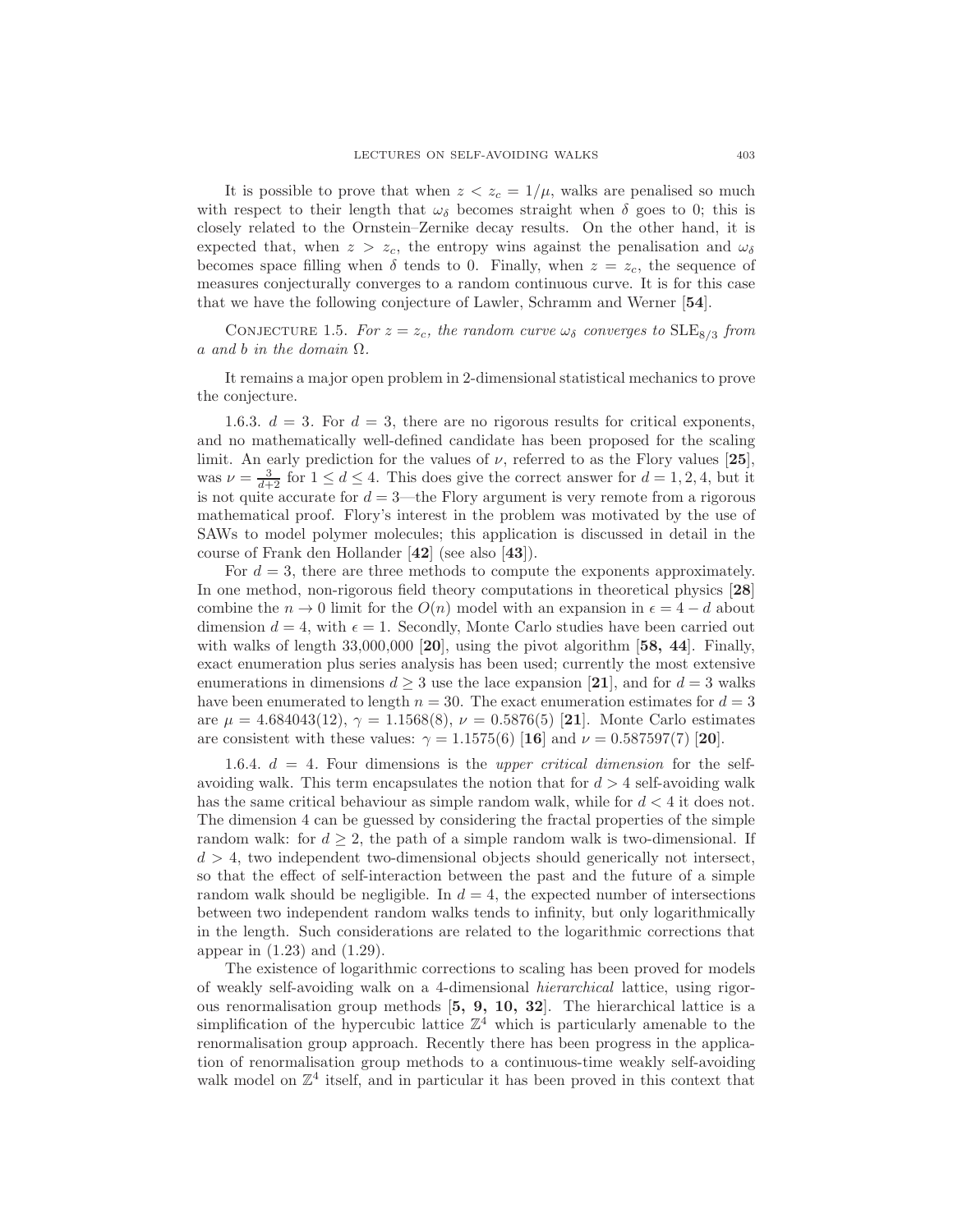It is possible to prove that when $z < z_c = 1/\mu$, walks are penalised so much with respect to their length that $\omega_\delta$ becomes straight when $\delta$ goes to 0; this is closely related to the Ornstein–Zernike decay results. On the other hand, it is expected that, when $z > z_c$, the entropy wins against the penalisation and $\omega_\delta$ becomes space filling when $\delta$ tends to 0. Finally, when $z = z_c$, the sequence of measures conjecturally converges to a random continuous curve. It is for this case that we have the following conjecture of Lawler, Schramm and Werner [**54**].

CONJECTURE 1.5. *For $z = z_c$, the random curve $\omega_\delta$ converges to* $\mathrm{SLE}_{8/3}$ *from $a$ and $b$ in the domain $\Omega$.*

It remains a major open problem in 2-dimensional statistical mechanics to prove the conjecture.

1.6.3. $d = 3$. For $d = 3$, there are no rigorous results for critical exponents, and no mathematically well-defined candidate has been proposed for the scaling limit. An early prediction for the values of $\nu$, referred to as the Flory values [**25**], was $\nu = \frac{3}{d+2}$ for $1 \leq d \leq 4$. This does give the correct answer for $d = 1, 2, 4$, but it is not quite accurate for $d = 3$—the Flory argument is very remote from a rigorous mathematical proof. Flory's interest in the problem was motivated by the use of SAWs to model polymer molecules; this application is discussed in detail in the course of Frank den Hollander [**42**] (see also [**43**]).

For $d = 3$, there are three methods to compute the exponents approximately. In one method, non-rigorous field theory computations in theoretical physics [**28**] combine the $n \to 0$ limit for the $O(n)$ model with an expansion in $\epsilon = 4 - d$ about dimension $d = 4$, with $\epsilon = 1$. Secondly, Monte Carlo studies have been carried out with walks of length 33,000,000 [**20**], using the pivot algorithm [**58, 44**]. Finally, exact enumeration plus series analysis has been used; currently the most extensive enumerations in dimensions $d \geq 3$ use the lace expansion [**21**], and for $d = 3$ walks have been enumerated to length $n = 30$. The exact enumeration estimates for $d = 3$ are $\mu = 4.684043(12)$, $\gamma = 1.1568(8)$, $\nu = 0.5876(5)$ [**21**]. Monte Carlo estimates are consistent with these values: $\gamma = 1.1575(6)$ [**16**] and $\nu = 0.587597(7)$ [**20**].

1.6.4. $d = 4$. Four dimensions is the *upper critical dimension* for the self-avoiding walk. This term encapsulates the notion that for $d > 4$ self-avoiding walk has the same critical behaviour as simple random walk, while for $d < 4$ it does not. The dimension 4 can be guessed by considering the fractal properties of the simple random walk: for $d \geq 2$, the path of a simple random walk is two-dimensional. If $d > 4$, two independent two-dimensional objects should generically not intersect, so that the effect of self-interaction between the past and the future of a simple random walk should be negligible. In $d = 4$, the expected number of intersections between two independent random walks tends to infinity, but only logarithmically in the length. Such considerations are related to the logarithmic corrections that appear in (1.23) and (1.29).

The existence of logarithmic corrections to scaling has been proved for models of weakly self-avoiding walk on a 4-dimensional *hierarchical* lattice, using rigorous renormalisation group methods [**5, 9, 10, 32**]. The hierarchical lattice is a simplification of the hypercubic lattice $\mathbb{Z}^4$ which is particularly amenable to the renormalisation group approach. Recently there has been progress in the application of renormalisation group methods to a continuous-time weakly self-avoiding walk model on $\mathbb{Z}^4$ itself, and in particular it has been proved in this context that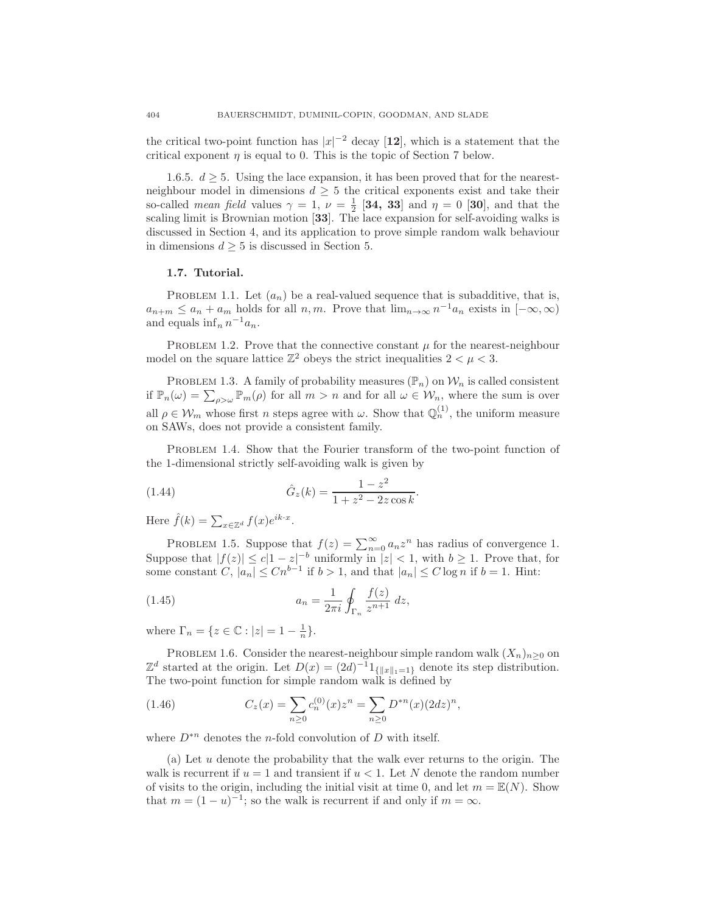the critical two-point function has $|x|^{-2}$ decay [**12**], which is a statement that the critical exponent $\eta$ is equal to 0. This is the topic of Section 7 below.

1.6.5. $d \geq 5$. Using the lace expansion, it has been proved that for the nearest-neighbour model in dimensions $d \geq 5$ the critical exponents exist and take their so-called *mean field* values $\gamma = 1$, $\nu = \frac{1}{2}$ [**34, 33**] and $\eta = 0$ [**30**], and that the scaling limit is Brownian motion [**33**]. The lace expansion for self-avoiding walks is discussed in Section 4, and its application to prove simple random walk behaviour in dimensions $d \geq 5$ is discussed in Section 5.

### 1.7. Tutorial.

PROBLEM 1.1. Let $(a_n)$ be a real-valued sequence that is subadditive, that is, $a_{n+m} \leq a_n + a_m$ holds for all $n, m$. Prove that $\lim_{n\to\infty} n^{-1}a_n$ exists in $[-\infty, \infty)$ and equals $\inf_n n^{-1}a_n$.

PROBLEM 1.2. Prove that the connective constant $\mu$ for the nearest-neighbour model on the square lattice $\mathbb{Z}^2$ obeys the strict inequalities $2 < \mu < 3$.

PROBLEM 1.3. A family of probability measures $(\mathbb{P}_n)$ on $\mathcal{W}_n$ is called consistent if $\mathbb{P}_n(\omega) = \sum_{\rho > \omega} \mathbb{P}_m(\rho)$ for all $m > n$ and for all $\omega \in \mathcal{W}_n$, where the sum is over all $\rho \in \mathcal{W}_m$ whose first $n$ steps agree with $\omega$. Show that $\mathbb{Q}_n^{(1)}$, the uniform measure on SAWs, does not provide a consistent family.

PROBLEM 1.4. Show that the Fourier transform of the two-point function of the 1-dimensional strictly self-avoiding walk is given by

$$\hat{G}_z(k) = \frac{1 - z^2}{1 + z^2 - 2z\cos k}. \tag{1.44}$$

Here $\hat{f}(k) = \sum_{x\in\mathbb{Z}^d} f(x)e^{ik\cdot x}$.

PROBLEM 1.5. Suppose that $f(z) = \sum_{n=0}^{\infty} a_n z^n$ has radius of convergence 1. Suppose that $|f(z)| \leq c|1 - z|^{-b}$ uniformly in $|z| < 1$, with $b \geq 1$. Prove that, for some constant $C$, $|a_n| \leq Cn^{b-1}$ if $b > 1$, and that $|a_n| \leq C \log n$ if $b = 1$. Hint:

$$a_n = \frac{1}{2\pi i} \oint_{\Gamma_n} \frac{f(z)}{z^{n+1}}\, dz, \tag{1.45}$$

where $\Gamma_n = \{z \in \mathbb{C} : |z| = 1 - \frac{1}{n}\}$.

PROBLEM 1.6. Consider the nearest-neighbour simple random walk $(X_n)_{n\geq 0}$ on $\mathbb{Z}^d$ started at the origin. Let $D(x) = (2d)^{-1}1_{\{\|x\|_1=1\}}$ denote its step distribution. The two-point function for simple random walk is defined by

$$C_z(x) = \sum_{n\geq 0} c_n^{(0)}(x)z^n = \sum_{n\geq 0} D^{*n}(x)(2dz)^n, \tag{1.46}$$

where $D^{*n}$ denotes the $n$-fold convolution of $D$ with itself.

(a) Let $u$ denote the probability that the walk ever returns to the origin. The walk is recurrent if $u = 1$ and transient if $u < 1$. Let $N$ denote the random number of visits to the origin, including the initial visit at time 0, and let $m = \mathbb{E}(N)$. Show that $m = (1 - u)^{-1}$; so the walk is recurrent if and only if $m = \infty$.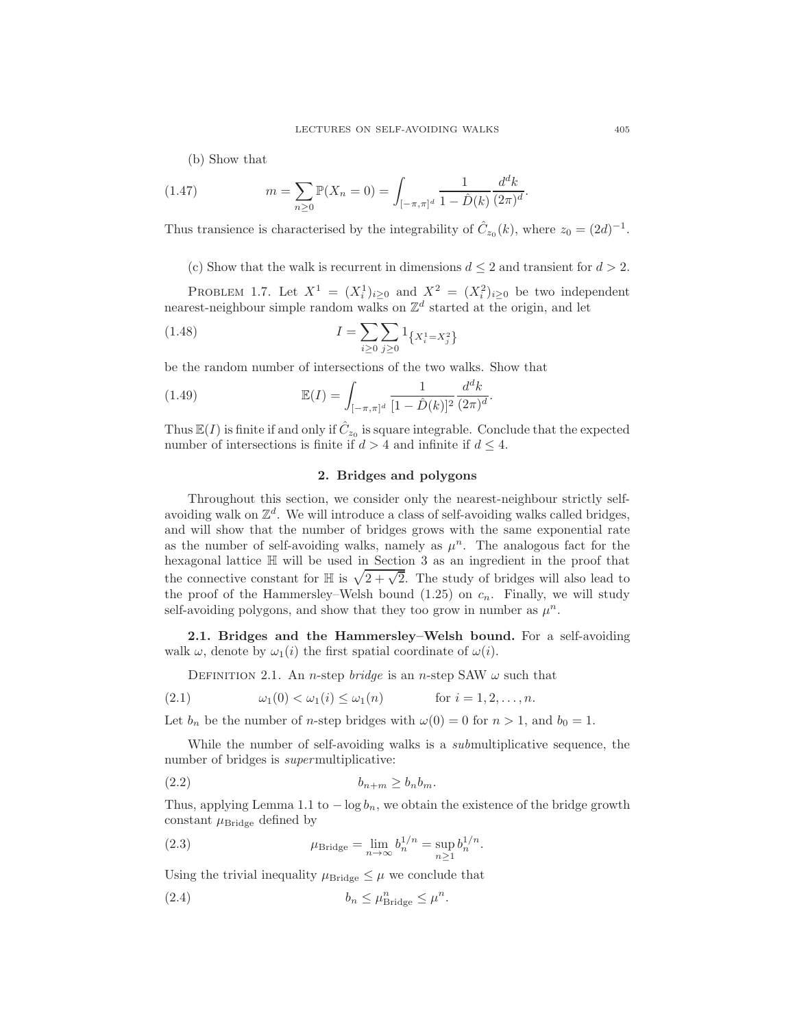(b) Show that

$$m = \sum_{n \geq 0} \mathbb{P}(X_n = 0) = \int_{[-\pi,\pi]^d} \frac{1}{1 - \hat{D}(k)} \frac{d^d k}{(2\pi)^d}. \tag{1.47}$$

Thus transience is characterised by the integrability of $\hat{C}_{z_0}(k)$, where $z_0 = (2d)^{-1}$.

(c) Show that the walk is recurrent in dimensions $d \leq 2$ and transient for $d > 2$.

PROBLEM 1.7. Let $X^1 = (X^1_i)_{i \geq 0}$ and $X^2 = (X^2_i)_{i \geq 0}$ be two independent nearest-neighbour simple random walks on $\mathbb{Z}^d$ started at the origin, and let

$$I = \sum_{i \geq 0} \sum_{j \geq 0} 1_{\{X^1_i = X^2_j\}} \tag{1.48}$$

be the random number of intersections of the two walks. Show that

$$\mathbb{E}(I) = \int_{[-\pi,\pi]^d} \frac{1}{[1 - \hat{D}(k)]^2} \frac{d^d k}{(2\pi)^d}. \tag{1.49}$$

Thus $\mathbb{E}(I)$ is finite if and only if $\hat{C}_{z_0}$ is square integrable. Conclude that the expected number of intersections is finite if $d > 4$ and infinite if $d \leq 4$.

## 2. Bridges and polygons

Throughout this section, we consider only the nearest-neighbour strictly self-avoiding walk on $\mathbb{Z}^d$. We will introduce a class of self-avoiding walks called bridges, and will show that the number of bridges grows with the same exponential rate as the number of self-avoiding walks, namely as $\mu^n$. The analogous fact for the hexagonal lattice $\mathbb{H}$ will be used in Section 3 as an ingredient in the proof that the connective constant for $\mathbb{H}$ is $\sqrt{2 + \sqrt{2}}$. The study of bridges will also lead to the proof of the Hammersley–Welsh bound (1.25) on $c_n$. Finally, we will study self-avoiding polygons, and show that they too grow in number as $\mu^n$.

### 2.1. Bridges and the Hammersley–Welsh bound.

For a self-avoiding walk $\omega$, denote by $\omega_1(i)$ the first spatial coordinate of $\omega(i)$.

DEFINITION 2.1. An $n$-step *bridge* is an $n$-step SAW $\omega$ such that

$$\omega_1(0) < \omega_1(i) \leq \omega_1(n) \qquad \text{for } i = 1, 2, \ldots, n. \tag{2.1}$$

Let $b_n$ be the number of $n$-step bridges with $\omega(0) = 0$ for $n > 1$, and $b_0 = 1$.

While the number of self-avoiding walks is a *sub*multiplicative sequence, the number of bridges is *super*multiplicative:

$$b_{n+m} \geq b_n b_m. \tag{2.2}$$

Thus, applying Lemma 1.1 to $-\log b_n$, we obtain the existence of the bridge growth constant $\mu_{\text{Bridge}}$ defined by

$$\mu_{\text{Bridge}} = \lim_{n \to \infty} b_n^{1/n} = \sup_{n \geq 1} b_n^{1/n}. \tag{2.3}$$

Using the trivial inequality $\mu_{\text{Bridge}} \leq \mu$ we conclude that

$$b_n \leq \mu_{\text{Bridge}}^n \leq \mu^n. \tag{2.4}$$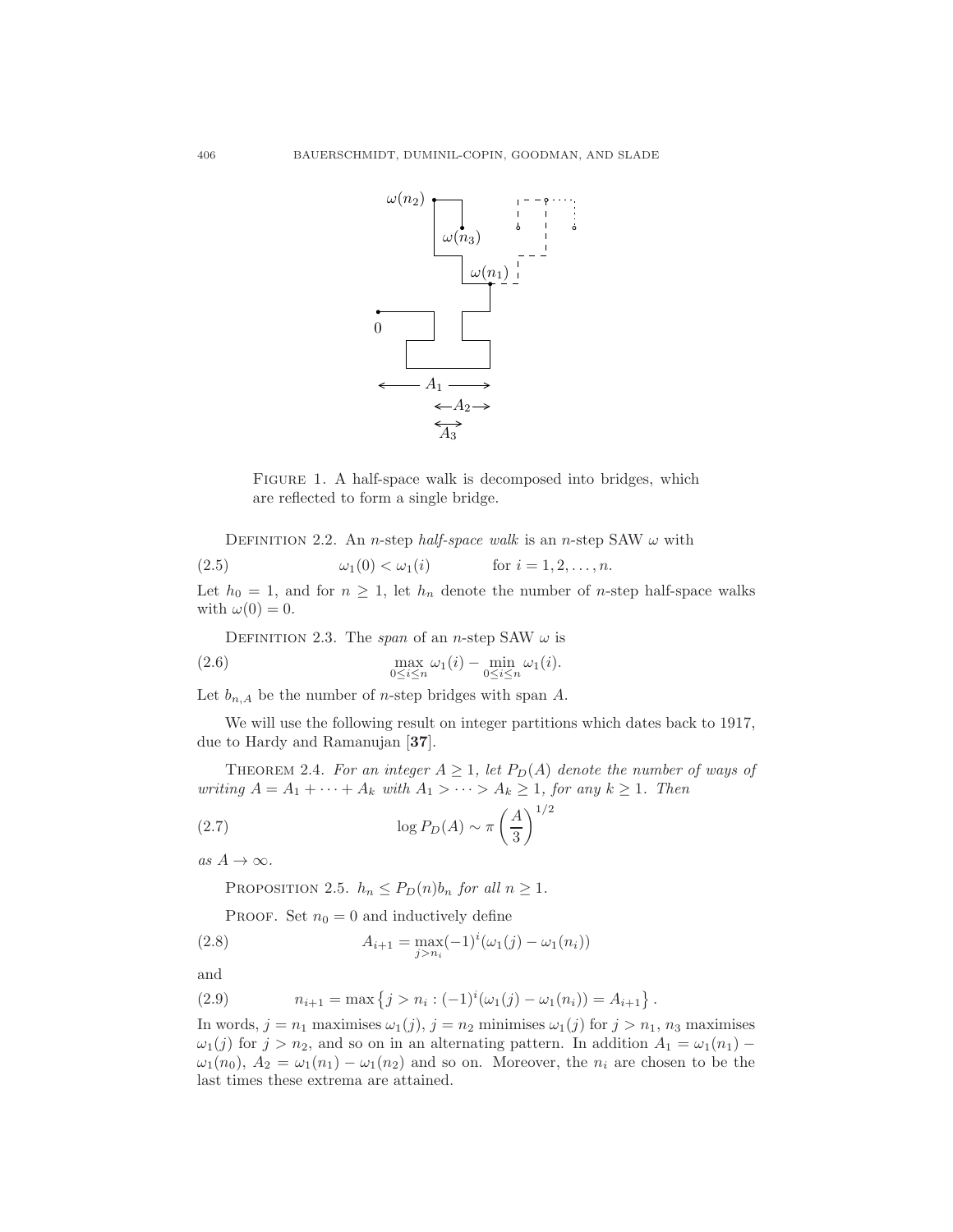Figure 1. A half-space walk is decomposed into bridges, which are reflected to form a single bridge.

Definition 2.2. An $n$-step *half-space walk* is an $n$-step SAW $\omega$ with

$$\omega_1(0) < \omega_1(i) \qquad \text{for } i = 1, 2, \ldots, n. \tag{2.5}$$

Let $h_0 = 1$, and for $n \geq 1$, let $h_n$ denote the number of $n$-step half-space walks with $\omega(0) = 0$.

Definition 2.3. The *span* of an $n$-step SAW $\omega$ is

$$\max_{0 \leq i \leq n} \omega_1(i) - \min_{0 \leq i \leq n} \omega_1(i). \tag{2.6}$$

Let $b_{n,A}$ be the number of $n$-step bridges with span $A$.

We will use the following result on integer partitions which dates back to 1917, due to Hardy and Ramanujan [**37**].

Theorem 2.4. *For an integer $A \geq 1$, let $P_D(A)$ denote the number of ways of writing $A = A_1 + \cdots + A_k$ with $A_1 > \cdots > A_k \geq 1$, for any $k \geq 1$. Then*

$$\log P_D(A) \sim \pi \left(\frac{A}{3}\right)^{1/2} \tag{2.7}$$

*as $A \to \infty$.*

Proposition 2.5. $h_n \leq P_D(n) b_n$ *for all* $n \geq 1$.

Proof. Set $n_0 = 0$ and inductively define

$$A_{i+1} = \max_{j > n_i} (-1)^i (\omega_1(j) - \omega_1(n_i)) \tag{2.8}$$

and

$$n_{i+1} = \max\left\{ j > n_i : (-1)^i (\omega_1(j) - \omega_1(n_i)) = A_{i+1} \right\}. \tag{2.9}$$

In words, $j = n_1$ maximises $\omega_1(j)$, $j = n_2$ minimises $\omega_1(j)$ for $j > n_1$, $n_3$ maximises $\omega_1(j)$ for $j > n_2$, and so on in an alternating pattern. In addition $A_1 = \omega_1(n_1) - \omega_1(n_0)$, $A_2 = \omega_1(n_1) - \omega_1(n_2)$ and so on. Moreover, the $n_i$ are chosen to be the last times these extrema are attained.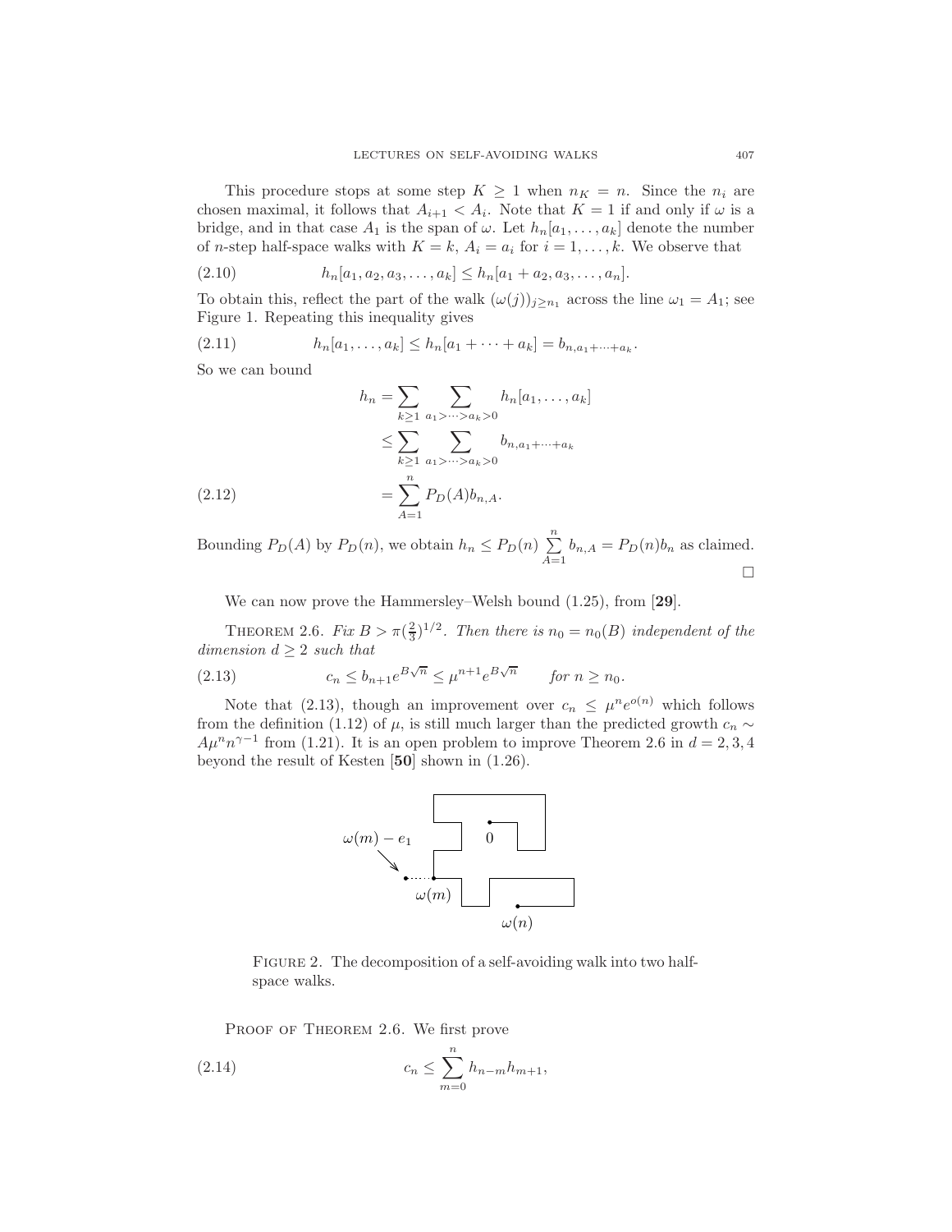This procedure stops at some step $K \geq 1$ when $n_K = n$. Since the $n_i$ are chosen maximal, it follows that $A_{i+1} < A_i$. Note that $K = 1$ if and only if $\omega$ is a bridge, and in that case $A_1$ is the span of $\omega$. Let $h_n[a_1, \ldots, a_k]$ denote the number of $n$-step half-space walks with $K = k$, $A_i = a_i$ for $i = 1, \ldots, k$. We observe that

$$h_n[a_1, a_2, a_3, \ldots, a_k] \leq h_n[a_1 + a_2, a_3, \ldots, a_n]. \tag{2.10}$$

To obtain this, reflect the part of the walk $(\omega(j))_{j \geq n_1}$ across the line $\omega_1 = A_1$; see Figure 1. Repeating this inequality gives

$$h_n[a_1, \ldots, a_k] \leq h_n[a_1 + \cdots + a_k] = b_{n, a_1 + \cdots + a_k}. \tag{2.11}$$

So we can bound

$$\begin{aligned} h_n &= \sum_{k \geq 1} \sum_{a_1 > \cdots > a_k > 0} h_n[a_1, \ldots, a_k] \\ &\leq \sum_{k \geq 1} \sum_{a_1 > \cdots > a_k > 0} b_{n, a_1 + \cdots + a_k} \\ &= \sum_{A=1}^{n} P_D(A) b_{n,A}. \end{aligned} \tag{2.12}$$

Bounding $P_D(A)$ by $P_D(n)$, we obtain $h_n \leq P_D(n) \sum_{A=1}^{n} b_{n,A} = P_D(n) b_n$ as claimed. $\square$

We can now prove the Hammersley–Welsh bound (1.25), from [**29**].

**Theorem 2.6.** *Fix $B > \pi(\frac{2}{3})^{1/2}$. Then there is $n_0 = n_0(B)$ independent of the dimension $d \geq 2$ such that*

$$c_n \leq b_{n+1} e^{B\sqrt{n}} \leq \mu^{n+1} e^{B\sqrt{n}} \qquad \text{for } n \geq n_0. \tag{2.13}$$

Note that (2.13), though an improvement over $c_n \leq \mu^n e^{o(n)}$ which follows from the definition (1.12) of $\mu$, is still much larger than the predicted growth $c_n \sim A\mu^n n^{\gamma-1}$ from (1.21). It is an open problem to improve Theorem 2.6 in $d = 2, 3, 4$ beyond the result of Kesten [**50**] shown in (1.26).

Figure 2. The decomposition of a self-avoiding walk into two half-space walks.

Proof of Theorem 2.6. We first prove

$$c_n \leq \sum_{m=0}^{n} h_{n-m} h_{m+1}, \tag{2.14}$$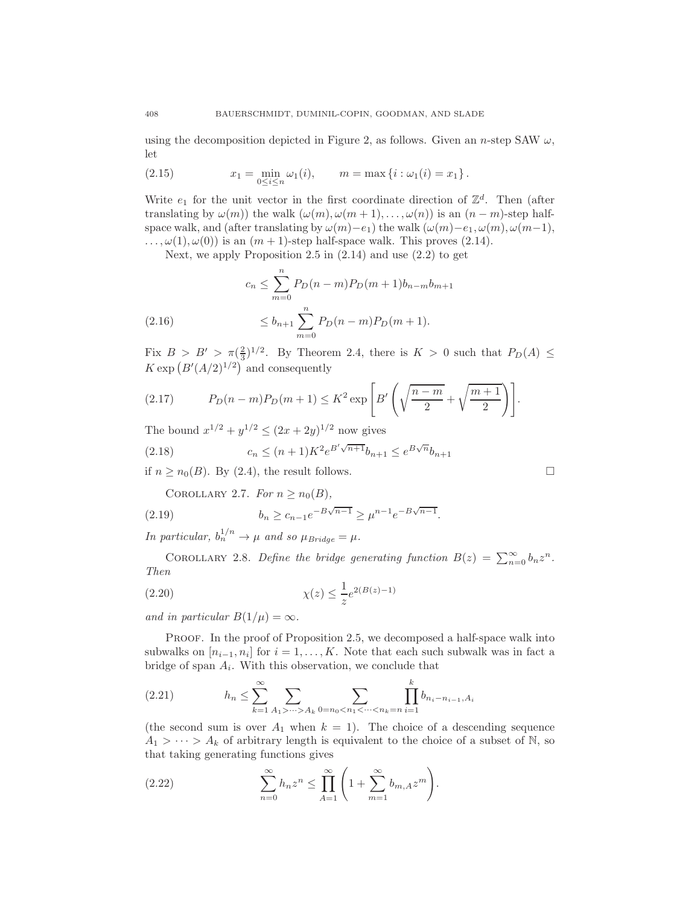using the decomposition depicted in Figure 2, as follows. Given an $n$-step SAW $\omega$, let

$$x_1 = \min_{0 \le i \le n} \omega_1(i), \qquad m = \max\{i : \omega_1(i) = x_1\}. \tag{2.15}$$

Write $e_1$ for the unit vector in the first coordinate direction of $\mathbb{Z}^d$. Then (after translating by $\omega(m)$) the walk $(\omega(m), \omega(m+1), \ldots, \omega(n))$ is an $(n-m)$-step half-space walk, and (after translating by $\omega(m) - e_1$) the walk $(\omega(m) - e_1, \omega(m), \omega(m-1), \ldots, \omega(1), \omega(0))$ is an $(m+1)$-step half-space walk. This proves (2.14).

Next, we apply Proposition 2.5 in (2.14) and use (2.2) to get

$$\begin{aligned} c_n &\le \sum_{m=0}^{n} P_D(n-m) P_D(m+1) b_{n-m} b_{m+1} \\ &\le b_{n+1} \sum_{m=0}^{n} P_D(n-m) P_D(m+1). \end{aligned} \tag{2.16}$$

Fix $B > B' > \pi(\frac{2}{3})^{1/2}$. By Theorem 2.4, there is $K > 0$ such that $P_D(A) \le K \exp\left(B'(A/2)^{1/2}\right)$ and consequently

$$P_D(n-m)P_D(m+1) \le K^2 \exp\left[B'\left(\sqrt{\frac{n-m}{2}} + \sqrt{\frac{m+1}{2}}\right)\right]. \tag{2.17}$$

The bound $x^{1/2} + y^{1/2} \le (2x + 2y)^{1/2}$ now gives

$$c_n \le (n+1) K^2 e^{B'\sqrt{n+1}} b_{n+1} \le e^{B\sqrt{n}} b_{n+1} \tag{2.18}$$

if $n \ge n_0(B)$. By (2.4), the result follows. □

COROLLARY 2.7. *For $n \ge n_0(B)$,*

$$b_n \ge c_{n-1} e^{-B\sqrt{n-1}} \ge \mu^{n-1} e^{-B\sqrt{n-1}}. \tag{2.19}$$

*In particular, $b_n^{1/n} \to \mu$ and so $\mu_{Bridge} = \mu$.*

COROLLARY 2.8. *Define the bridge generating function $B(z) = \sum_{n=0}^{\infty} b_n z^n$. Then*

$$\chi(z) \le \frac{1}{z} e^{2(B(z)-1)} \tag{2.20}$$

*and in particular $B(1/\mu) = \infty$.*

PROOF. In the proof of Proposition 2.5, we decomposed a half-space walk into subwalks on $[n_{i-1}, n_i]$ for $i = 1, \ldots, K$. Note that each such subwalk was in fact a bridge of span $A_i$. With this observation, we conclude that

$$h_n \le \sum_{k=1}^{\infty} \sum_{A_1 > \cdots > A_k} \sum_{0 = n_0 < n_1 < \cdots < n_k = n} \prod_{i=1}^{k} b_{n_i - n_{i-1}, A_i} \tag{2.21}$$

(the second sum is over $A_1$ when $k = 1$). The choice of a descending sequence $A_1 > \cdots > A_k$ of arbitrary length is equivalent to the choice of a subset of $\mathbb{N}$, so that taking generating functions gives

$$\sum_{n=0}^{\infty} h_n z^n \le \prod_{A=1}^{\infty} \left(1 + \sum_{m=1}^{\infty} b_{m,A} z^m\right). \tag{2.22}$$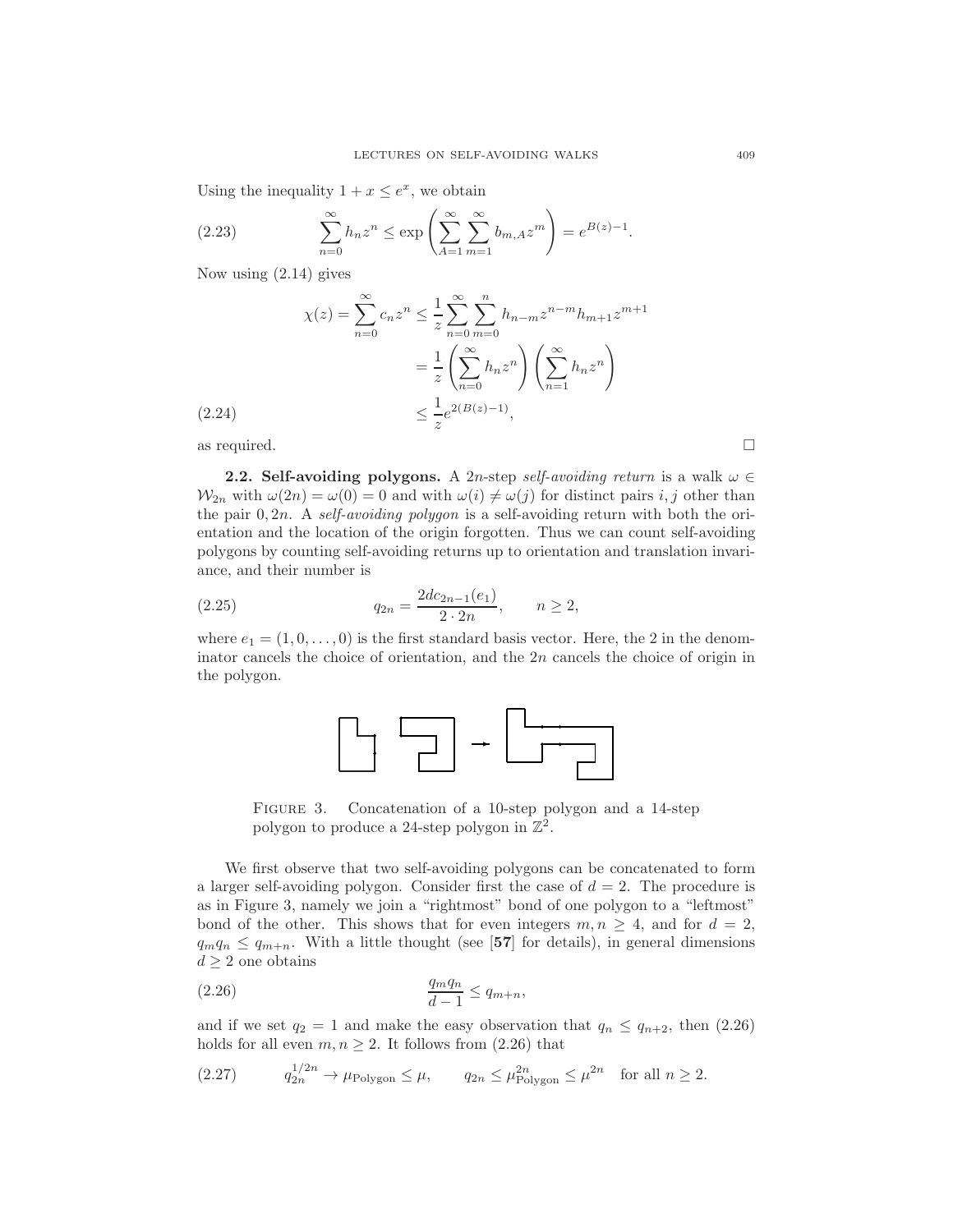Using the inequality $1 + x \le e^x$, we obtain

$$\sum_{n=0}^{\infty} h_n z^n \le \exp\left( \sum_{A=1}^{\infty} \sum_{m=1}^{\infty} b_{m,A} z^m \right) = e^{B(z)-1}. \tag{2.23}$$

Now using (2.14) gives

$$\begin{aligned}
\chi(z) = \sum_{n=0}^{\infty} c_n z^n &\le \frac{1}{z} \sum_{n=0}^{\infty} \sum_{m=0}^{n} h_{n-m} z^{n-m} h_{m+1} z^{m+1} \\
&= \frac{1}{z} \left( \sum_{n=0}^{\infty} h_n z^n \right) \left( \sum_{n=1}^{\infty} h_n z^n \right) \\
&\le \frac{1}{z} e^{2(B(z)-1)}, \qquad (2.24)
\end{aligned}$$

as required. □

**2.2. Self-avoiding polygons.** A $2n$-step *self-avoiding return* is a walk $\omega \in \mathcal{W}_{2n}$ with $\omega(2n) = \omega(0) = 0$ and with $\omega(i) \neq \omega(j)$ for distinct pairs $i, j$ other than the pair $0, 2n$. A *self-avoiding polygon* is a self-avoiding return with both the orientation and the location of the origin forgotten. Thus we can count self-avoiding polygons by counting self-avoiding returns up to orientation and translation invariance, and their number is

$$q_{2n} = \frac{2d c_{2n-1}(e_1)}{2 \cdot 2n}, \qquad n \ge 2, \tag{2.25}$$

where $e_1 = (1, 0, \ldots, 0)$ is the first standard basis vector. Here, the 2 in the denominator cancels the choice of orientation, and the $2n$ cancels the choice of origin in the polygon.

Figure 3. Concatenation of a 10-step polygon and a 14-step polygon to produce a 24-step polygon in $\mathbb{Z}^2$.

We first observe that two self-avoiding polygons can be concatenated to form a larger self-avoiding polygon. Consider first the case of $d = 2$. The procedure is as in Figure 3, namely we join a "rightmost" bond of one polygon to a "leftmost" bond of the other. This shows that for even integers $m, n \ge 4$, and for $d = 2$, $q_m q_n \le q_{m+n}$. With a little thought (see [**57**] for details), in general dimensions $d \ge 2$ one obtains

$$\frac{q_m q_n}{d-1} \le q_{m+n}, \tag{2.26}$$

and if we set $q_2 = 1$ and make the easy observation that $q_n \le q_{n+2}$, then (2.26) holds for all even $m, n \ge 2$. It follows from (2.26) that

$$q_{2n}^{1/2n} \to \mu_{\text{Polygon}} \le \mu, \qquad q_{2n} \le \mu_{\text{Polygon}}^{2n} \le \mu^{2n} \quad \text{for all } n \ge 2. \tag{2.27}$$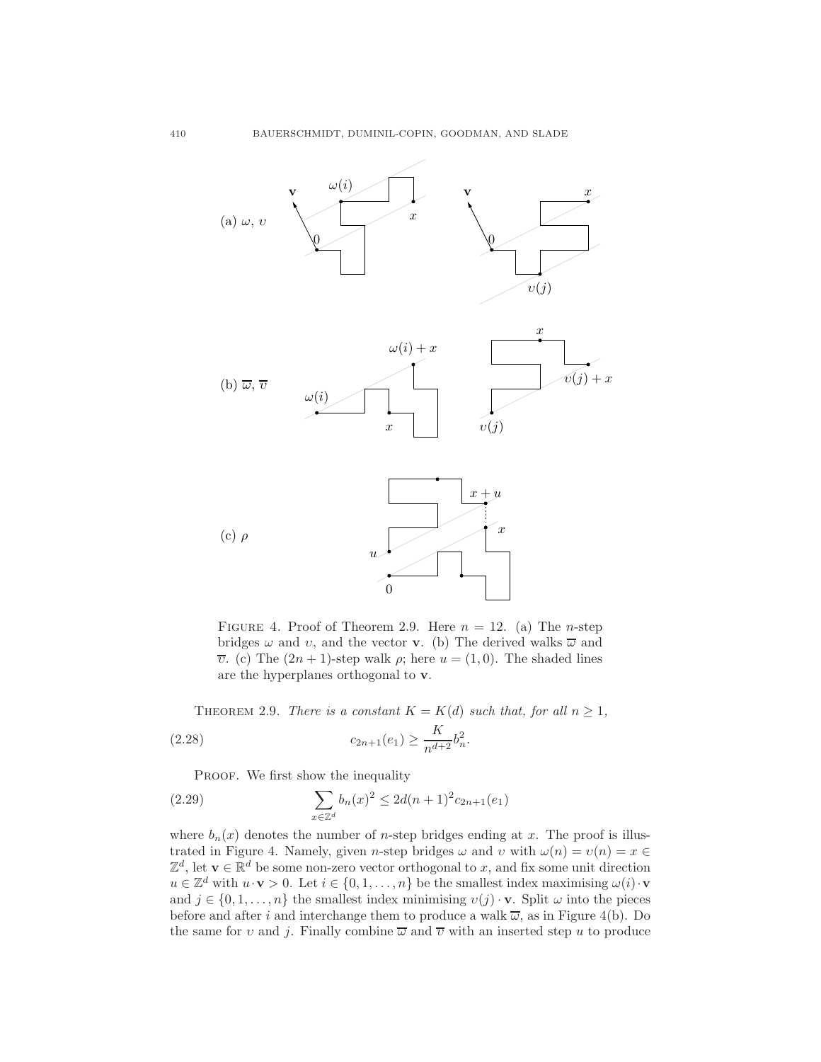FIGURE 4. Proof of Theorem 2.9. Here $n = 12$. (a) The $n$-step bridges $\omega$ and $\upsilon$, and the vector $\mathbf{v}$. (b) The derived walks $\overline{\omega}$ and $\overline{\upsilon}$. (c) The $(2n+1)$-step walk $\rho$; here $u = (1, 0)$. The shaded lines are the hyperplanes orthogonal to $\mathbf{v}$.

THEOREM 2.9. *There is a constant $K = K(d)$ such that, for all $n \geq 1$,*

$$c_{2n+1}(e_1) \geq \frac{K}{n^{d+2}} b_n^2. \tag{2.28}$$

PROOF. We first show the inequality

$$\sum_{x \in \mathbb{Z}^d} b_n(x)^2 \leq 2d(n+1)^2 c_{2n+1}(e_1) \tag{2.29}$$

where $b_n(x)$ denotes the number of $n$-step bridges ending at $x$. The proof is illustrated in Figure 4. Namely, given $n$-step bridges $\omega$ and $\upsilon$ with $\omega(n) = \upsilon(n) = x \in \mathbb{Z}^d$, let $\mathbf{v} \in \mathbb{R}^d$ be some non-zero vector orthogonal to $x$, and fix some unit direction $u \in \mathbb{Z}^d$ with $u \cdot \mathbf{v} > 0$. Let $i \in \{0, 1, \ldots, n\}$ be the smallest index maximising $\omega(i) \cdot \mathbf{v}$ and $j \in \{0, 1, \ldots, n\}$ the smallest index minimising $\upsilon(j) \cdot \mathbf{v}$. Split $\omega$ into the pieces before and after $i$ and interchange them to produce a walk $\overline{\omega}$, as in Figure 4(b). Do the same for $\upsilon$ and $j$. Finally combine $\overline{\omega}$ and $\overline{\upsilon}$ with an inserted step $u$ to produce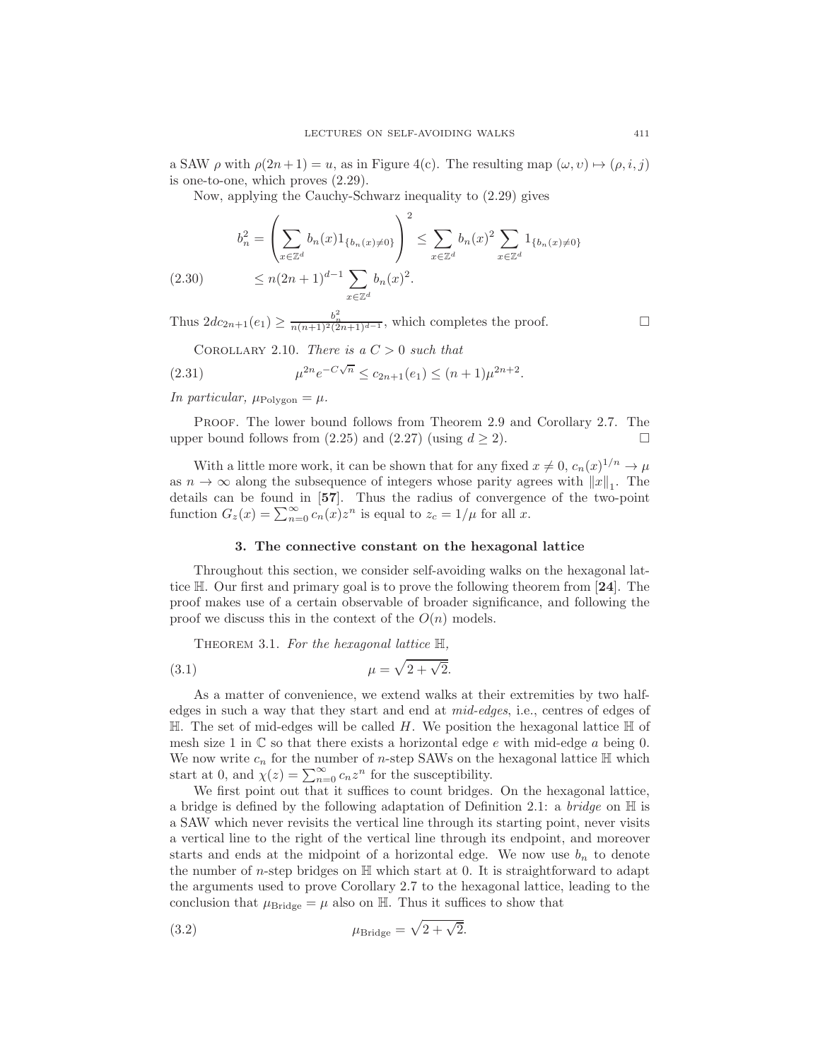a SAW $\rho$ with $\rho(2n+1) = u$, as in Figure 4(c). The resulting map $(\omega, \upsilon) \mapsto (\rho, i, j)$ is one-to-one, which proves (2.29).

Now, applying the Cauchy-Schwarz inequality to (2.29) gives

$$
\begin{aligned}
b_n^2 &= \left( \sum_{x \in \mathbb{Z}^d} b_n(x) 1_{\{b_n(x) \neq 0\}} \right)^2 \leq \sum_{x \in \mathbb{Z}^d} b_n(x)^2 \sum_{x \in \mathbb{Z}^d} 1_{\{b_n(x) \neq 0\}} \\
&\leq n(2n+1)^{d-1} \sum_{x \in \mathbb{Z}^d} b_n(x)^2. \qquad (2.30)
\end{aligned}
$$

Thus $2dc_{2n+1}(e_1) \geq \frac{b_n^2}{n(n+1)^2(2n+1)^{d-1}}$, which completes the proof. $\square$

COROLLARY 2.10. *There is a $C > 0$ such that*

$$
\mu^{2n} e^{-C\sqrt{n}} \leq c_{2n+1}(e_1) \leq (n+1)\mu^{2n+2}. \qquad (2.31)
$$

*In particular, $\mu_{\text{Polygon}} = \mu$.*

PROOF. The lower bound follows from Theorem 2.9 and Corollary 2.7. The upper bound follows from (2.25) and (2.27) (using $d \geq 2$). $\square$

With a little more work, it can be shown that for any fixed $x \neq 0$, $c_n(x)^{1/n} \to \mu$ as $n \to \infty$ along the subsequence of integers whose parity agrees with $\|x\|_1$. The details can be found in [**57**]. Thus the radius of convergence of the two-point function $G_z(x) = \sum_{n=0}^{\infty} c_n(x) z^n$ is equal to $z_c = 1/\mu$ for all $x$.

## 3. The connective constant on the hexagonal lattice

Throughout this section, we consider self-avoiding walks on the hexagonal lattice $\mathbb{H}$. Our first and primary goal is to prove the following theorem from [**24**]. The proof makes use of a certain observable of broader significance, and following the proof we discuss this in the context of the $O(n)$ models.

THEOREM 3.1. *For the hexagonal lattice $\mathbb{H}$,*

$$
\mu = \sqrt{2 + \sqrt{2}}. \qquad (3.1)
$$

As a matter of convenience, we extend walks at their extremities by two half-edges in such a way that they start and end at *mid-edges*, i.e., centres of edges of $\mathbb{H}$. The set of mid-edges will be called $H$. We position the hexagonal lattice $\mathbb{H}$ of mesh size 1 in $\mathbb{C}$ so that there exists a horizontal edge $e$ with mid-edge $a$ being 0. We now write $c_n$ for the number of $n$-step SAWs on the hexagonal lattice $\mathbb{H}$ which start at 0, and $\chi(z) = \sum_{n=0}^{\infty} c_n z^n$ for the susceptibility.

We first point out that it suffices to count bridges. On the hexagonal lattice, a bridge is defined by the following adaptation of Definition 2.1: a *bridge* on $\mathbb{H}$ is a SAW which never revisits the vertical line through its starting point, never visits a vertical line to the right of the vertical line through its endpoint, and moreover starts and ends at the midpoint of a horizontal edge. We now use $b_n$ to denote the number of $n$-step bridges on $\mathbb{H}$ which start at 0. It is straightforward to adapt the arguments used to prove Corollary 2.7 to the hexagonal lattice, leading to the conclusion that $\mu_{\text{Bridge}} = \mu$ also on $\mathbb{H}$. Thus it suffices to show that

$$
\mu_{\text{Bridge}} = \sqrt{2 + \sqrt{2}}. \qquad (3.2)
$$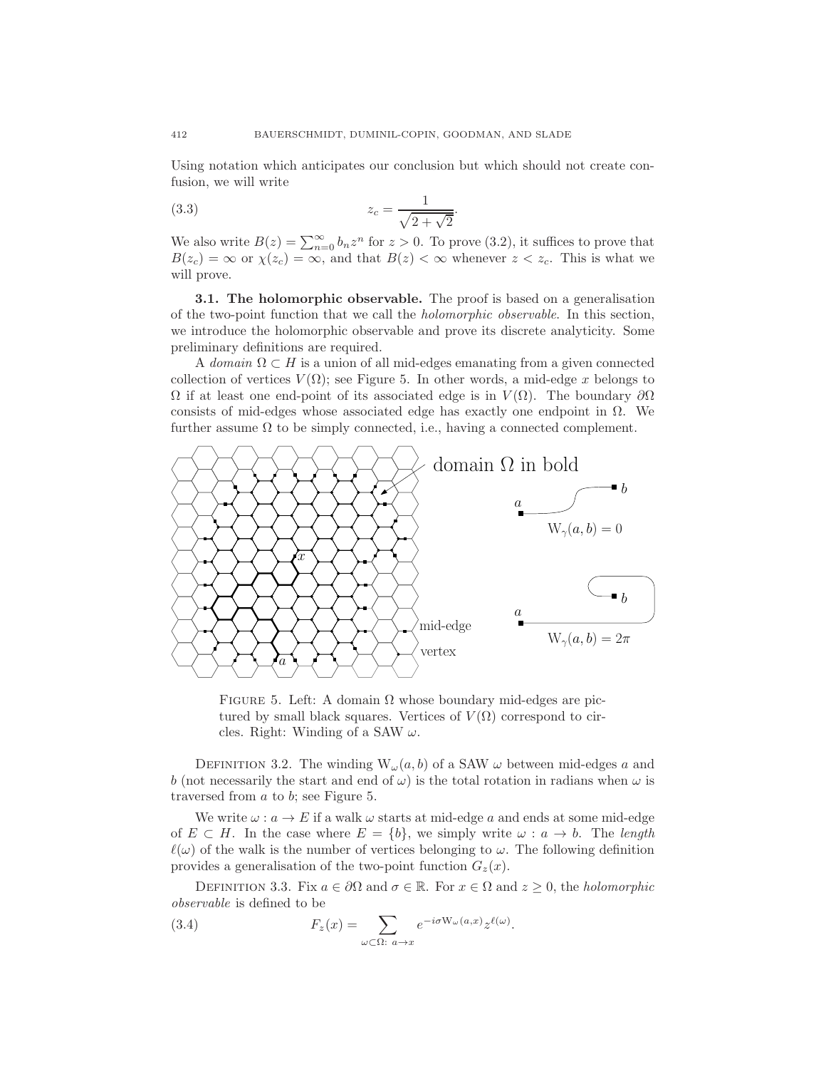Using notation which anticipates our conclusion but which should not create confusion, we will write

$$z_c = \frac{1}{\sqrt{2+\sqrt{2}}}. \tag{3.3}$$

We also write $B(z) = \sum_{n=0}^{\infty} b_n z^n$ for $z > 0$. To prove (3.2), it suffices to prove that $B(z_c) = \infty$ or $\chi(z_c) = \infty$, and that $B(z) < \infty$ whenever $z < z_c$. This is what we will prove.

**3.1. The holomorphic observable.** The proof is based on a generalisation of the two-point function that we call the *holomorphic observable*. In this section, we introduce the holomorphic observable and prove its discrete analyticity. Some preliminary definitions are required.

A *domain* $\Omega \subset H$ is a union of all mid-edges emanating from a given connected collection of vertices $V(\Omega)$; see Figure 5. In other words, a mid-edge $x$ belongs to $\Omega$ if at least one end-point of its associated edge is in $V(\Omega)$. The boundary $\partial\Omega$ consists of mid-edges whose associated edge has exactly one endpoint in $\Omega$. We further assume $\Omega$ to be simply connected, i.e., having a connected complement.

FIGURE 5. Left: A domain $\Omega$ whose boundary mid-edges are pictured by small black squares. Vertices of $V(\Omega)$ correspond to circles. Right: Winding of a SAW $\omega$.

DEFINITION 3.2. The winding $\mathrm{W}_\omega(a,b)$ of a SAW $\omega$ between mid-edges $a$ and $b$ (not necessarily the start and end of $\omega$) is the total rotation in radians when $\omega$ is traversed from $a$ to $b$; see Figure 5.

We write $\omega : a \to E$ if a walk $\omega$ starts at mid-edge $a$ and ends at some mid-edge of $E \subset H$. In the case where $E = \{b\}$, we simply write $\omega : a \to b$. The *length* $\ell(\omega)$ of the walk is the number of vertices belonging to $\omega$. The following definition provides a generalisation of the two-point function $G_z(x)$.

DEFINITION 3.3. Fix $a \in \partial\Omega$ and $\sigma \in \mathbb{R}$. For $x \in \Omega$ and $z \geq 0$, the *holomorphic observable* is defined to be

$$F_z(x) = \sum_{\omega \subset \Omega:\ a \to x} e^{-i\sigma \mathrm{W}_\omega(a,x)} z^{\ell(\omega)}. \tag{3.4}$$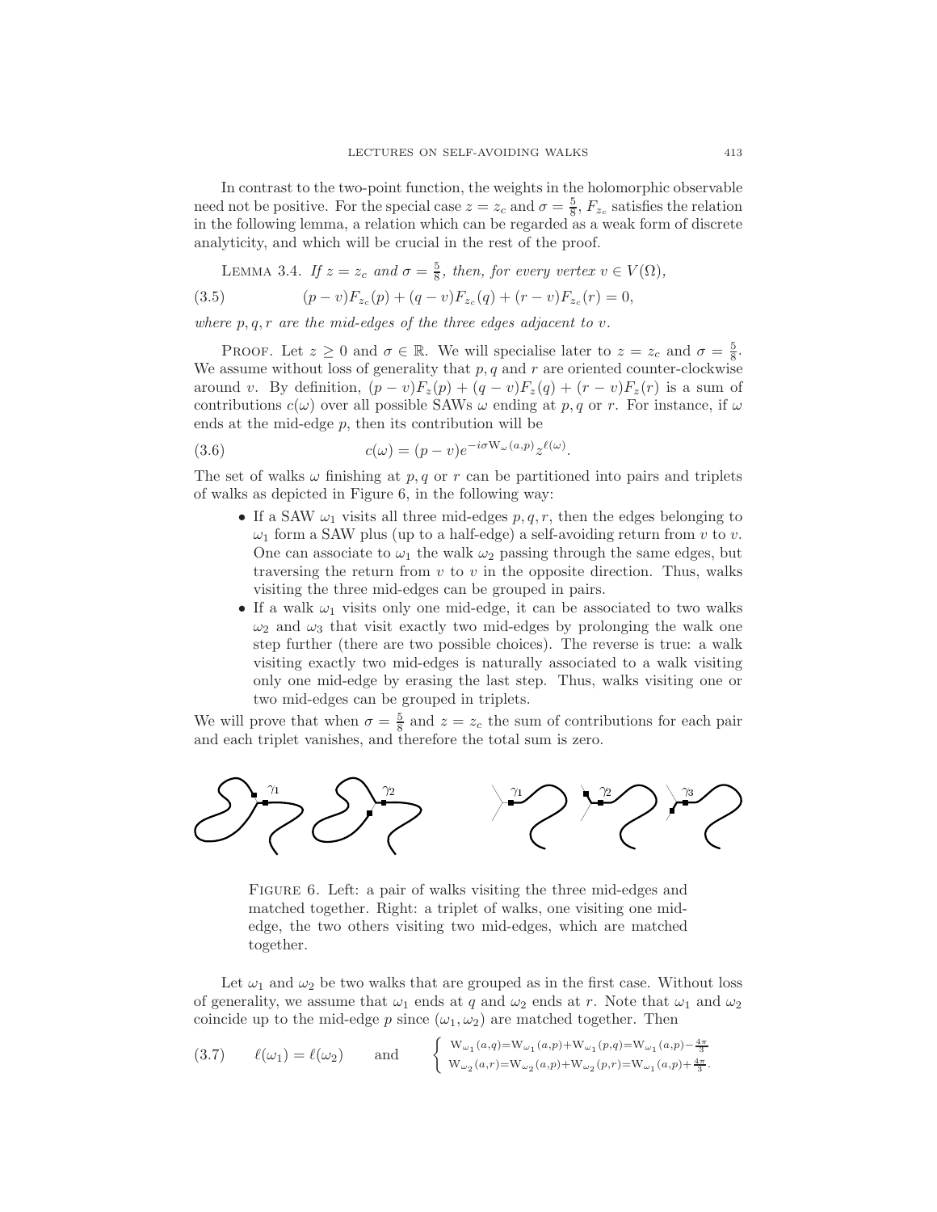In contrast to the two-point function, the weights in the holomorphic observable need not be positive. For the special case $z = z_c$ and $\sigma = \frac{5}{8}$, $F_{z_c}$ satisfies the relation in the following lemma, a relation which can be regarded as a weak form of discrete analyticity, and which will be crucial in the rest of the proof.

LEMMA 3.4. *If $z = z_c$ and $\sigma = \frac{5}{8}$, then, for every vertex $v \in V(\Omega)$,*

$$(p - v)F_{z_c}(p) + (q - v)F_{z_c}(q) + (r - v)F_{z_c}(r) = 0, \tag{3.5}$$

*where $p, q, r$ are the mid-edges of the three edges adjacent to $v$.*

PROOF. Let $z \geq 0$ and $\sigma \in \mathbb{R}$. We will specialise later to $z = z_c$ and $\sigma = \frac{5}{8}$. We assume without loss of generality that $p, q$ and $r$ are oriented counter-clockwise around $v$. By definition, $(p - v)F_z(p) + (q - v)F_z(q) + (r - v)F_z(r)$ is a sum of contributions $c(\omega)$ over all possible SAWs $\omega$ ending at $p, q$ or $r$. For instance, if $\omega$ ends at the mid-edge $p$, then its contribution will be

$$c(\omega) = (p - v)e^{-i\sigma \mathrm{W}_\omega(a,p)} z^{\ell(\omega)}. \tag{3.6}$$

The set of walks $\omega$ finishing at $p, q$ or $r$ can be partitioned into pairs and triplets of walks as depicted in Figure 6, in the following way:

- If a SAW $\omega_1$ visits all three mid-edges $p, q, r$, then the edges belonging to $\omega_1$ form a SAW plus (up to a half-edge) a self-avoiding return from $v$ to $v$. One can associate to $\omega_1$ the walk $\omega_2$ passing through the same edges, but traversing the return from $v$ to $v$ in the opposite direction. Thus, walks visiting the three mid-edges can be grouped in pairs.
- If a walk $\omega_1$ visits only one mid-edge, it can be associated to two walks $\omega_2$ and $\omega_3$ that visit exactly two mid-edges by prolonging the walk one step further (there are two possible choices). The reverse is true: a walk visiting exactly two mid-edges is naturally associated to a walk visiting only one mid-edge by erasing the last step. Thus, walks visiting one or two mid-edges can be grouped in triplets.

We will prove that when $\sigma = \frac{5}{8}$ and $z = z_c$ the sum of contributions for each pair and each triplet vanishes, and therefore the total sum is zero.

FIGURE 6. Left: a pair of walks visiting the three mid-edges and matched together. Right: a triplet of walks, one visiting one mid-edge, the two others visiting two mid-edges, which are matched together.

Let $\omega_1$ and $\omega_2$ be two walks that are grouped as in the first case. Without loss of generality, we assume that $\omega_1$ ends at $q$ and $\omega_2$ ends at $r$. Note that $\omega_1$ and $\omega_2$ coincide up to the mid-edge $p$ since $(\omega_1, \omega_2)$ are matched together. Then

$$\ell(\omega_1) = \ell(\omega_2) \qquad \text{and} \qquad \begin{cases} \mathrm{W}_{\omega_1}(a,q) = \mathrm{W}_{\omega_1}(a,p) + \mathrm{W}_{\omega_1}(p,q) = \mathrm{W}_{\omega_1}(a,p) - \frac{4\pi}{3} \\ \mathrm{W}_{\omega_2}(a,r) = \mathrm{W}_{\omega_2}(a,p) + \mathrm{W}_{\omega_2}(p,r) = \mathrm{W}_{\omega_1}(a,p) + \frac{4\pi}{3}. \end{cases} \tag{3.7}$$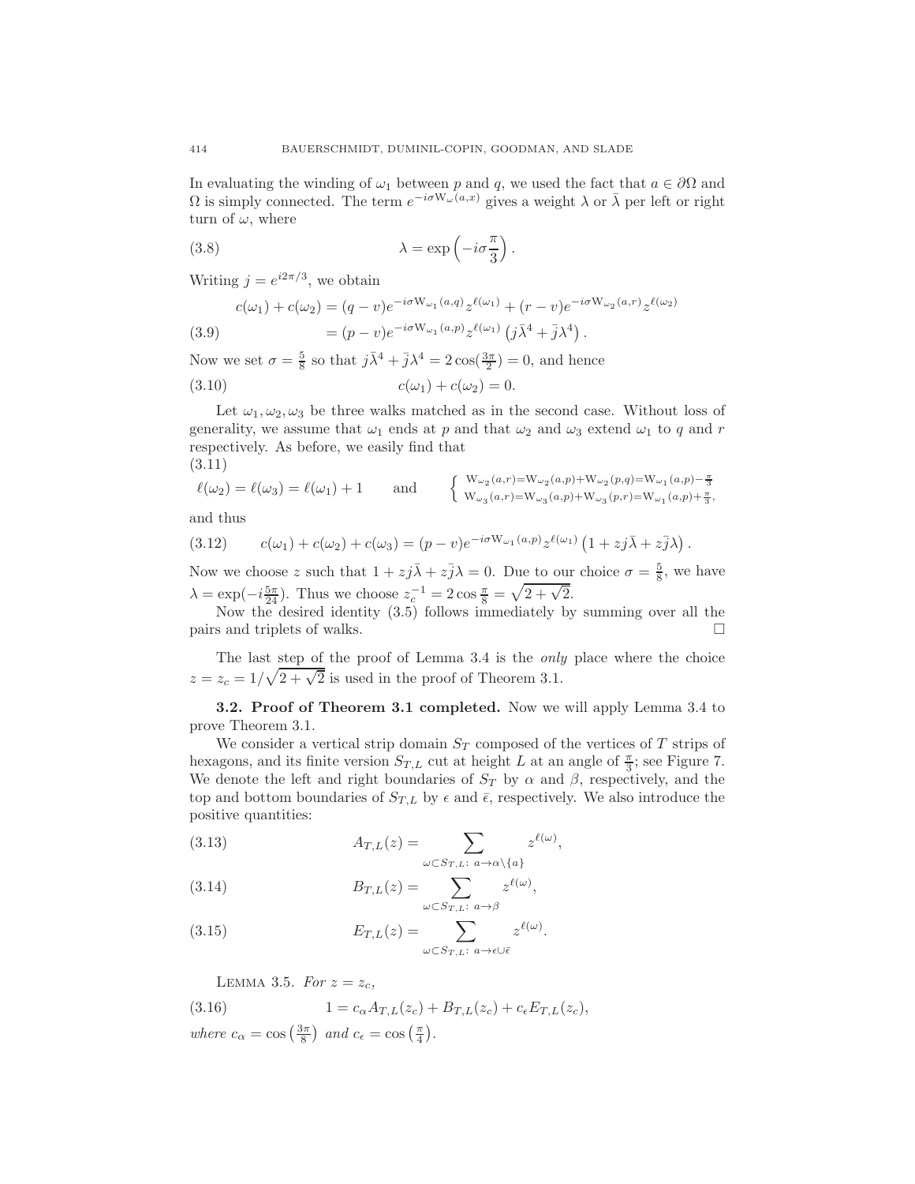In evaluating the winding of $\omega_1$ between $p$ and $q$, we used the fact that $a \in \partial\Omega$ and $\Omega$ is simply connected. The term $e^{-i\sigma \mathrm{W}_\omega(a,x)}$ gives a weight $\lambda$ or $\bar{\lambda}$ per left or right turn of $\omega$, where

$$\lambda = \exp\left(-i\sigma\frac{\pi}{3}\right). \tag{3.8}$$

Writing $j = e^{i2\pi/3}$, we obtain

$$\begin{aligned} c(\omega_1) + c(\omega_2) &= (q-v)e^{-i\sigma \mathrm{W}_{\omega_1}(a,q)} z^{\ell(\omega_1)} + (r-v)e^{-i\sigma \mathrm{W}_{\omega_2}(a,r)} z^{\ell(\omega_2)} \\ &= (p-v)e^{-i\sigma \mathrm{W}_{\omega_1}(a,p)} z^{\ell(\omega_1)} \left(j\bar{\lambda}^4 + \bar{j}\lambda^4\right). \end{aligned} \tag{3.9}$$

Now we set $\sigma = \frac{5}{8}$ so that $j\bar{\lambda}^4 + \bar{j}\lambda^4 = 2\cos(\frac{3\pi}{2}) = 0$, and hence

$$c(\omega_1) + c(\omega_2) = 0. \tag{3.10}$$

Let $\omega_1, \omega_2, \omega_3$ be three walks matched as in the second case. Without loss of generality, we assume that $\omega_1$ ends at $p$ and that $\omega_2$ and $\omega_3$ extend $\omega_1$ to $q$ and $r$ respectively. As before, we easily find that

$$\ell(\omega_2) = \ell(\omega_3) = \ell(\omega_1) + 1 \qquad \text{and} \qquad \begin{cases} \mathrm{W}_{\omega_2}(a,r) = \mathrm{W}_{\omega_2}(a,p) + \mathrm{W}_{\omega_2}(p,q) = \mathrm{W}_{\omega_1}(a,p) - \frac{\pi}{3} \\ \mathrm{W}_{\omega_3}(a,r) = \mathrm{W}_{\omega_3}(a,p) + \mathrm{W}_{\omega_3}(p,r) = \mathrm{W}_{\omega_1}(a,p) + \frac{\pi}{3}, \end{cases} \tag{3.11}$$

and thus

$$c(\omega_1) + c(\omega_2) + c(\omega_3) = (p-v)e^{-i\sigma \mathrm{W}_{\omega_1}(a,p)} z^{\ell(\omega_1)} \left(1 + zj\bar{\lambda} + z\bar{j}\lambda\right). \tag{3.12}$$

Now we choose $z$ such that $1 + zj\bar{\lambda} + z\bar{j}\lambda = 0$. Due to our choice $\sigma = \frac{5}{8}$, we have $\lambda = \exp(-i\frac{5\pi}{24})$. Thus we choose $z_c^{-1} = 2\cos\frac{\pi}{8} = \sqrt{2+\sqrt{2}}$.

Now the desired identity (3.5) follows immediately by summing over all the pairs and triplets of walks. $\square$

The last step of the proof of Lemma 3.4 is the *only* place where the choice $z = z_c = 1/\sqrt{2+\sqrt{2}}$ is used in the proof of Theorem 3.1.

**3.2. Proof of Theorem 3.1 completed.** Now we will apply Lemma 3.4 to prove Theorem 3.1.

We consider a vertical strip domain $S_T$ composed of the vertices of $T$ strips of hexagons, and its finite version $S_{T,L}$ cut at height $L$ at an angle of $\frac{\pi}{3}$; see Figure 7. We denote the left and right boundaries of $S_T$ by $\alpha$ and $\beta$, respectively, and the top and bottom boundaries of $S_{T,L}$ by $\epsilon$ and $\bar{\epsilon}$, respectively. We also introduce the positive quantities:

$$A_{T,L}(z) = \sum_{\omega \subset S_{T,L}:\ a \to \alpha\setminus\{a\}} z^{\ell(\omega)}, \tag{3.13}$$

$$B_{T,L}(z) = \sum_{\omega \subset S_{T,L}:\ a \to \beta} z^{\ell(\omega)}, \tag{3.14}$$

$$E_{T,L}(z) = \sum_{\omega \subset S_{T,L}:\ a \to \epsilon\cup\bar{\epsilon}} z^{\ell(\omega)}. \tag{3.15}$$

LEMMA 3.5. *For $z = z_c$,*

$$1 = c_\alpha A_{T,L}(z_c) + B_{T,L}(z_c) + c_\epsilon E_{T,L}(z_c), \tag{3.16}$$

*where $c_\alpha = \cos\left(\frac{3\pi}{8}\right)$ and $c_\epsilon = \cos\left(\frac{\pi}{4}\right)$.*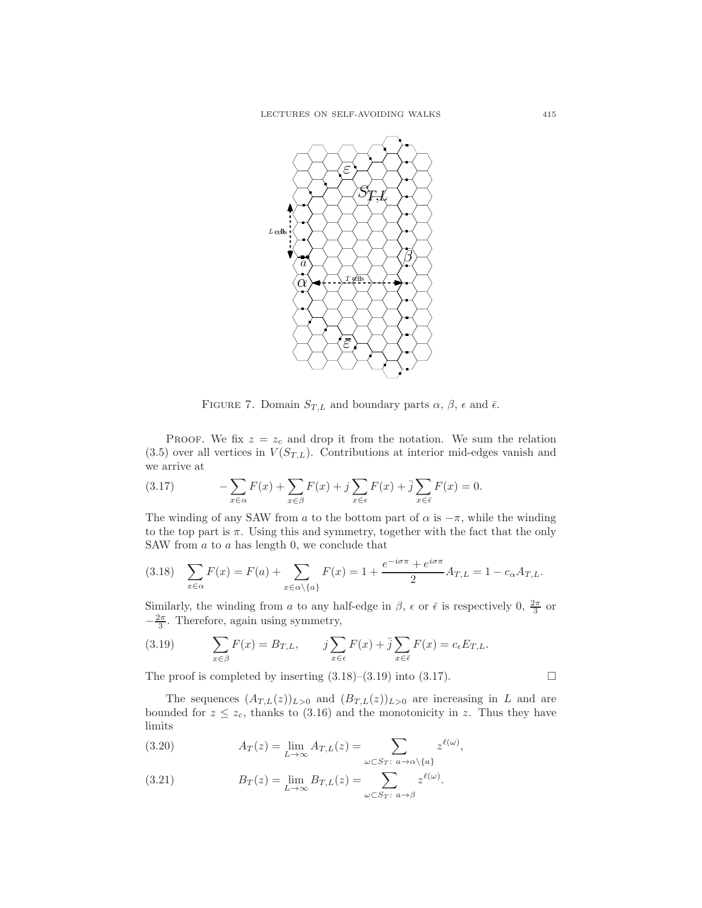FIGURE 7. Domain $S_{T,L}$ and boundary parts $\alpha$, $\beta$, $\epsilon$ and $\bar{\epsilon}$.

PROOF. We fix $z = z_c$ and drop it from the notation. We sum the relation (3.5) over all vertices in $V(S_{T,L})$. Contributions at interior mid-edges vanish and we arrive at

$$-\sum_{x\in\alpha} F(x) + \sum_{x\in\beta} F(x) + j\sum_{x\in\epsilon} F(x) + \bar{j}\sum_{x\in\bar{\epsilon}} F(x) = 0. \tag{3.17}$$

The winding of any SAW from $a$ to the bottom part of $\alpha$ is $-\pi$, while the winding to the top part is $\pi$. Using this and symmetry, together with the fact that the only SAW from $a$ to $a$ has length 0, we conclude that

$$\sum_{x\in\alpha} F(x) = F(a) + \sum_{x\in\alpha\setminus\{a\}} F(x) = 1 + \frac{e^{-i\sigma\pi} + e^{i\sigma\pi}}{2} A_{T,L} = 1 - c_\alpha A_{T,L}. \tag{3.18}$$

Similarly, the winding from $a$ to any half-edge in $\beta$, $\epsilon$ or $\bar{\epsilon}$ is respectively 0, $\frac{2\pi}{3}$ or $-\frac{2\pi}{3}$. Therefore, again using symmetry,

$$\sum_{x\in\beta} F(x) = B_{T,L}, \qquad j\sum_{x\in\epsilon} F(x) + \bar{j}\sum_{x\in\bar{\epsilon}} F(x) = c_\epsilon E_{T,L}. \tag{3.19}$$

The proof is completed by inserting (3.18)–(3.19) into (3.17). $\square$

The sequences $(A_{T,L}(z))_{L>0}$ and $(B_{T,L}(z))_{L>0}$ are increasing in $L$ and are bounded for $z \le z_c$, thanks to (3.16) and the monotonicity in $z$. Thus they have limits

$$A_T(z) = \lim_{L\to\infty} A_{T,L}(z) = \sum_{\omega\subset S_T:\ a\to\alpha\setminus\{a\}} z^{\ell(\omega)}, \tag{3.20}$$

$$B_T(z) = \lim_{L\to\infty} B_{T,L}(z) = \sum_{\omega\subset S_T:\ a\to\beta} z^{\ell(\omega)}. \tag{3.21}$$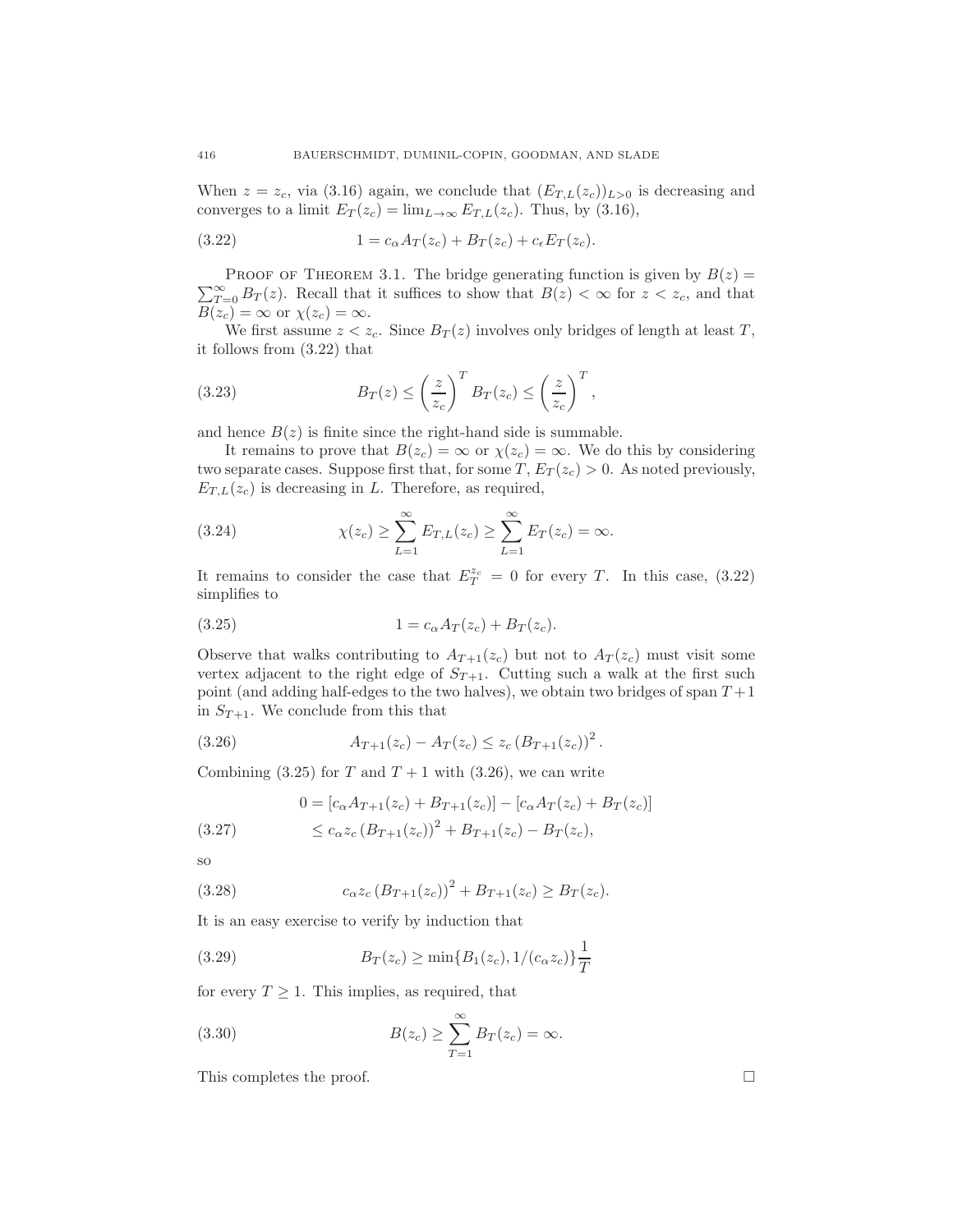When $z = z_c$, via (3.16) again, we conclude that $(E_{T,L}(z_c))_{L>0}$ is decreasing and converges to a limit $E_T(z_c) = \lim_{L\to\infty} E_{T,L}(z_c)$. Thus, by (3.16),

$$1 = c_\alpha A_T(z_c) + B_T(z_c) + c_\epsilon E_T(z_c). \tag{3.22}$$

Proof of Theorem 3.1. The bridge generating function is given by $B(z) = \sum_{T=0}^{\infty} B_T(z)$. Recall that it suffices to show that $B(z) < \infty$ for $z < z_c$, and that $B(z_c) = \infty$ or $\chi(z_c) = \infty$.

We first assume $z < z_c$. Since $B_T(z)$ involves only bridges of length at least $T$, it follows from (3.22) that

$$B_T(z) \le \left(\frac{z}{z_c}\right)^T B_T(z_c) \le \left(\frac{z}{z_c}\right)^T, \tag{3.23}$$

and hence $B(z)$ is finite since the right-hand side is summable.

It remains to prove that $B(z_c) = \infty$ or $\chi(z_c) = \infty$. We do this by considering two separate cases. Suppose first that, for some $T$, $E_T(z_c) > 0$. As noted previously, $E_{T,L}(z_c)$ is decreasing in $L$. Therefore, as required,

$$\chi(z_c) \ge \sum_{L=1}^{\infty} E_{T,L}(z_c) \ge \sum_{L=1}^{\infty} E_T(z_c) = \infty. \tag{3.24}$$

It remains to consider the case that $E_T^{z_c} = 0$ for every $T$. In this case, (3.22) simplifies to

$$1 = c_\alpha A_T(z_c) + B_T(z_c). \tag{3.25}$$

Observe that walks contributing to $A_{T+1}(z_c)$ but not to $A_T(z_c)$ must visit some vertex adjacent to the right edge of $S_{T+1}$. Cutting such a walk at the first such point (and adding half-edges to the two halves), we obtain two bridges of span $T+1$ in $S_{T+1}$. We conclude from this that

$$A_{T+1}(z_c) - A_T(z_c) \le z_c \left(B_{T+1}(z_c)\right)^2. \tag{3.26}$$

Combining (3.25) for $T$ and $T+1$ with (3.26), we can write

$$\begin{aligned} 0 &= [c_\alpha A_{T+1}(z_c) + B_{T+1}(z_c)] - [c_\alpha A_T(z_c) + B_T(z_c)] \\ &\le c_\alpha z_c \left(B_{T+1}(z_c)\right)^2 + B_{T+1}(z_c) - B_T(z_c), \end{aligned} \tag{3.27}$$

so

$$c_\alpha z_c \left(B_{T+1}(z_c)\right)^2 + B_{T+1}(z_c) \ge B_T(z_c). \tag{3.28}$$

It is an easy exercise to verify by induction that

$$B_T(z_c) \ge \min\{B_1(z_c), 1/(c_\alpha z_c)\}\frac{1}{T} \tag{3.29}$$

for every $T \ge 1$. This implies, as required, that

$$B(z_c) \ge \sum_{T=1}^{\infty} B_T(z_c) = \infty. \tag{3.30}$$

This completes the proof. $\square$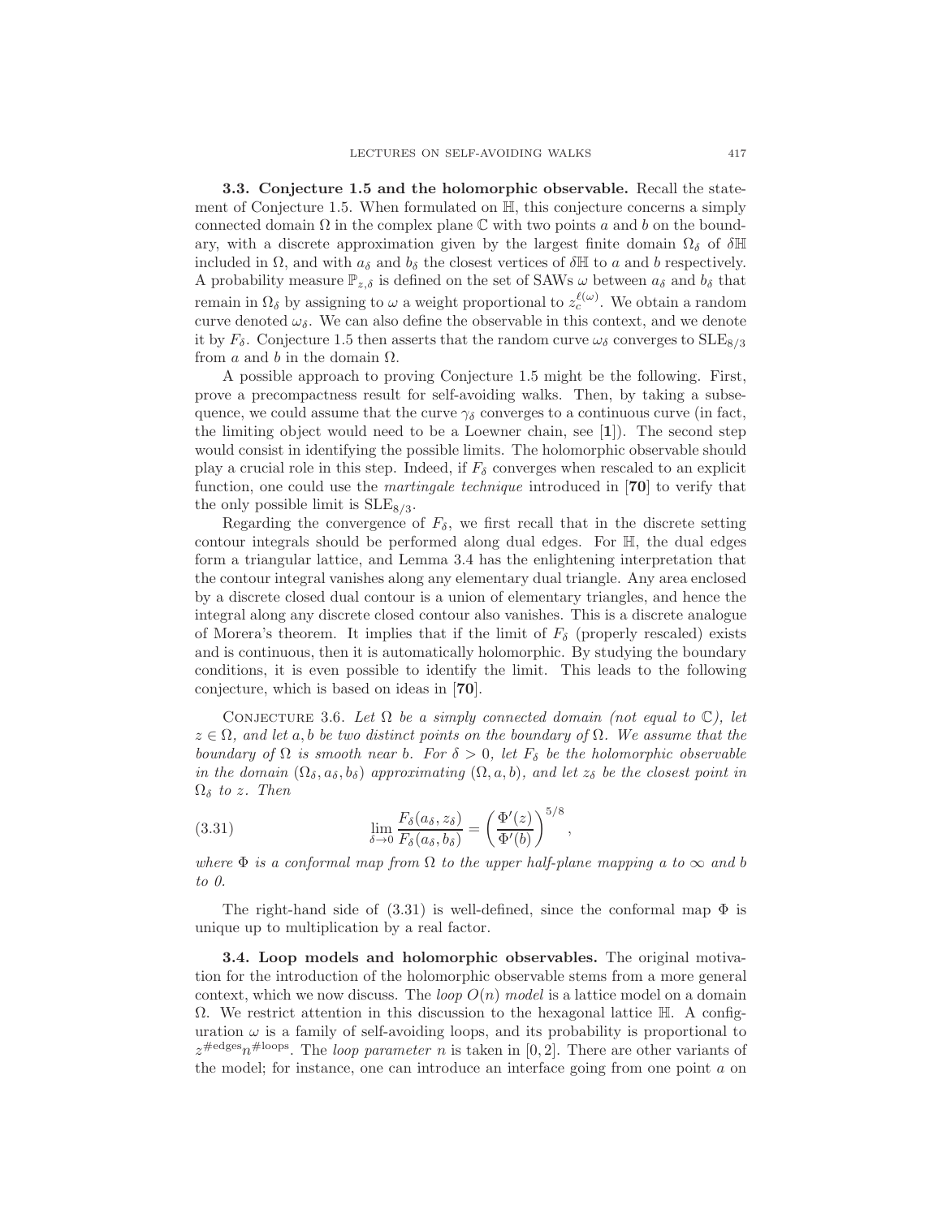**3.3. Conjecture 1.5 and the holomorphic observable.** Recall the statement of Conjecture 1.5. When formulated on $\mathbb{H}$, this conjecture concerns a simply connected domain $\Omega$ in the complex plane $\mathbb{C}$ with two points $a$ and $b$ on the boundary, with a discrete approximation given by the largest finite domain $\Omega_\delta$ of $\delta\mathbb{H}$ included in $\Omega$, and with $a_\delta$ and $b_\delta$ the closest vertices of $\delta\mathbb{H}$ to $a$ and $b$ respectively. A probability measure $\mathbb{P}_{z,\delta}$ is defined on the set of SAWs $\omega$ between $a_\delta$ and $b_\delta$ that remain in $\Omega_\delta$ by assigning to $\omega$ a weight proportional to $z_c^{\ell(\omega)}$. We obtain a random curve denoted $\omega_\delta$. We can also define the observable in this context, and we denote it by $F_\delta$. Conjecture 1.5 then asserts that the random curve $\omega_\delta$ converges to $\mathrm{SLE}_{8/3}$ from $a$ and $b$ in the domain $\Omega$.

A possible approach to proving Conjecture 1.5 might be the following. First, prove a precompactness result for self-avoiding walks. Then, by taking a subsequence, we could assume that the curve $\gamma_\delta$ converges to a continuous curve (in fact, the limiting object would need to be a Loewner chain, see [**1**]). The second step would consist in identifying the possible limits. The holomorphic observable should play a crucial role in this step. Indeed, if $F_\delta$ converges when rescaled to an explicit function, one could use the *martingale technique* introduced in [**70**] to verify that the only possible limit is $\mathrm{SLE}_{8/3}$.

Regarding the convergence of $F_\delta$, we first recall that in the discrete setting contour integrals should be performed along dual edges. For $\mathbb{H}$, the dual edges form a triangular lattice, and Lemma 3.4 has the enlightening interpretation that the contour integral vanishes along any elementary dual triangle. Any area enclosed by a discrete closed dual contour is a union of elementary triangles, and hence the integral along any discrete closed contour also vanishes. This is a discrete analogue of Morera's theorem. It implies that if the limit of $F_\delta$ (properly rescaled) exists and is continuous, then it is automatically holomorphic. By studying the boundary conditions, it is even possible to identify the limit. This leads to the following conjecture, which is based on ideas in [**70**].

Conjecture 3.6. *Let $\Omega$ be a simply connected domain (not equal to $\mathbb{C}$), let $z \in \Omega$, and let $a, b$ be two distinct points on the boundary of $\Omega$. We assume that the boundary of $\Omega$ is smooth near $b$. For $\delta > 0$, let $F_\delta$ be the holomorphic observable in the domain $(\Omega_\delta, a_\delta, b_\delta)$ approximating $(\Omega, a, b)$, and let $z_\delta$ be the closest point in $\Omega_\delta$ to $z$. Then*

$$\lim_{\delta\to 0} \frac{F_\delta(a_\delta, z_\delta)}{F_\delta(a_\delta, b_\delta)} = \left(\frac{\Phi'(z)}{\Phi'(b)}\right)^{5/8}, \tag{3.31}$$

*where $\Phi$ is a conformal map from $\Omega$ to the upper half-plane mapping $a$ to $\infty$ and $b$ to 0.*

The right-hand side of (3.31) is well-defined, since the conformal map $\Phi$ is unique up to multiplication by a real factor.

**3.4. Loop models and holomorphic observables.** The original motivation for the introduction of the holomorphic observable stems from a more general context, which we now discuss. The *loop $O(n)$ model* is a lattice model on a domain $\Omega$. We restrict attention in this discussion to the hexagonal lattice $\mathbb{H}$. A configuration $\omega$ is a family of self-avoiding loops, and its probability is proportional to $z^{\#\text{edges}} n^{\#\text{loops}}$. The *loop parameter* $n$ is taken in $[0, 2]$. There are other variants of the model; for instance, one can introduce an interface going from one point $a$ on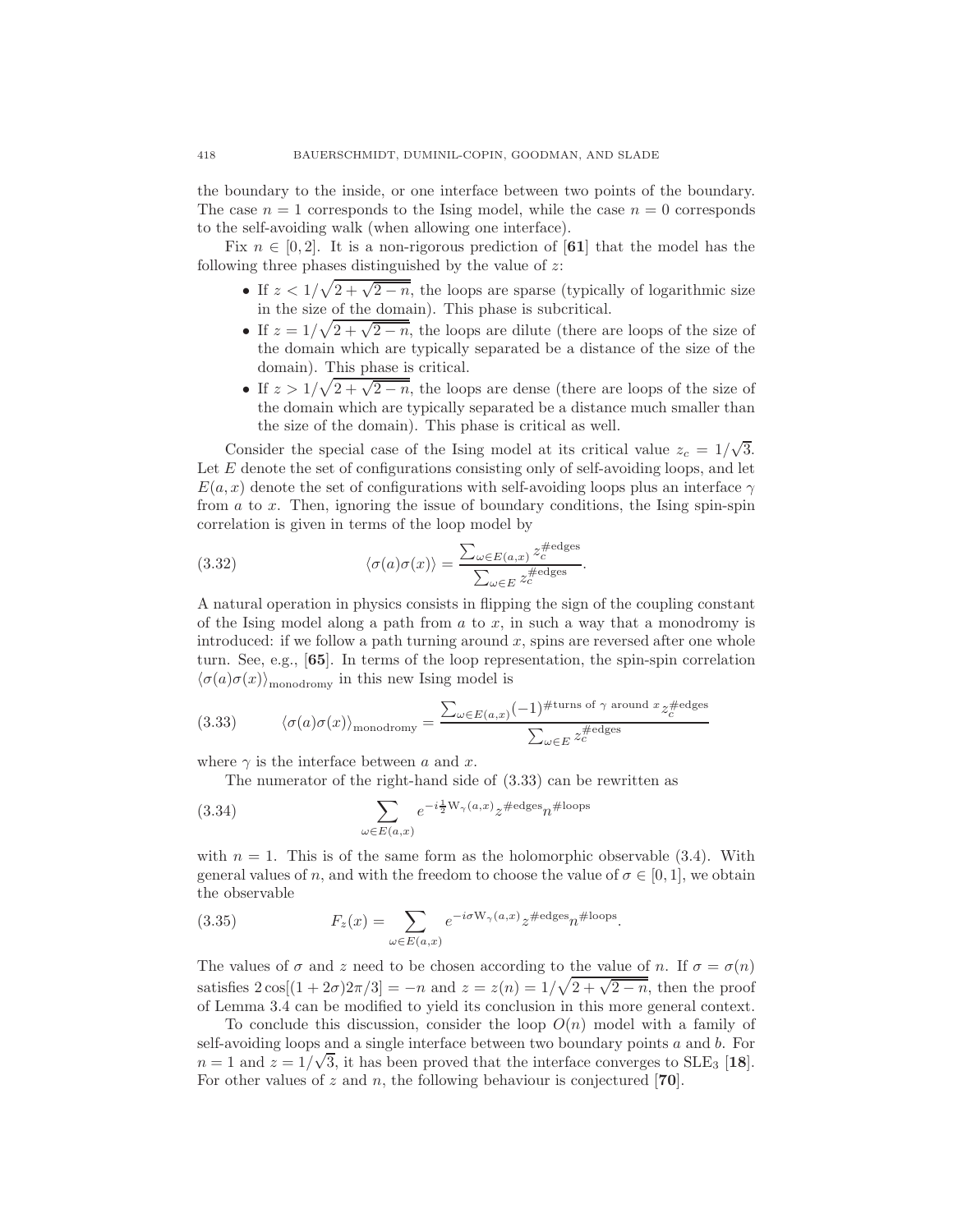the boundary to the inside, or one interface between two points of the boundary. The case $n = 1$ corresponds to the Ising model, while the case $n = 0$ corresponds to the self-avoiding walk (when allowing one interface).

Fix $n \in [0, 2]$. It is a non-rigorous prediction of [**61**] that the model has the following three phases distinguished by the value of $z$:

- If $z < 1/\sqrt{2 + \sqrt{2 - n}}$, the loops are sparse (typically of logarithmic size in the size of the domain). This phase is subcritical.
- If $z = 1/\sqrt{2 + \sqrt{2 - n}}$, the loops are dilute (there are loops of the size of the domain which are typically separated be a distance of the size of the domain). This phase is critical.
- If $z > 1/\sqrt{2 + \sqrt{2 - n}}$, the loops are dense (there are loops of the size of the domain which are typically separated be a distance much smaller than the size of the domain). This phase is critical as well.

Consider the special case of the Ising model at its critical value $z_c = 1/\sqrt{3}$. Let $E$ denote the set of configurations consisting only of self-avoiding loops, and let $E(a, x)$ denote the set of configurations with self-avoiding loops plus an interface $\gamma$ from $a$ to $x$. Then, ignoring the issue of boundary conditions, the Ising spin-spin correlation is given in terms of the loop model by

$$\langle \sigma(a)\sigma(x) \rangle = \frac{\sum_{\omega \in E(a,x)} z_c^{\#\text{edges}}}{\sum_{\omega \in E} z_c^{\#\text{edges}}}. \tag{3.32}$$

A natural operation in physics consists in flipping the sign of the coupling constant of the Ising model along a path from $a$ to $x$, in such a way that a monodromy is introduced: if we follow a path turning around $x$, spins are reversed after one whole turn. See, e.g., [**65**]. In terms of the loop representation, the spin-spin correlation $\langle \sigma(a)\sigma(x) \rangle_{\text{monodromy}}$ in this new Ising model is

$$\langle \sigma(a)\sigma(x) \rangle_{\text{monodromy}} = \frac{\sum_{\omega \in E(a,x)} (-1)^{\#\text{turns of } \gamma \text{ around } x} z_c^{\#\text{edges}}}{\sum_{\omega \in E} z_c^{\#\text{edges}}} \tag{3.33}$$

where $\gamma$ is the interface between $a$ and $x$.

The numerator of the right-hand side of (3.33) can be rewritten as

$$\sum_{\omega \in E(a,x)} e^{-i\frac{1}{2}\mathrm{W}_\gamma(a,x)} z^{\#\text{edges}} n^{\#\text{loops}} \tag{3.34}$$

with $n = 1$. This is of the same form as the holomorphic observable (3.4). With general values of $n$, and with the freedom to choose the value of $\sigma \in [0, 1]$, we obtain the observable

$$F_z(x) = \sum_{\omega \in E(a,x)} e^{-i\sigma \mathrm{W}_\gamma(a,x)} z^{\#\text{edges}} n^{\#\text{loops}}. \tag{3.35}$$

The values of $\sigma$ and $z$ need to be chosen according to the value of $n$. If $\sigma = \sigma(n)$ satisfies $2\cos[(1 + 2\sigma)2\pi/3] = -n$ and $z = z(n) = 1/\sqrt{2 + \sqrt{2 - n}}$, then the proof of Lemma 3.4 can be modified to yield its conclusion in this more general context.

To conclude this discussion, consider the loop $O(n)$ model with a family of self-avoiding loops and a single interface between two boundary points $a$ and $b$. For $n = 1$ and $z = 1/\sqrt{3}$, it has been proved that the interface converges to $\text{SLE}_3$ [**18**]. For other values of $z$ and $n$, the following behaviour is conjectured [**70**].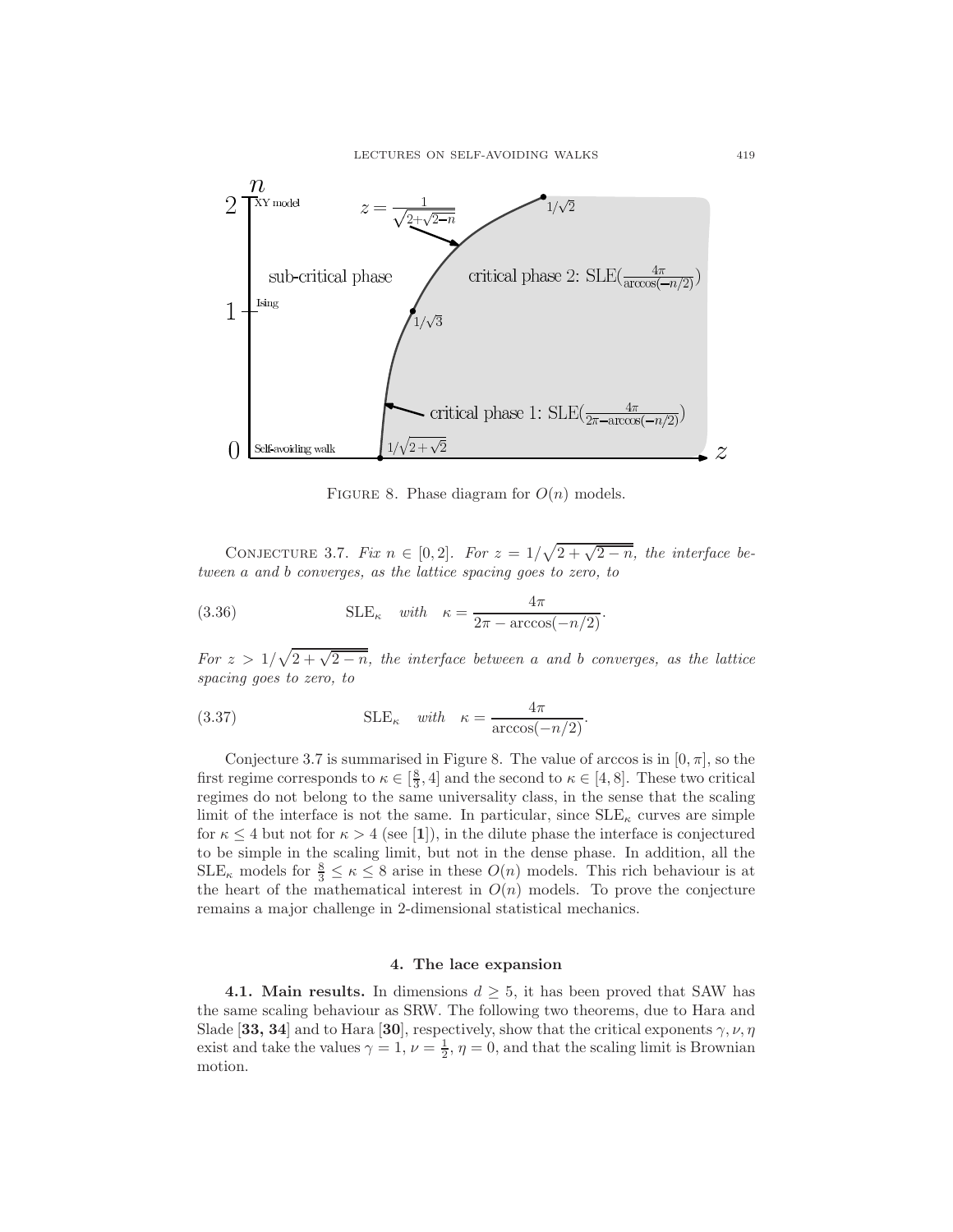FIGURE 8. Phase diagram for $O(n)$ models.

CONJECTURE 3.7. *Fix $n \in [0, 2]$. For $z = 1/\sqrt{2 + \sqrt{2 - n}}$, the interface between a and b converges, as the lattice spacing goes to zero, to*

$$\text{SLE}_\kappa \quad \textit{with} \quad \kappa = \frac{4\pi}{2\pi - \arccos(-n/2)}. \tag{3.36}$$

*For $z > 1/\sqrt{2 + \sqrt{2 - n}}$, the interface between a and b converges, as the lattice spacing goes to zero, to*

$$\text{SLE}_\kappa \quad \textit{with} \quad \kappa = \frac{4\pi}{\arccos(-n/2)}. \tag{3.37}$$

Conjecture 3.7 is summarised in Figure 8. The value of arccos is in $[0, \pi]$, so the first regime corresponds to $\kappa \in [\frac{8}{3}, 4]$ and the second to $\kappa \in [4, 8]$. These two critical regimes do not belong to the same universality class, in the sense that the scaling limit of the interface is not the same. In particular, since $\text{SLE}_\kappa$ curves are simple for $\kappa \le 4$ but not for $\kappa > 4$ (see [**1**]), in the dilute phase the interface is conjectured to be simple in the scaling limit, but not in the dense phase. In addition, all the $\text{SLE}_\kappa$ models for $\frac{8}{3} \le \kappa \le 8$ arise in these $O(n)$ models. This rich behaviour is at the heart of the mathematical interest in $O(n)$ models. To prove the conjecture remains a major challenge in 2-dimensional statistical mechanics.

## 4. The lace expansion

**4.1. Main results.** In dimensions $d \ge 5$, it has been proved that SAW has the same scaling behaviour as SRW. The following two theorems, due to Hara and Slade [**33, 34**] and to Hara [**30**], respectively, show that the critical exponents $\gamma, \nu, \eta$ exist and take the values $\gamma = 1$, $\nu = \frac{1}{2}$, $\eta = 0$, and that the scaling limit is Brownian motion.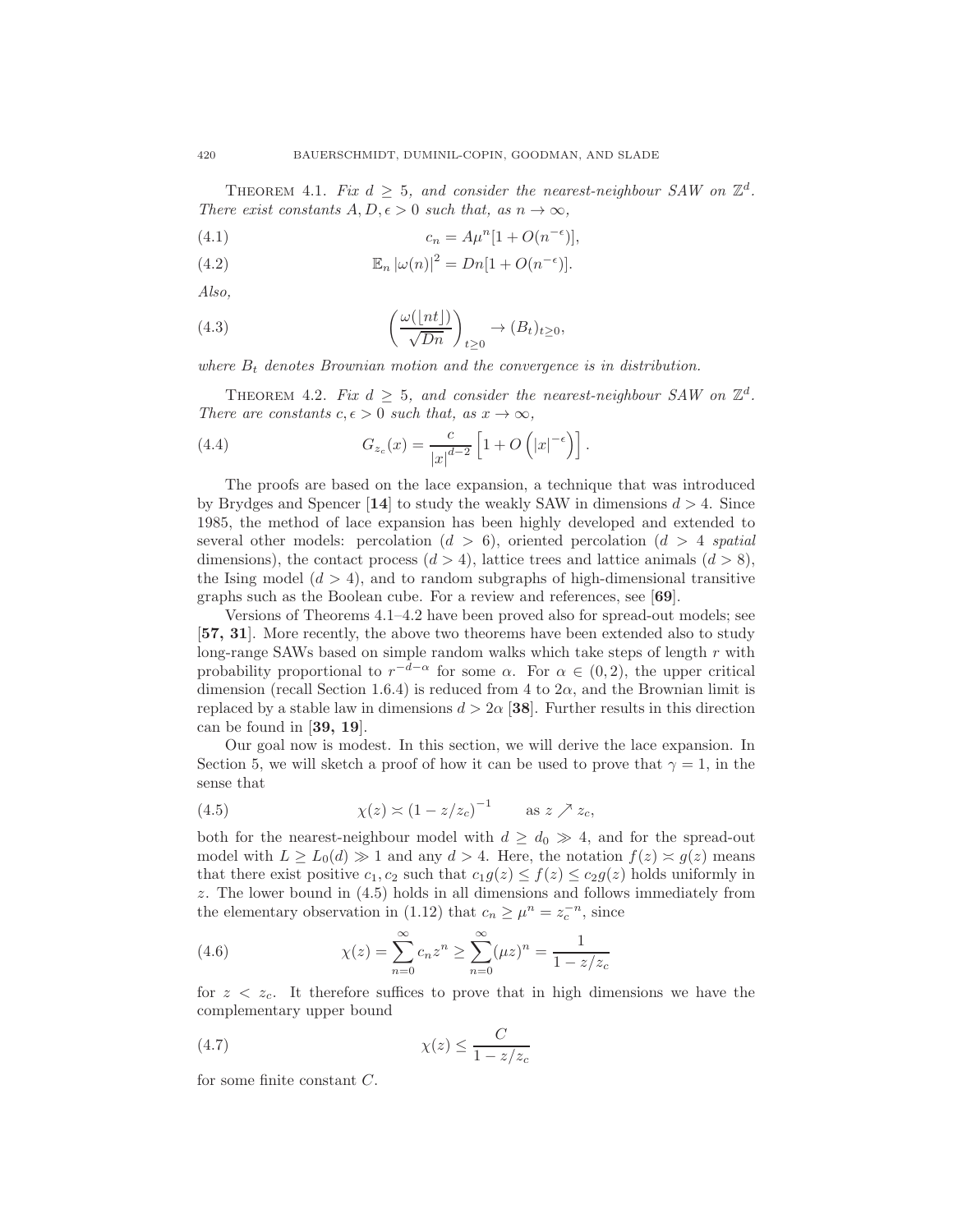THEOREM 4.1. *Fix $d \geq 5$, and consider the nearest-neighbour SAW on $\mathbb{Z}^d$. There exist constants $A, D, \epsilon > 0$ such that, as $n \to \infty$,*

$$c_n = A\mu^n[1 + O(n^{-\epsilon})], \tag{4.1}$$

$$\mathbb{E}_n |\omega(n)|^2 = Dn[1 + O(n^{-\epsilon})]. \tag{4.2}$$

*Also,*

$$\left(\frac{\omega(\lfloor nt \rfloor)}{\sqrt{Dn}}\right)_{t\geq 0} \to (B_t)_{t\geq 0}, \tag{4.3}$$

*where $B_t$ denotes Brownian motion and the convergence is in distribution.*

THEOREM 4.2. *Fix $d \geq 5$, and consider the nearest-neighbour SAW on $\mathbb{Z}^d$. There are constants $c, \epsilon > 0$ such that, as $x \to \infty$,*

$$G_{z_c}(x) = \frac{c}{|x|^{d-2}} \left[1 + O\left(|x|^{-\epsilon}\right)\right]. \tag{4.4}$$

The proofs are based on the lace expansion, a technique that was introduced by Brydges and Spencer [**14**] to study the weakly SAW in dimensions $d > 4$. Since 1985, the method of lace expansion has been highly developed and extended to several other models: percolation ($d > 6$), oriented percolation ($d > 4$ *spatial* dimensions), the contact process ($d > 4$), lattice trees and lattice animals ($d > 8$), the Ising model ($d > 4$), and to random subgraphs of high-dimensional transitive graphs such as the Boolean cube. For a review and references, see [**69**].

Versions of Theorems 4.1–4.2 have been proved also for spread-out models; see [**57, 31**]. More recently, the above two theorems have been extended also to study long-range SAWs based on simple random walks which take steps of length $r$ with probability proportional to $r^{-d-\alpha}$ for some $\alpha$. For $\alpha \in (0, 2)$, the upper critical dimension (recall Section 1.6.4) is reduced from 4 to $2\alpha$, and the Brownian limit is replaced by a stable law in dimensions $d > 2\alpha$ [**38**]. Further results in this direction can be found in [**39, 19**].

Our goal now is modest. In this section, we will derive the lace expansion. In Section 5, we will sketch a proof of how it can be used to prove that $\gamma = 1$, in the sense that

$$\chi(z) \asymp (1 - z/z_c)^{-1} \qquad \text{as } z \nearrow z_c, \tag{4.5}$$

both for the nearest-neighbour model with $d \geq d_0 \gg 4$, and for the spread-out model with $L \geq L_0(d) \gg 1$ and any $d > 4$. Here, the notation $f(z) \asymp g(z)$ means that there exist positive $c_1, c_2$ such that $c_1 g(z) \leq f(z) \leq c_2 g(z)$ holds uniformly in $z$. The lower bound in (4.5) holds in all dimensions and follows immediately from the elementary observation in (1.12) that $c_n \geq \mu^n = z_c^{-n}$, since

$$\chi(z) = \sum_{n=0}^{\infty} c_n z^n \geq \sum_{n=0}^{\infty} (\mu z)^n = \frac{1}{1 - z/z_c} \tag{4.6}$$

for $z < z_c$. It therefore suffices to prove that in high dimensions we have the complementary upper bound

$$\chi(z) \leq \frac{C}{1 - z/z_c} \tag{4.7}$$

for some finite constant $C$.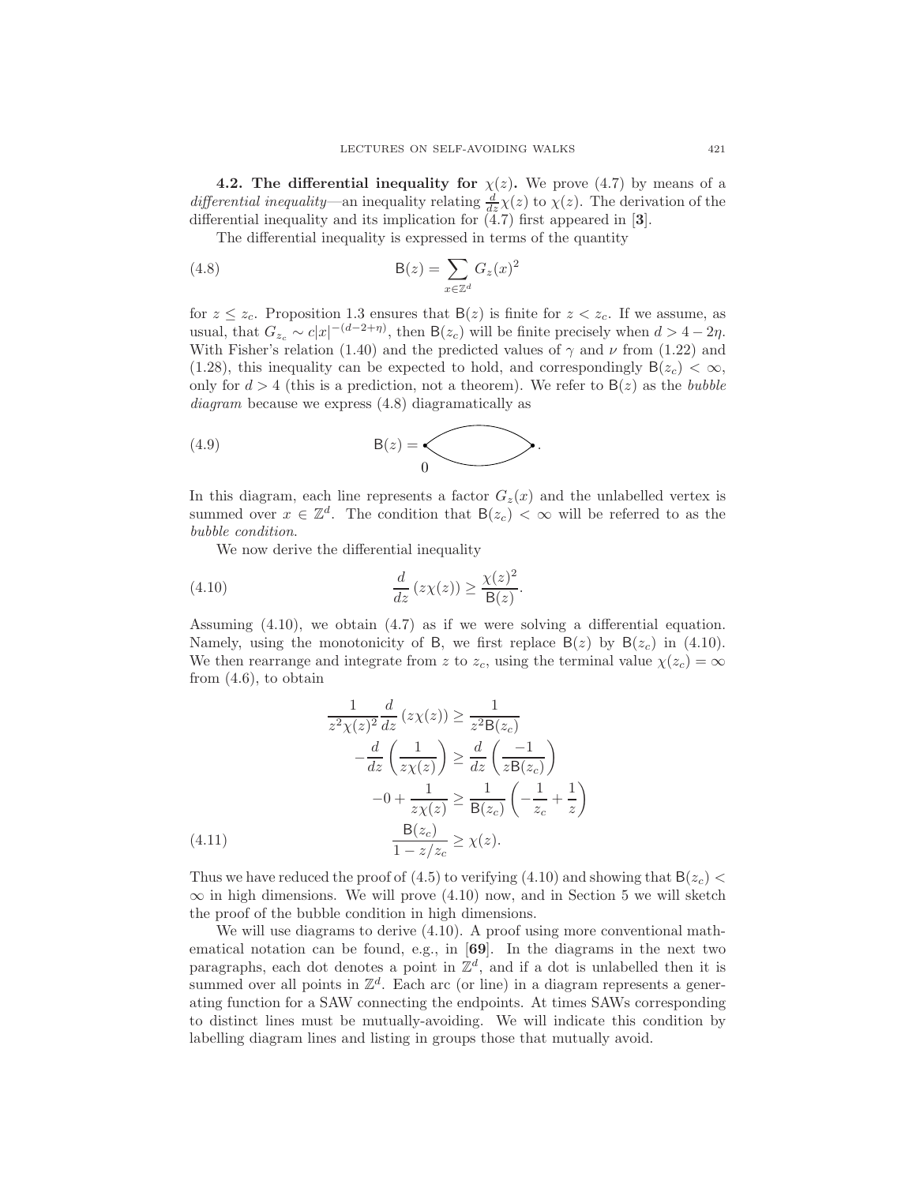**4.2. The differential inequality for $\chi(z)$.** We prove (4.7) by means of a *differential inequality*—an inequality relating $\frac{d}{dz}\chi(z)$ to $\chi(z)$. The derivation of the differential inequality and its implication for (4.7) first appeared in [**3**].

The differential inequality is expressed in terms of the quantity

$$\mathsf{B}(z) = \sum_{x \in \mathbb{Z}^d} G_z(x)^2 \tag{4.8}$$

for $z \leq z_c$. Proposition 1.3 ensures that $\mathsf{B}(z)$ is finite for $z < z_c$. If we assume, as usual, that $G_{z_c} \sim c|x|^{-(d-2+\eta)}$, then $\mathsf{B}(z_c)$ will be finite precisely when $d > 4 - 2\eta$. With Fisher's relation (1.40) and the predicted values of $\gamma$ and $\nu$ from (1.22) and (1.28), this inequality can be expected to hold, and correspondingly $\mathsf{B}(z_c) < \infty$, only for $d > 4$ (this is a prediction, not a theorem). We refer to $\mathsf{B}(z)$ as the *bubble diagram* because we express (4.8) diagramatically as

$$\mathsf{B}(z) = \underset{0}{\bullet}\!\!\bigcirc\!\!\bullet\,. \tag{4.9}$$

In this diagram, each line represents a factor $G_z(x)$ and the unlabelled vertex is summed over $x \in \mathbb{Z}^d$. The condition that $\mathsf{B}(z_c) < \infty$ will be referred to as the *bubble condition*.

We now derive the differential inequality

$$\frac{d}{dz}\left(z\chi(z)\right) \geq \frac{\chi(z)^2}{\mathsf{B}(z)}. \tag{4.10}$$

Assuming (4.10), we obtain (4.7) as if we were solving a differential equation. Namely, using the monotonicity of $\mathsf{B}$, we first replace $\mathsf{B}(z)$ by $\mathsf{B}(z_c)$ in (4.10). We then rearrange and integrate from $z$ to $z_c$, using the terminal value $\chi(z_c) = \infty$ from (4.6), to obtain

$$\begin{aligned}
\frac{1}{z^2\chi(z)^2}\frac{d}{dz}\left(z\chi(z)\right) &\geq \frac{1}{z^2\mathsf{B}(z_c)} \\
-\frac{d}{dz}\left(\frac{1}{z\chi(z)}\right) &\geq \frac{d}{dz}\left(\frac{-1}{z\mathsf{B}(z_c)}\right) \\
-0 + \frac{1}{z\chi(z)} &\geq \frac{1}{\mathsf{B}(z_c)}\left(-\frac{1}{z_c} + \frac{1}{z}\right) \\
\frac{\mathsf{B}(z_c)}{1 - z/z_c} &\geq \chi(z).
\end{aligned} \tag{4.11}$$

Thus we have reduced the proof of (4.5) to verifying (4.10) and showing that $\mathsf{B}(z_c) < \infty$ in high dimensions. We will prove (4.10) now, and in Section 5 we will sketch the proof of the bubble condition in high dimensions.

We will use diagrams to derive (4.10). A proof using more conventional mathematical notation can be found, e.g., in [**69**]. In the diagrams in the next two paragraphs, each dot denotes a point in $\mathbb{Z}^d$, and if a dot is unlabelled then it is summed over all points in $\mathbb{Z}^d$. Each arc (or line) in a diagram represents a generating function for a SAW connecting the endpoints. At times SAWs corresponding to distinct lines must be mutually-avoiding. We will indicate this condition by labelling diagram lines and listing in groups those that mutually avoid.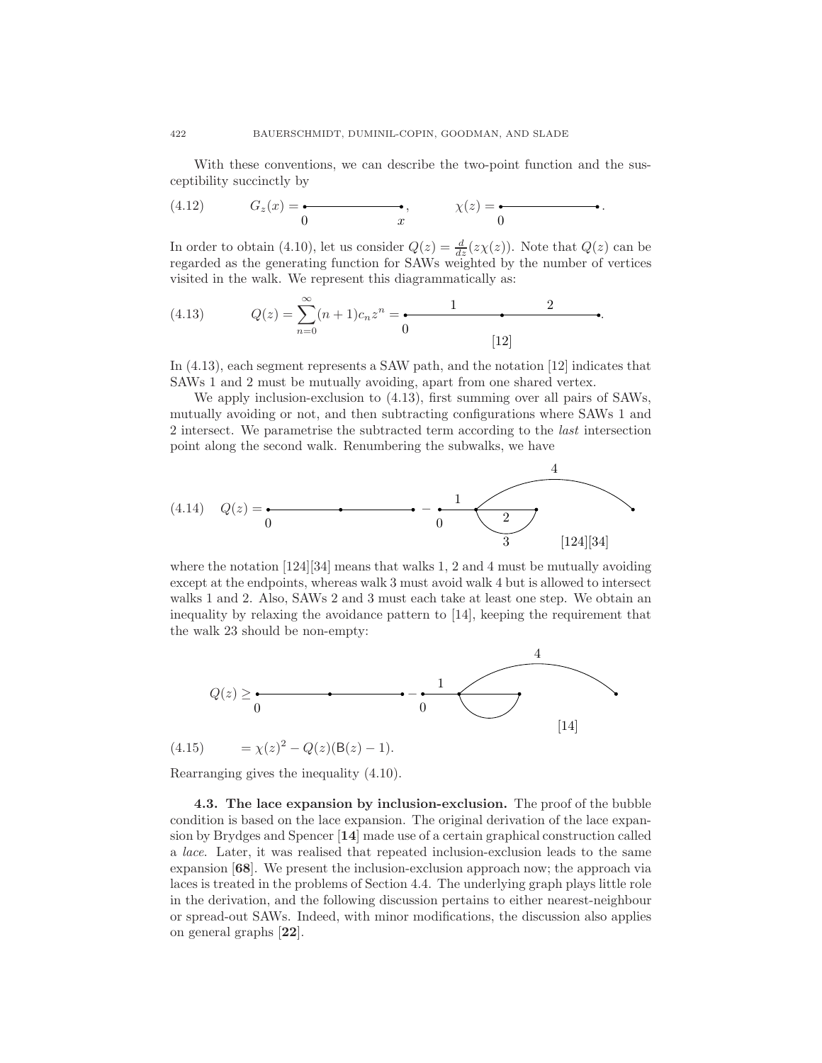With these conventions, we can describe the two-point function and the susceptibility succinctly by

$$G_z(x) = \underset{0}{\bullet}\!\!-\!\!-\!\!-\!\!-\!\!-\!\!\underset{x}{\bullet}, \qquad \chi(z) = \underset{0}{\bullet}\!\!-\!\!-\!\!-\!\!-\!\!-\!\!\bullet. \tag{4.12}$$

In order to obtain (4.10), let us consider $Q(z) = \frac{d}{dz}(z\chi(z))$. Note that $Q(z)$ can be regarded as the generating function for SAWs weighted by the number of vertices visited in the walk. We represent this diagrammatically as:

$$Q(z) = \sum_{n=0}^{\infty}(n+1)c_n z^n = \underset{0}{\bullet}\overset{1}{-\!-\!-\!-}\bullet\overset{2}{-\!-\!-\!-}\bullet \quad [12]. \tag{4.13}$$

In (4.13), each segment represents a SAW path, and the notation [12] indicates that SAWs 1 and 2 must be mutually avoiding, apart from one shared vertex.

We apply inclusion-exclusion to (4.13), first summing over all pairs of SAWs, mutually avoiding or not, and then subtracting configurations where SAWs 1 and 2 intersect. We parametrise the subtracted term according to the *last* intersection point along the second walk. Renumbering the subwalks, we have

$$Q(z) = \underset{0}{\bullet}\!-\!-\!-\!\bullet\!-\!-\!-\!\bullet \;-\; [\text{diagram with walks } 1,2,3,4] \quad [124][34] \tag{4.14}$$

where the notation [124][34] means that walks 1, 2 and 4 must be mutually avoiding except at the endpoints, whereas walk 3 must avoid walk 4 but is allowed to intersect walks 1 and 2. Also, SAWs 2 and 3 must each take at least one step. We obtain an inequality by relaxing the avoidance pattern to [14], keeping the requirement that the walk 23 should be non-empty:

$$Q(z) \geq \underset{0}{\bullet}\!-\!-\!-\!\bullet\!-\!-\!-\!\bullet \;-\; [\text{diagram with walks } 1,4 \text{ and loop}] \quad [14]$$

$$= \chi(z)^2 - Q(z)(\mathsf{B}(z) - 1). \tag{4.15}$$

Rearranging gives the inequality (4.10).

**4.3. The lace expansion by inclusion-exclusion.** The proof of the bubble condition is based on the lace expansion. The original derivation of the lace expansion by Brydges and Spencer [**14**] made use of a certain graphical construction called a *lace*. Later, it was realised that repeated inclusion-exclusion leads to the same expansion [**68**]. We present the inclusion-exclusion approach now; the approach via laces is treated in the problems of Section 4.4. The underlying graph plays little role in the derivation, and the following discussion pertains to either nearest-neighbour or spread-out SAWs. Indeed, with minor modifications, the discussion also applies on general graphs [**22**].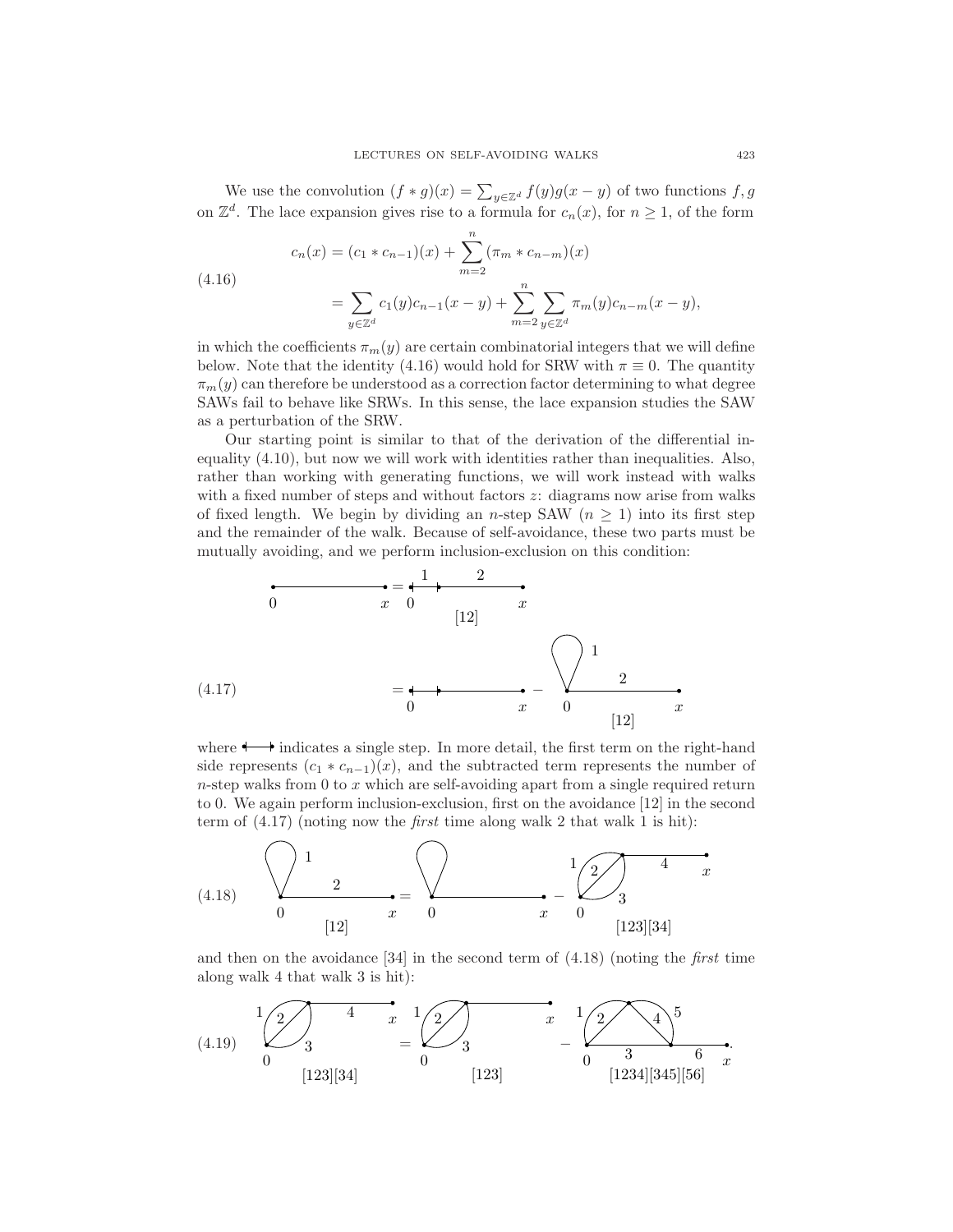We use the convolution $(f * g)(x) = \sum_{y \in \mathbb{Z}^d} f(y)g(x-y)$ of two functions $f, g$ on $\mathbb{Z}^d$. The lace expansion gives rise to a formula for $c_n(x)$, for $n \geq 1$, of the form

$$
\begin{aligned}
c_n(x) &= (c_1 * c_{n-1})(x) + \sum_{m=2}^{n} (\pi_m * c_{n-m})(x) \\
&= \sum_{y \in \mathbb{Z}^d} c_1(y) c_{n-1}(x-y) + \sum_{m=2}^{n} \sum_{y \in \mathbb{Z}^d} \pi_m(y) c_{n-m}(x-y),
\end{aligned}
\tag{4.16}
$$

in which the coefficients $\pi_m(y)$ are certain combinatorial integers that we will define below. Note that the identity (4.16) would hold for SRW with $\pi \equiv 0$. The quantity $\pi_m(y)$ can therefore be understood as a correction factor determining to what degree SAWs fail to behave like SRWs. In this sense, the lace expansion studies the SAW as a perturbation of the SRW.

Our starting point is similar to that of the derivation of the differential inequality (4.10), but now we will work with identities rather than inequalities. Also, rather than working with generating functions, we will work instead with walks with a fixed number of steps and without factors $z$: diagrams now arise from walks of fixed length. We begin by dividing an $n$-step SAW ($n \geq 1$) into its first step and the remainder of the walk. Because of self-avoidance, these two parts must be mutually avoiding, and we perform inclusion-exclusion on this condition:

(4.17)

where ⟼ indicates a single step. In more detail, the first term on the right-hand side represents $(c_1 * c_{n-1})(x)$, and the subtracted term represents the number of $n$-step walks from 0 to $x$ which are self-avoiding apart from a single required return to 0. We again perform inclusion-exclusion, first on the avoidance [12] in the second term of (4.17) (noting now the *first* time along walk 2 that walk 1 is hit):

(4.18)

and then on the avoidance [34] in the second term of (4.18) (noting the *first* time along walk 4 that walk 3 is hit):

(4.19)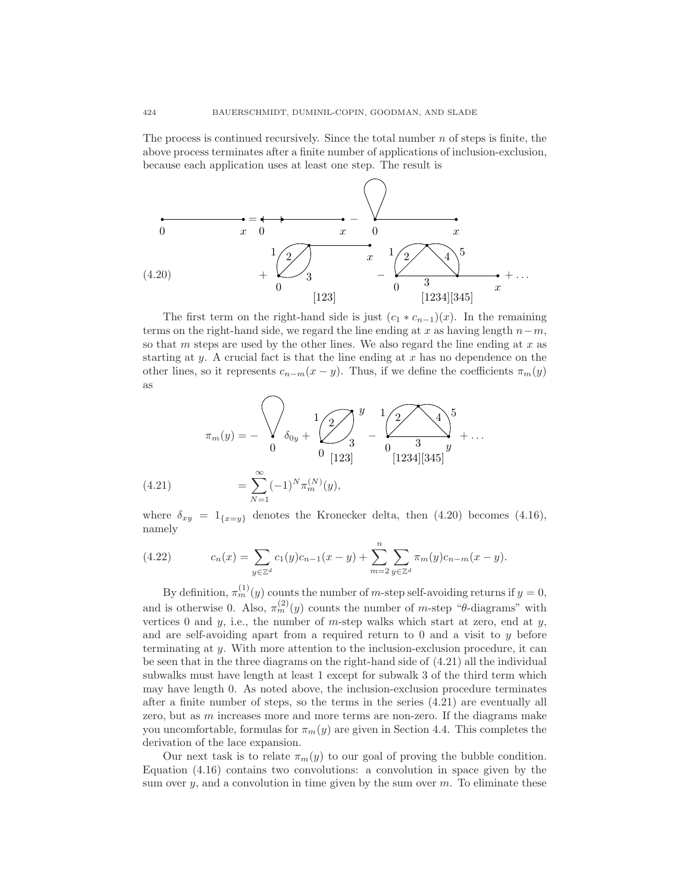The process is continued recursively. Since the total number $n$ of steps is finite, the above process terminates after a finite number of applications of inclusion-exclusion, because each application uses at least one step. The result is

(4.20) [Diagram equation: the line from $0$ to $x$ equals a one-step line followed by a line from $0$ to $x$, minus a loop at $0$ followed by a line to $x$, plus a diagram with subwalks 1, 2, 3 from $0$ followed by a line to $x$ with label [123], minus a diagram with subwalks 1, 2, 3, 4, 5 from $0$ followed by a line to $x$ with labels [1234][345], $+ \dots$]

The first term on the right-hand side is just $(c_1 * c_{n-1})(x)$. In the remaining terms on the right-hand side, we regard the line ending at $x$ as having length $n-m$, so that $m$ steps are used by the other lines. We also regard the line ending at $x$ as starting at $y$. A crucial fact is that the line ending at $x$ has no dependence on the other lines, so it represents $c_{n-m}(x-y)$. Thus, if we define the coefficients $\pi_m(y)$ as

$$\pi_m(y) = - [\text{loop at } 0]\, \delta_{0y} + [\text{diagram } 1,2,3 \text{ from } 0 \text{ to } y;\ [123]] - [\text{diagram } 1,2,3,4,5 \text{ from } 0 \text{ to } y;\ [1234][345]] + \dots$$

$$= \sum_{N=1}^{\infty} (-1)^N \pi_m^{(N)}(y), \tag{4.21}$$

where $\delta_{xy} = 1_{\{x=y\}}$ denotes the Kronecker delta, then (4.20) becomes (4.16), namely

$$c_n(x) = \sum_{y \in \mathbb{Z}^d} c_1(y) c_{n-1}(x-y) + \sum_{m=2}^{n} \sum_{y \in \mathbb{Z}^d} \pi_m(y) c_{n-m}(x-y). \tag{4.22}$$

By definition, $\pi_m^{(1)}(y)$ counts the number of $m$-step self-avoiding returns if $y=0$, and is otherwise 0. Also, $\pi_m^{(2)}(y)$ counts the number of $m$-step "$\theta$-diagrams" with vertices 0 and $y$, i.e., the number of $m$-step walks which start at zero, end at $y$, and are self-avoiding apart from a required return to 0 and a visit to $y$ before terminating at $y$. With more attention to the inclusion-exclusion procedure, it can be seen that in the three diagrams on the right-hand side of (4.21) all the individual subwalks must have length at least 1 except for subwalk 3 of the third term which may have length 0. As noted above, the inclusion-exclusion procedure terminates after a finite number of steps, so the terms in the series (4.21) are eventually all zero, but as $m$ increases more and more terms are non-zero. If the diagrams make you uncomfortable, formulas for $\pi_m(y)$ are given in Section 4.4. This completes the derivation of the lace expansion.

Our next task is to relate $\pi_m(y)$ to our goal of proving the bubble condition. Equation (4.16) contains two convolutions: a convolution in space given by the sum over $y$, and a convolution in time given by the sum over $m$. To eliminate these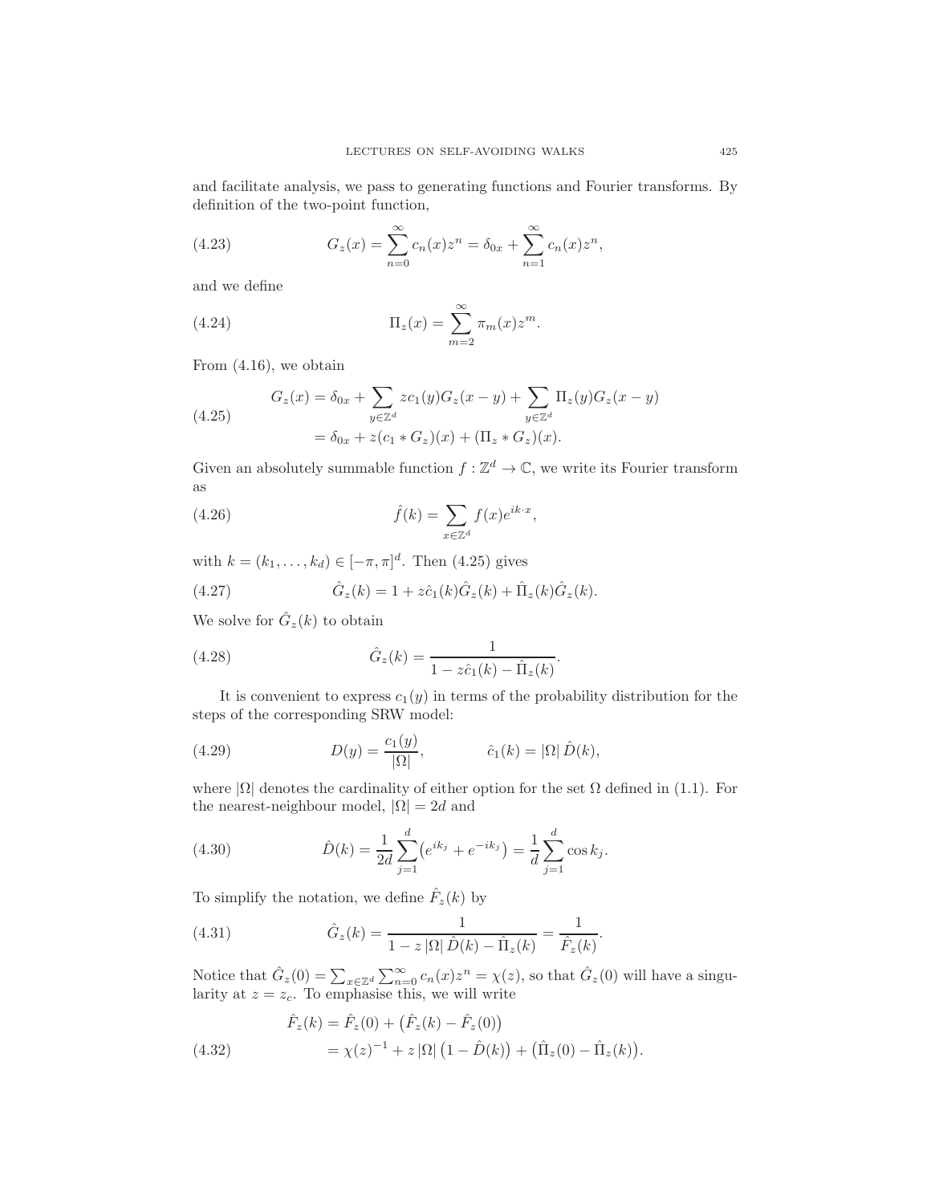and facilitate analysis, we pass to generating functions and Fourier transforms. By definition of the two-point function,

$$G_z(x) = \sum_{n=0}^{\infty} c_n(x) z^n = \delta_{0x} + \sum_{n=1}^{\infty} c_n(x) z^n, \tag{4.23}$$

and we define

$$\Pi_z(x) = \sum_{m=2}^{\infty} \pi_m(x) z^m. \tag{4.24}$$

From (4.16), we obtain

$$\begin{aligned} G_z(x) &= \delta_{0x} + \sum_{y \in \mathbb{Z}^d} z c_1(y) G_z(x-y) + \sum_{y \in \mathbb{Z}^d} \Pi_z(y) G_z(x-y) \\ &= \delta_{0x} + z(c_1 * G_z)(x) + (\Pi_z * G_z)(x). \end{aligned} \tag{4.25}$$

Given an absolutely summable function $f : \mathbb{Z}^d \to \mathbb{C}$, we write its Fourier transform as

$$\hat{f}(k) = \sum_{x \in \mathbb{Z}^d} f(x) e^{ik \cdot x}, \tag{4.26}$$

with $k = (k_1, \ldots, k_d) \in [-\pi, \pi]^d$. Then (4.25) gives

$$\hat{G}_z(k) = 1 + z\hat{c}_1(k)\hat{G}_z(k) + \hat{\Pi}_z(k)\hat{G}_z(k). \tag{4.27}$$

We solve for $\hat{G}_z(k)$ to obtain

$$\hat{G}_z(k) = \frac{1}{1 - z\hat{c}_1(k) - \hat{\Pi}_z(k)}. \tag{4.28}$$

It is convenient to express $c_1(y)$ in terms of the probability distribution for the steps of the corresponding SRW model:

$$D(y) = \frac{c_1(y)}{|\Omega|}, \qquad \hat{c}_1(k) = |\Omega| \, \hat{D}(k), \tag{4.29}$$

where $|\Omega|$ denotes the cardinality of either option for the set $\Omega$ defined in (1.1). For the nearest-neighbour model, $|\Omega| = 2d$ and

$$\hat{D}(k) = \frac{1}{2d} \sum_{j=1}^{d} \big(e^{ik_j} + e^{-ik_j}\big) = \frac{1}{d} \sum_{j=1}^{d} \cos k_j. \tag{4.30}$$

To simplify the notation, we define $\hat{F}_z(k)$ by

$$\hat{G}_z(k) = \frac{1}{1 - z\,|\Omega|\,\hat{D}(k) - \hat{\Pi}_z(k)} = \frac{1}{\hat{F}_z(k)}. \tag{4.31}$$

Notice that $\hat{G}_z(0) = \sum_{x \in \mathbb{Z}^d} \sum_{n=0}^{\infty} c_n(x) z^n = \chi(z)$, so that $\hat{G}_z(0)$ will have a singularity at $z = z_c$. To emphasise this, we will write

$$\begin{aligned} \hat{F}_z(k) &= \hat{F}_z(0) + \big(\hat{F}_z(k) - \hat{F}_z(0)\big) \\ &= \chi(z)^{-1} + z\,|\Omega|\,\big(1 - \hat{D}(k)\big) + \big(\hat{\Pi}_z(0) - \hat{\Pi}_z(k)\big). \end{aligned} \tag{4.32}$$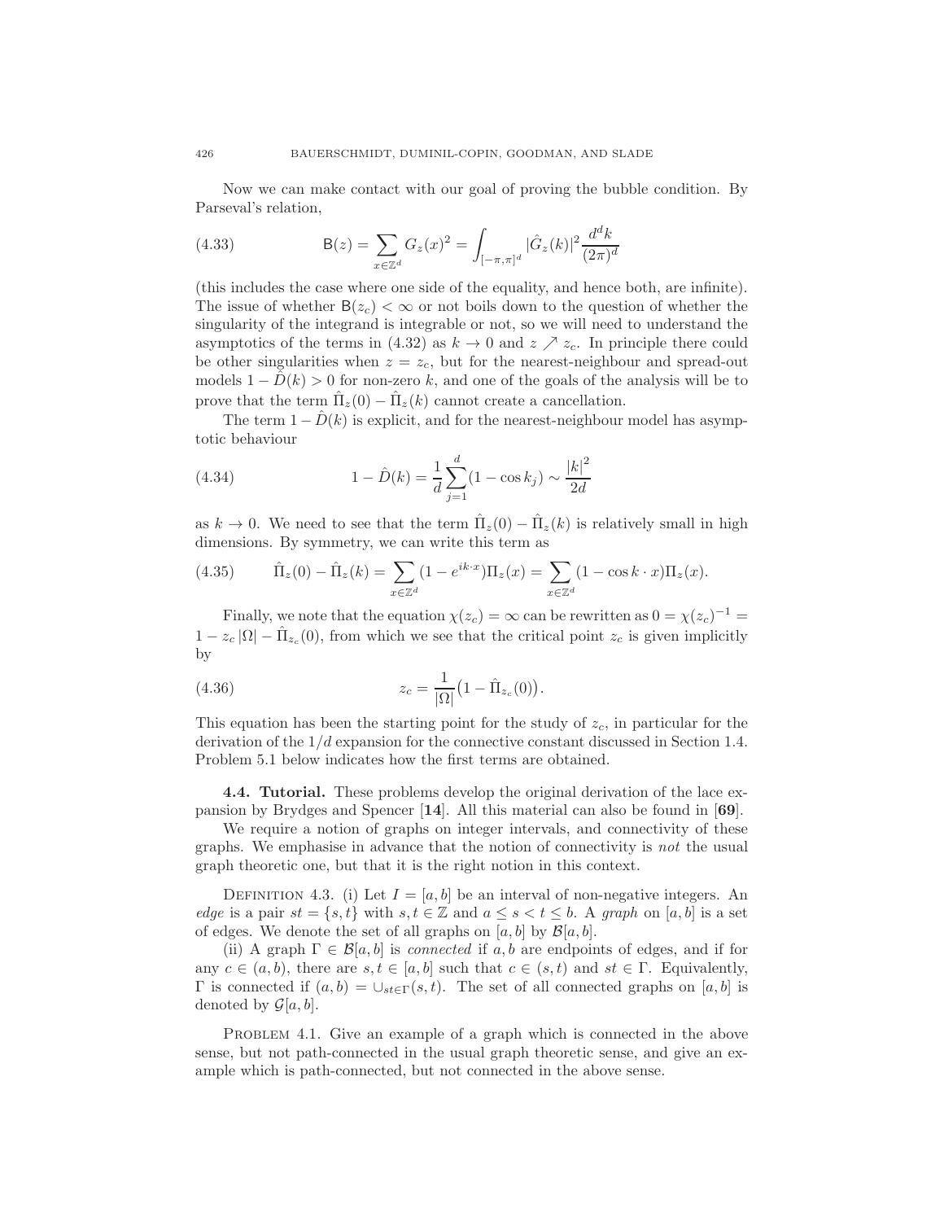Now we can make contact with our goal of proving the bubble condition. By Parseval's relation,

$$\mathsf{B}(z) = \sum_{x \in \mathbb{Z}^d} G_z(x)^2 = \int_{[-\pi,\pi]^d} |\hat{G}_z(k)|^2 \frac{d^d k}{(2\pi)^d} \tag{4.33}$$

(this includes the case where one side of the equality, and hence both, are infinite). The issue of whether $\mathsf{B}(z_c) < \infty$ or not boils down to the question of whether the singularity of the integrand is integrable or not, so we will need to understand the asymptotics of the terms in (4.32) as $k \to 0$ and $z \nearrow z_c$. In principle there could be other singularities when $z = z_c$, but for the nearest-neighbour and spread-out models $1 - \hat{D}(k) > 0$ for non-zero $k$, and one of the goals of the analysis will be to prove that the term $\hat{\Pi}_z(0) - \hat{\Pi}_z(k)$ cannot create a cancellation.

The term $1 - \hat{D}(k)$ is explicit, and for the nearest-neighbour model has asymptotic behaviour

$$1 - \hat{D}(k) = \frac{1}{d} \sum_{j=1}^{d} (1 - \cos k_j) \sim \frac{|k|^2}{2d} \tag{4.34}$$

as $k \to 0$. We need to see that the term $\hat{\Pi}_z(0) - \hat{\Pi}_z(k)$ is relatively small in high dimensions. By symmetry, we can write this term as

$$\hat{\Pi}_z(0) - \hat{\Pi}_z(k) = \sum_{x \in \mathbb{Z}^d} (1 - e^{ik\cdot x}) \Pi_z(x) = \sum_{x \in \mathbb{Z}^d} (1 - \cos k \cdot x) \Pi_z(x). \tag{4.35}$$

Finally, we note that the equation $\chi(z_c) = \infty$ can be rewritten as $0 = \chi(z_c)^{-1} = 1 - z_c\,|\Omega| - \hat{\Pi}_{z_c}(0)$, from which we see that the critical point $z_c$ is given implicitly by

$$z_c = \frac{1}{|\Omega|}\big(1 - \hat{\Pi}_{z_c}(0)\big). \tag{4.36}$$

This equation has been the starting point for the study of $z_c$, in particular for the derivation of the $1/d$ expansion for the connective constant discussed in Section 1.4. Problem 5.1 below indicates how the first terms are obtained.

**4.4. Tutorial.** These problems develop the original derivation of the lace expansion by Brydges and Spencer [**14**]. All this material can also be found in [**69**].

We require a notion of graphs on integer intervals, and connectivity of these graphs. We emphasise in advance that the notion of connectivity is *not* the usual graph theoretic one, but that it is the right notion in this context.

Definition 4.3. (i) Let $I = [a, b]$ be an interval of non-negative integers. An *edge* is a pair $st = \{s, t\}$ with $s, t \in \mathbb{Z}$ and $a \le s < t \le b$. A *graph* on $[a, b]$ is a set of edges. We denote the set of all graphs on $[a, b]$ by $\mathcal{B}[a, b]$.

(ii) A graph $\Gamma \in \mathcal{B}[a, b]$ is *connected* if $a, b$ are endpoints of edges, and if for any $c \in (a, b)$, there are $s, t \in [a, b]$ such that $c \in (s, t)$ and $st \in \Gamma$. Equivalently, $\Gamma$ is connected if $(a, b) = \cup_{st \in \Gamma}(s, t)$. The set of all connected graphs on $[a, b]$ is denoted by $\mathcal{G}[a, b]$.

Problem 4.1. Give an example of a graph which is connected in the above sense, but not path-connected in the usual graph theoretic sense, and give an example which is path-connected, but not connected in the above sense.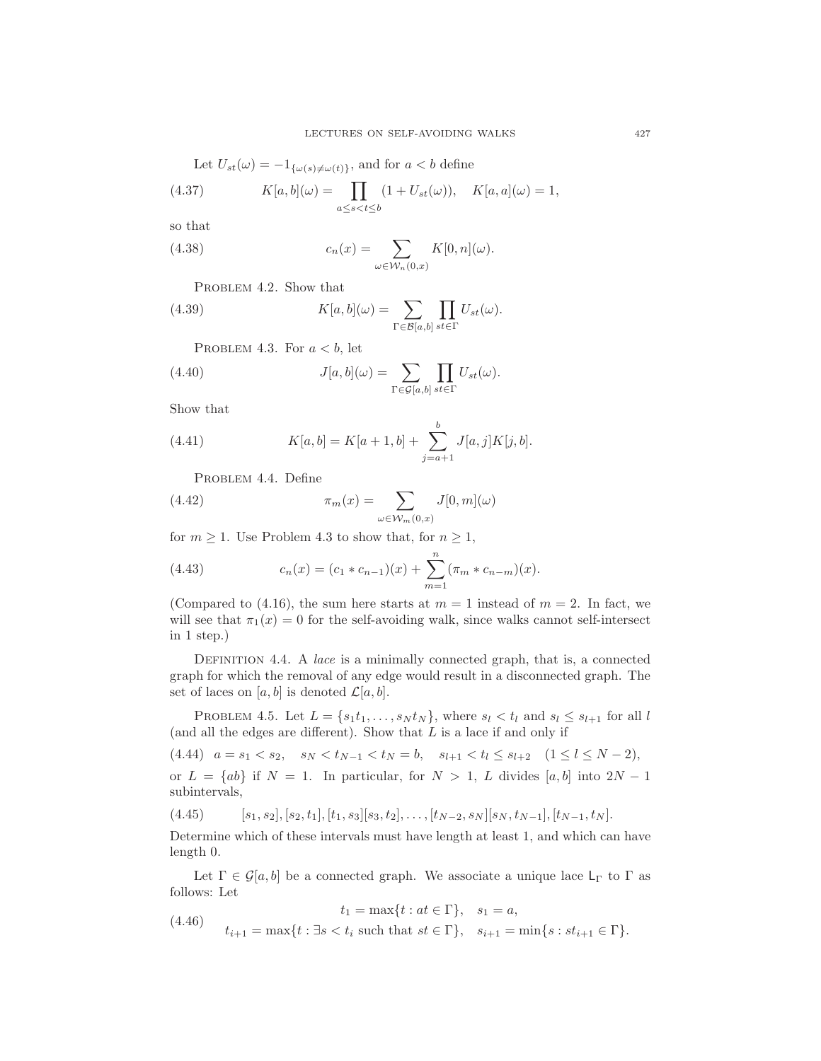Let $U_{st}(\omega) = -1_{\{\omega(s)\neq\omega(t)\}}$, and for $a < b$ define

$$K[a,b](\omega) = \prod_{a\leq s<t\leq b}(1 + U_{st}(\omega)), \quad K[a,a](\omega) = 1, \tag{4.37}$$

so that

$$c_n(x) = \sum_{\omega\in\mathcal{W}_n(0,x)} K[0,n](\omega). \tag{4.38}$$

Problem 4.2. Show that

$$K[a,b](\omega) = \sum_{\Gamma\in\mathcal{B}[a,b]}\prod_{st\in\Gamma} U_{st}(\omega). \tag{4.39}$$

Problem 4.3. For $a < b$, let

$$J[a,b](\omega) = \sum_{\Gamma\in\mathcal{G}[a,b]}\prod_{st\in\Gamma} U_{st}(\omega). \tag{4.40}$$

Show that

$$K[a,b] = K[a+1,b] + \sum_{j=a+1}^{b} J[a,j]K[j,b]. \tag{4.41}$$

Problem 4.4. Define

$$\pi_m(x) = \sum_{\omega\in\mathcal{W}_m(0,x)} J[0,m](\omega) \tag{4.42}$$

for $m \geq 1$. Use Problem 4.3 to show that, for $n \geq 1$,

$$c_n(x) = (c_1 * c_{n-1})(x) + \sum_{m=1}^{n}(\pi_m * c_{n-m})(x). \tag{4.43}$$

(Compared to (4.16), the sum here starts at $m = 1$ instead of $m = 2$. In fact, we will see that $\pi_1(x) = 0$ for the self-avoiding walk, since walks cannot self-intersect in 1 step.)

Definition 4.4. A *lace* is a minimally connected graph, that is, a connected graph for which the removal of any edge would result in a disconnected graph. The set of laces on $[a,b]$ is denoted $\mathcal{L}[a,b]$.

Problem 4.5. Let $L = \{s_1t_1, \ldots, s_Nt_N\}$, where $s_l < t_l$ and $s_l \leq s_{l+1}$ for all $l$ (and all the edges are different). Show that $L$ is a lace if and only if

$$a = s_1 < s_2, \quad s_N < t_{N-1} < t_N = b, \quad s_{l+1} < t_l \leq s_{l+2} \quad (1 \leq l \leq N-2), \tag{4.44}$$

or $L = \{ab\}$ if $N = 1$. In particular, for $N > 1$, $L$ divides $[a,b]$ into $2N-1$ subintervals,

$$[s_1,s_2],[s_2,t_1],[t_1,s_3][s_3,t_2],\ldots,[t_{N-2},s_N][s_N,t_{N-1}],[t_{N-1},t_N]. \tag{4.45}$$

Determine which of these intervals must have length at least 1, and which can have length 0.

Let $\Gamma \in \mathcal{G}[a,b]$ be a connected graph. We associate a unique lace $\mathsf{L}_\Gamma$ to $\Gamma$ as follows: Let

$$\begin{aligned} t_1 &= \max\{t : at \in \Gamma\}, \quad s_1 = a, \\ t_{i+1} &= \max\{t : \exists s < t_i \text{ such that } st \in \Gamma\}, \quad s_{i+1} = \min\{s : st_{i+1} \in \Gamma\}. \end{aligned} \tag{4.46}$$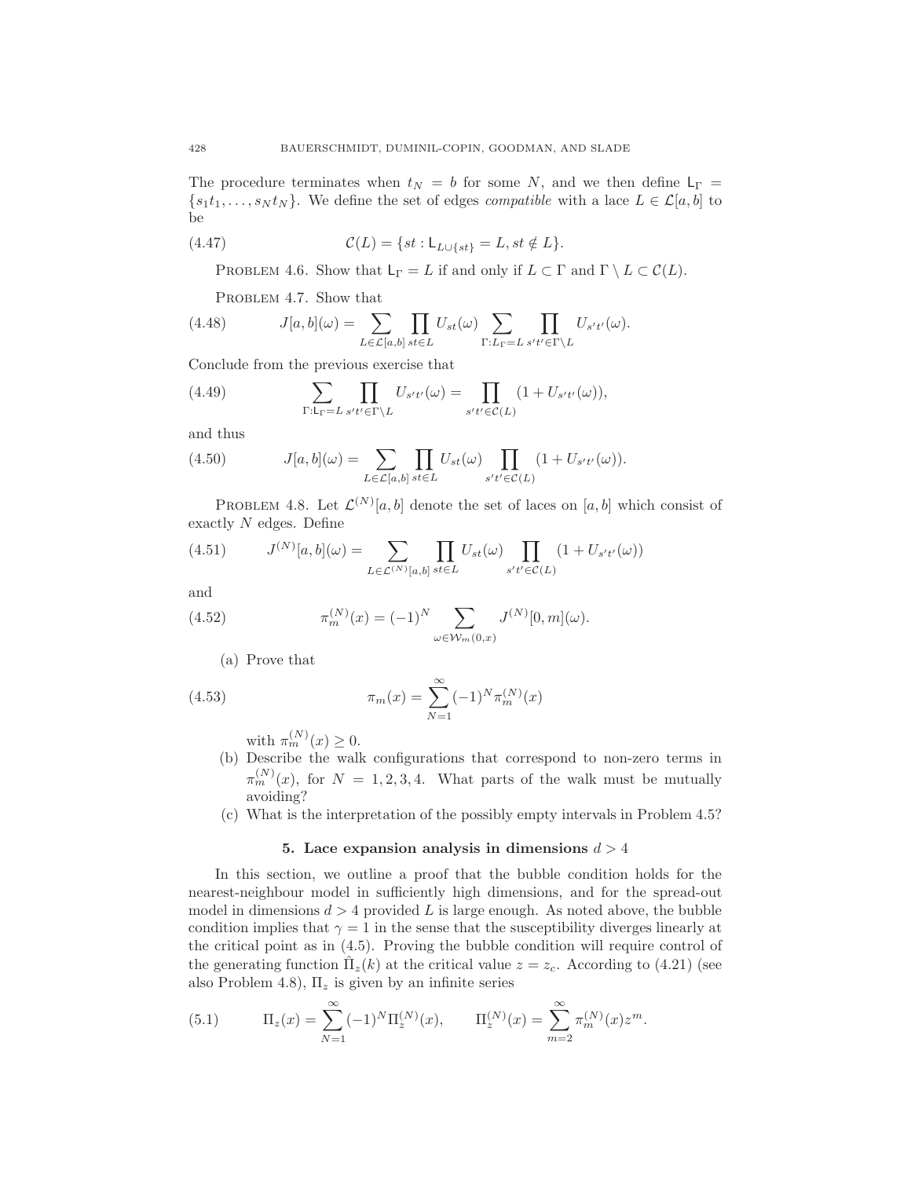The procedure terminates when $t_N = b$ for some $N$, and we then define $\mathsf{L}_\Gamma = \{s_1t_1, \ldots, s_Nt_N\}$. We define the set of edges *compatible* with a lace $L \in \mathcal{L}[a,b]$ to be

$$\mathcal{C}(L) = \{st : \mathsf{L}_{L\cup\{st\}} = L, st \notin L\}. \tag{4.47}$$

PROBLEM 4.6. Show that $\mathsf{L}_\Gamma = L$ if and only if $L \subset \Gamma$ and $\Gamma \setminus L \subset \mathcal{C}(L)$.

PROBLEM 4.7. Show that

$$J[a,b](\omega) = \sum_{L\in\mathcal{L}[a,b]} \prod_{st\in L} U_{st}(\omega) \sum_{\Gamma:\mathsf{L}_\Gamma = L} \prod_{s't'\in\Gamma\setminus L} U_{s't'}(\omega). \tag{4.48}$$

Conclude from the previous exercise that

$$\sum_{\Gamma:\mathsf{L}_\Gamma=L} \prod_{s't'\in\Gamma\setminus L} U_{s't'}(\omega) = \prod_{s't'\in\mathcal{C}(L)} (1 + U_{s't'}(\omega)), \tag{4.49}$$

and thus

$$J[a,b](\omega) = \sum_{L\in\mathcal{L}[a,b]} \prod_{st\in L} U_{st}(\omega) \prod_{s't'\in\mathcal{C}(L)} (1 + U_{s't'}(\omega)). \tag{4.50}$$

PROBLEM 4.8. Let $\mathcal{L}^{(N)}[a,b]$ denote the set of laces on $[a,b]$ which consist of exactly $N$ edges. Define

$$J^{(N)}[a,b](\omega) = \sum_{L\in\mathcal{L}^{(N)}[a,b]} \prod_{st\in L} U_{st}(\omega) \prod_{s't'\in\mathcal{C}(L)} (1 + U_{s't'}(\omega)) \tag{4.51}$$

and

$$\pi_m^{(N)}(x) = (-1)^N \sum_{\omega\in\mathcal{W}_m(0,x)} J^{(N)}[0,m](\omega). \tag{4.52}$$

(a) Prove that

$$\pi_m(x) = \sum_{N=1}^{\infty} (-1)^N \pi_m^{(N)}(x) \tag{4.53}$$

with $\pi_m^{(N)}(x) \geq 0$.

(b) Describe the walk configurations that correspond to non-zero terms in $\pi_m^{(N)}(x)$, for $N = 1, 2, 3, 4$. What parts of the walk must be mutually avoiding?

(c) What is the interpretation of the possibly empty intervals in Problem 4.5?

## 5. Lace expansion analysis in dimensions $d > 4$

In this section, we outline a proof that the bubble condition holds for the nearest-neighbour model in sufficiently high dimensions, and for the spread-out model in dimensions $d > 4$ provided $L$ is large enough. As noted above, the bubble condition implies that $\gamma = 1$ in the sense that the susceptibility diverges linearly at the critical point as in (4.5). Proving the bubble condition will require control of the generating function $\hat{\Pi}_z(k)$ at the critical value $z = z_c$. According to (4.21) (see also Problem 4.8), $\Pi_z$ is given by an infinite series

$$\Pi_z(x) = \sum_{N=1}^{\infty} (-1)^N \Pi_z^{(N)}(x), \qquad \Pi_z^{(N)}(x) = \sum_{m=2}^{\infty} \pi_m^{(N)}(x) z^m. \tag{5.1}$$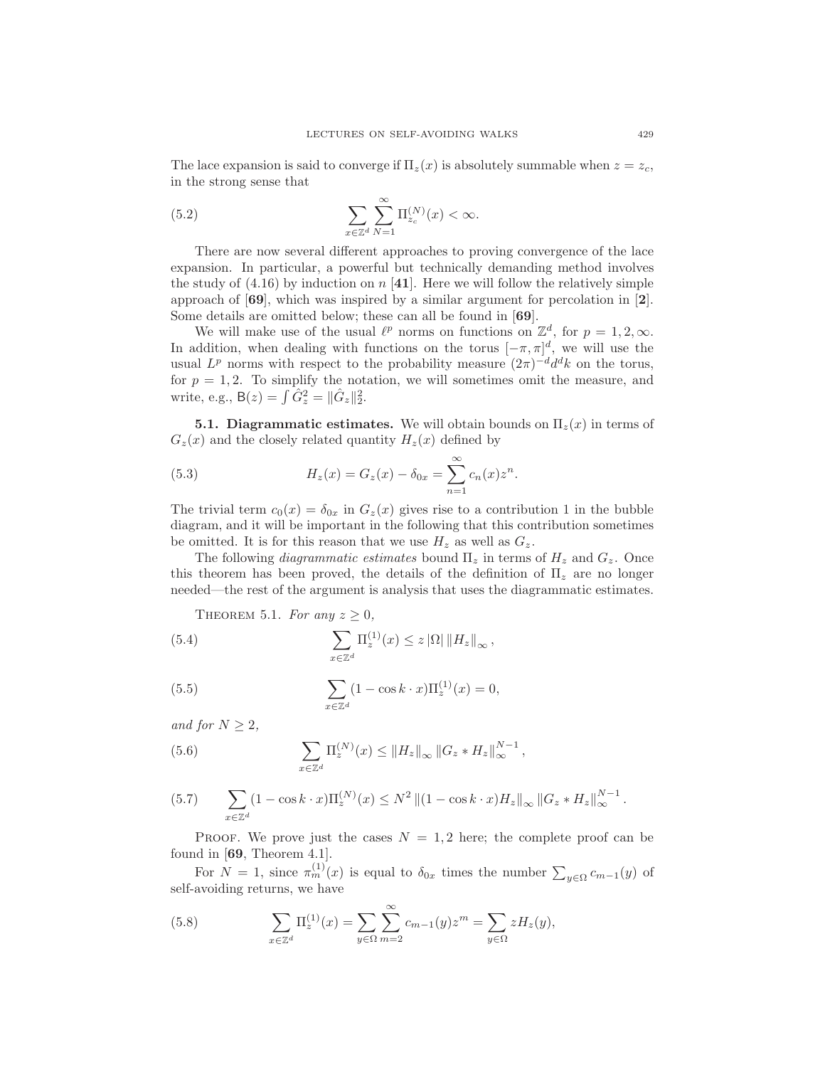The lace expansion is said to converge if $\Pi_z(x)$ is absolutely summable when $z = z_c$, in the strong sense that

$$\sum_{x \in \mathbb{Z}^d} \sum_{N=1}^{\infty} \Pi_{z_c}^{(N)}(x) < \infty. \tag{5.2}$$

There are now several different approaches to proving convergence of the lace expansion. In particular, a powerful but technically demanding method involves the study of (4.16) by induction on $n$ [**41**]. Here we will follow the relatively simple approach of [**69**], which was inspired by a similar argument for percolation in [**2**]. Some details are omitted below; these can all be found in [**69**].

We will make use of the usual $\ell^p$ norms on functions on $\mathbb{Z}^d$, for $p = 1, 2, \infty$. In addition, when dealing with functions on the torus $[-\pi, \pi]^d$, we will use the usual $L^p$ norms with respect to the probability measure $(2\pi)^{-d} d^d k$ on the torus, for $p = 1, 2$. To simplify the notation, we will sometimes omit the measure, and write, e.g., $\mathsf{B}(z) = \int \hat{G}_z^2 = \|\hat{G}_z\|_2^2$.

**5.1. Diagrammatic estimates.** We will obtain bounds on $\Pi_z(x)$ in terms of $G_z(x)$ and the closely related quantity $H_z(x)$ defined by

$$H_z(x) = G_z(x) - \delta_{0x} = \sum_{n=1}^{\infty} c_n(x) z^n. \tag{5.3}$$

The trivial term $c_0(x) = \delta_{0x}$ in $G_z(x)$ gives rise to a contribution 1 in the bubble diagram, and it will be important in the following that this contribution sometimes be omitted. It is for this reason that we use $H_z$ as well as $G_z$.

The following *diagrammatic estimates* bound $\Pi_z$ in terms of $H_z$ and $G_z$. Once this theorem has been proved, the details of the definition of $\Pi_z$ are no longer needed—the rest of the argument is analysis that uses the diagrammatic estimates.

THEOREM 5.1. *For any $z \geq 0$,*

$$\sum_{x \in \mathbb{Z}^d} \Pi_z^{(1)}(x) \leq z \, |\Omega| \, \|H_z\|_\infty , \tag{5.4}$$

$$\sum_{x \in \mathbb{Z}^d} (1 - \cos k \cdot x) \Pi_z^{(1)}(x) = 0, \tag{5.5}$$

*and for $N \geq 2$,*

$$\sum_{x \in \mathbb{Z}^d} \Pi_z^{(N)}(x) \leq \|H_z\|_\infty \, \|G_z * H_z\|_\infty^{N-1} , \tag{5.6}$$

$$\sum_{x \in \mathbb{Z}^d} (1 - \cos k \cdot x) \Pi_z^{(N)}(x) \leq N^2 \, \|(1 - \cos k \cdot x) H_z\|_\infty \, \|G_z * H_z\|_\infty^{N-1} . \tag{5.7}$$

PROOF. We prove just the cases $N = 1, 2$ here; the complete proof can be found in [**69**, Theorem 4.1].

For $N = 1$, since $\pi_m^{(1)}(x)$ is equal to $\delta_{0x}$ times the number $\sum_{y \in \Omega} c_{m-1}(y)$ of self-avoiding returns, we have

$$\sum_{x \in \mathbb{Z}^d} \Pi_z^{(1)}(x) = \sum_{y \in \Omega} \sum_{m=2}^{\infty} c_{m-1}(y) z^m = \sum_{y \in \Omega} z H_z(y), \tag{5.8}$$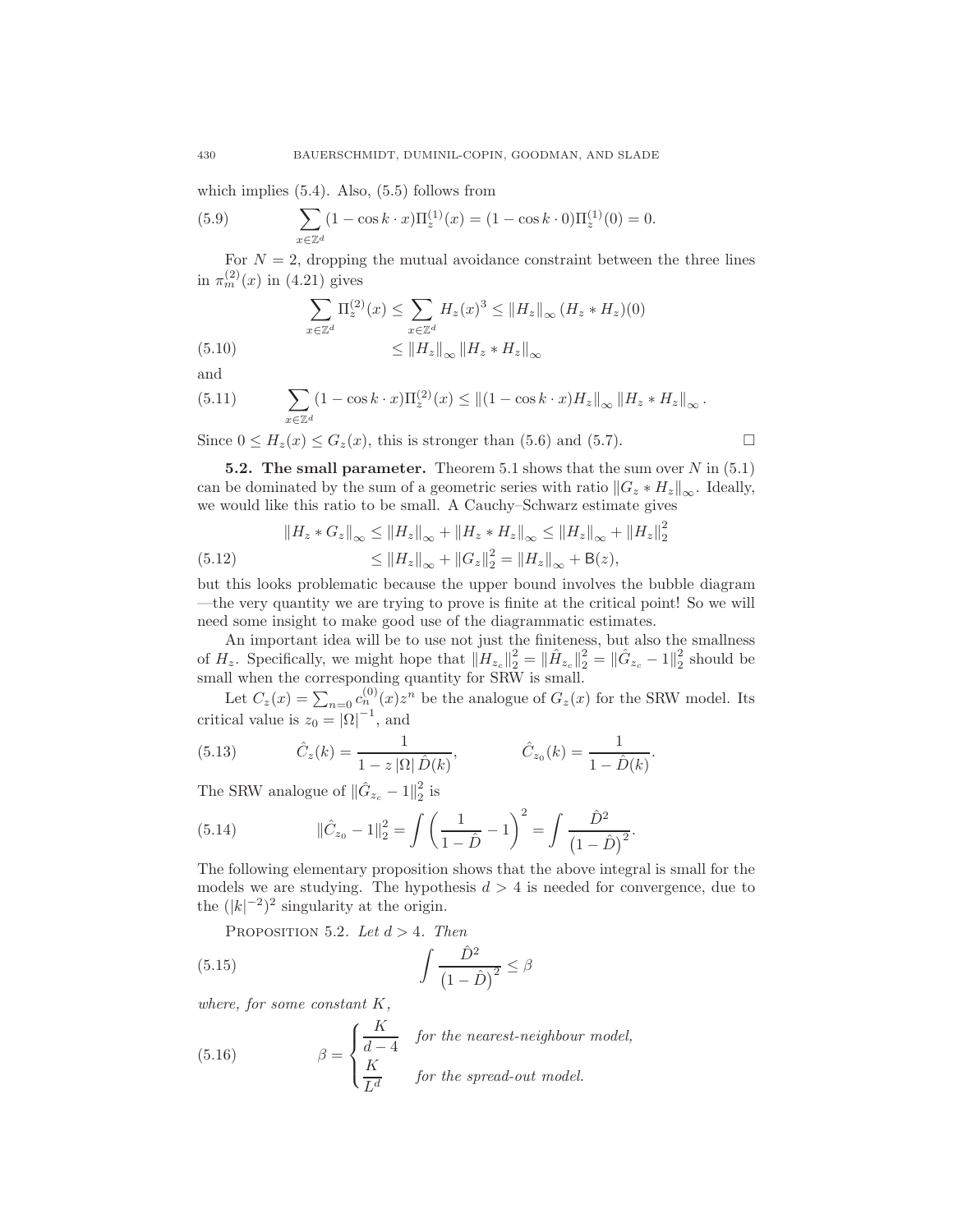which implies (5.4). Also, (5.5) follows from

$$\sum_{x\in\mathbb{Z}^d}(1-\cos k\cdot x)\Pi_z^{(1)}(x) = (1-\cos k\cdot 0)\Pi_z^{(1)}(0) = 0. \tag{5.9}$$

For $N=2$, dropping the mutual avoidance constraint between the three lines in $\pi_m^{(2)}(x)$ in (4.21) gives

$$\begin{aligned}\sum_{x\in\mathbb{Z}^d}\Pi_z^{(2)}(x) &\le \sum_{x\in\mathbb{Z}^d} H_z(x)^3 \le \|H_z\|_\infty (H_z * H_z)(0)\\ &\le \|H_z\|_\infty \|H_z * H_z\|_\infty\end{aligned} \tag{5.10}$$

and

$$\sum_{x\in\mathbb{Z}^d}(1-\cos k\cdot x)\Pi_z^{(2)}(x) \le \|(1-\cos k\cdot x)H_z\|_\infty \|H_z * H_z\|_\infty. \tag{5.11}$$

Since $0 \le H_z(x) \le G_z(x)$, this is stronger than (5.6) and (5.7). □

**5.2. The small parameter.** Theorem 5.1 shows that the sum over $N$ in (5.1) can be dominated by the sum of a geometric series with ratio $\|G_z * H_z\|_\infty$. Ideally, we would like this ratio to be small. A Cauchy–Schwarz estimate gives

$$\begin{aligned}\|H_z * G_z\|_\infty &\le \|H_z\|_\infty + \|H_z * H_z\|_\infty \le \|H_z\|_\infty + \|H_z\|_2^2\\ &\le \|H_z\|_\infty + \|G_z\|_2^2 = \|H_z\|_\infty + \mathsf{B}(z),\end{aligned} \tag{5.12}$$

but this looks problematic because the upper bound involves the bubble diagram —the very quantity we are trying to prove is finite at the critical point! So we will need some insight to make good use of the diagrammatic estimates.

An important idea will be to use not just the finiteness, but also the smallness of $H_z$. Specifically, we might hope that $\|H_{z_c}\|_2^2 = \|\hat{H}_{z_c}\|_2^2 = \|\hat{G}_{z_c} - 1\|_2^2$ should be small when the corresponding quantity for SRW is small.

Let $C_z(x) = \sum_{n=0} c_n^{(0)}(x) z^n$ be the analogue of $G_z(x)$ for the SRW model. Its critical value is $z_0 = |\Omega|^{-1}$, and

$$\hat{C}_z(k) = \frac{1}{1 - z|\Omega|\hat{D}(k)}, \qquad \hat{C}_{z_0}(k) = \frac{1}{1-\hat{D}(k)}. \tag{5.13}$$

The SRW analogue of $\|\hat{G}_{z_c} - 1\|_2^2$ is

$$\|\hat{C}_{z_0} - 1\|_2^2 = \int \left(\frac{1}{1-\hat{D}} - 1\right)^2 = \int \frac{\hat{D}^2}{\left(1-\hat{D}\right)^2}. \tag{5.14}$$

The following elementary proposition shows that the above integral is small for the models we are studying. The hypothesis $d > 4$ is needed for convergence, due to the $(|k|^{-2})^2$ singularity at the origin.

Proposition 5.2. *Let $d > 4$. Then*

$$\int \frac{\hat{D}^2}{\left(1-\hat{D}\right)^2} \le \beta \tag{5.15}$$

*where, for some constant $K$,*

$$\beta = \begin{cases} \dfrac{K}{d-4} & \text{for the nearest-neighbour model,}\\ \dfrac{K}{L^d} & \text{for the spread-out model.}\end{cases} \tag{5.16}$$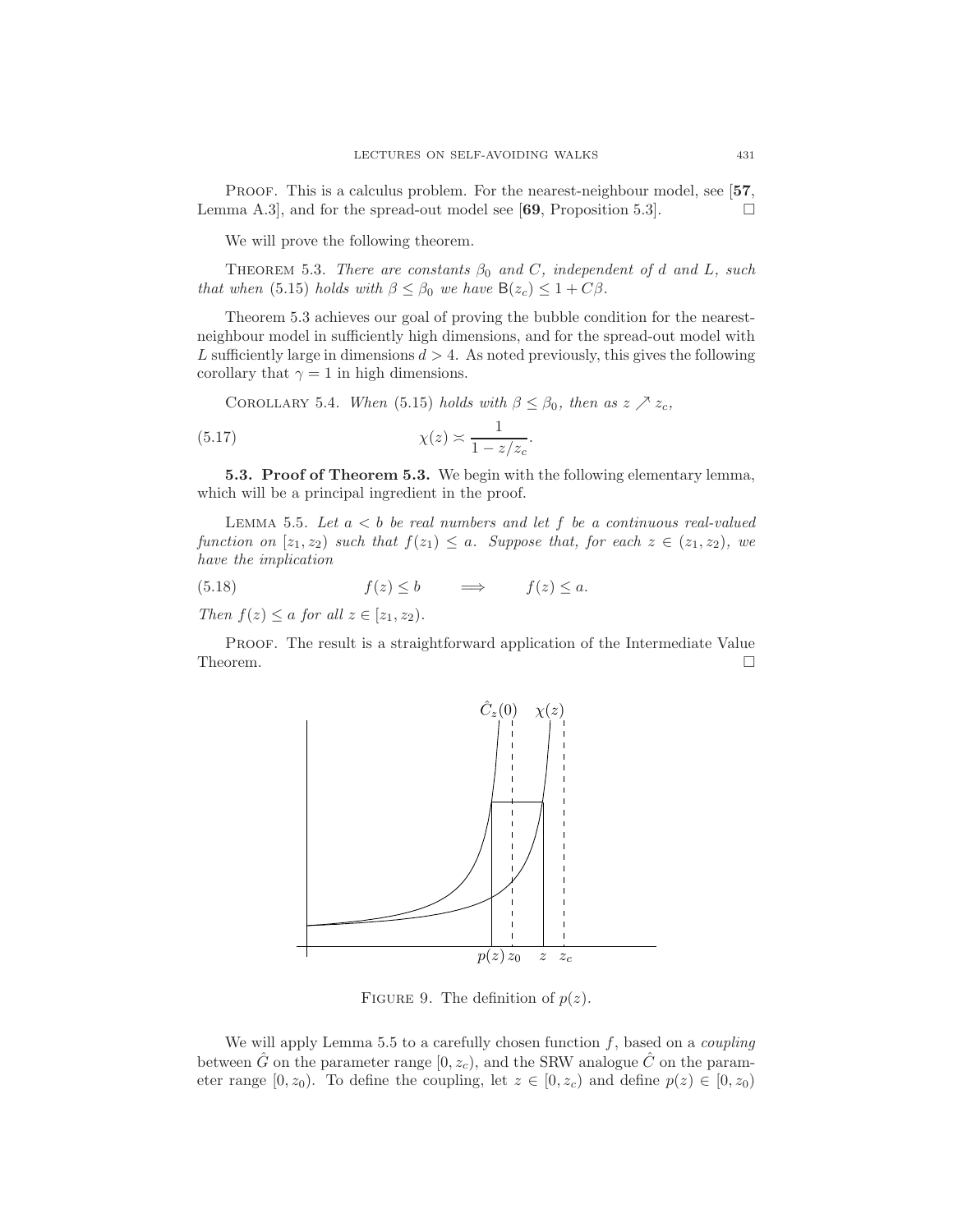PROOF. This is a calculus problem. For the nearest-neighbour model, see [**57**, Lemma A.3], and for the spread-out model see [**69**, Proposition 5.3]. □

We will prove the following theorem.

THEOREM 5.3. *There are constants $\beta_0$ and $C$, independent of $d$ and $L$, such that when* (5.15) *holds with $\beta \le \beta_0$ we have $\mathsf{B}(z_c) \le 1 + C\beta$.*

Theorem 5.3 achieves our goal of proving the bubble condition for the nearest-neighbour model in sufficiently high dimensions, and for the spread-out model with $L$ sufficiently large in dimensions $d > 4$. As noted previously, this gives the following corollary that $\gamma = 1$ in high dimensions.

COROLLARY 5.4. *When* (5.15) *holds with $\beta \le \beta_0$, then as $z \nearrow z_c$,*

$$\chi(z) \asymp \frac{1}{1 - z/z_c}. \tag{5.17}$$

**5.3. Proof of Theorem 5.3.** We begin with the following elementary lemma, which will be a principal ingredient in the proof.

LEMMA 5.5. *Let $a < b$ be real numbers and let $f$ be a continuous real-valued function on $[z_1, z_2)$ such that $f(z_1) \le a$. Suppose that, for each $z \in (z_1, z_2)$, we have the implication*

$$f(z) \le b \qquad \Longrightarrow \qquad f(z) \le a. \tag{5.18}$$

*Then $f(z) \le a$ for all $z \in [z_1, z_2)$.*

PROOF. The result is a straightforward application of the Intermediate Value Theorem. □

FIGURE 9. The definition of $p(z)$.

We will apply Lemma 5.5 to a carefully chosen function $f$, based on a *coupling* between $\hat{G}$ on the parameter range $[0, z_c)$, and the SRW analogue $\hat{C}$ on the parameter range $[0, z_0)$. To define the coupling, let $z \in [0, z_c)$ and define $p(z) \in [0, z_0)$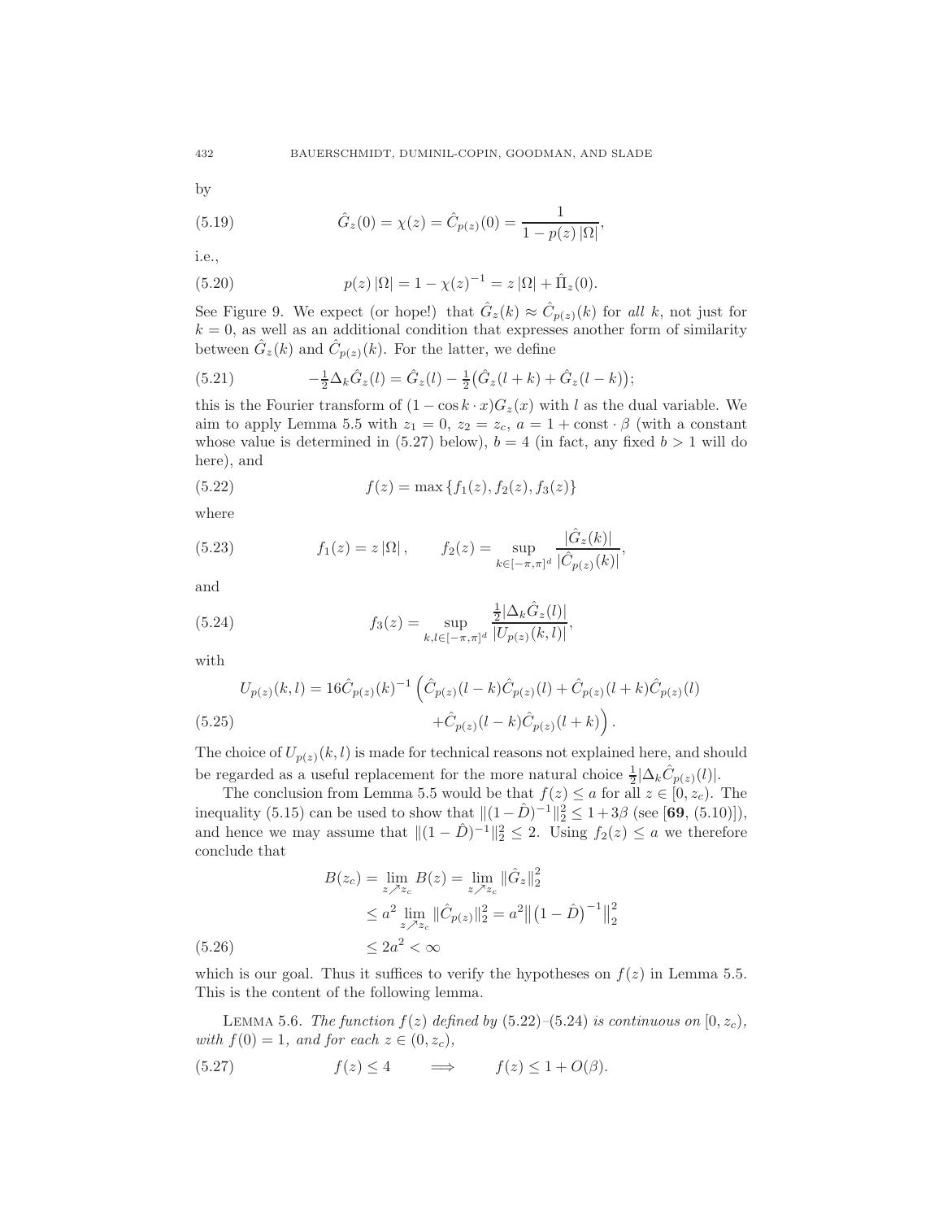by

$$
\hat{G}_z(0) = \chi(z) = \hat{C}_{p(z)}(0) = \frac{1}{1 - p(z)\,|\Omega|}, \tag{5.19}
$$

i.e.,

$$
p(z)\,|\Omega| = 1 - \chi(z)^{-1} = z\,|\Omega| + \hat{\Pi}_z(0). \tag{5.20}
$$

See Figure 9. We expect (or hope!) that $\hat{G}_z(k) \approx \hat{C}_{p(z)}(k)$ for *all* $k$, not just for $k = 0$, as well as an additional condition that expresses another form of similarity between $\hat{G}_z(k)$ and $\hat{C}_{p(z)}(k)$. For the latter, we define

$$
-\tfrac{1}{2}\Delta_k \hat{G}_z(l) = \hat{G}_z(l) - \tfrac{1}{2}\big(\hat{G}_z(l+k) + \hat{G}_z(l-k)\big); \tag{5.21}
$$

this is the Fourier transform of $(1 - \cos k \cdot x) G_z(x)$ with $l$ as the dual variable. We aim to apply Lemma 5.5 with $z_1 = 0$, $z_2 = z_c$, $a = 1 + \text{const} \cdot \beta$ (with a constant whose value is determined in (5.27) below), $b = 4$ (in fact, any fixed $b > 1$ will do here), and

$$
f(z) = \max\{f_1(z), f_2(z), f_3(z)\} \tag{5.22}
$$

where

$$
f_1(z) = z\,|\Omega|, \qquad f_2(z) = \sup_{k \in [-\pi,\pi]^d} \frac{|\hat{G}_z(k)|}{|\hat{C}_{p(z)}(k)|}, \tag{5.23}
$$

and

$$
f_3(z) = \sup_{k,l \in [-\pi,\pi]^d} \frac{\frac{1}{2}|\Delta_k \hat{G}_z(l)|}{|U_{p(z)}(k,l)|}, \tag{5.24}
$$

with

$$
\begin{aligned}
U_{p(z)}(k,l) = 16\hat{C}_{p(z)}(k)^{-1}\Big(&\hat{C}_{p(z)}(l-k)\hat{C}_{p(z)}(l) + \hat{C}_{p(z)}(l+k)\hat{C}_{p(z)}(l) \\
&+ \hat{C}_{p(z)}(l-k)\hat{C}_{p(z)}(l+k)\Big).
\end{aligned} \tag{5.25}
$$

The choice of $U_{p(z)}(k,l)$ is made for technical reasons not explained here, and should be regarded as a useful replacement for the more natural choice $\frac{1}{2}|\Delta_k \hat{C}_{p(z)}(l)|$.

The conclusion from Lemma 5.5 would be that $f(z) \le a$ for all $z \in [0, z_c)$. The inequality (5.15) can be used to show that $\|(1-\hat{D})^{-1}\|_2^2 \le 1 + 3\beta$ (see [**69**, (5.10)]), and hence we may assume that $\|(1-\hat{D})^{-1}\|_2^2 \le 2$. Using $f_2(z) \le a$ we therefore conclude that

$$
\begin{aligned}
B(z_c) &= \lim_{z \nearrow z_c} B(z) = \lim_{z \nearrow z_c} \|\hat{G}_z\|_2^2 \\
&\le a^2 \lim_{z \nearrow z_c} \|\hat{C}_{p(z)}\|_2^2 = a^2 \big\|\big(1 - \hat{D}\big)^{-1}\big\|_2^2 \\
&\le 2a^2 < \infty
\end{aligned} \tag{5.26}
$$

which is our goal. Thus it suffices to verify the hypotheses on $f(z)$ in Lemma 5.5. This is the content of the following lemma.

LEMMA 5.6. *The function $f(z)$ defined by (5.22)–(5.24) is continuous on $[0, z_c)$, with $f(0) = 1$, and for each $z \in (0, z_c)$,*

$$
f(z) \le 4 \qquad \Longrightarrow \qquad f(z) \le 1 + O(\beta). \tag{5.27}
$$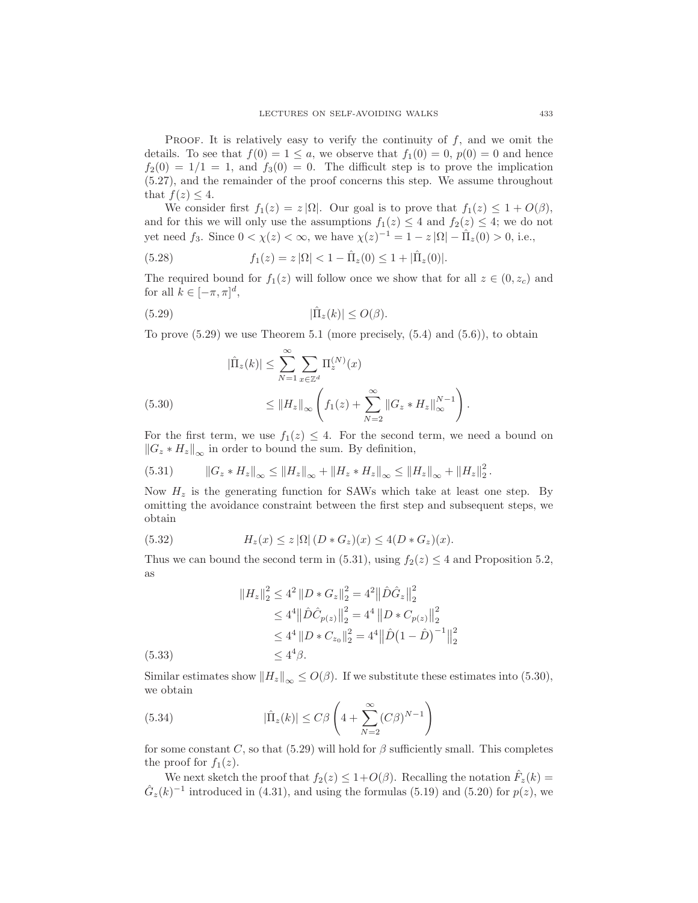Proof. It is relatively easy to verify the continuity of $f$, and we omit the details. To see that $f(0) = 1 \leq a$, we observe that $f_1(0) = 0$, $p(0) = 0$ and hence $f_2(0) = 1/1 = 1$, and $f_3(0) = 0$. The difficult step is to prove the implication (5.27), and the remainder of the proof concerns this step. We assume throughout that $f(z) \leq 4$.

We consider first $f_1(z) = z\,|\Omega|$. Our goal is to prove that $f_1(z) \leq 1 + O(\beta)$, and for this we will only use the assumptions $f_1(z) \leq 4$ and $f_2(z) \leq 4$; we do not yet need $f_3$. Since $0 < \chi(z) < \infty$, we have $\chi(z)^{-1} = 1 - z\,|\Omega| - \hat{\Pi}_z(0) > 0$, i.e.,

$$f_1(z) = z\,|\Omega| < 1 - \hat{\Pi}_z(0) \leq 1 + |\hat{\Pi}_z(0)|. \tag{5.28}$$

The required bound for $f_1(z)$ will follow once we show that for all $z \in (0, z_c)$ and for all $k \in [-\pi, \pi]^d$,

$$|\hat{\Pi}_z(k)| \leq O(\beta). \tag{5.29}$$

To prove (5.29) we use Theorem 5.1 (more precisely, (5.4) and (5.6)), to obtain

$$\begin{aligned}
|\hat{\Pi}_z(k)| &\leq \sum_{N=1}^{\infty} \sum_{x \in \mathbb{Z}^d} \Pi_z^{(N)}(x) \\
&\leq \|H_z\|_\infty \left( f_1(z) + \sum_{N=2}^{\infty} \|G_z * H_z\|_\infty^{N-1} \right).
\end{aligned} \tag{5.30}$$

For the first term, we use $f_1(z) \leq 4$. For the second term, we need a bound on $\|G_z * H_z\|_\infty$ in order to bound the sum. By definition,

$$\|G_z * H_z\|_\infty \leq \|H_z\|_\infty + \|H_z * H_z\|_\infty \leq \|H_z\|_\infty + \|H_z\|_2^2. \tag{5.31}$$

Now $H_z$ is the generating function for SAWs which take at least one step. By omitting the avoidance constraint between the first step and subsequent steps, we obtain

$$H_z(x) \leq z\,|\Omega|\,(D * G_z)(x) \leq 4(D * G_z)(x). \tag{5.32}$$

Thus we can bound the second term in (5.31), using $f_2(z) \leq 4$ and Proposition 5.2, as

$$\begin{aligned}
\|H_z\|_2^2 &\leq 4^2\,\|D * G_z\|_2^2 = 4^2 \big\|\hat{D}\hat{G}_z\big\|_2^2 \\
&\leq 4^4 \big\|\hat{D}\hat{C}_{p(z)}\big\|_2^2 = 4^4\,\big\|D * C_{p(z)}\big\|_2^2 \\
&\leq 4^4\,\|D * C_{z_0}\|_2^2 = 4^4 \big\|\hat{D}\big(1 - \hat{D}\big)^{-1}\big\|_2^2 \\
&\leq 4^4 \beta.
\end{aligned} \tag{5.33}$$

Similar estimates show $\|H_z\|_\infty \leq O(\beta)$. If we substitute these estimates into (5.30), we obtain

$$|\hat{\Pi}_z(k)| \leq C\beta \left( 4 + \sum_{N=2}^{\infty} (C\beta)^{N-1} \right) \tag{5.34}$$

for some constant $C$, so that (5.29) will hold for $\beta$ sufficiently small. This completes the proof for $f_1(z)$.

We next sketch the proof that $f_2(z) \leq 1 + O(\beta)$. Recalling the notation $\hat{F}_z(k) = \hat{G}_z(k)^{-1}$ introduced in (4.31), and using the formulas (5.19) and (5.20) for $p(z)$, we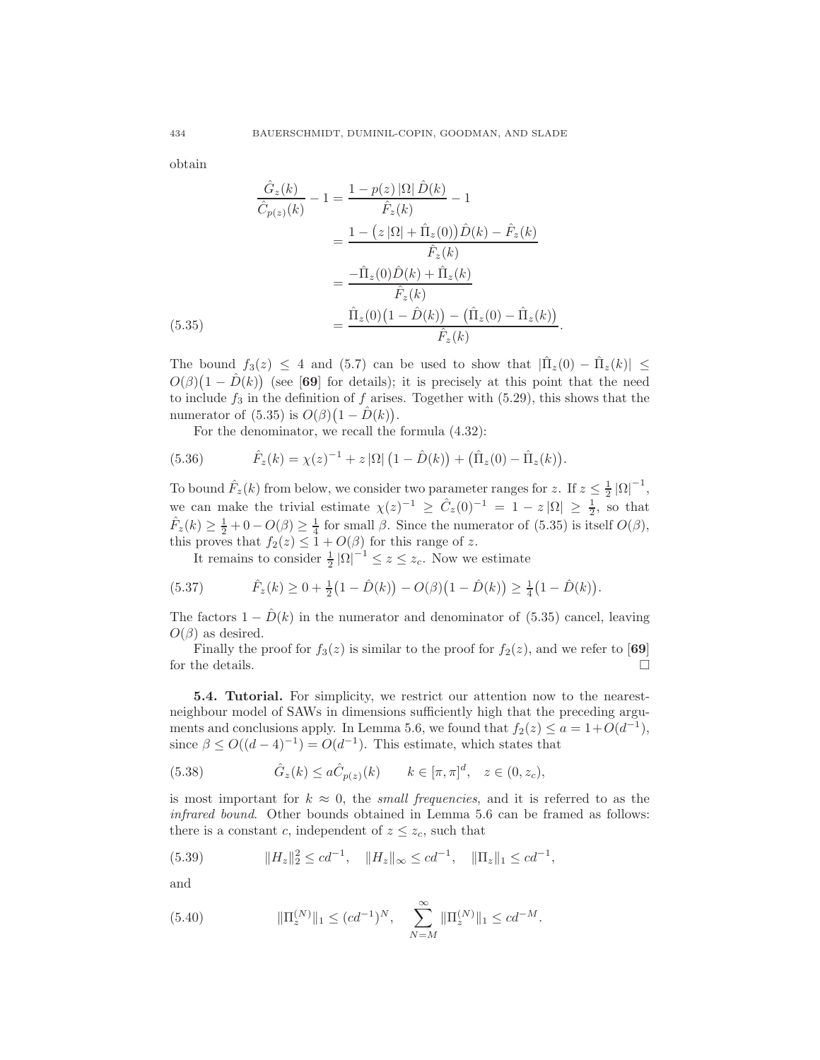obtain

$$
\begin{aligned}
\frac{\hat{G}_z(k)}{\hat{C}_{p(z)}(k)} - 1 &= \frac{1 - p(z)\,|\Omega|\,\hat{D}(k)}{\hat{F}_z(k)} - 1 \\
&= \frac{1 - \big(z\,|\Omega| + \hat{\Pi}_z(0)\big)\hat{D}(k) - \hat{F}_z(k)}{\hat{F}_z(k)} \\
&= \frac{-\hat{\Pi}_z(0)\hat{D}(k) + \hat{\Pi}_z(k)}{\hat{F}_z(k)} \\
&= \frac{\hat{\Pi}_z(0)\big(1-\hat{D}(k)\big) - \big(\hat{\Pi}_z(0) - \hat{\Pi}_z(k)\big)}{\hat{F}_z(k)}. \qquad (5.35)
\end{aligned}
$$

The bound $f_3(z) \le 4$ and (5.7) can be used to show that $|\hat{\Pi}_z(0) - \hat{\Pi}_z(k)| \le O(\beta)\big(1-\hat{D}(k)\big)$ (see [**69**] for details); it is precisely at this point that the need to include $f_3$ in the definition of $f$ arises. Together with (5.29), this shows that the numerator of (5.35) is $O(\beta)\big(1-\hat{D}(k)\big)$.

For the denominator, we recall the formula (4.32):

$$
\hat{F}_z(k) = \chi(z)^{-1} + z\,|\Omega|\,\big(1-\hat{D}(k)\big) + \big(\hat{\Pi}_z(0) - \hat{\Pi}_z(k)\big). \qquad (5.36)
$$

To bound $\hat{F}_z(k)$ from below, we consider two parameter ranges for $z$. If $z \le \frac{1}{2}|\Omega|^{-1}$, we can make the trivial estimate $\chi(z)^{-1} \ge \hat{C}_z(0)^{-1} = 1 - z\,|\Omega| \ge \frac{1}{2}$, so that $\hat{F}_z(k) \ge \frac{1}{2} + 0 - O(\beta) \ge \frac{1}{4}$ for small $\beta$. Since the numerator of (5.35) is itself $O(\beta)$, this proves that $f_2(z) \le 1 + O(\beta)$ for this range of $z$.

It remains to consider $\frac{1}{2}|\Omega|^{-1} \le z \le z_c$. Now we estimate

$$
\hat{F}_z(k) \ge 0 + \tfrac{1}{2}\big(1-\hat{D}(k)\big) - O(\beta)\big(1-\hat{D}(k)\big) \ge \tfrac{1}{4}\big(1-\hat{D}(k)\big). \qquad (5.37)
$$

The factors $1-\hat{D}(k)$ in the numerator and denominator of (5.35) cancel, leaving $O(\beta)$ as desired.

Finally the proof for $f_3(z)$ is similar to the proof for $f_2(z)$, and we refer to [**69**] for the details. □

**5.4. Tutorial.** For simplicity, we restrict our attention now to the nearest-neighbour model of SAWs in dimensions sufficiently high that the preceding arguments and conclusions apply. In Lemma 5.6, we found that $f_2(z) \le a = 1 + O(d^{-1})$, since $\beta \le O((d-4)^{-1}) = O(d^{-1})$. This estimate, which states that

$$
\hat{G}_z(k) \le a\hat{C}_{p(z)}(k) \qquad k \in [\pi,\pi]^d, \quad z \in (0, z_c), \qquad (5.38)
$$

is most important for $k \approx 0$, the *small frequencies*, and it is referred to as the *infrared bound*. Other bounds obtained in Lemma 5.6 can be framed as follows: there is a constant $c$, independent of $z \le z_c$, such that

$$
\|H_z\|_2^2 \le cd^{-1}, \quad \|H_z\|_\infty \le cd^{-1}, \quad \|\Pi_z\|_1 \le cd^{-1}, \qquad (5.39)
$$

and

$$
\|\Pi_z^{(N)}\|_1 \le (cd^{-1})^N, \quad \sum_{N=M}^{\infty} \|\Pi_z^{(N)}\|_1 \le cd^{-M}. \qquad (5.40)
$$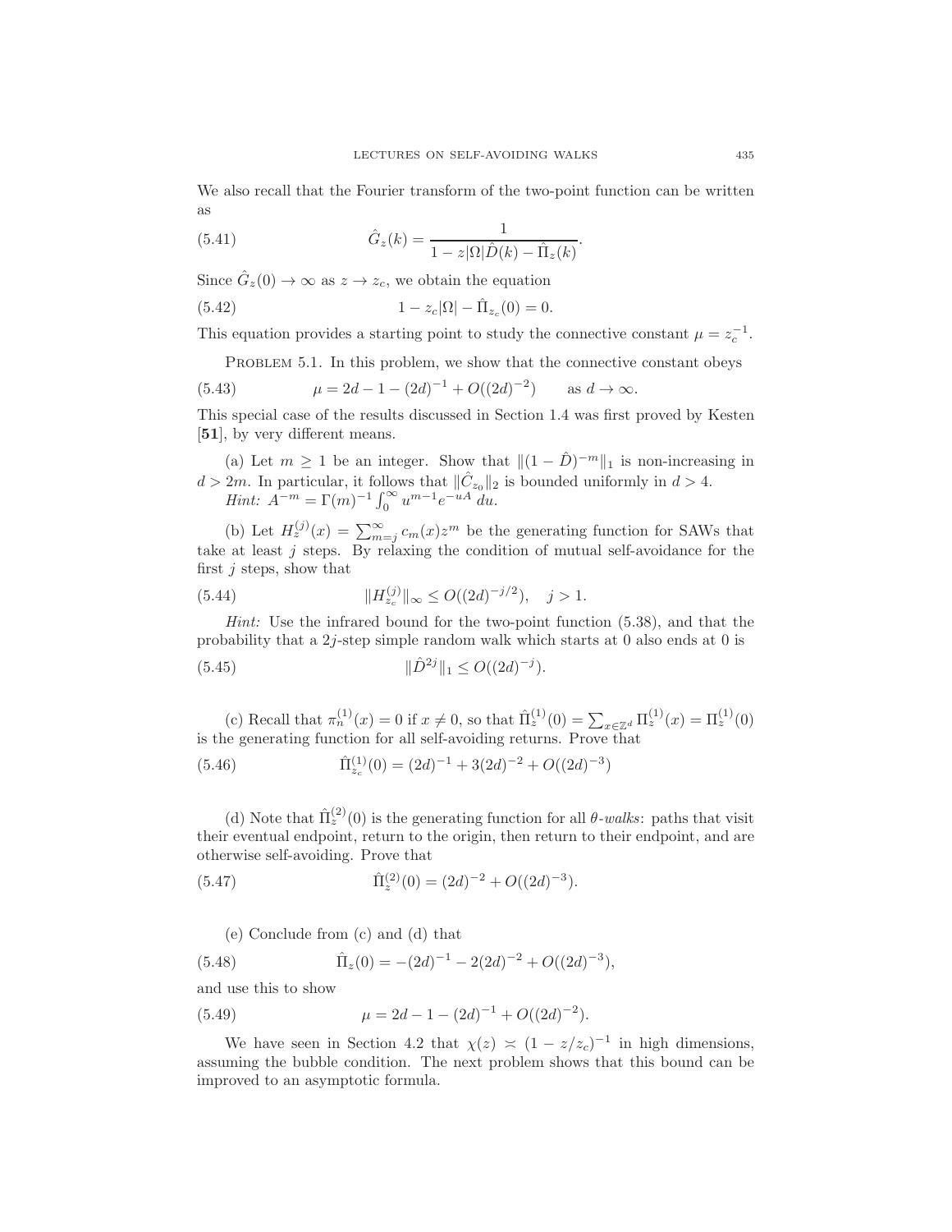We also recall that the Fourier transform of the two-point function can be written as

$$\hat{G}_z(k) = \frac{1}{1 - z|\Omega|\hat{D}(k) - \hat{\Pi}_z(k)}. \tag{5.41}$$

Since $\hat{G}_z(0) \to \infty$ as $z \to z_c$, we obtain the equation

$$1 - z_c|\Omega| - \hat{\Pi}_{z_c}(0) = 0. \tag{5.42}$$

This equation provides a starting point to study the connective constant $\mu = z_c^{-1}$.

Problem 5.1. In this problem, we show that the connective constant obeys

$$\mu = 2d - 1 - (2d)^{-1} + O((2d)^{-2}) \qquad \text{as } d \to \infty. \tag{5.43}$$

This special case of the results discussed in Section 1.4 was first proved by Kesten [**51**], by very different means.

(a) Let $m \geq 1$ be an integer. Show that $\|(1 - \hat{D})^{-m}\|_1$ is non-increasing in $d > 2m$. In particular, it follows that $\|\hat{C}_{z_0}\|_2$ is bounded uniformly in $d > 4$.
*Hint:* $A^{-m} = \Gamma(m)^{-1} \int_0^\infty u^{m-1} e^{-uA}\, du$.

(b) Let $H_z^{(j)}(x) = \sum_{m=j}^\infty c_m(x) z^m$ be the generating function for SAWs that take at least $j$ steps. By relaxing the condition of mutual self-avoidance for the first $j$ steps, show that

$$\|H_{z_c}^{(j)}\|_\infty \leq O((2d)^{-j/2}), \quad j > 1. \tag{5.44}$$

*Hint:* Use the infrared bound for the two-point function (5.38), and that the probability that a $2j$-step simple random walk which starts at 0 also ends at 0 is

$$\|\hat{D}^{2j}\|_1 \leq O((2d)^{-j}). \tag{5.45}$$

(c) Recall that $\pi_n^{(1)}(x) = 0$ if $x \neq 0$, so that $\hat{\Pi}_z^{(1)}(0) = \sum_{x \in \mathbb{Z}^d} \Pi_z^{(1)}(x) = \Pi_z^{(1)}(0)$ is the generating function for all self-avoiding returns. Prove that

$$\hat{\Pi}_{z_c}^{(1)}(0) = (2d)^{-1} + 3(2d)^{-2} + O((2d)^{-3}) \tag{5.46}$$

(d) Note that $\hat{\Pi}_z^{(2)}(0)$ is the generating function for all *$\theta$-walks*: paths that visit their eventual endpoint, return to the origin, then return to their endpoint, and are otherwise self-avoiding. Prove that

$$\hat{\Pi}_z^{(2)}(0) = (2d)^{-2} + O((2d)^{-3}). \tag{5.47}$$

(e) Conclude from (c) and (d) that

$$\hat{\Pi}_z(0) = -(2d)^{-1} - 2(2d)^{-2} + O((2d)^{-3}), \tag{5.48}$$

and use this to show

$$\mu = 2d - 1 - (2d)^{-1} + O((2d)^{-2}). \tag{5.49}$$

We have seen in Section 4.2 that $\chi(z) \asymp (1 - z/z_c)^{-1}$ in high dimensions, assuming the bubble condition. The next problem shows that this bound can be improved to an asymptotic formula.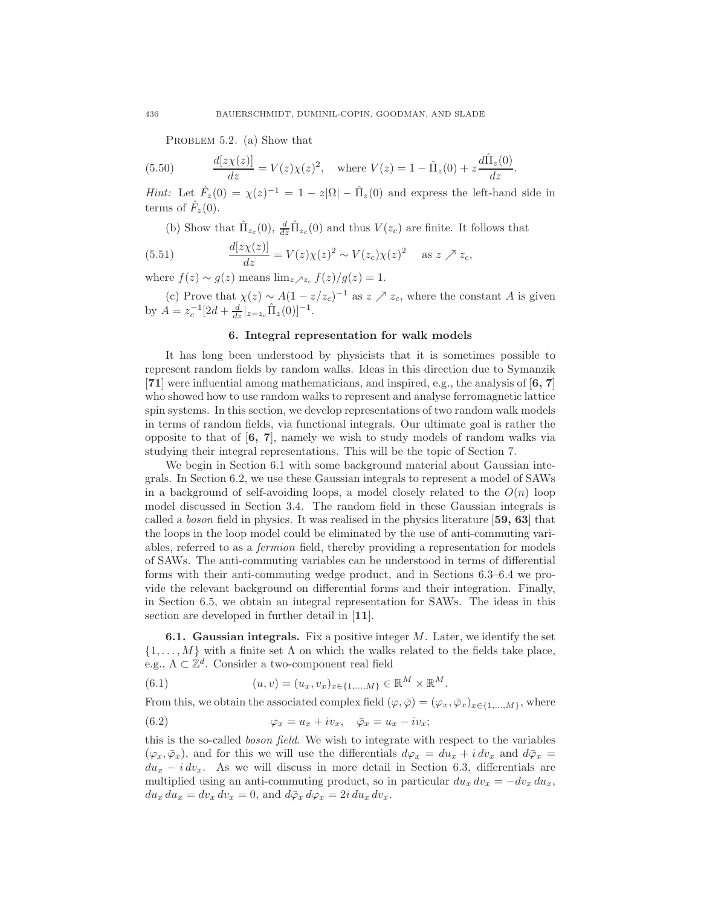Problem 5.2. (a) Show that

$$\frac{d[z\chi(z)]}{dz} = V(z)\chi(z)^2, \quad \text{where } V(z) = 1 - \hat{\Pi}_z(0) + z\frac{d\hat{\Pi}_z(0)}{dz}. \tag{5.50}$$

*Hint:* Let $\hat{F}_z(0) = \chi(z)^{-1} = 1 - z|\Omega| - \hat{\Pi}_z(0)$ and express the left-hand side in terms of $\hat{F}_z(0)$.

(b) Show that $\hat{\Pi}_{z_c}(0)$, $\frac{d}{dz}\hat{\Pi}_{z_c}(0)$ and thus $V(z_c)$ are finite. It follows that

$$\frac{d[z\chi(z)]}{dz} = V(z)\chi(z)^2 \sim V(z_c)\chi(z)^2 \quad \text{as } z \nearrow z_c, \tag{5.51}$$

where $f(z) \sim g(z)$ means $\lim_{z\nearrow z_c} f(z)/g(z) = 1$.

(c) Prove that $\chi(z) \sim A(1 - z/z_c)^{-1}$ as $z \nearrow z_c$, where the constant $A$ is given by $A = z_c^{-1}[2d + \frac{d}{dz}|_{z=z_c}\hat{\Pi}_z(0)]^{-1}$.

## 6. Integral representation for walk models

It has long been understood by physicists that it is sometimes possible to represent random fields by random walks. Ideas in this direction due to Symanzik [**71**] were influential among mathematicians, and inspired, e.g., the analysis of [**6, 7**] who showed how to use random walks to represent and analyse ferromagnetic lattice spin systems. In this section, we develop representations of two random walk models in terms of random fields, via functional integrals. Our ultimate goal is rather the opposite to that of [**6, 7**], namely we wish to study models of random walks via studying their integral representations. This will be the topic of Section 7.

We begin in Section 6.1 with some background material about Gaussian integrals. In Section 6.2, we use these Gaussian integrals to represent a model of SAWs in a background of self-avoiding loops, a model closely related to the $O(n)$ loop model discussed in Section 3.4. The random field in these Gaussian integrals is called a *boson* field in physics. It was realised in the physics literature [**59, 63**] that the loops in the loop model could be eliminated by the use of anti-commuting variables, referred to as a *fermion* field, thereby providing a representation for models of SAWs. The anti-commuting variables can be understood in terms of differential forms with their anti-commuting wedge product, and in Sections 6.3–6.4 we provide the relevant background on differential forms and their integration. Finally, in Section 6.5, we obtain an integral representation for SAWs. The ideas in this section are developed in further detail in [**11**].

**6.1. Gaussian integrals.** Fix a positive integer $M$. Later, we identify the set $\{1, \ldots, M\}$ with a finite set $\Lambda$ on which the walks related to the fields take place, e.g., $\Lambda \subset \mathbb{Z}^d$. Consider a two-component real field

$$(u, v) = (u_x, v_x)_{x\in\{1,\ldots,M\}} \in \mathbb{R}^M \times \mathbb{R}^M. \tag{6.1}$$

From this, we obtain the associated complex field $(\varphi, \bar{\varphi}) = (\varphi_x, \bar{\varphi}_x)_{x\in\{1,\ldots,M\}}$, where

$$\varphi_x = u_x + iv_x, \quad \bar{\varphi}_x = u_x - iv_x; \tag{6.2}$$

this is the so-called *boson field*. We wish to integrate with respect to the variables $(\varphi_x, \bar{\varphi}_x)$, and for this we will use the differentials $d\varphi_x = du_x + i\,dv_x$ and $d\bar{\varphi}_x = du_x - i\,dv_x$. As we will discuss in more detail in Section 6.3, differentials are multiplied using an anti-commuting product, so in particular $du_x\,dv_x = -dv_x\,du_x$, $du_x\,du_x = dv_x\,dv_x = 0$, and $d\bar{\varphi}_x\,d\varphi_x = 2i\,du_x\,dv_x$.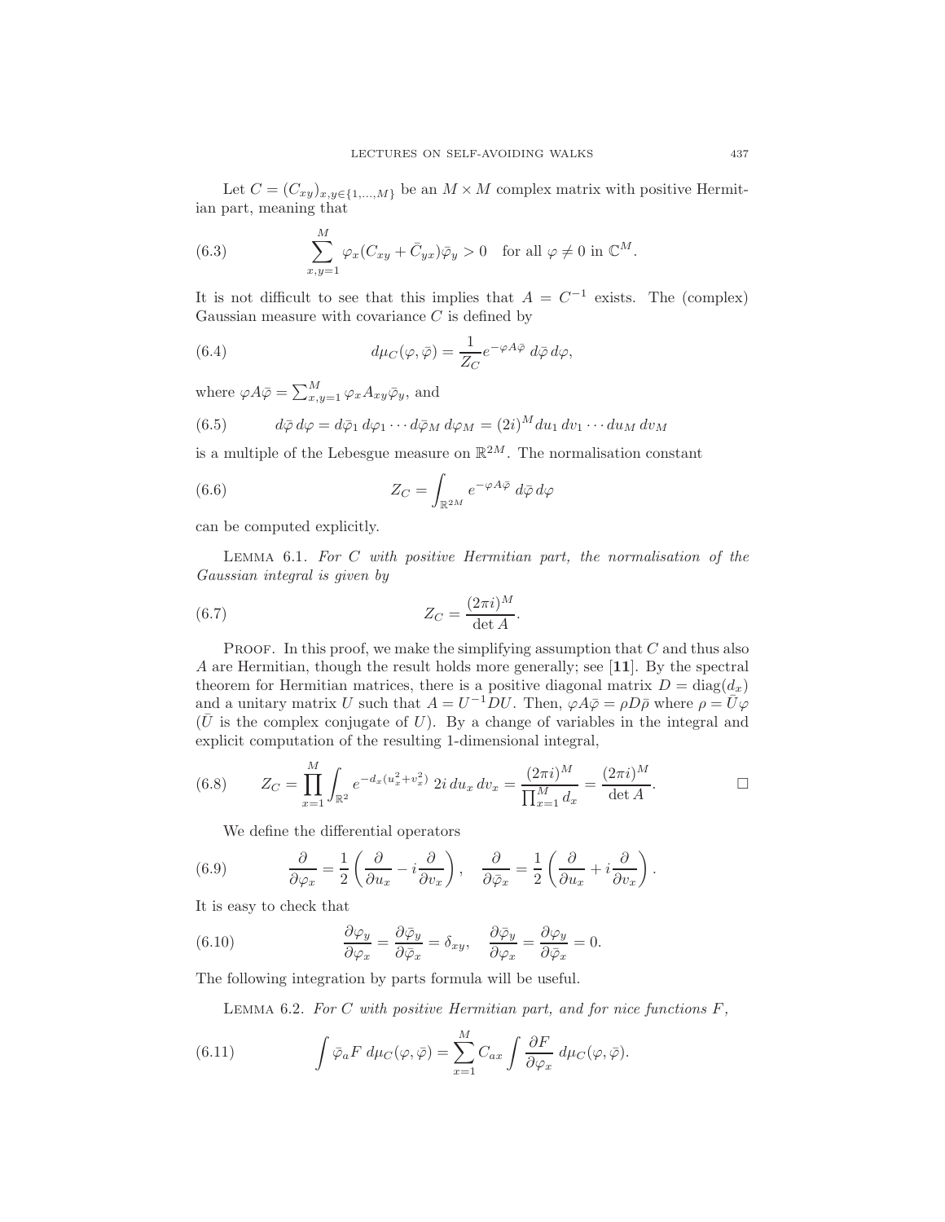Let $C = (C_{xy})_{x,y \in \{1,\ldots,M\}}$ be an $M \times M$ complex matrix with positive Hermitian part, meaning that

$$\sum_{x,y=1}^{M} \varphi_x (C_{xy} + \bar{C}_{yx}) \bar{\varphi}_y > 0 \quad \text{for all } \varphi \neq 0 \text{ in } \mathbb{C}^M. \tag{6.3}$$

It is not difficult to see that this implies that $A = C^{-1}$ exists. The (complex) Gaussian measure with covariance $C$ is defined by

$$d\mu_C(\varphi, \bar{\varphi}) = \frac{1}{Z_C} e^{-\varphi A \bar{\varphi}} \, d\bar{\varphi} \, d\varphi, \tag{6.4}$$

where $\varphi A \bar{\varphi} = \sum_{x,y=1}^{M} \varphi_x A_{xy} \bar{\varphi}_y$, and

$$d\bar{\varphi} \, d\varphi = d\bar{\varphi}_1 \, d\varphi_1 \cdots d\bar{\varphi}_M \, d\varphi_M = (2i)^M du_1 \, dv_1 \cdots du_M \, dv_M \tag{6.5}$$

is a multiple of the Lebesgue measure on $\mathbb{R}^{2M}$. The normalisation constant

$$Z_C = \int_{\mathbb{R}^{2M}} e^{-\varphi A \bar{\varphi}} \, d\bar{\varphi} \, d\varphi \tag{6.6}$$

can be computed explicitly.

Lemma 6.1. *For $C$ with positive Hermitian part, the normalisation of the Gaussian integral is given by*

$$Z_C = \frac{(2\pi i)^M}{\det A}. \tag{6.7}$$

Proof. In this proof, we make the simplifying assumption that $C$ and thus also $A$ are Hermitian, though the result holds more generally; see [**11**]. By the spectral theorem for Hermitian matrices, there is a positive diagonal matrix $D = \operatorname{diag}(d_x)$ and a unitary matrix $U$ such that $A = U^{-1} D U$. Then, $\varphi A \bar{\varphi} = \rho D \bar{\rho}$ where $\rho = \bar{U} \varphi$ ($\bar{U}$ is the complex conjugate of $U$). By a change of variables in the integral and explicit computation of the resulting 1-dimensional integral,

$$Z_C = \prod_{x=1}^{M} \int_{\mathbb{R}^2} e^{-d_x (u_x^2 + v_x^2)} \, 2i \, du_x \, dv_x = \frac{(2\pi i)^M}{\prod_{x=1}^{M} d_x} = \frac{(2\pi i)^M}{\det A}. \tag{6.8}$$

□

We define the differential operators

$$\frac{\partial}{\partial \varphi_x} = \frac{1}{2} \left( \frac{\partial}{\partial u_x} - i \frac{\partial}{\partial v_x} \right), \quad \frac{\partial}{\partial \bar{\varphi}_x} = \frac{1}{2} \left( \frac{\partial}{\partial u_x} + i \frac{\partial}{\partial v_x} \right). \tag{6.9}$$

It is easy to check that

$$\frac{\partial \varphi_y}{\partial \varphi_x} = \frac{\partial \bar{\varphi}_y}{\partial \bar{\varphi}_x} = \delta_{xy}, \quad \frac{\partial \bar{\varphi}_y}{\partial \varphi_x} = \frac{\partial \varphi_y}{\partial \bar{\varphi}_x} = 0. \tag{6.10}$$

The following integration by parts formula will be useful.

Lemma 6.2. *For $C$ with positive Hermitian part, and for nice functions $F$,*

$$\int \bar{\varphi}_a F \, d\mu_C(\varphi, \bar{\varphi}) = \sum_{x=1}^{M} C_{ax} \int \frac{\partial F}{\partial \varphi_x} \, d\mu_C(\varphi, \bar{\varphi}). \tag{6.11}$$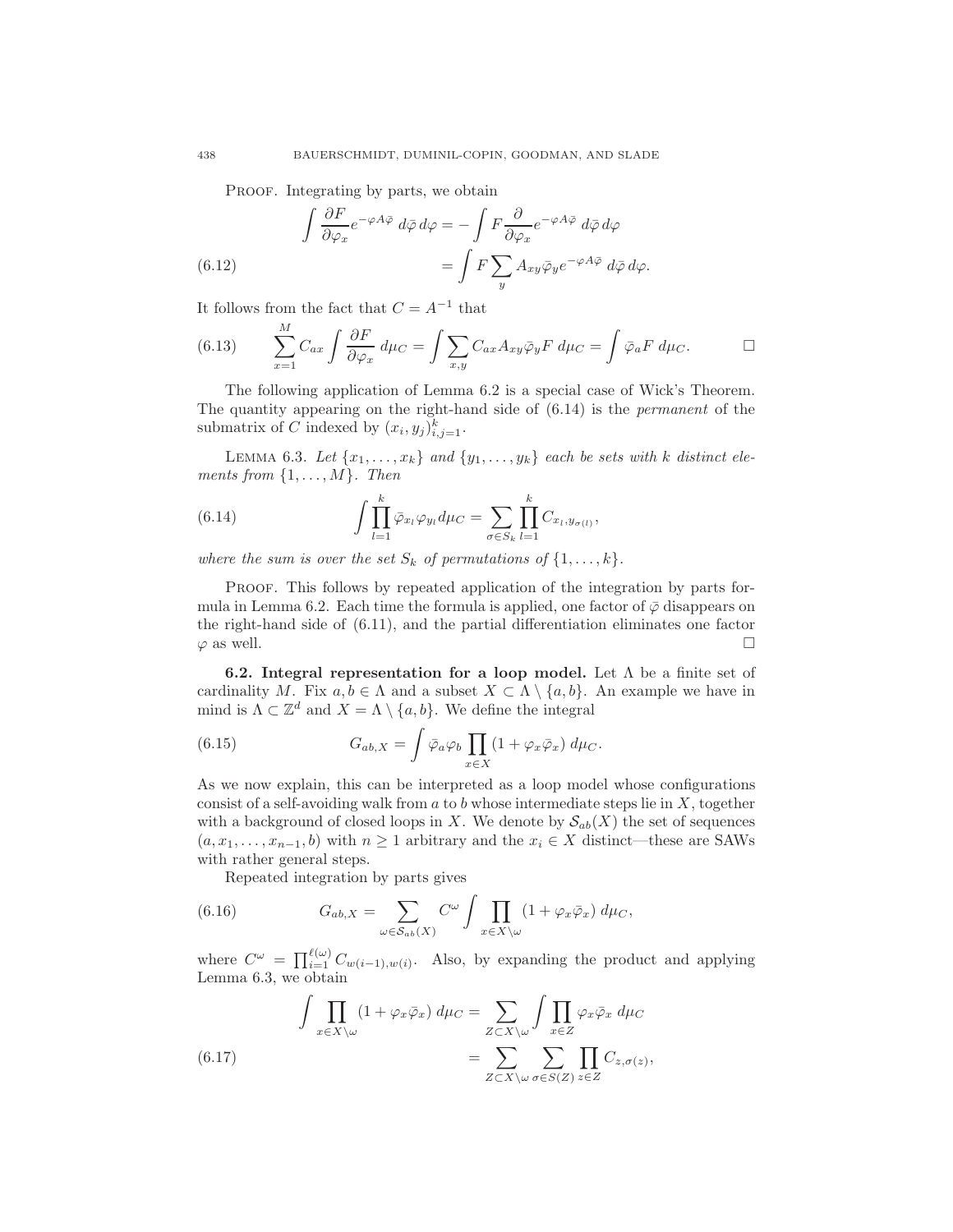PROOF. Integrating by parts, we obtain

$$\int \frac{\partial F}{\partial \varphi_x} e^{-\varphi A \bar{\varphi}} \, d\bar{\varphi} \, d\varphi = -\int F \frac{\partial}{\partial \varphi_x} e^{-\varphi A \bar{\varphi}} \, d\bar{\varphi} \, d\varphi$$

$$= \int F \sum_y A_{xy} \bar{\varphi}_y e^{-\varphi A \bar{\varphi}} \, d\bar{\varphi} \, d\varphi. \tag{6.12}$$

It follows from the fact that $C = A^{-1}$ that

$$\sum_{x=1}^{M} C_{ax} \int \frac{\partial F}{\partial \varphi_x} \, d\mu_C = \int \sum_{x,y} C_{ax} A_{xy} \bar{\varphi}_y F \, d\mu_C = \int \bar{\varphi}_a F \, d\mu_C. \tag{6.13}$$

□

The following application of Lemma 6.2 is a special case of Wick's Theorem. The quantity appearing on the right-hand side of (6.14) is the *permanent* of the submatrix of $C$ indexed by $(x_i, y_j)_{i,j=1}^k$.

LEMMA 6.3. *Let $\{x_1, \ldots, x_k\}$ and $\{y_1, \ldots, y_k\}$ each be sets with $k$ distinct elements from $\{1, \ldots, M\}$. Then*

$$\int \prod_{l=1}^{k} \bar{\varphi}_{x_l} \varphi_{y_l} d\mu_C = \sum_{\sigma \in S_k} \prod_{l=1}^{k} C_{x_l, y_{\sigma(l)}}, \tag{6.14}$$

*where the sum is over the set $S_k$ of permutations of $\{1, \ldots, k\}$.*

PROOF. This follows by repeated application of the integration by parts formula in Lemma 6.2. Each time the formula is applied, one factor of $\bar{\varphi}$ disappears on the right-hand side of (6.11), and the partial differentiation eliminates one factor $\varphi$ as well. □

**6.2. Integral representation for a loop model.** Let $\Lambda$ be a finite set of cardinality $M$. Fix $a, b \in \Lambda$ and a subset $X \subset \Lambda \setminus \{a, b\}$. An example we have in mind is $\Lambda \subset \mathbb{Z}^d$ and $X = \Lambda \setminus \{a, b\}$. We define the integral

$$G_{ab,X} = \int \bar{\varphi}_a \varphi_b \prod_{x \in X} (1 + \varphi_x \bar{\varphi}_x) \, d\mu_C. \tag{6.15}$$

As we now explain, this can be interpreted as a loop model whose configurations consist of a self-avoiding walk from $a$ to $b$ whose intermediate steps lie in $X$, together with a background of closed loops in $X$. We denote by $\mathcal{S}_{ab}(X)$ the set of sequences $(a, x_1, \ldots, x_{n-1}, b)$ with $n \geq 1$ arbitrary and the $x_i \in X$ distinct—these are SAWs with rather general steps.

Repeated integration by parts gives

$$G_{ab,X} = \sum_{\omega \in \mathcal{S}_{ab}(X)} C^{\omega} \int \prod_{x \in X \setminus \omega} (1 + \varphi_x \bar{\varphi}_x) \, d\mu_C, \tag{6.16}$$

where $C^{\omega} = \prod_{i=1}^{\ell(\omega)} C_{w(i-1), w(i)}$. Also, by expanding the product and applying Lemma 6.3, we obtain

$$\int \prod_{x \in X \setminus \omega} (1 + \varphi_x \bar{\varphi}_x) \, d\mu_C = \sum_{Z \subset X \setminus \omega} \int \prod_{x \in Z} \varphi_x \bar{\varphi}_x \, d\mu_C$$

$$= \sum_{Z \subset X \setminus \omega} \sum_{\sigma \in S(Z)} \prod_{z \in Z} C_{z, \sigma(z)}, \tag{6.17}$$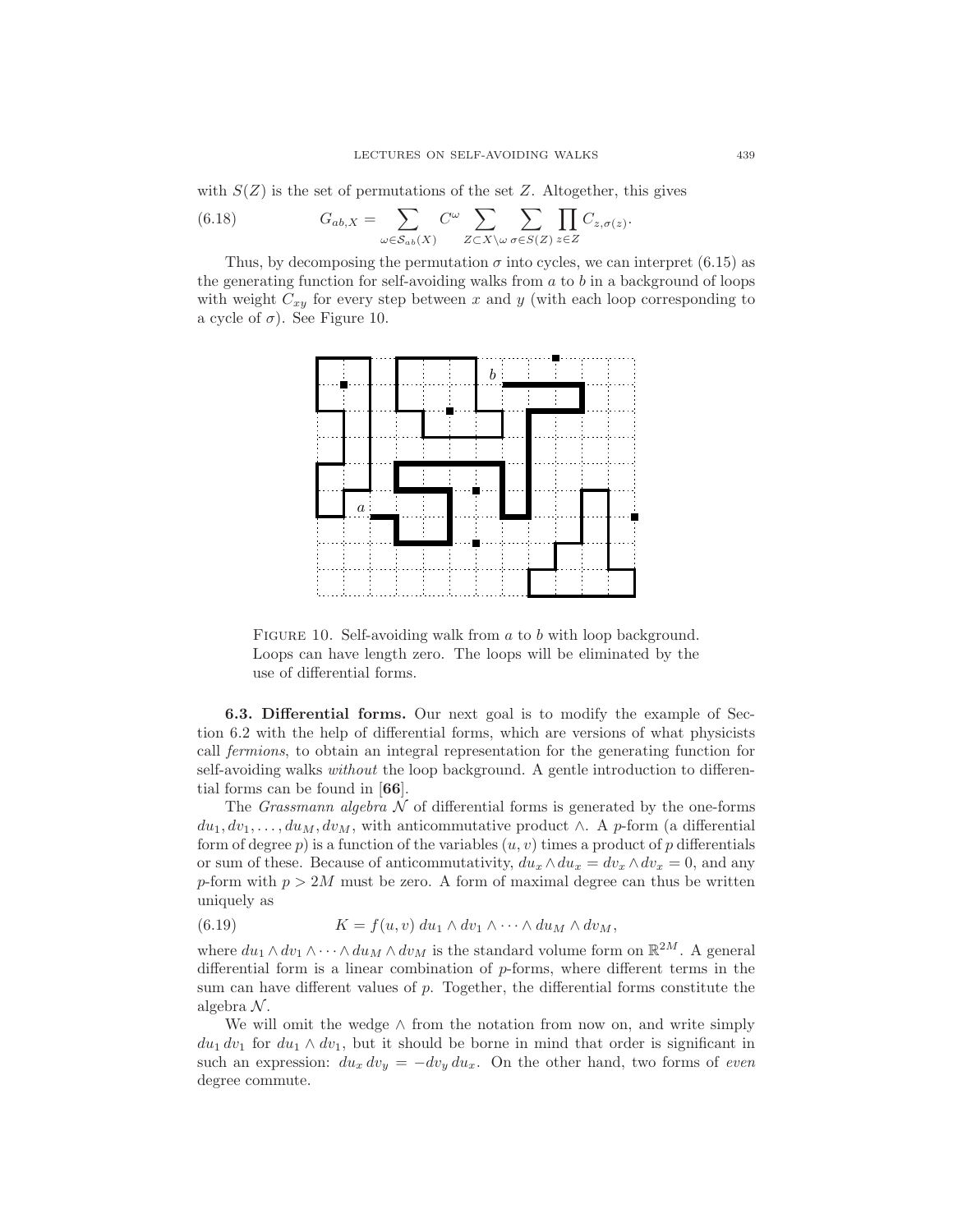with $S(Z)$ is the set of permutations of the set $Z$. Altogether, this gives

$$G_{ab,X} = \sum_{\omega \in \mathcal{S}_{ab}(X)} C^{\omega} \sum_{Z \subset X \setminus \omega} \sum_{\sigma \in S(Z)} \prod_{z \in Z} C_{z,\sigma(z)}. \tag{6.18}$$

Thus, by decomposing the permutation $\sigma$ into cycles, we can interpret (6.15) as the generating function for self-avoiding walks from $a$ to $b$ in a background of loops with weight $C_{xy}$ for every step between $x$ and $y$ (with each loop corresponding to a cycle of $\sigma$). See Figure 10.

FIGURE 10. Self-avoiding walk from $a$ to $b$ with loop background. Loops can have length zero. The loops will be eliminated by the use of differential forms.

**6.3. Differential forms.** Our next goal is to modify the example of Section 6.2 with the help of differential forms, which are versions of what physicists call *fermions*, to obtain an integral representation for the generating function for self-avoiding walks *without* the loop background. A gentle introduction to differential forms can be found in [**66**].

The *Grassmann algebra* $\mathcal{N}$ of differential forms is generated by the one-forms $du_1, dv_1, \ldots, du_M, dv_M$, with anticommutative product $\wedge$. A $p$-form (a differential form of degree $p$) is a function of the variables $(u, v)$ times a product of $p$ differentials or sum of these. Because of anticommutativity, $du_x \wedge du_x = dv_x \wedge dv_x = 0$, and any $p$-form with $p > 2M$ must be zero. A form of maximal degree can thus be written uniquely as

$$K = f(u, v)\, du_1 \wedge dv_1 \wedge \cdots \wedge du_M \wedge dv_M, \tag{6.19}$$

where $du_1 \wedge dv_1 \wedge \cdots \wedge du_M \wedge dv_M$ is the standard volume form on $\mathbb{R}^{2M}$. A general differential form is a linear combination of $p$-forms, where different terms in the sum can have different values of $p$. Together, the differential forms constitute the algebra $\mathcal{N}$.

We will omit the wedge $\wedge$ from the notation from now on, and write simply $du_1\, dv_1$ for $du_1 \wedge dv_1$, but it should be borne in mind that order is significant in such an expression: $du_x\, dv_y = -dv_y\, du_x$. On the other hand, two forms of *even* degree commute.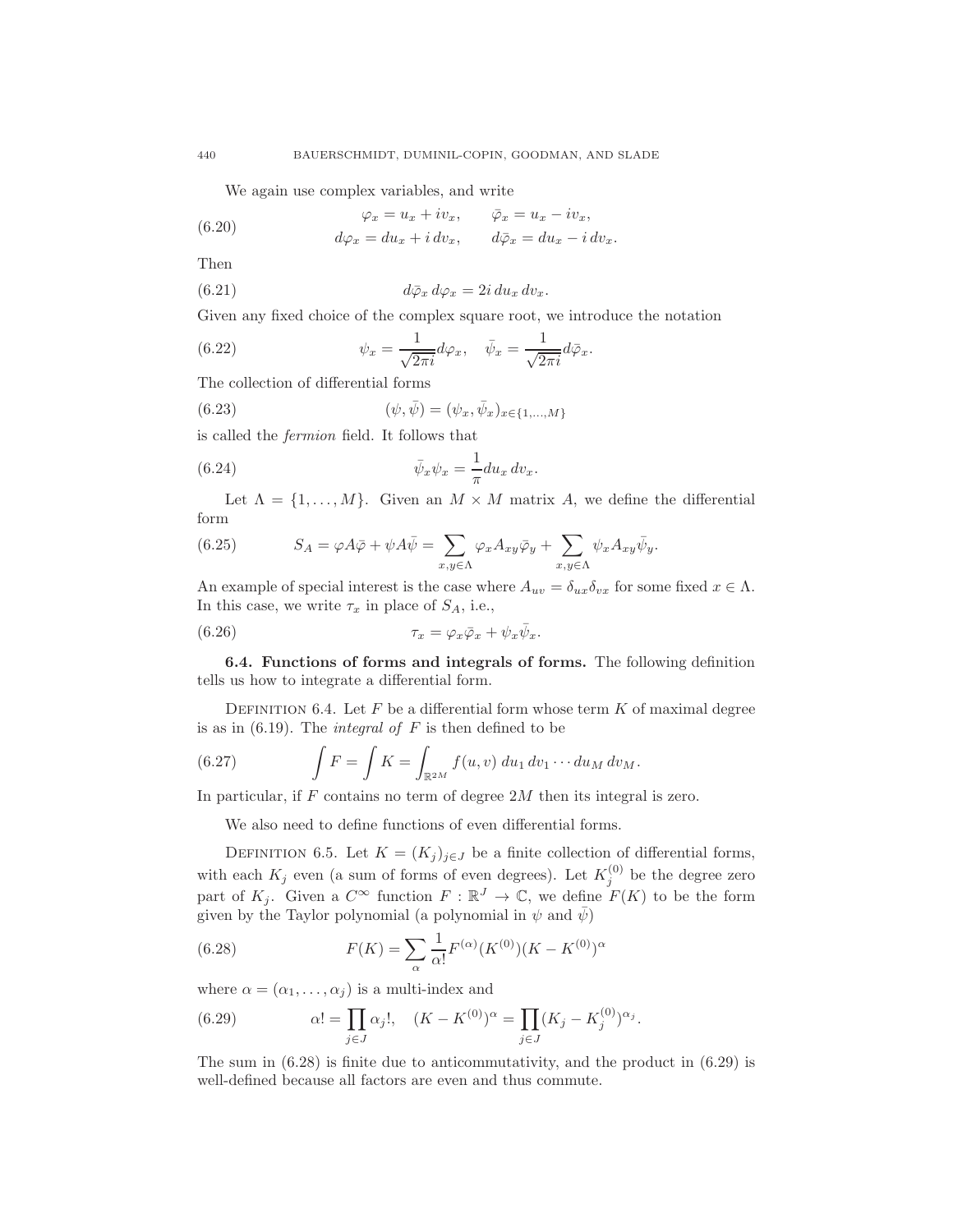We again use complex variables, and write

$$\varphi_x = u_x + iv_x, \qquad \bar\varphi_x = u_x - iv_x, \tag{6.20}$$
$$d\varphi_x = du_x + i\,dv_x, \qquad d\bar\varphi_x = du_x - i\,dv_x.$$

Then

$$d\bar\varphi_x \, d\varphi_x = 2i \, du_x \, dv_x. \tag{6.21}$$

Given any fixed choice of the complex square root, we introduce the notation

$$\psi_x = \frac{1}{\sqrt{2\pi i}} d\varphi_x, \quad \bar\psi_x = \frac{1}{\sqrt{2\pi i}} d\bar\varphi_x. \tag{6.22}$$

The collection of differential forms

$$(\psi, \bar\psi) = (\psi_x, \bar\psi_x)_{x \in \{1,\dots,M\}} \tag{6.23}$$

is called the *fermion* field. It follows that

$$\bar\psi_x \psi_x = \frac{1}{\pi} du_x \, dv_x. \tag{6.24}$$

Let $\Lambda = \{1, \dots, M\}$. Given an $M \times M$ matrix $A$, we define the differential form

$$S_A = \varphi A \bar\varphi + \psi A \bar\psi = \sum_{x,y \in \Lambda} \varphi_x A_{xy} \bar\varphi_y + \sum_{x,y \in \Lambda} \psi_x A_{xy} \bar\psi_y. \tag{6.25}$$

An example of special interest is the case where $A_{uv} = \delta_{ux}\delta_{vx}$ for some fixed $x \in \Lambda$. In this case, we write $\tau_x$ in place of $S_A$, i.e.,

$$\tau_x = \varphi_x \bar\varphi_x + \psi_x \bar\psi_x. \tag{6.26}$$

**6.4. Functions of forms and integrals of forms.** The following definition tells us how to integrate a differential form.

Definition 6.4. Let $F$ be a differential form whose term $K$ of maximal degree is as in (6.19). The *integral of* $F$ is then defined to be

$$\int F = \int K = \int_{\mathbb{R}^{2M}} f(u,v) \, du_1 \, dv_1 \cdots du_M \, dv_M. \tag{6.27}$$

In particular, if $F$ contains no term of degree $2M$ then its integral is zero.

We also need to define functions of even differential forms.

Definition 6.5. Let $K = (K_j)_{j \in J}$ be a finite collection of differential forms, with each $K_j$ even (a sum of forms of even degrees). Let $K_j^{(0)}$ be the degree zero part of $K_j$. Given a $C^\infty$ function $F : \mathbb{R}^J \to \mathbb{C}$, we define $F(K)$ to be the form given by the Taylor polynomial (a polynomial in $\psi$ and $\bar\psi$)

$$F(K) = \sum_\alpha \frac{1}{\alpha!} F^{(\alpha)}(K^{(0)})(K - K^{(0)})^\alpha \tag{6.28}$$

where $\alpha = (\alpha_1, \dots, \alpha_j)$ is a multi-index and

$$\alpha! = \prod_{j \in J} \alpha_j!, \quad (K - K^{(0)})^\alpha = \prod_{j \in J} (K_j - K_j^{(0)})^{\alpha_j}. \tag{6.29}$$

The sum in (6.28) is finite due to anticommutativity, and the product in (6.29) is well-defined because all factors are even and thus commute.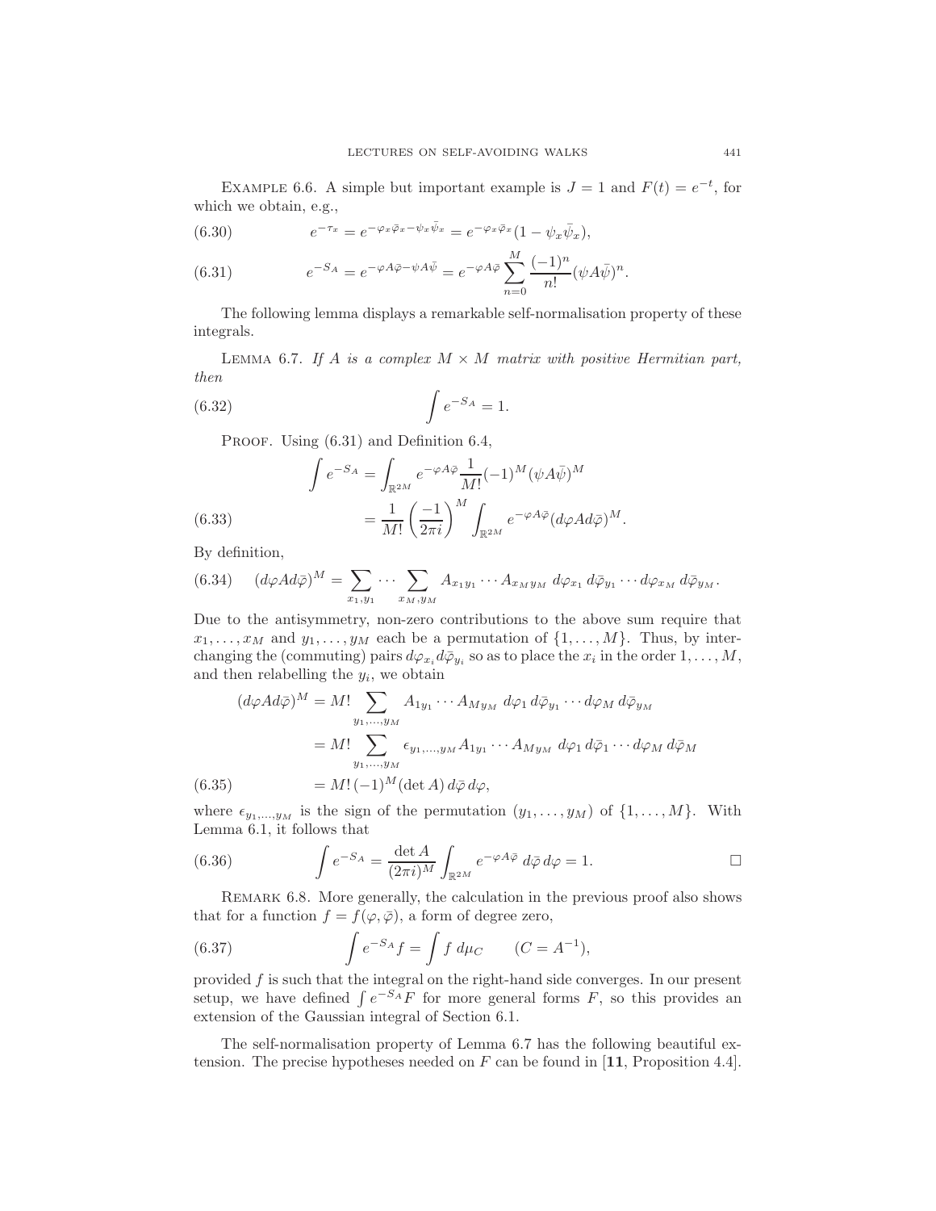Example 6.6. A simple but important example is $J = 1$ and $F(t) = e^{-t}$, for which we obtain, e.g.,

$$e^{-\tau_x} = e^{-\varphi_x\bar{\varphi}_x - \psi_x\bar{\psi}_x} = e^{-\varphi_x\bar{\varphi}_x}(1 - \psi_x\bar{\psi}_x), \tag{6.30}$$

$$e^{-S_A} = e^{-\varphi A\bar{\varphi} - \psi A\bar{\psi}} = e^{-\varphi A\bar{\varphi}} \sum_{n=0}^{M} \frac{(-1)^n}{n!}(\psi A\bar{\psi})^n. \tag{6.31}$$

The following lemma displays a remarkable self-normalisation property of these integrals.

Lemma 6.7. *If $A$ is a complex $M \times M$ matrix with positive Hermitian part, then*

$$\int e^{-S_A} = 1. \tag{6.32}$$

Proof. Using (6.31) and Definition 6.4,

$$\begin{aligned} \int e^{-S_A} &= \int_{\mathbb{R}^{2M}} e^{-\varphi A\bar{\varphi}} \frac{1}{M!}(-1)^M(\psi A\bar{\psi})^M \\ &= \frac{1}{M!}\left(\frac{-1}{2\pi i}\right)^M \int_{\mathbb{R}^{2M}} e^{-\varphi A\bar{\varphi}}(d\varphi A d\bar{\varphi})^M. \end{aligned} \tag{6.33}$$

By definition,

$$(d\varphi A d\bar{\varphi})^M = \sum_{x_1,y_1} \cdots \sum_{x_M,y_M} A_{x_1y_1} \cdots A_{x_My_M}\, d\varphi_{x_1}\, d\bar{\varphi}_{y_1} \cdots d\varphi_{x_M}\, d\bar{\varphi}_{y_M}. \tag{6.34}$$

Due to the antisymmetry, non-zero contributions to the above sum require that $x_1, \ldots, x_M$ and $y_1, \ldots, y_M$ each be a permutation of $\{1, \ldots, M\}$. Thus, by interchanging the (commuting) pairs $d\varphi_{x_i} d\bar{\varphi}_{y_i}$ so as to place the $x_i$ in the order $1, \ldots, M$, and then relabelling the $y_i$, we obtain

$$\begin{aligned} (d\varphi A d\bar{\varphi})^M &= M! \sum_{y_1,\ldots,y_M} A_{1y_1} \cdots A_{My_M}\, d\varphi_1\, d\bar{\varphi}_{y_1} \cdots d\varphi_M\, d\bar{\varphi}_{y_M} \\ &= M! \sum_{y_1,\ldots,y_M} \epsilon_{y_1,\ldots,y_M} A_{1y_1} \cdots A_{My_M}\, d\varphi_1\, d\bar{\varphi}_1 \cdots d\varphi_M\, d\bar{\varphi}_M \\ &= M!\,(-1)^M(\det A)\, d\bar{\varphi}\, d\varphi, \end{aligned} \tag{6.35}$$

where $\epsilon_{y_1,\ldots,y_M}$ is the sign of the permutation $(y_1, \ldots, y_M)$ of $\{1, \ldots, M\}$. With Lemma 6.1, it follows that

$$\int e^{-S_A} = \frac{\det A}{(2\pi i)^M} \int_{\mathbb{R}^{2M}} e^{-\varphi A\bar{\varphi}}\, d\bar{\varphi}\, d\varphi = 1. \tag{6.36}$$

□

Remark 6.8. More generally, the calculation in the previous proof also shows that for a function $f = f(\varphi, \bar{\varphi})$, a form of degree zero,

$$\int e^{-S_A} f = \int f\, d\mu_C \qquad (C = A^{-1}), \tag{6.37}$$

provided $f$ is such that the integral on the right-hand side converges. In our present setup, we have defined $\int e^{-S_A} F$ for more general forms $F$, so this provides an extension of the Gaussian integral of Section 6.1.

The self-normalisation property of Lemma 6.7 has the following beautiful extension. The precise hypotheses needed on $F$ can be found in [**11**, Proposition 4.4].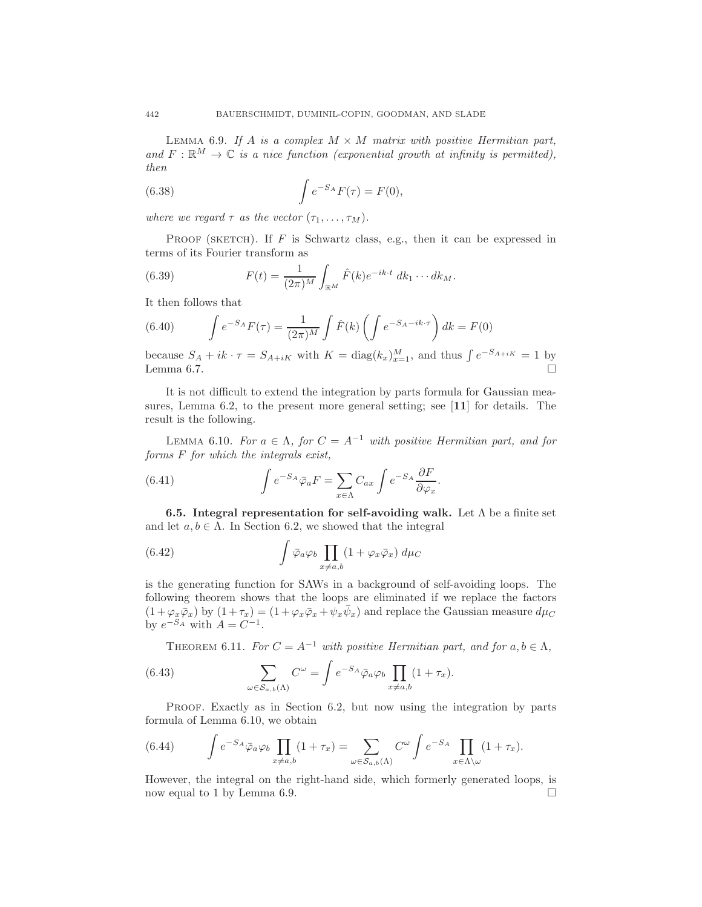LEMMA 6.9. *If $A$ is a complex $M \times M$ matrix with positive Hermitian part, and $F : \mathbb{R}^M \to \mathbb{C}$ is a nice function (exponential growth at infinity is permitted), then*

$$\int e^{-S_A} F(\tau) = F(0), \tag{6.38}$$

*where we regard $\tau$ as the vector $(\tau_1, \ldots, \tau_M)$.*

PROOF (SKETCH). If $F$ is Schwartz class, e.g., then it can be expressed in terms of its Fourier transform as

$$F(t) = \frac{1}{(2\pi)^M} \int_{\mathbb{R}^M} \hat{F}(k) e^{-ik \cdot t} \, dk_1 \cdots dk_M. \tag{6.39}$$

It then follows that

$$\int e^{-S_A} F(\tau) = \frac{1}{(2\pi)^M} \int \hat{F}(k) \left( \int e^{-S_A - ik \cdot \tau} \right) dk = F(0) \tag{6.40}$$

because $S_A + ik \cdot \tau = S_{A+iK}$ with $K = \mathrm{diag}(k_x)_{x=1}^M$, and thus $\int e^{-S_{A+iK}} = 1$ by Lemma 6.7. $\square$

It is not difficult to extend the integration by parts formula for Gaussian measures, Lemma 6.2, to the present more general setting; see [**11**] for details. The result is the following.

LEMMA 6.10. *For $a \in \Lambda$, for $C = A^{-1}$ with positive Hermitian part, and for forms $F$ for which the integrals exist,*

$$\int e^{-S_A} \bar{\varphi}_a F = \sum_{x \in \Lambda} C_{ax} \int e^{-S_A} \frac{\partial F}{\partial \varphi_x}. \tag{6.41}$$

**6.5. Integral representation for self-avoiding walk.** Let $\Lambda$ be a finite set and let $a, b \in \Lambda$. In Section 6.2, we showed that the integral

$$\int \bar{\varphi}_a \varphi_b \prod_{x \neq a,b} (1 + \varphi_x \bar{\varphi}_x) \, d\mu_C \tag{6.42}$$

is the generating function for SAWs in a background of self-avoiding loops. The following theorem shows that the loops are eliminated if we replace the factors $(1 + \varphi_x \bar{\varphi}_x)$ by $(1 + \tau_x) = (1 + \varphi_x \bar{\varphi}_x + \psi_x \bar{\psi}_x)$ and replace the Gaussian measure $d\mu_C$ by $e^{-S_A}$ with $A = C^{-1}$.

THEOREM 6.11. *For $C = A^{-1}$ with positive Hermitian part, and for $a, b \in \Lambda$,*

$$\sum_{\omega \in \mathcal{S}_{a,b}(\Lambda)} C^\omega = \int e^{-S_A} \bar{\varphi}_a \varphi_b \prod_{x \neq a,b} (1 + \tau_x). \tag{6.43}$$

PROOF. Exactly as in Section 6.2, but now using the integration by parts formula of Lemma 6.10, we obtain

$$\int e^{-S_A} \bar{\varphi}_a \varphi_b \prod_{x \neq a,b} (1 + \tau_x) = \sum_{\omega \in \mathcal{S}_{a,b}(\Lambda)} C^\omega \int e^{-S_A} \prod_{x \in \Lambda \setminus \omega} (1 + \tau_x). \tag{6.44}$$

However, the integral on the right-hand side, which formerly generated loops, is now equal to 1 by Lemma 6.9. $\square$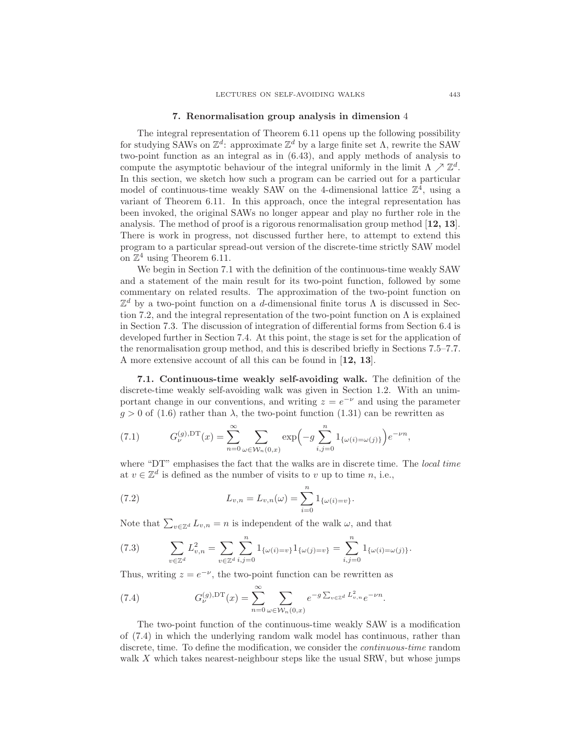## 7. Renormalisation group analysis in dimension 4

The integral representation of Theorem 6.11 opens up the following possibility for studying SAWs on $\mathbb{Z}^d$: approximate $\mathbb{Z}^d$ by a large finite set $\Lambda$, rewrite the SAW two-point function as an integral as in (6.43), and apply methods of analysis to compute the asymptotic behaviour of the integral uniformly in the limit $\Lambda \nearrow \mathbb{Z}^d$. In this section, we sketch how such a program can be carried out for a particular model of continuous-time weakly SAW on the 4-dimensional lattice $\mathbb{Z}^4$, using a variant of Theorem 6.11. In this approach, once the integral representation has been invoked, the original SAWs no longer appear and play no further role in the analysis. The method of proof is a rigorous renormalisation group method [**12, 13**]. There is work in progress, not discussed further here, to attempt to extend this program to a particular spread-out version of the discrete-time strictly SAW model on $\mathbb{Z}^4$ using Theorem 6.11.

We begin in Section 7.1 with the definition of the continuous-time weakly SAW and a statement of the main result for its two-point function, followed by some commentary on related results. The approximation of the two-point function on $\mathbb{Z}^d$ by a two-point function on a $d$-dimensional finite torus $\Lambda$ is discussed in Section 7.2, and the integral representation of the two-point function on $\Lambda$ is explained in Section 7.3. The discussion of integration of differential forms from Section 6.4 is developed further in Section 7.4. At this point, the stage is set for the application of the renormalisation group method, and this is described briefly in Sections 7.5–7.7. A more extensive account of all this can be found in [**12, 13**].

**7.1. Continuous-time weakly self-avoiding walk.** The definition of the discrete-time weakly self-avoiding walk was given in Section 1.2. With an unimportant change in our conventions, and writing $z = e^{-\nu}$ and using the parameter $g > 0$ of (1.6) rather than $\lambda$, the two-point function (1.31) can be rewritten as

$$G_\nu^{(g),\mathrm{DT}}(x) = \sum_{n=0}^{\infty} \sum_{\omega \in \mathcal{W}_n(0,x)} \exp\Big(-g \sum_{i,j=0}^{n} 1_{\{\omega(i)=\omega(j)\}}\Big) e^{-\nu n}, \tag{7.1}$$

where "DT" emphasises the fact that the walks are in discrete time. The *local time* at $v \in \mathbb{Z}^d$ is defined as the number of visits to $v$ up to time $n$, i.e.,

$$L_{v,n} = L_{v,n}(\omega) = \sum_{i=0}^{n} 1_{\{\omega(i)=v\}}. \tag{7.2}$$

Note that $\sum_{v\in\mathbb{Z}^d} L_{v,n} = n$ is independent of the walk $\omega$, and that

$$\sum_{v\in\mathbb{Z}^d} L_{v,n}^2 = \sum_{v\in\mathbb{Z}^d} \sum_{i,j=0}^{n} 1_{\{\omega(i)=v\}} 1_{\{\omega(j)=v\}} = \sum_{i,j=0}^{n} 1_{\{\omega(i)=\omega(j)\}}. \tag{7.3}$$

Thus, writing $z = e^{-\nu}$, the two-point function can be rewritten as

$$G_\nu^{(g),\mathrm{DT}}(x) = \sum_{n=0}^{\infty} \sum_{\omega \in \mathcal{W}_n(0,x)} e^{-g\sum_{v\in\mathbb{Z}^d} L_{v,n}^2} e^{-\nu n}. \tag{7.4}$$

The two-point function of the continuous-time weakly SAW is a modification of (7.4) in which the underlying random walk model has continuous, rather than discrete, time. To define the modification, we consider the *continuous-time* random walk $X$ which takes nearest-neighbour steps like the usual SRW, but whose jumps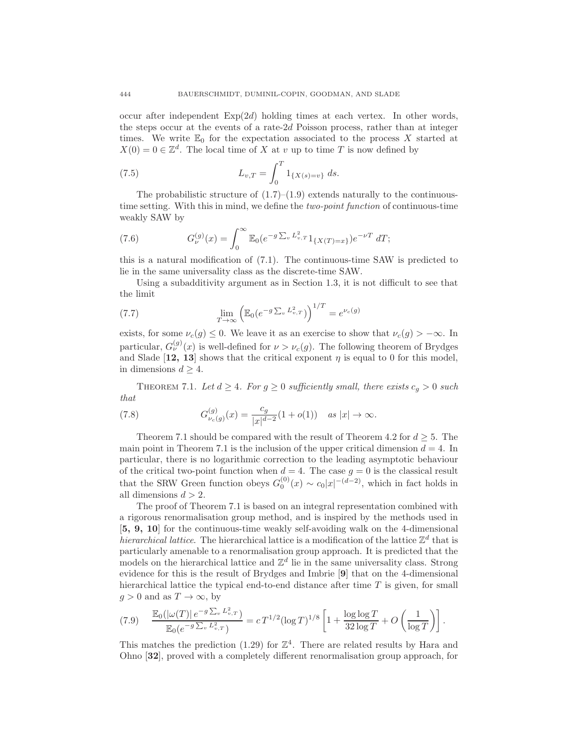occur after independent Exp($2d$) holding times at each vertex. In other words, the steps occur at the events of a rate-$2d$ Poisson process, rather than at integer times. We write $\mathbb{E}_0$ for the expectation associated to the process $X$ started at $X(0) = 0 \in \mathbb{Z}^d$. The local time of $X$ at $v$ up to time $T$ is now defined by

$$L_{v,T} = \int_0^T 1_{\{X(s)=v\}} \, ds. \tag{7.5}$$

The probabilistic structure of (1.7)–(1.9) extends naturally to the continuous-time setting. With this in mind, we define the *two-point function* of continuous-time weakly SAW by

$$G_\nu^{(g)}(x) = \int_0^\infty \mathbb{E}_0(e^{-g\sum_v L_{v,T}^2} 1_{\{X(T)=x\}}) e^{-\nu T} \, dT; \tag{7.6}$$

this is a natural modification of (7.1). The continuous-time SAW is predicted to lie in the same universality class as the discrete-time SAW.

Using a subadditivity argument as in Section 1.3, it is not difficult to see that the limit

$$\lim_{T\to\infty} \left(\mathbb{E}_0(e^{-g\sum_v L_{v,T}^2})\right)^{1/T} = e^{\nu_c(g)} \tag{7.7}$$

exists, for some $\nu_c(g) \le 0$. We leave it as an exercise to show that $\nu_c(g) > -\infty$. In particular, $G_\nu^{(g)}(x)$ is well-defined for $\nu > \nu_c(g)$. The following theorem of Brydges and Slade [**12, 13**] shows that the critical exponent $\eta$ is equal to 0 for this model, in dimensions $d \ge 4$.

Theorem 7.1. *Let $d \ge 4$. For $g \ge 0$ sufficiently small, there exists $c_g > 0$ such that*

$$G_{\nu_c(g)}^{(g)}(x) = \frac{c_g}{|x|^{d-2}}(1 + o(1)) \quad \text{as } |x| \to \infty. \tag{7.8}$$

Theorem 7.1 should be compared with the result of Theorem 4.2 for $d \ge 5$. The main point in Theorem 7.1 is the inclusion of the upper critical dimension $d = 4$. In particular, there is no logarithmic correction to the leading asymptotic behaviour of the critical two-point function when $d = 4$. The case $g = 0$ is the classical result that the SRW Green function obeys $G_0^{(0)}(x) \sim c_0|x|^{-(d-2)}$, which in fact holds in all dimensions $d > 2$.

The proof of Theorem 7.1 is based on an integral representation combined with a rigorous renormalisation group method, and is inspired by the methods used in [**5, 9, 10**] for the continuous-time weakly self-avoiding walk on the 4-dimensional *hierarchical lattice*. The hierarchical lattice is a modification of the lattice $\mathbb{Z}^d$ that is particularly amenable to a renormalisation group approach. It is predicted that the models on the hierarchical lattice and $\mathbb{Z}^d$ lie in the same universality class. Strong evidence for this is the result of Brydges and Imbrie [**9**] that on the 4-dimensional hierarchical lattice the typical end-to-end distance after time $T$ is given, for small $g > 0$ and as $T \to \infty$, by

$$\frac{\mathbb{E}_0(|\omega(T)|\, e^{-g\sum_v L_{v,T}^2})}{\mathbb{E}_0(e^{-g\sum_v L_{v,T}^2})} = c\, T^{1/2}(\log T)^{1/8}\left[1 + \frac{\log\log T}{32\log T} + O\left(\frac{1}{\log T}\right)\right]. \tag{7.9}$$

This matches the prediction (1.29) for $\mathbb{Z}^4$. There are related results by Hara and Ohno [**32**], proved with a completely different renormalisation group approach, for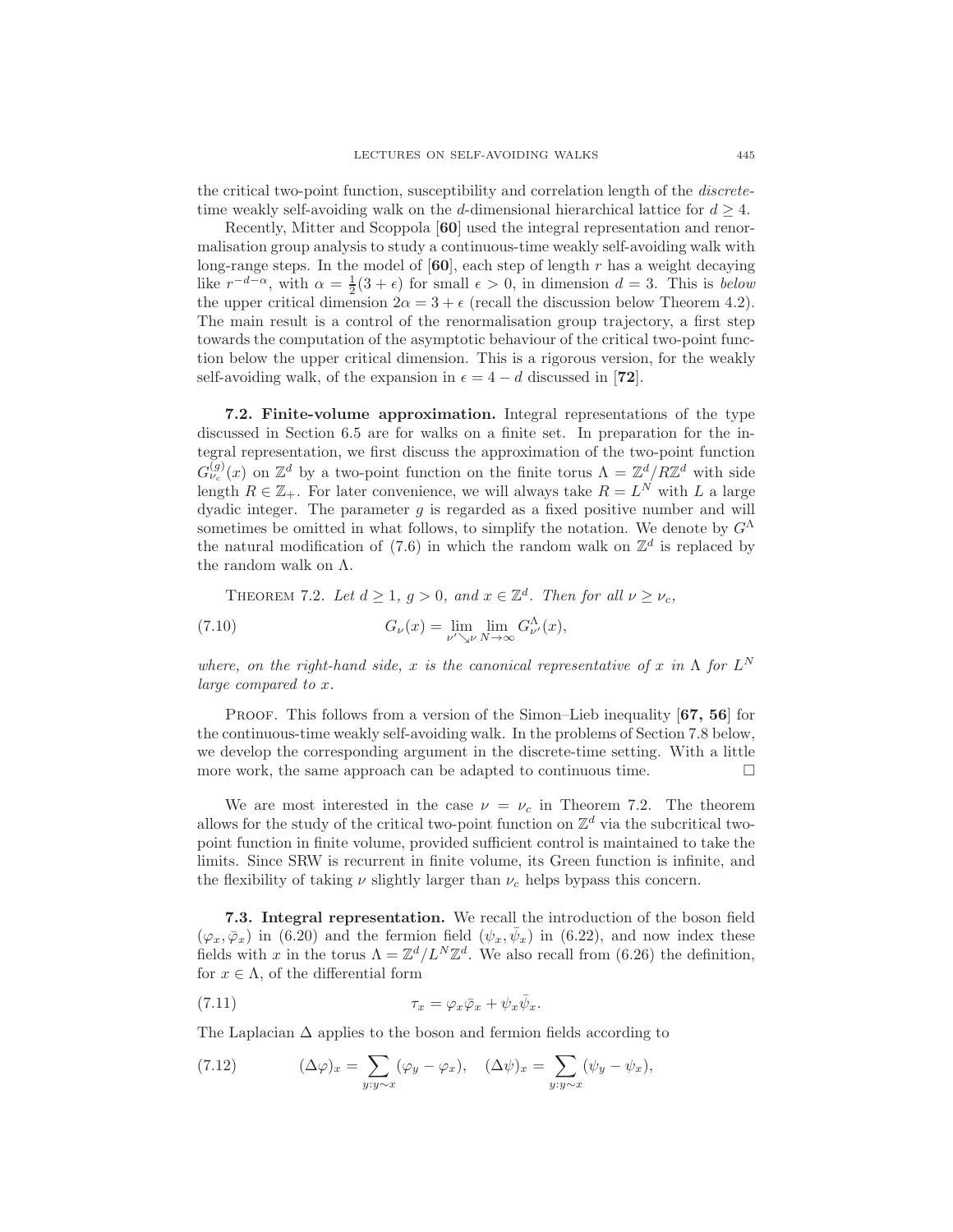the critical two-point function, susceptibility and correlation length of the *discrete-time* weakly self-avoiding walk on the $d$-dimensional hierarchical lattice for $d \geq 4$.

Recently, Mitter and Scoppola [**60**] used the integral representation and renormalisation group analysis to study a continuous-time weakly self-avoiding walk with long-range steps. In the model of [**60**], each step of length $r$ has a weight decaying like $r^{-d-\alpha}$, with $\alpha = \frac{1}{2}(3+\epsilon)$ for small $\epsilon > 0$, in dimension $d = 3$. This is *below* the upper critical dimension $2\alpha = 3 + \epsilon$ (recall the discussion below Theorem 4.2). The main result is a control of the renormalisation group trajectory, a first step towards the computation of the asymptotic behaviour of the critical two-point function below the upper critical dimension. This is a rigorous version, for the weakly self-avoiding walk, of the expansion in $\epsilon = 4 - d$ discussed in [**72**].

**7.2. Finite-volume approximation.** Integral representations of the type discussed in Section 6.5 are for walks on a finite set. In preparation for the integral representation, we first discuss the approximation of the two-point function $G^{(g)}_{\nu_c}(x)$ on $\mathbb{Z}^d$ by a two-point function on the finite torus $\Lambda = \mathbb{Z}^d/R\mathbb{Z}^d$ with side length $R \in \mathbb{Z}_+$. For later convenience, we will always take $R = L^N$ with $L$ a large dyadic integer. The parameter $g$ is regarded as a fixed positive number and will sometimes be omitted in what follows, to simplify the notation. We denote by $G^\Lambda$ the natural modification of (7.6) in which the random walk on $\mathbb{Z}^d$ is replaced by the random walk on $\Lambda$.

THEOREM 7.2. *Let $d \geq 1$, $g > 0$, and $x \in \mathbb{Z}^d$. Then for all $\nu \geq \nu_c$,*

$$G_\nu(x) = \lim_{\nu' \searrow \nu} \lim_{N\to\infty} G^\Lambda_{\nu'}(x), \tag{7.10}$$

*where, on the right-hand side, $x$ is the canonical representative of $x$ in $\Lambda$ for $L^N$ large compared to $x$.*

PROOF. This follows from a version of the Simon–Lieb inequality [**67, 56**] for the continuous-time weakly self-avoiding walk. In the problems of Section 7.8 below, we develop the corresponding argument in the discrete-time setting. With a little more work, the same approach can be adapted to continuous time. $\square$

We are most interested in the case $\nu = \nu_c$ in Theorem 7.2. The theorem allows for the study of the critical two-point function on $\mathbb{Z}^d$ via the subcritical two-point function in finite volume, provided sufficient control is maintained to take the limits. Since SRW is recurrent in finite volume, its Green function is infinite, and the flexibility of taking $\nu$ slightly larger than $\nu_c$ helps bypass this concern.

**7.3. Integral representation.** We recall the introduction of the boson field $(\varphi_x, \bar\varphi_x)$ in (6.20) and the fermion field $(\psi_x, \bar\psi_x)$ in (6.22), and now index these fields with $x$ in the torus $\Lambda = \mathbb{Z}^d/L^N\mathbb{Z}^d$. We also recall from (6.26) the definition, for $x \in \Lambda$, of the differential form

$$\tau_x = \varphi_x\bar\varphi_x + \psi_x\bar\psi_x. \tag{7.11}$$

The Laplacian $\Delta$ applies to the boson and fermion fields according to

$$(\Delta\varphi)_x = \sum_{y:y\sim x}(\varphi_y - \varphi_x), \quad (\Delta\psi)_x = \sum_{y:y\sim x}(\psi_y - \psi_x), \tag{7.12}$$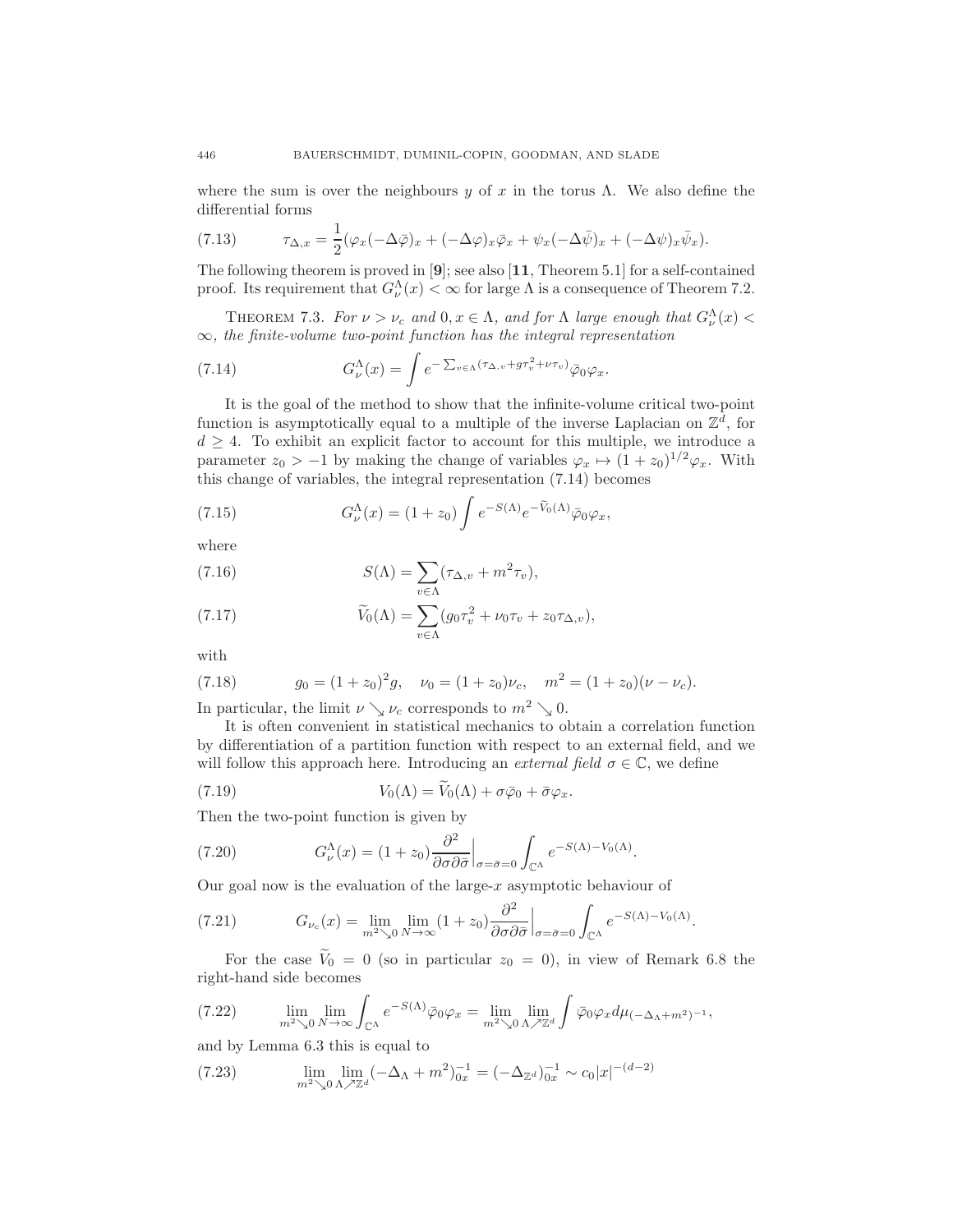where the sum is over the neighbours $y$ of $x$ in the torus $\Lambda$. We also define the differential forms

$$\tau_{\Delta,x} = \frac{1}{2}(\varphi_x(-\Delta\bar{\varphi})_x + (-\Delta\varphi)_x\bar{\varphi}_x + \psi_x(-\Delta\bar{\psi})_x + (-\Delta\psi)_x\bar{\psi}_x). \tag{7.13}$$

The following theorem is proved in [**9**]; see also [**11**, Theorem 5.1] for a self-contained proof. Its requirement that $G_\nu^\Lambda(x) < \infty$ for large $\Lambda$ is a consequence of Theorem 7.2.

THEOREM 7.3. *For $\nu > \nu_c$ and $0, x \in \Lambda$, and for $\Lambda$ large enough that $G_\nu^\Lambda(x) < \infty$, the finite-volume two-point function has the integral representation*

$$G_\nu^\Lambda(x) = \int e^{-\sum_{v\in\Lambda}(\tau_{\Delta,v} + g\tau_v^2 + \nu\tau_v)}\bar{\varphi}_0\varphi_x. \tag{7.14}$$

It is the goal of the method to show that the infinite-volume critical two-point function is asymptotically equal to a multiple of the inverse Laplacian on $\mathbb{Z}^d$, for $d \geq 4$. To exhibit an explicit factor to account for this multiple, we introduce a parameter $z_0 > -1$ by making the change of variables $\varphi_x \mapsto (1+z_0)^{1/2}\varphi_x$. With this change of variables, the integral representation (7.14) becomes

$$G_\nu^\Lambda(x) = (1+z_0)\int e^{-S(\Lambda)}e^{-\widetilde{V}_0(\Lambda)}\bar{\varphi}_0\varphi_x, \tag{7.15}$$

where

$$S(\Lambda) = \sum_{v\in\Lambda}(\tau_{\Delta,v} + m^2\tau_v), \tag{7.16}$$

$$\widetilde{V}_0(\Lambda) = \sum_{v\in\Lambda}(g_0\tau_v^2 + \nu_0\tau_v + z_0\tau_{\Delta,v}), \tag{7.17}$$

with

$$g_0 = (1+z_0)^2 g, \quad \nu_0 = (1+z_0)\nu_c, \quad m^2 = (1+z_0)(\nu - \nu_c). \tag{7.18}$$

In particular, the limit $\nu \searrow \nu_c$ corresponds to $m^2 \searrow 0$.

It is often convenient in statistical mechanics to obtain a correlation function by differentiation of a partition function with respect to an external field, and we will follow this approach here. Introducing an *external field* $\sigma \in \mathbb{C}$, we define

$$V_0(\Lambda) = \widetilde{V}_0(\Lambda) + \sigma\bar{\varphi}_0 + \bar{\sigma}\varphi_x. \tag{7.19}$$

Then the two-point function is given by

$$G_\nu^\Lambda(x) = (1+z_0)\frac{\partial^2}{\partial\sigma\partial\bar{\sigma}}\Big|_{\sigma=\bar{\sigma}=0}\int_{\mathbb{C}^\Lambda} e^{-S(\Lambda)-V_0(\Lambda)}. \tag{7.20}$$

Our goal now is the evaluation of the large-$x$ asymptotic behaviour of

$$G_{\nu_c}(x) = \lim_{m^2\searrow 0}\lim_{N\to\infty}(1+z_0)\frac{\partial^2}{\partial\sigma\partial\bar{\sigma}}\Big|_{\sigma=\bar{\sigma}=0}\int_{\mathbb{C}^\Lambda} e^{-S(\Lambda)-V_0(\Lambda)}. \tag{7.21}$$

For the case $\widetilde{V}_0 = 0$ (so in particular $z_0 = 0$), in view of Remark 6.8 the right-hand side becomes

$$\lim_{m^2\searrow 0}\lim_{N\to\infty}\int_{\mathbb{C}^\Lambda} e^{-S(\Lambda)}\bar{\varphi}_0\varphi_x = \lim_{m^2\searrow 0}\lim_{\Lambda\nearrow\mathbb{Z}^d}\int \bar{\varphi}_0\varphi_x d\mu_{(-\Delta_\Lambda+m^2)^{-1}}, \tag{7.22}$$

and by Lemma 6.3 this is equal to

$$\lim_{m^2\searrow 0}\lim_{\Lambda\nearrow\mathbb{Z}^d}(-\Delta_\Lambda + m^2)^{-1}_{0x} = (-\Delta_{\mathbb{Z}^d})^{-1}_{0x} \sim c_0|x|^{-(d-2)} \tag{7.23}$$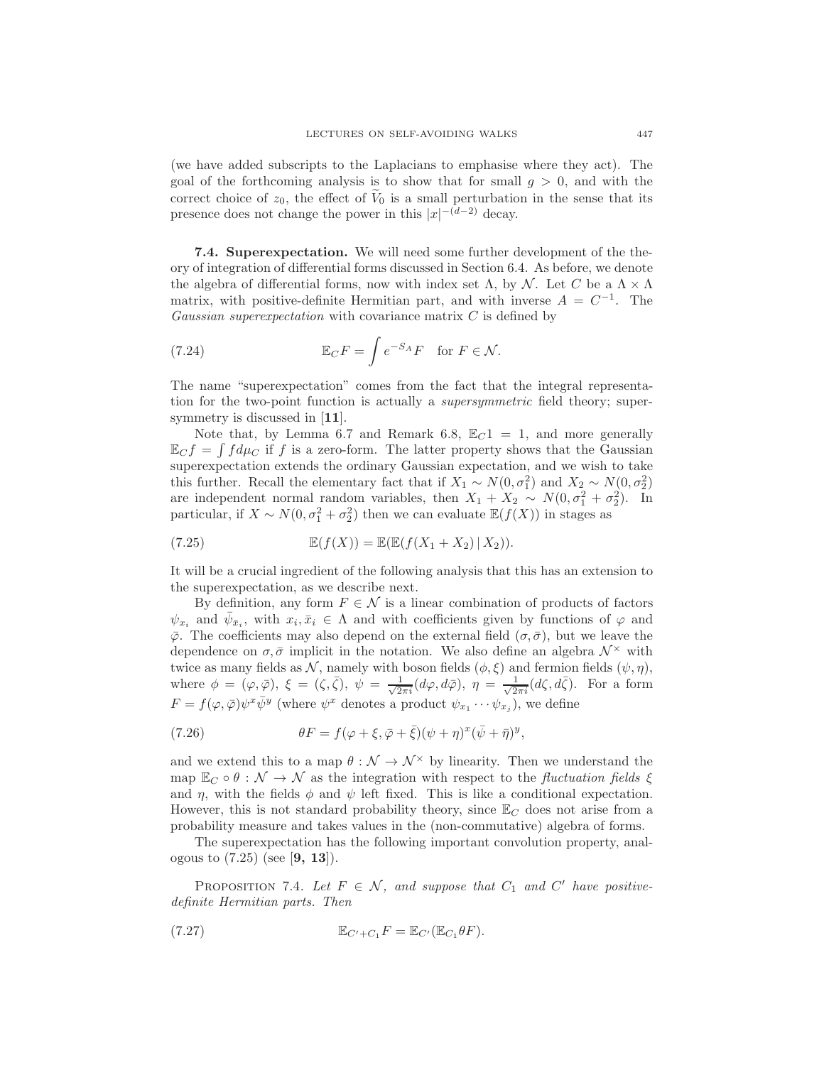(we have added subscripts to the Laplacians to emphasise where they act). The goal of the forthcoming analysis is to show that for small $g > 0$, and with the correct choice of $z_0$, the effect of $\widetilde{V}_0$ is a small perturbation in the sense that its presence does not change the power in this $|x|^{-(d-2)}$ decay.

**7.4. Superexpectation.** We will need some further development of the theory of integration of differential forms discussed in Section 6.4. As before, we denote the algebra of differential forms, now with index set $\Lambda$, by $\mathcal{N}$. Let $C$ be a $\Lambda \times \Lambda$ matrix, with positive-definite Hermitian part, and with inverse $A = C^{-1}$. The *Gaussian superexpectation* with covariance matrix $C$ is defined by

$$\mathbb{E}_C F = \int e^{-S_A} F \quad \text{for } F \in \mathcal{N}. \tag{7.24}$$

The name "superexpectation" comes from the fact that the integral representation for the two-point function is actually a *supersymmetric* field theory; supersymmetry is discussed in [**11**].

Note that, by Lemma 6.7 and Remark 6.8, $\mathbb{E}_C 1 = 1$, and more generally $\mathbb{E}_C f = \int f d\mu_C$ if $f$ is a zero-form. The latter property shows that the Gaussian superexpectation extends the ordinary Gaussian expectation, and we wish to take this further. Recall the elementary fact that if $X_1 \sim N(0, \sigma_1^2)$ and $X_2 \sim N(0, \sigma_2^2)$ are independent normal random variables, then $X_1 + X_2 \sim N(0, \sigma_1^2 + \sigma_2^2)$. In particular, if $X \sim N(0, \sigma_1^2 + \sigma_2^2)$ then we can evaluate $\mathbb{E}(f(X))$ in stages as

$$\mathbb{E}(f(X)) = \mathbb{E}(\mathbb{E}(f(X_1 + X_2) \,|\, X_2)). \tag{7.25}$$

It will be a crucial ingredient of the following analysis that this has an extension to the superexpectation, as we describe next.

By definition, any form $F \in \mathcal{N}$ is a linear combination of products of factors $\psi_{x_i}$ and $\bar{\psi}_{\bar{x}_i}$, with $x_i, \bar{x}_i \in \Lambda$ and with coefficients given by functions of $\varphi$ and $\bar{\varphi}$. The coefficients may also depend on the external field $(\sigma, \bar{\sigma})$, but we leave the dependence on $\sigma, \bar{\sigma}$ implicit in the notation. We also define an algebra $\mathcal{N}^\times$ with twice as many fields as $\mathcal{N}$, namely with boson fields $(\phi, \xi)$ and fermion fields $(\psi, \eta)$, where $\phi = (\varphi, \bar{\varphi})$, $\xi = (\zeta, \bar{\zeta})$, $\psi = \frac{1}{\sqrt{2\pi i}}(d\varphi, d\bar{\varphi})$, $\eta = \frac{1}{\sqrt{2\pi i}}(d\zeta, d\bar{\zeta})$. For a form $F = f(\varphi, \bar{\varphi})\psi^x \bar{\psi}^y$ (where $\psi^x$ denotes a product $\psi_{x_1} \cdots \psi_{x_j}$), we define

$$\theta F = f(\varphi + \xi, \bar{\varphi} + \bar{\xi})(\psi + \eta)^x (\bar{\psi} + \bar{\eta})^y, \tag{7.26}$$

and we extend this to a map $\theta : \mathcal{N} \to \mathcal{N}^\times$ by linearity. Then we understand the map $\mathbb{E}_C \circ \theta : \mathcal{N} \to \mathcal{N}$ as the integration with respect to the *fluctuation fields* $\xi$ and $\eta$, with the fields $\phi$ and $\psi$ left fixed. This is like a conditional expectation. However, this is not standard probability theory, since $\mathbb{E}_C$ does not arise from a probability measure and takes values in the (non-commutative) algebra of forms.

The superexpectation has the following important convolution property, analogous to (7.25) (see [**9, 13**]).

Proposition 7.4. *Let $F \in \mathcal{N}$, and suppose that $C_1$ and $C'$ have positive-definite Hermitian parts. Then*

$$\mathbb{E}_{C'+C_1} F = \mathbb{E}_{C'}(\mathbb{E}_{C_1} \theta F). \tag{7.27}$$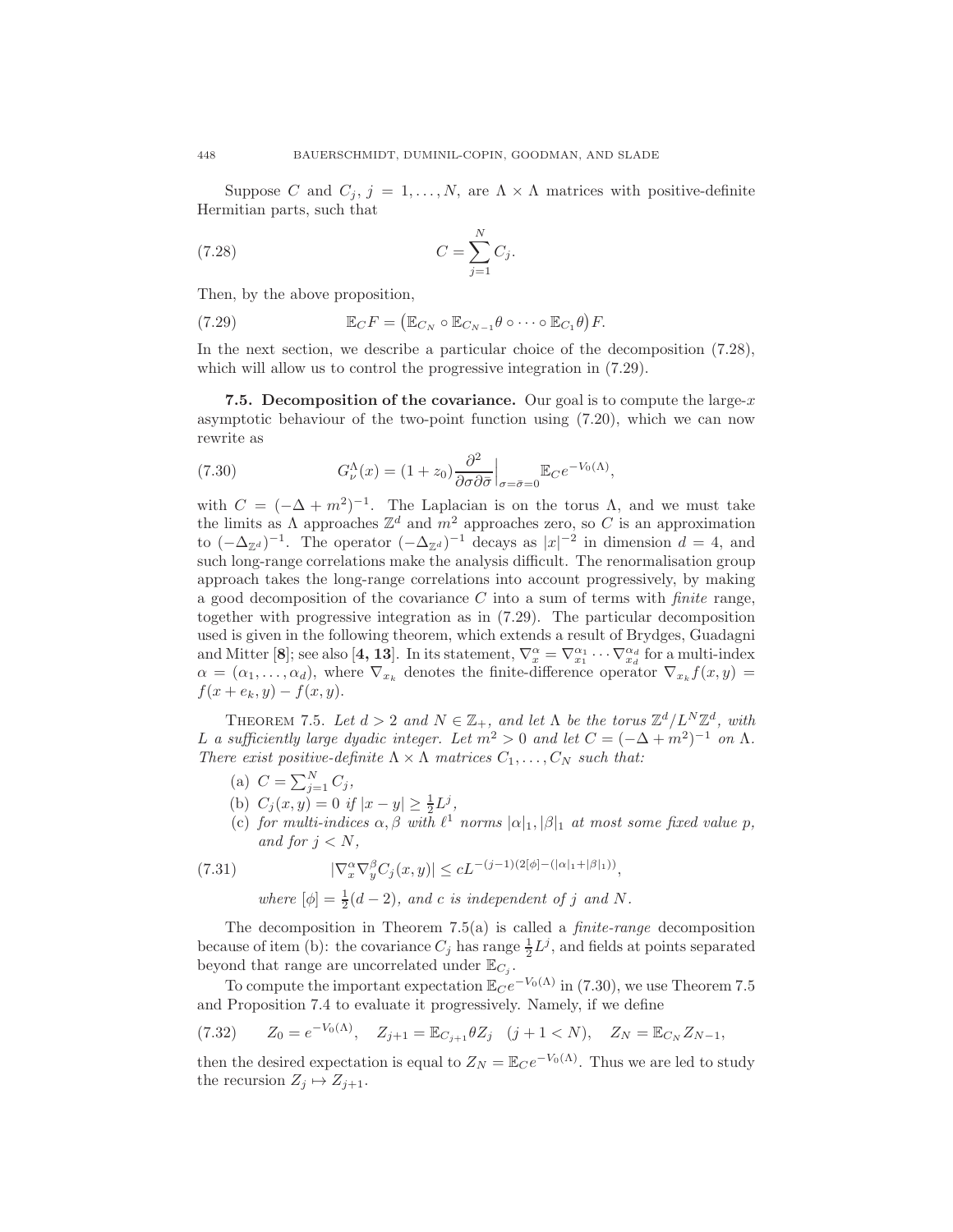Suppose $C$ and $C_j$, $j = 1, \ldots, N$, are $\Lambda \times \Lambda$ matrices with positive-definite Hermitian parts, such that

$$C = \sum_{j=1}^{N} C_j. \tag{7.28}$$

Then, by the above proposition,

$$\mathbb{E}_C F = \big(\mathbb{E}_{C_N} \circ \mathbb{E}_{C_{N-1}}\theta \circ \cdots \circ \mathbb{E}_{C_1}\theta\big) F. \tag{7.29}$$

In the next section, we describe a particular choice of the decomposition (7.28), which will allow us to control the progressive integration in (7.29).

**7.5. Decomposition of the covariance.** Our goal is to compute the large-$x$ asymptotic behaviour of the two-point function using (7.20), which we can now rewrite as

$$G_\nu^\Lambda(x) = (1+z_0)\frac{\partial^2}{\partial\sigma\partial\bar\sigma}\Big|_{\sigma=\bar\sigma=0} \mathbb{E}_C e^{-V_0(\Lambda)}, \tag{7.30}$$

with $C = (-\Delta + m^2)^{-1}$. The Laplacian is on the torus $\Lambda$, and we must take the limits as $\Lambda$ approaches $\mathbb{Z}^d$ and $m^2$ approaches zero, so $C$ is an approximation to $(-\Delta_{\mathbb{Z}^d})^{-1}$. The operator $(-\Delta_{\mathbb{Z}^d})^{-1}$ decays as $|x|^{-2}$ in dimension $d = 4$, and such long-range correlations make the analysis difficult. The renormalisation group approach takes the long-range correlations into account progressively, by making a good decomposition of the covariance $C$ into a sum of terms with *finite* range, together with progressive integration as in (7.29). The particular decomposition used is given in the following theorem, which extends a result of Brydges, Guadagni and Mitter [**8**]; see also [**4, 13**]. In its statement, $\nabla_x^\alpha = \nabla_{x_1}^{\alpha_1} \cdots \nabla_{x_d}^{\alpha_d}$ for a multi-index $\alpha = (\alpha_1, \ldots, \alpha_d)$, where $\nabla_{x_k}$ denotes the finite-difference operator $\nabla_{x_k} f(x,y) = f(x+e_k, y) - f(x,y)$.

THEOREM 7.5. *Let $d > 2$ and $N \in \mathbb{Z}_+$, and let $\Lambda$ be the torus $\mathbb{Z}^d/L^N\mathbb{Z}^d$, with $L$ a sufficiently large dyadic integer. Let $m^2 > 0$ and let $C = (-\Delta + m^2)^{-1}$ on $\Lambda$. There exist positive-definite $\Lambda \times \Lambda$ matrices $C_1, \ldots, C_N$ such that:*

- (a) $C = \sum_{j=1}^{N} C_j$,
- (b) $C_j(x,y) = 0$ *if* $|x-y| \geq \frac{1}{2}L^j$,
- (c) *for multi-indices $\alpha, \beta$ with $\ell^1$ norms $|\alpha|_1, |\beta|_1$ at most some fixed value $p$, and for $j < N$,*

$$|\nabla_x^\alpha \nabla_y^\beta C_j(x,y)| \leq c L^{-(j-1)(2[\phi] - (|\alpha|_1 + |\beta|_1))}, \tag{7.31}$$

*where $[\phi] = \frac{1}{2}(d-2)$, and $c$ is independent of $j$ and $N$.*

The decomposition in Theorem 7.5(a) is called a *finite-range* decomposition because of item (b): the covariance $C_j$ has range $\frac{1}{2}L^j$, and fields at points separated beyond that range are uncorrelated under $\mathbb{E}_{C_j}$.

To compute the important expectation $\mathbb{E}_C e^{-V_0(\Lambda)}$ in (7.30), we use Theorem 7.5 and Proposition 7.4 to evaluate it progressively. Namely, if we define

$$Z_0 = e^{-V_0(\Lambda)}, \quad Z_{j+1} = \mathbb{E}_{C_{j+1}}\theta Z_j \quad (j+1 < N), \quad Z_N = \mathbb{E}_{C_N} Z_{N-1}, \tag{7.32}$$

then the desired expectation is equal to $Z_N = \mathbb{E}_C e^{-V_0(\Lambda)}$. Thus we are led to study the recursion $Z_j \mapsto Z_{j+1}$.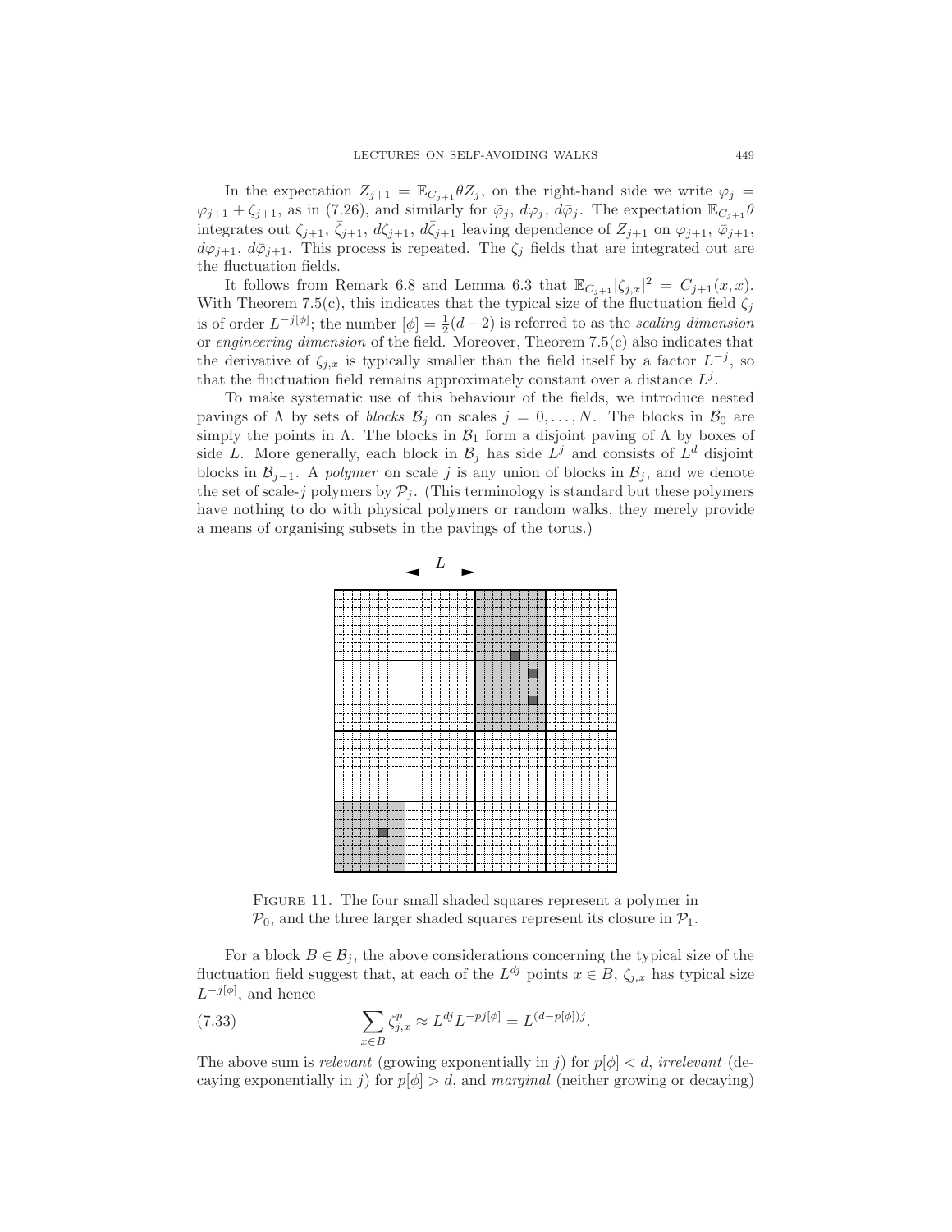In the expectation $Z_{j+1} = \mathbb{E}_{C_{j+1}}\theta Z_j$, on the right-hand side we write $\varphi_j = \varphi_{j+1} + \zeta_{j+1}$, as in (7.26), and similarly for $\bar{\varphi}_j$, $d\varphi_j$, $d\bar{\varphi}_j$. The expectation $\mathbb{E}_{C_{j+1}}\theta$ integrates out $\zeta_{j+1}$, $\bar{\zeta}_{j+1}$, $d\zeta_{j+1}$, $d\bar{\zeta}_{j+1}$ leaving dependence of $Z_{j+1}$ on $\varphi_{j+1}$, $\bar{\varphi}_{j+1}$, $d\varphi_{j+1}$, $d\bar{\varphi}_{j+1}$. This process is repeated. The $\zeta_j$ fields that are integrated out are the fluctuation fields.

It follows from Remark 6.8 and Lemma 6.3 that $\mathbb{E}_{C_{j+1}}|\zeta_{j,x}|^2 = C_{j+1}(x,x)$. With Theorem 7.5(c), this indicates that the typical size of the fluctuation field $\zeta_j$ is of order $L^{-j[\phi]}$; the number $[\phi] = \frac{1}{2}(d-2)$ is referred to as the *scaling dimension* or *engineering dimension* of the field. Moreover, Theorem 7.5(c) also indicates that the derivative of $\zeta_{j,x}$ is typically smaller than the field itself by a factor $L^{-j}$, so that the fluctuation field remains approximately constant over a distance $L^j$.

To make systematic use of this behaviour of the fields, we introduce nested pavings of $\Lambda$ by sets of *blocks* $\mathcal{B}_j$ on scales $j = 0, \ldots, N$. The blocks in $\mathcal{B}_0$ are simply the points in $\Lambda$. The blocks in $\mathcal{B}_1$ form a disjoint paving of $\Lambda$ by boxes of side $L$. More generally, each block in $\mathcal{B}_j$ has side $L^j$ and consists of $L^d$ disjoint blocks in $\mathcal{B}_{j-1}$. A *polymer* on scale $j$ is any union of blocks in $\mathcal{B}_j$, and we denote the set of scale-$j$ polymers by $\mathcal{P}_j$. (This terminology is standard but these polymers have nothing to do with physical polymers or random walks, they merely provide a means of organising subsets in the pavings of the torus.)

FIGURE 11. The four small shaded squares represent a polymer in $\mathcal{P}_0$, and the three larger shaded squares represent its closure in $\mathcal{P}_1$.

For a block $B \in \mathcal{B}_j$, the above considerations concerning the typical size of the fluctuation field suggest that, at each of the $L^{dj}$ points $x \in B$, $\zeta_{j,x}$ has typical size $L^{-j[\phi]}$, and hence

$$\sum_{x \in B} \zeta_{j,x}^p \approx L^{dj} L^{-pj[\phi]} = L^{(d-p[\phi])j}. \tag{7.33}$$

The above sum is *relevant* (growing exponentially in $j$) for $p[\phi] < d$, *irrelevant* (decaying exponentially in $j$) for $p[\phi] > d$, and *marginal* (neither growing or decaying)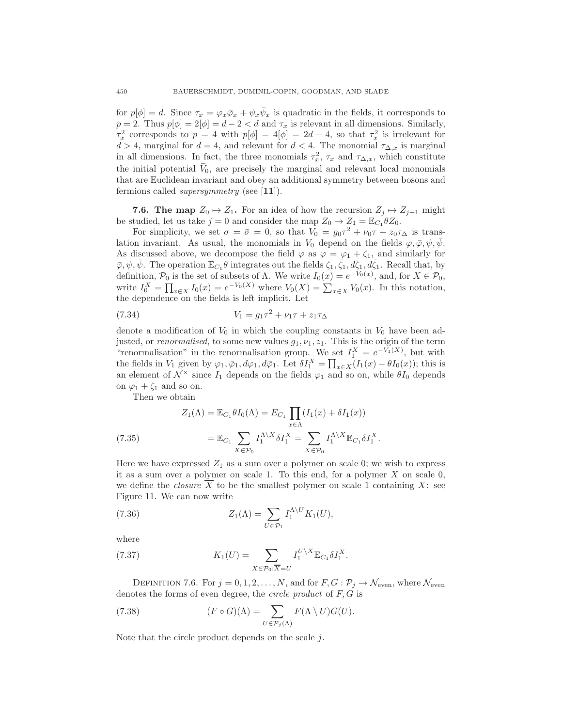for $p[\phi] = d$. Since $\tau_x = \varphi_x\bar{\varphi}_x + \psi_x\bar{\psi}_x$ is quadratic in the fields, it corresponds to $p = 2$. Thus $p[\phi] = 2[\phi] = d - 2 < d$ and $\tau_x$ is relevant in all dimensions. Similarly, $\tau_x^2$ corresponds to $p = 4$ with $p[\phi] = 4[\phi] = 2d - 4$, so that $\tau_x^2$ is irrelevant for $d > 4$, marginal for $d = 4$, and relevant for $d < 4$. The monomial $\tau_{\Delta,x}$ is marginal in all dimensions. In fact, the three monomials $\tau_x^2$, $\tau_x$ and $\tau_{\Delta,x}$, which constitute the initial potential $\widetilde{V}_0$, are precisely the marginal and relevant local monomials that are Euclidean invariant and obey an additional symmetry between bosons and fermions called *supersymmetry* (see [**11**]).

**7.6. The map $Z_0 \mapsto Z_1$.** For an idea of how the recursion $Z_j \mapsto Z_{j+1}$ might be studied, let us take $j = 0$ and consider the map $Z_0 \mapsto Z_1 = \mathbb{E}_{C_1}\theta Z_0$.

For simplicity, we set $\sigma = \bar{\sigma} = 0$, so that $V_0 = g_0\tau^2 + \nu_0\tau + z_0\tau_\Delta$ is translation invariant. As usual, the monomials in $V_0$ depend on the fields $\varphi, \bar{\varphi}, \psi, \bar{\psi}$. As discussed above, we decompose the field $\varphi$ as $\varphi = \varphi_1 + \zeta_1$, and similarly for $\bar{\varphi}, \psi, \bar{\psi}$. The operation $\mathbb{E}_{C_1}\theta$ integrates out the fields $\zeta_1, \bar{\zeta}_1, d\zeta_1, d\bar{\zeta}_1$. Recall that, by definition, $\mathcal{P}_0$ is the set of subsets of $\Lambda$. We write $I_0(x) = e^{-V_0(x)}$, and, for $X \in \mathcal{P}_0$, write $I_0^X = \prod_{x\in X} I_0(x) = e^{-V_0(X)}$ where $V_0(X) = \sum_{x\in X} V_0(x)$. In this notation, the dependence on the fields is left implicit. Let

$$V_1 = g_1\tau^2 + \nu_1\tau + z_1\tau_\Delta \tag{7.34}$$

denote a modification of $V_0$ in which the coupling constants in $V_0$ have been adjusted, or *renormalised*, to some new values $g_1, \nu_1, z_1$. This is the origin of the term "renormalisation" in the renormalisation group. We set $I_1^X = e^{-V_1(X)}$, but with the fields in $V_1$ given by $\varphi_1, \bar{\varphi}_1, d\varphi_1, d\bar{\varphi}_1$. Let $\delta I_1^X = \prod_{x\in X}(I_1(x) - \theta I_0(x))$; this is an element of $\mathcal{N}^\times$ since $I_1$ depends on the fields $\varphi_1$ and so on, while $\theta I_0$ depends on $\varphi_1 + \zeta_1$ and so on.

Then we obtain

$$\begin{aligned} Z_1(\Lambda) &= \mathbb{E}_{C_1}\theta I_0(\Lambda) = E_{C_1}\prod_{x\in\Lambda}(I_1(x) + \delta I_1(x)) \\ &= \mathbb{E}_{C_1}\sum_{X\in\mathcal{P}_0} I_1^{\Lambda\setminus X}\delta I_1^X = \sum_{X\in\mathcal{P}_0} I_1^{\Lambda\setminus X}\mathbb{E}_{C_1}\delta I_1^X. \end{aligned} \tag{7.35}$$

Here we have expressed $Z_1$ as a sum over a polymer on scale 0; we wish to express it as a sum over a polymer on scale 1. To this end, for a polymer $X$ on scale 0, we define the *closure* $\overline{X}$ to be the smallest polymer on scale 1 containing $X$: see Figure 11. We can now write

$$Z_1(\Lambda) = \sum_{U\in\mathcal{P}_1} I_1^{\Lambda\setminus U} K_1(U), \tag{7.36}$$

where

$$K_1(U) = \sum_{X\in\mathcal{P}_0:\overline{X}=U} I_1^{U\setminus X}\mathbb{E}_{C_1}\delta I_1^X. \tag{7.37}$$

Definition 7.6. For $j = 0, 1, 2, \ldots, N$, and for $F, G : \mathcal{P}_j \to \mathcal{N}_{\text{even}}$, where $\mathcal{N}_{\text{even}}$ denotes the forms of even degree, the *circle product* of $F, G$ is

$$(F \circ G)(\Lambda) = \sum_{U\in\mathcal{P}_j(\Lambda)} F(\Lambda\setminus U)G(U). \tag{7.38}$$

Note that the circle product depends on the scale $j$.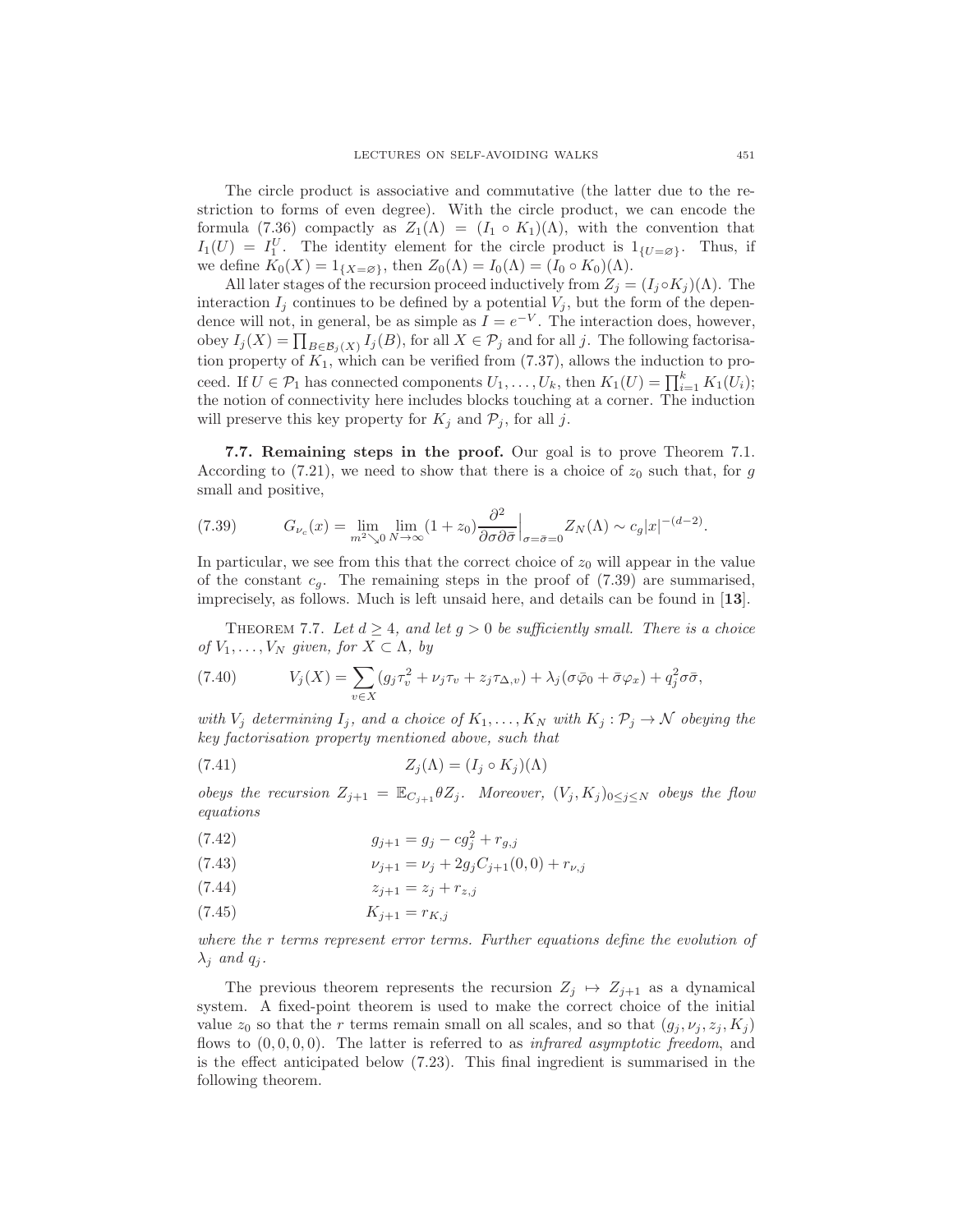The circle product is associative and commutative (the latter due to the restriction to forms of even degree). With the circle product, we can encode the formula (7.36) compactly as $Z_1(\Lambda) = (I_1 \circ K_1)(\Lambda)$, with the convention that $I_1(U) = I_1^U$. The identity element for the circle product is $1_{\{U=\varnothing\}}$. Thus, if we define $K_0(X) = 1_{\{X=\varnothing\}}$, then $Z_0(\Lambda) = I_0(\Lambda) = (I_0 \circ K_0)(\Lambda)$.

All later stages of the recursion proceed inductively from $Z_j = (I_j \circ K_j)(\Lambda)$. The interaction $I_j$ continues to be defined by a potential $V_j$, but the form of the dependence will not, in general, be as simple as $I = e^{-V}$. The interaction does, however, obey $I_j(X) = \prod_{B \in \mathcal{B}_j(X)} I_j(B)$, for all $X \in \mathcal{P}_j$ and for all $j$. The following factorisation property of $K_1$, which can be verified from (7.37), allows the induction to proceed. If $U \in \mathcal{P}_1$ has connected components $U_1, \ldots, U_k$, then $K_1(U) = \prod_{i=1}^k K_1(U_i)$; the notion of connectivity here includes blocks touching at a corner. The induction will preserve this key property for $K_j$ and $\mathcal{P}_j$, for all $j$.

**7.7. Remaining steps in the proof.** Our goal is to prove Theorem 7.1. According to (7.21), we need to show that there is a choice of $z_0$ such that, for $g$ small and positive,

$$G_{\nu_c}(x) = \lim_{m^2 \searrow 0} \lim_{N \to \infty} (1 + z_0) \frac{\partial^2}{\partial \sigma \partial \bar{\sigma}}\Big|_{\sigma = \bar{\sigma} = 0} Z_N(\Lambda) \sim c_g |x|^{-(d-2)}. \tag{7.39}$$

In particular, we see from this that the correct choice of $z_0$ will appear in the value of the constant $c_g$. The remaining steps in the proof of (7.39) are summarised, imprecisely, as follows. Much is left unsaid here, and details can be found in [**13**].

THEOREM 7.7. *Let $d \geq 4$, and let $g > 0$ be sufficiently small. There is a choice of $V_1, \ldots, V_N$ given, for $X \subset \Lambda$, by*

$$V_j(X) = \sum_{v \in X} (g_j \tau_v^2 + \nu_j \tau_v + z_j \tau_{\Delta, v}) + \lambda_j (\sigma \bar{\varphi}_0 + \bar{\sigma} \varphi_x) + q_j^2 \sigma \bar{\sigma}, \tag{7.40}$$

*with $V_j$ determining $I_j$, and a choice of $K_1, \ldots, K_N$ with $K_j : \mathcal{P}_j \to \mathcal{N}$ obeying the key factorisation property mentioned above, such that*

$$Z_j(\Lambda) = (I_j \circ K_j)(\Lambda) \tag{7.41}$$

*obeys the recursion $Z_{j+1} = \mathbb{E}_{C_{j+1}} \theta Z_j$. Moreover, $(V_j, K_j)_{0 \leq j \leq N}$ obeys the flow equations*

$$g_{j+1} = g_j - c g_j^2 + r_{g,j} \tag{7.42}$$

$$\nu_{j+1} = \nu_j + 2 g_j C_{j+1}(0,0) + r_{\nu,j} \tag{7.43}$$

$$z_{j+1} = z_j + r_{z,j} \tag{7.44}$$

$$K_{j+1} = r_{K,j} \tag{7.45}$$

*where the $r$ terms represent error terms. Further equations define the evolution of $\lambda_j$ and $q_j$.*

The previous theorem represents the recursion $Z_j \mapsto Z_{j+1}$ as a dynamical system. A fixed-point theorem is used to make the correct choice of the initial value $z_0$ so that the $r$ terms remain small on all scales, and so that $(g_j, \nu_j, z_j, K_j)$ flows to $(0,0,0,0)$. The latter is referred to as *infrared asymptotic freedom*, and is the effect anticipated below (7.23). This final ingredient is summarised in the following theorem.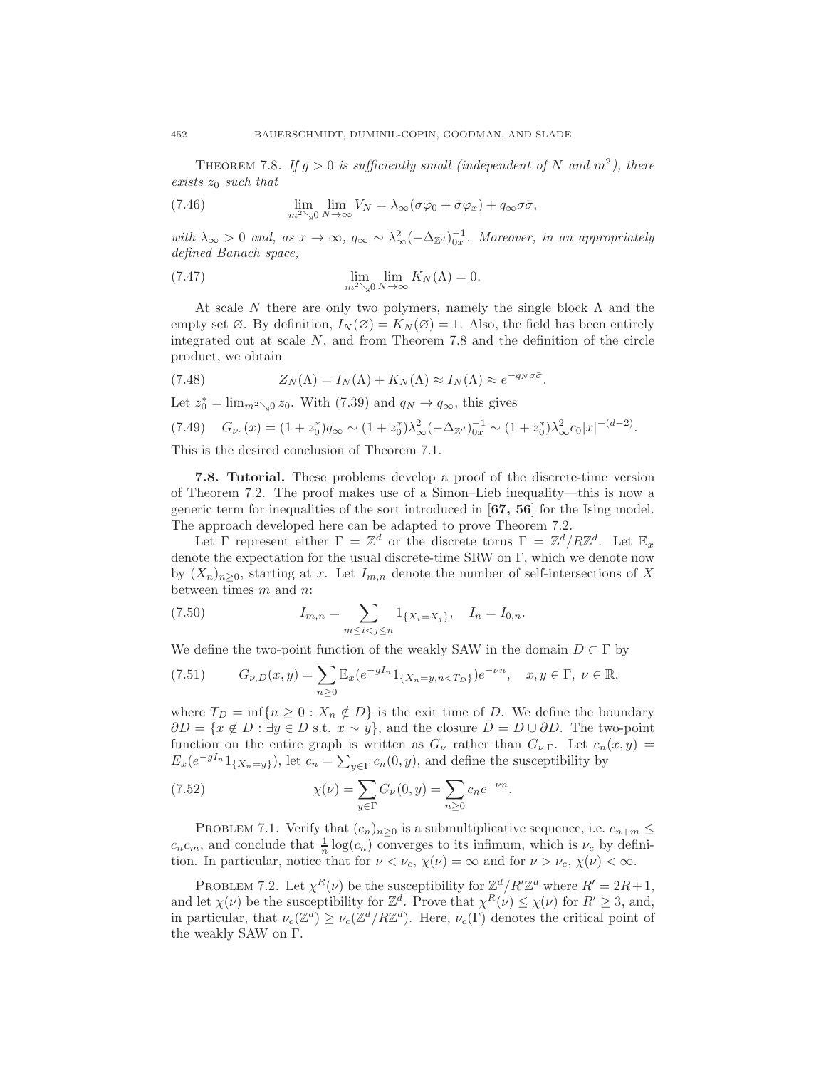THEOREM 7.8. *If $g > 0$ is sufficiently small (independent of $N$ and $m^2$), there exists $z_0$ such that*

$$\lim_{m^2 \searrow 0} \lim_{N\to\infty} V_N = \lambda_\infty(\sigma\bar{\varphi}_0 + \bar{\sigma}\varphi_x) + q_\infty \sigma\bar{\sigma}, \tag{7.46}$$

*with $\lambda_\infty > 0$ and, as $x \to \infty$, $q_\infty \sim \lambda_\infty^2 (-\Delta_{\mathbb{Z}^d})^{-1}_{0x}$. Moreover, in an appropriately defined Banach space,*

$$\lim_{m^2 \searrow 0} \lim_{N\to\infty} K_N(\Lambda) = 0. \tag{7.47}$$

At scale $N$ there are only two polymers, namely the single block $\Lambda$ and the empty set $\varnothing$. By definition, $I_N(\varnothing) = K_N(\varnothing) = 1$. Also, the field has been entirely integrated out at scale $N$, and from Theorem 7.8 and the definition of the circle product, we obtain

$$Z_N(\Lambda) = I_N(\Lambda) + K_N(\Lambda) \approx I_N(\Lambda) \approx e^{-q_N \sigma\bar{\sigma}}. \tag{7.48}$$

Let $z_0^* = \lim_{m^2 \searrow 0} z_0$. With (7.39) and $q_N \to q_\infty$, this gives

$$G_{\nu_c}(x) = (1+z_0^*)q_\infty \sim (1+z_0^*)\lambda_\infty^2 (-\Delta_{\mathbb{Z}^d})^{-1}_{0x} \sim (1+z_0^*)\lambda_\infty^2 c_0 |x|^{-(d-2)}. \tag{7.49}$$

This is the desired conclusion of Theorem 7.1.

**7.8. Tutorial.** These problems develop a proof of the discrete-time version of Theorem 7.2. The proof makes use of a Simon–Lieb inequality—this is now a generic term for inequalities of the sort introduced in [**67, 56**] for the Ising model. The approach developed here can be adapted to prove Theorem 7.2.

Let $\Gamma$ represent either $\Gamma = \mathbb{Z}^d$ or the discrete torus $\Gamma = \mathbb{Z}^d/R\mathbb{Z}^d$. Let $\mathbb{E}_x$ denote the expectation for the usual discrete-time SRW on $\Gamma$, which we denote now by $(X_n)_{n\geq 0}$, starting at $x$. Let $I_{m,n}$ denote the number of self-intersections of $X$ between times $m$ and $n$:

$$I_{m,n} = \sum_{m \leq i < j \leq n} 1_{\{X_i = X_j\}}, \quad I_n = I_{0,n}. \tag{7.50}$$

We define the two-point function of the weakly SAW in the domain $D \subset \Gamma$ by

$$G_{\nu,D}(x,y) = \sum_{n\geq 0} \mathbb{E}_x(e^{-gI_n} 1_{\{X_n = y, n < T_D\}})e^{-\nu n}, \quad x, y \in \Gamma,\ \nu \in \mathbb{R}, \tag{7.51}$$

where $T_D = \inf\{n \geq 0 : X_n \notin D\}$ is the exit time of $D$. We define the boundary $\partial D = \{x \notin D : \exists y \in D \text{ s.t. } x \sim y\}$, and the closure $\bar{D} = D \cup \partial D$. The two-point function on the entire graph is written as $G_\nu$ rather than $G_{\nu,\Gamma}$. Let $c_n(x,y) = E_x(e^{-gI_n}1_{\{X_n=y\}})$, let $c_n = \sum_{y\in\Gamma} c_n(0,y)$, and define the susceptibility by

$$\chi(\nu) = \sum_{y\in\Gamma} G_\nu(0,y) = \sum_{n\geq 0} c_n e^{-\nu n}. \tag{7.52}$$

PROBLEM 7.1. Verify that $(c_n)_{n\geq 0}$ is a submultiplicative sequence, i.e. $c_{n+m} \leq c_n c_m$, and conclude that $\frac{1}{n}\log(c_n)$ converges to its infimum, which is $\nu_c$ by definition. In particular, notice that for $\nu < \nu_c$, $\chi(\nu) = \infty$ and for $\nu > \nu_c$, $\chi(\nu) < \infty$.

PROBLEM 7.2. Let $\chi^R(\nu)$ be the susceptibility for $\mathbb{Z}^d/R'\mathbb{Z}^d$ where $R' = 2R+1$, and let $\chi(\nu)$ be the susceptibility for $\mathbb{Z}^d$. Prove that $\chi^R(\nu) \leq \chi(\nu)$ for $R' \geq 3$, and, in particular, that $\nu_c(\mathbb{Z}^d) \geq \nu_c(\mathbb{Z}^d/R\mathbb{Z}^d)$. Here, $\nu_c(\Gamma)$ denotes the critical point of the weakly SAW on $\Gamma$.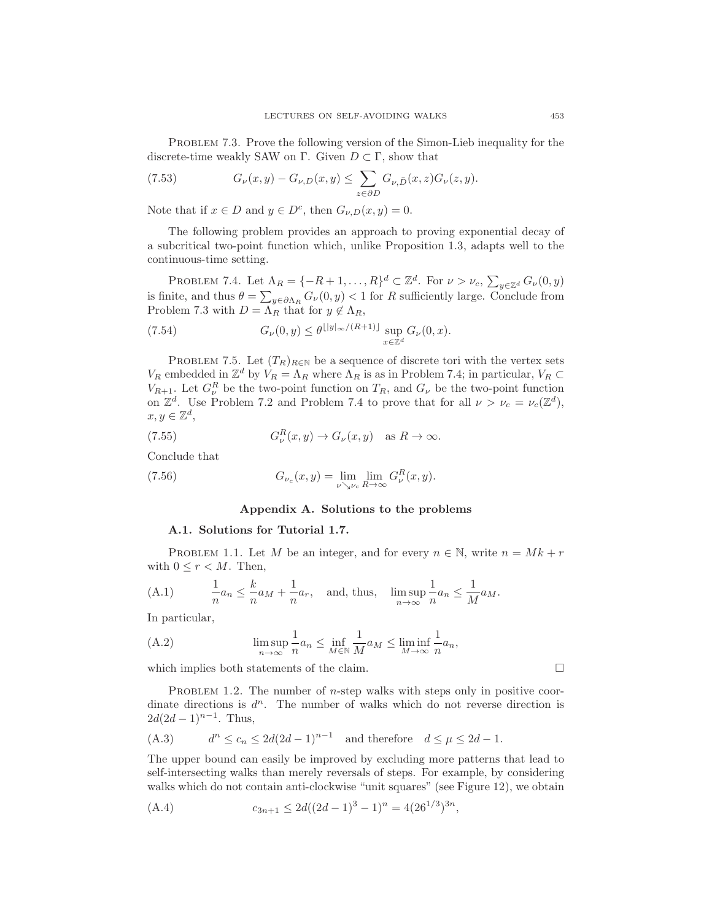PROBLEM 7.3. Prove the following version of the Simon-Lieb inequality for the discrete-time weakly SAW on $\Gamma$. Given $D \subset \Gamma$, show that

$$G_\nu(x,y) - G_{\nu,D}(x,y) \le \sum_{z \in \partial D} G_{\nu,\bar{D}}(x,z) G_\nu(z,y). \tag{7.53}$$

Note that if $x \in D$ and $y \in D^c$, then $G_{\nu,D}(x,y) = 0$.

The following problem provides an approach to proving exponential decay of a subcritical two-point function which, unlike Proposition 1.3, adapts well to the continuous-time setting.

PROBLEM 7.4. Let $\Lambda_R = \{-R+1, \dots, R\}^d \subset \mathbb{Z}^d$. For $\nu > \nu_c$, $\sum_{y \in \mathbb{Z}^d} G_\nu(0,y)$ is finite, and thus $\theta = \sum_{y \in \partial \Lambda_R} G_\nu(0,y) < 1$ for $R$ sufficiently large. Conclude from Problem 7.3 with $D = \Lambda_R$ that for $y \notin \Lambda_R$,

$$G_\nu(0,y) \le \theta^{\lfloor |y|_\infty/(R+1) \rfloor} \sup_{x \in \mathbb{Z}^d} G_\nu(0,x). \tag{7.54}$$

PROBLEM 7.5. Let $(T_R)_{R \in \mathbb{N}}$ be a sequence of discrete tori with the vertex sets $V_R$ embedded in $\mathbb{Z}^d$ by $V_R = \Lambda_R$ where $\Lambda_R$ is as in Problem 7.4; in particular, $V_R \subset V_{R+1}$. Let $G_\nu^R$ be the two-point function on $T_R$, and $G_\nu$ be the two-point function on $\mathbb{Z}^d$. Use Problem 7.2 and Problem 7.4 to prove that for all $\nu > \nu_c = \nu_c(\mathbb{Z}^d)$, $x, y \in \mathbb{Z}^d$,

$$G_\nu^R(x,y) \to G_\nu(x,y) \quad \text{as } R \to \infty. \tag{7.55}$$

Conclude that

$$G_{\nu_c}(x,y) = \lim_{\nu \searrow \nu_c} \lim_{R \to \infty} G_\nu^R(x,y). \tag{7.56}$$

## Appendix A. Solutions to the problems

### A.1. Solutions for Tutorial 1.7.

PROBLEM 1.1. Let $M$ be an integer, and for every $n \in \mathbb{N}$, write $n = Mk + r$ with $0 \le r < M$. Then,

$$\frac{1}{n} a_n \le \frac{k}{n} a_M + \frac{1}{n} a_r, \quad \text{and, thus,} \quad \limsup_{n \to \infty} \frac{1}{n} a_n \le \frac{1}{M} a_M. \tag{A.1}$$

In particular,

$$\limsup_{n \to \infty} \frac{1}{n} a_n \le \inf_{M \in \mathbb{N}} \frac{1}{M} a_M \le \liminf_{M \to \infty} \frac{1}{n} a_n, \tag{A.2}$$

which implies both statements of the claim. □

PROBLEM 1.2. The number of $n$-step walks with steps only in positive coordinate directions is $d^n$. The number of walks which do not reverse direction is $2d(2d-1)^{n-1}$. Thus,

$$d^n \le c_n \le 2d(2d-1)^{n-1} \quad \text{and therefore} \quad d \le \mu \le 2d - 1. \tag{A.3}$$

The upper bound can easily be improved by excluding more patterns that lead to self-intersecting walks than merely reversals of steps. For example, by considering walks which do not contain anti-clockwise "unit squares" (see Figure 12), we obtain

$$c_{3n+1} \le 2d((2d-1)^3 - 1)^n = 4(26^{1/3})^{3n}, \tag{A.4}$$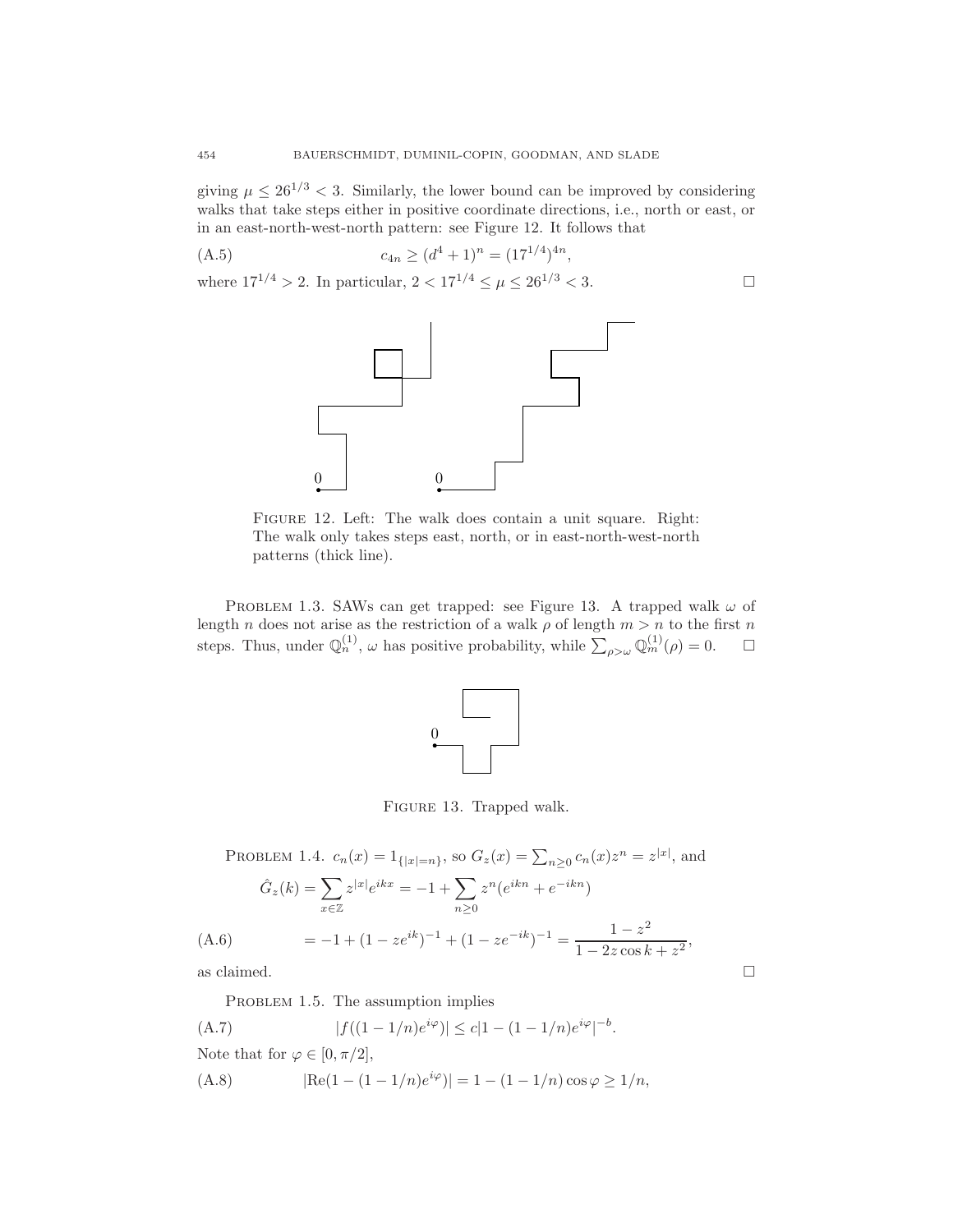giving $\mu \leq 26^{1/3} < 3$. Similarly, the lower bound can be improved by considering walks that take steps either in positive coordinate directions, i.e., north or east, or in an east-north-west-north pattern: see Figure 12. It follows that

$$c_{4n} \geq (d^4 + 1)^n = (17^{1/4})^{4n}, \tag{A.5}$$

where $17^{1/4} > 2$. In particular, $2 < 17^{1/4} \leq \mu \leq 26^{1/3} < 3$. □

Figure 12. Left: The walk does contain a unit square. Right: The walk only takes steps east, north, or in east-north-west-north patterns (thick line).

Problem 1.3. SAWs can get trapped: see Figure 13. A trapped walk $\omega$ of length $n$ does not arise as the restriction of a walk $\rho$ of length $m > n$ to the first $n$ steps. Thus, under $\mathbb{Q}_n^{(1)}$, $\omega$ has positive probability, while $\sum_{\rho > \omega} \mathbb{Q}_m^{(1)}(\rho) = 0$. □

Figure 13. Trapped walk.

Problem 1.4. $c_n(x) = 1_{\{|x|=n\}}$, so $G_z(x) = \sum_{n \geq 0} c_n(x) z^n = z^{|x|}$, and

$$\hat{G}_z(k) = \sum_{x \in \mathbb{Z}} z^{|x|} e^{ikx} = -1 + \sum_{n \geq 0} z^n (e^{ikn} + e^{-ikn})$$

$$= -1 + (1 - ze^{ik})^{-1} + (1 - ze^{-ik})^{-1} = \frac{1 - z^2}{1 - 2z \cos k + z^2}, \tag{A.6}$$

as claimed. □

Problem 1.5. The assumption implies

$$|f((1 - 1/n)e^{i\varphi})| \leq c|1 - (1 - 1/n)e^{i\varphi}|^{-b}. \tag{A.7}$$

Note that for $\varphi \in [0, \pi/2]$,

$$|\mathrm{Re}(1 - (1 - 1/n)e^{i\varphi})| = 1 - (1 - 1/n) \cos \varphi \geq 1/n, \tag{A.8}$$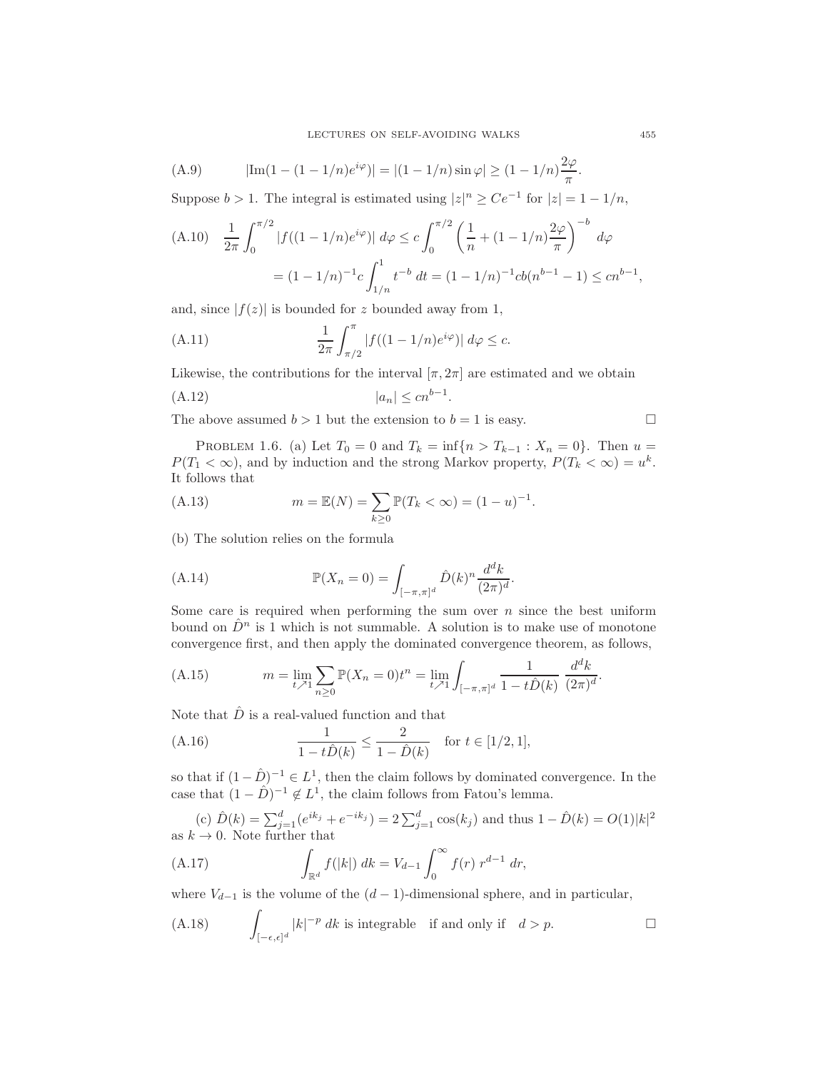$$\text{(A.9)} \qquad |\mathrm{Im}(1-(1-1/n)e^{i\varphi})| = |(1-1/n)\sin\varphi| \geq (1-1/n)\frac{2\varphi}{\pi}.$$

Suppose $b > 1$. The integral is estimated using $|z|^n \geq Ce^{-1}$ for $|z| = 1 - 1/n$,

$$\text{(A.10)} \quad \frac{1}{2\pi}\int_0^{\pi/2} |f((1-1/n)e^{i\varphi})| \, d\varphi \leq c\int_0^{\pi/2} \left(\frac{1}{n} + (1-1/n)\frac{2\varphi}{\pi}\right)^{-b} d\varphi$$
$$= (1-1/n)^{-1} c \int_{1/n}^1 t^{-b} \, dt = (1-1/n)^{-1} cb(n^{b-1}-1) \leq cn^{b-1},$$

and, since $|f(z)|$ is bounded for $z$ bounded away from 1,

$$\text{(A.11)} \qquad \frac{1}{2\pi}\int_{\pi/2}^{\pi} |f((1-1/n)e^{i\varphi})| \, d\varphi \leq c.$$

Likewise, the contributions for the interval $[\pi, 2\pi]$ are estimated and we obtain

$$\text{(A.12)} \qquad |a_n| \leq cn^{b-1}.$$

The above assumed $b > 1$ but the extension to $b = 1$ is easy. $\square$

PROBLEM 1.6. (a) Let $T_0 = 0$ and $T_k = \inf\{n > T_{k-1} : X_n = 0\}$. Then $u = P(T_1 < \infty)$, and by induction and the strong Markov property, $P(T_k < \infty) = u^k$. It follows that

$$\text{(A.13)} \qquad m = \mathbb{E}(N) = \sum_{k \geq 0} \mathbb{P}(T_k < \infty) = (1-u)^{-1}.$$

(b) The solution relies on the formula

$$\text{(A.14)} \qquad \mathbb{P}(X_n = 0) = \int_{[-\pi,\pi]^d} \hat{D}(k)^n \frac{d^d k}{(2\pi)^d}.$$

Some care is required when performing the sum over $n$ since the best uniform bound on $\hat{D}^n$ is 1 which is not summable. A solution is to make use of monotone convergence first, and then apply the dominated convergence theorem, as follows,

$$\text{(A.15)} \qquad m = \lim_{t \nearrow 1} \sum_{n \geq 0} \mathbb{P}(X_n = 0) t^n = \lim_{t \nearrow 1} \int_{[-\pi,\pi]^d} \frac{1}{1 - t\hat{D}(k)} \frac{d^d k}{(2\pi)^d}.$$

Note that $\hat{D}$ is a real-valued function and that

$$\text{(A.16)} \qquad \frac{1}{1 - t\hat{D}(k)} \leq \frac{2}{1 - \hat{D}(k)} \quad \text{for } t \in [1/2, 1],$$

so that if $(1-\hat{D})^{-1} \in L^1$, then the claim follows by dominated convergence. In the case that $(1-\hat{D})^{-1} \notin L^1$, the claim follows from Fatou's lemma.

(c) $\hat{D}(k) = \sum_{j=1}^d (e^{ik_j} + e^{-ik_j}) = 2\sum_{j=1}^d \cos(k_j)$ and thus $1 - \hat{D}(k) = O(1)|k|^2$ as $k \to 0$. Note further that

$$\text{(A.17)} \qquad \int_{\mathbb{R}^d} f(|k|) \, dk = V_{d-1} \int_0^\infty f(r) \, r^{d-1} \, dr,$$

where $V_{d-1}$ is the volume of the $(d-1)$-dimensional sphere, and in particular,

$$\text{(A.18)} \qquad \int_{[-\epsilon,\epsilon]^d} |k|^{-p} \, dk \text{ is integrable} \quad \text{if and only if} \quad d > p.$$

$\square$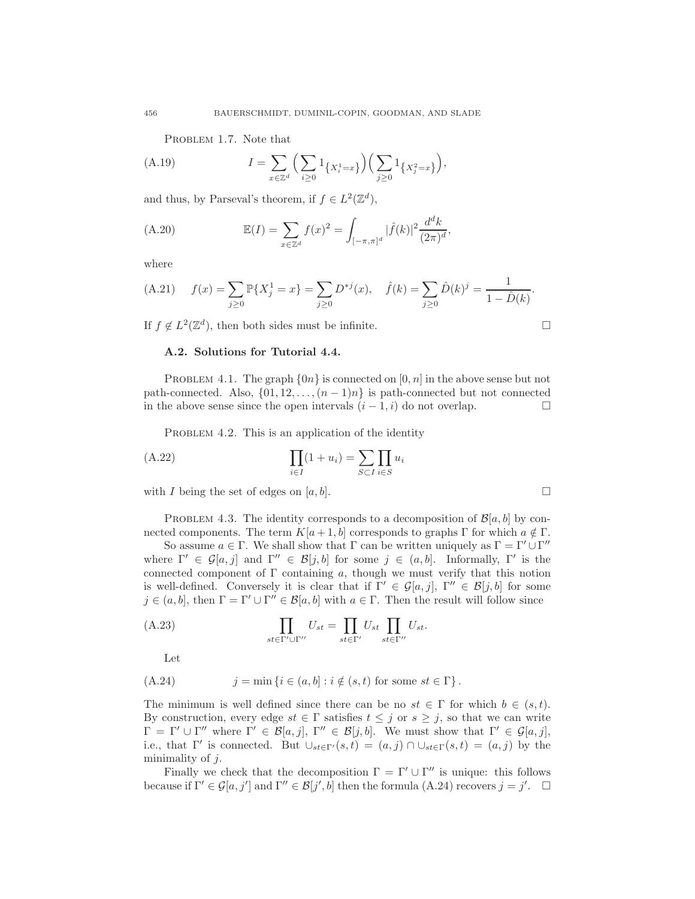Problem 1.7. Note that

$$I = \sum_{x \in \mathbb{Z}^d} \Big( \sum_{i \geq 0} 1_{\{X_i^1 = x\}} \Big) \Big( \sum_{j \geq 0} 1_{\{X_j^2 = x\}} \Big), \tag{A.19}$$

and thus, by Parseval's theorem, if $f \in L^2(\mathbb{Z}^d)$,

$$\mathbb{E}(I) = \sum_{x \in \mathbb{Z}^d} f(x)^2 = \int_{[-\pi,\pi]^d} |\hat{f}(k)|^2 \frac{d^d k}{(2\pi)^d}, \tag{A.20}$$

where

$$f(x) = \sum_{j \geq 0} \mathbb{P}\{X_j^1 = x\} = \sum_{j \geq 0} D^{*j}(x), \quad \hat{f}(k) = \sum_{j \geq 0} \hat{D}(k)^j = \frac{1}{1 - \hat{D}(k)}. \tag{A.21}$$

If $f \notin L^2(\mathbb{Z}^d)$, then both sides must be infinite. □

### A.2. Solutions for Tutorial 4.4.

Problem 4.1. The graph $\{0n\}$ is connected on $[0, n]$ in the above sense but not path-connected. Also, $\{01, 12, \ldots, (n-1)n\}$ is path-connected but not connected in the above sense since the open intervals $(i-1, i)$ do not overlap. □

Problem 4.2. This is an application of the identity

$$\prod_{i \in I} (1 + u_i) = \sum_{S \subset I} \prod_{i \in S} u_i \tag{A.22}$$

with $I$ being the set of edges on $[a, b]$. □

Problem 4.3. The identity corresponds to a decomposition of $\mathcal{B}[a, b]$ by connected components. The term $K[a+1, b]$ corresponds to graphs $\Gamma$ for which $a \notin \Gamma$.

So assume $a \in \Gamma$. We shall show that $\Gamma$ can be written uniquely as $\Gamma = \Gamma' \cup \Gamma''$ where $\Gamma' \in \mathcal{G}[a, j]$ and $\Gamma'' \in \mathcal{B}[j, b]$ for some $j \in (a, b]$. Informally, $\Gamma'$ is the connected component of $\Gamma$ containing $a$, though we must verify that this notion is well-defined. Conversely it is clear that if $\Gamma' \in \mathcal{G}[a, j]$, $\Gamma'' \in \mathcal{B}[j, b]$ for some $j \in (a, b]$, then $\Gamma = \Gamma' \cup \Gamma'' \in \mathcal{B}[a, b]$ with $a \in \Gamma$. Then the result will follow since

$$\prod_{st \in \Gamma' \cup \Gamma''} U_{st} = \prod_{st \in \Gamma'} U_{st} \prod_{st \in \Gamma''} U_{st}. \tag{A.23}$$

Let

$$j = \min \{ i \in (a, b] : i \notin (s, t) \text{ for some } st \in \Gamma \}. \tag{A.24}$$

The minimum is well defined since there can be no $st \in \Gamma$ for which $b \in (s, t)$. By construction, every edge $st \in \Gamma$ satisfies $t \leq j$ or $s \geq j$, so that we can write $\Gamma = \Gamma' \cup \Gamma''$ where $\Gamma' \in \mathcal{B}[a, j]$, $\Gamma'' \in \mathcal{B}[j, b]$. We must show that $\Gamma' \in \mathcal{G}[a, j]$, i.e., that $\Gamma'$ is connected. But $\cup_{st \in \Gamma'} (s, t) = (a, j) \cap \cup_{st \in \Gamma} (s, t) = (a, j)$ by the minimality of $j$.

Finally we check that the decomposition $\Gamma = \Gamma' \cup \Gamma''$ is unique: this follows because if $\Gamma' \in \mathcal{G}[a, j']$ and $\Gamma'' \in \mathcal{B}[j', b]$ then the formula (A.24) recovers $j = j'$. □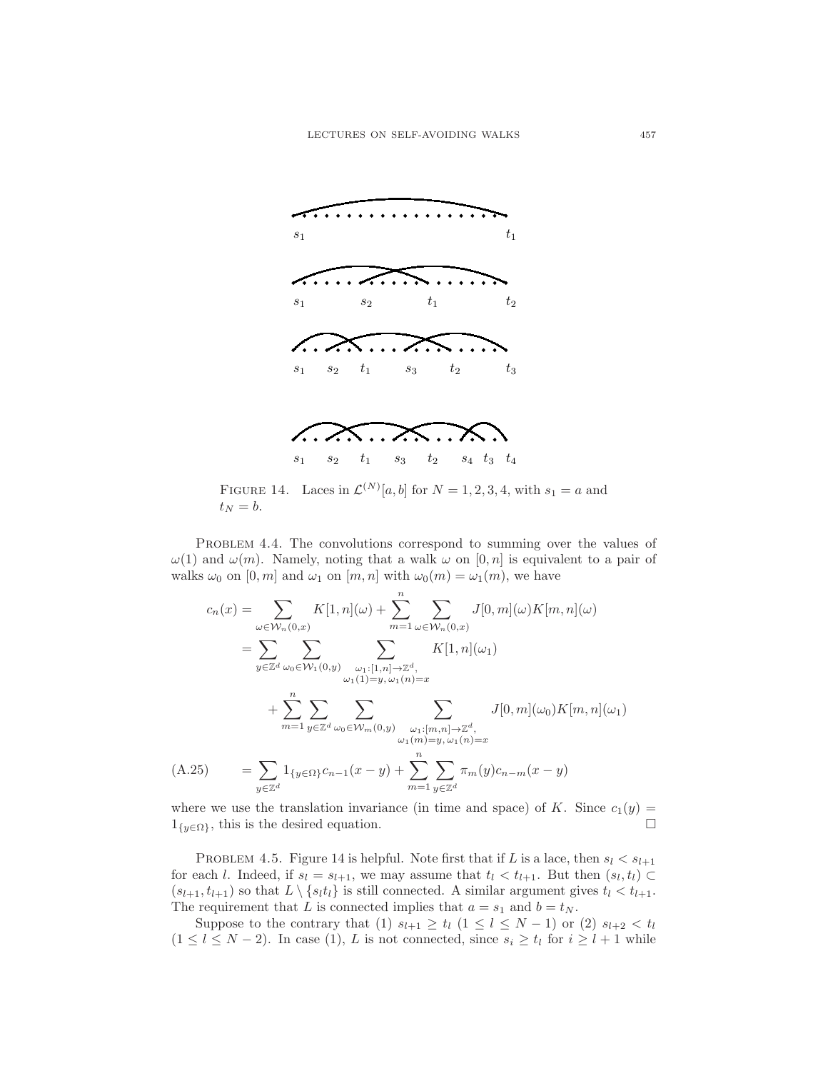FIGURE 14. Laces in $\mathcal{L}^{(N)}[a,b]$ for $N = 1, 2, 3, 4$, with $s_1 = a$ and $t_N = b$.

PROBLEM 4.4. The convolutions correspond to summing over the values of $\omega(1)$ and $\omega(m)$. Namely, noting that a walk $\omega$ on $[0,n]$ is equivalent to a pair of walks $\omega_0$ on $[0,m]$ and $\omega_1$ on $[m,n]$ with $\omega_0(m) = \omega_1(m)$, we have

$$
\begin{aligned}
c_n(x) &= \sum_{\omega \in \mathcal{W}_n(0,x)} K[1,n](\omega) + \sum_{m=1}^{n} \sum_{\omega \in \mathcal{W}_n(0,x)} J[0,m](\omega) K[m,n](\omega) \\
&= \sum_{y \in \mathbb{Z}^d} \sum_{\omega_0 \in \mathcal{W}_1(0,y)} \sum_{\substack{\omega_1 : [1,n] \to \mathbb{Z}^d, \\ \omega_1(1) = y,\, \omega_1(n) = x}} K[1,n](\omega_1) \\
&\quad + \sum_{m=1}^{n} \sum_{y \in \mathbb{Z}^d} \sum_{\omega_0 \in \mathcal{W}_m(0,y)} \sum_{\substack{\omega_1 : [m,n] \to \mathbb{Z}^d, \\ \omega_1(m) = y,\, \omega_1(n) = x}} J[0,m](\omega_0) K[m,n](\omega_1) \\
&= \sum_{y \in \mathbb{Z}^d} 1_{\{y \in \Omega\}} c_{n-1}(x-y) + \sum_{m=1}^{n} \sum_{y \in \mathbb{Z}^d} \pi_m(y) c_{n-m}(x-y)
\end{aligned}
\tag{A.25}
$$

where we use the translation invariance (in time and space) of $K$. Since $c_1(y) = 1_{\{y \in \Omega\}}$, this is the desired equation. $\square$

PROBLEM 4.5. Figure 14 is helpful. Note first that if $L$ is a lace, then $s_l < s_{l+1}$ for each $l$. Indeed, if $s_l = s_{l+1}$, we may assume that $t_l < t_{l+1}$. But then $(s_l, t_l) \subset (s_{l+1}, t_{l+1})$ so that $L \setminus \{s_l t_l\}$ is still connected. A similar argument gives $t_l < t_{l+1}$. The requirement that $L$ is connected implies that $a = s_1$ and $b = t_N$.

Suppose to the contrary that (1) $s_{l+1} \geq t_l$ $(1 \leq l \leq N-1)$ or (2) $s_{l+2} < t_l$ $(1 \leq l \leq N-2)$. In case (1), $L$ is not connected, since $s_i \geq t_l$ for $i \geq l+1$ while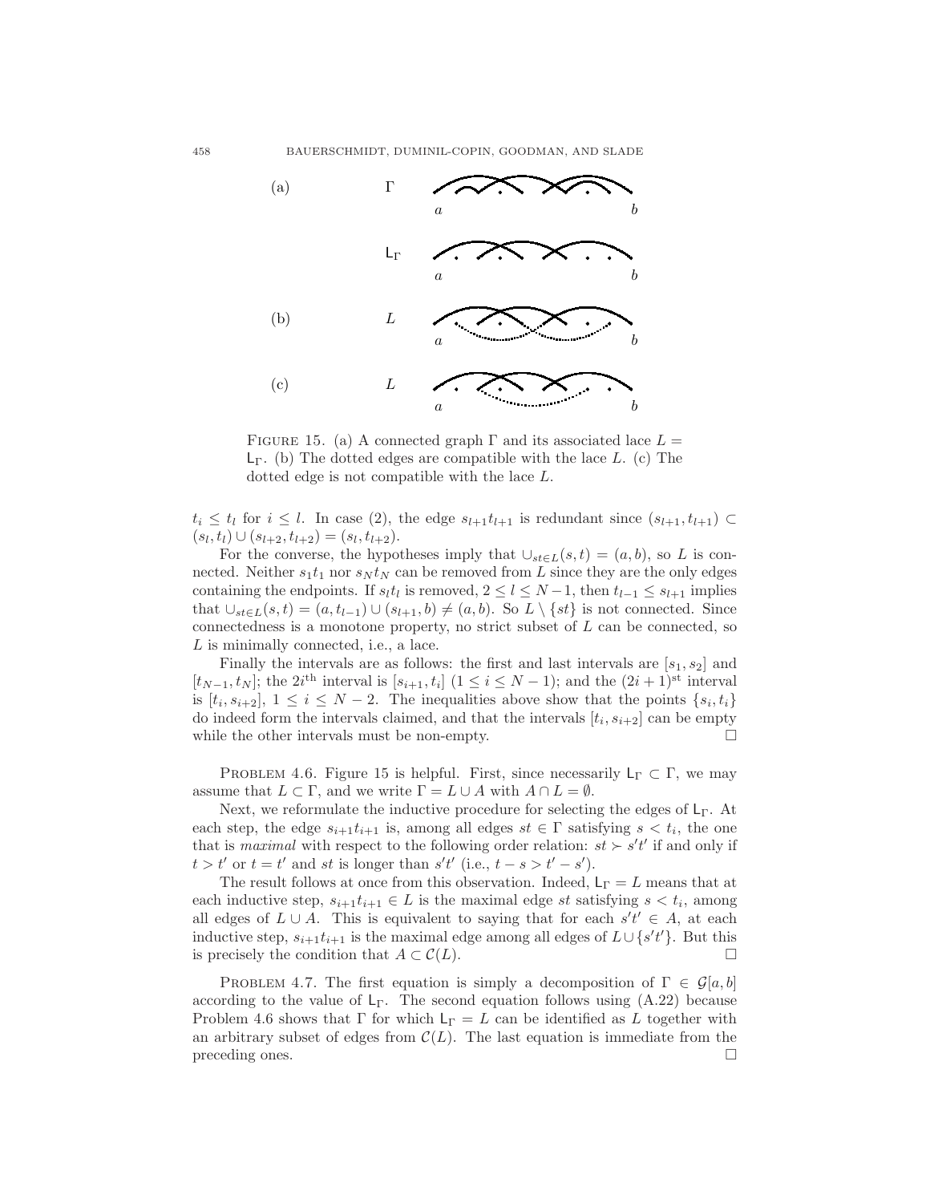FIGURE 15. (a) A connected graph $\Gamma$ and its associated lace $L = \mathsf{L}_\Gamma$. (b) The dotted edges are compatible with the lace $L$. (c) The dotted edge is not compatible with the lace $L$.

$t_i \le t_l$ for $i \le l$. In case (2), the edge $s_{l+1}t_{l+1}$ is redundant since $(s_{l+1}, t_{l+1}) \subset (s_l, t_l) \cup (s_{l+2}, t_{l+2}) = (s_l, t_{l+2})$.

For the converse, the hypotheses imply that $\cup_{st \in L}(s,t) = (a,b)$, so $L$ is connected. Neither $s_1t_1$ nor $s_Nt_N$ can be removed from $L$ since they are the only edges containing the endpoints. If $s_lt_l$ is removed, $2 \le l \le N-1$, then $t_{l-1} \le s_{l+1}$ implies that $\cup_{st\in L}(s,t) = (a, t_{l-1}) \cup (s_{l+1}, b) \neq (a,b)$. So $L \setminus \{st\}$ is not connected. Since connectedness is a monotone property, no strict subset of $L$ can be connected, so $L$ is minimally connected, i.e., a lace.

Finally the intervals are as follows: the first and last intervals are $[s_1, s_2]$ and $[t_{N-1}, t_N]$; the $2i^{\text{th}}$ interval is $[s_{i+1}, t_i]$ $(1 \le i \le N-1)$; and the $(2i+1)^{\text{st}}$ interval is $[t_i, s_{i+2}]$, $1 \le i \le N-2$. The inequalities above show that the points $\{s_i, t_i\}$ do indeed form the intervals claimed, and that the intervals $[t_i, s_{i+2}]$ can be empty while the other intervals must be non-empty. $\square$

PROBLEM 4.6. Figure 15 is helpful. First, since necessarily $\mathsf{L}_\Gamma \subset \Gamma$, we may assume that $L \subset \Gamma$, and we write $\Gamma = L \cup A$ with $A \cap L = \emptyset$.

Next, we reformulate the inductive procedure for selecting the edges of $\mathsf{L}_\Gamma$. At each step, the edge $s_{i+1}t_{i+1}$ is, among all edges $st \in \Gamma$ satisfying $s < t_i$, the one that is *maximal* with respect to the following order relation: $st \succ s't'$ if and only if $t > t'$ or $t = t'$ and $st$ is longer than $s't'$ (i.e., $t - s > t' - s'$).

The result follows at once from this observation. Indeed, $\mathsf{L}_\Gamma = L$ means that at each inductive step, $s_{i+1}t_{i+1} \in L$ is the maximal edge $st$ satisfying $s < t_i$, among all edges of $L \cup A$. This is equivalent to saying that for each $s't' \in A$, at each inductive step, $s_{i+1}t_{i+1}$ is the maximal edge among all edges of $L \cup \{s't'\}$. But this is precisely the condition that $A \subset \mathcal{C}(L)$. $\square$

PROBLEM 4.7. The first equation is simply a decomposition of $\Gamma \in \mathcal{G}[a,b]$ according to the value of $\mathsf{L}_\Gamma$. The second equation follows using (A.22) because Problem 4.6 shows that $\Gamma$ for which $\mathsf{L}_\Gamma = L$ can be identified as $L$ together with an arbitrary subset of edges from $\mathcal{C}(L)$. The last equation is immediate from the preceding ones. $\square$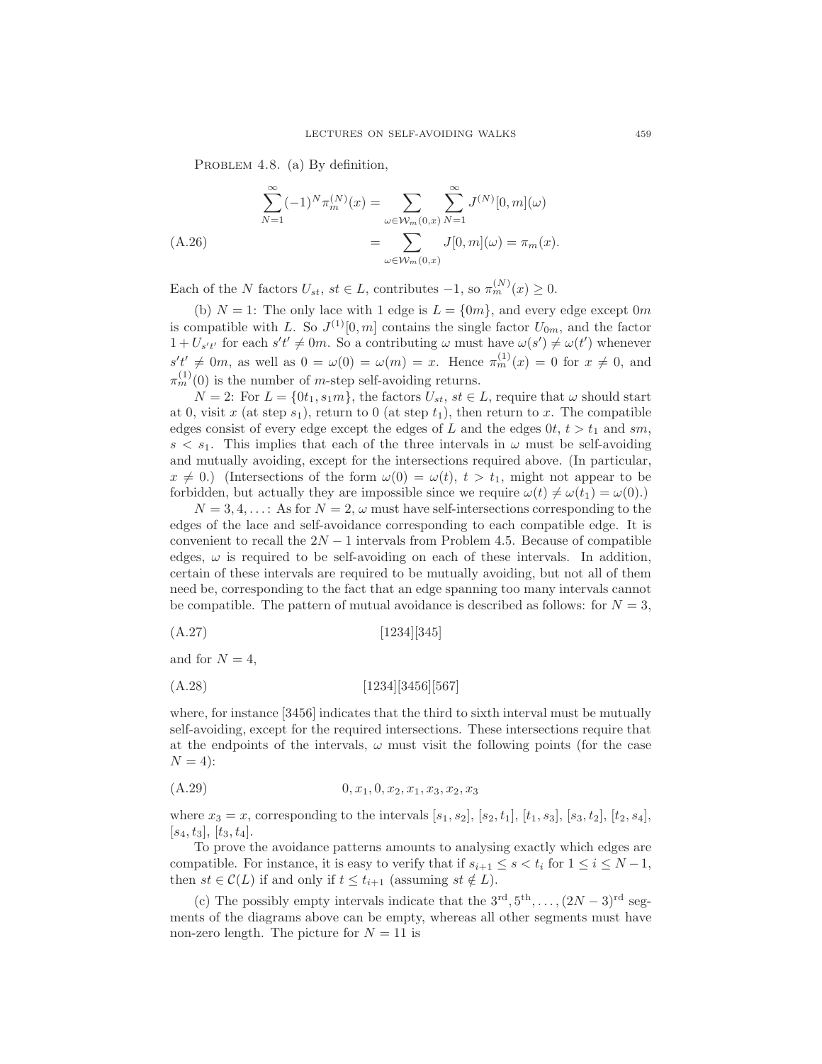Problem 4.8. (a) By definition,

$$
\begin{aligned}
\sum_{N=1}^{\infty}(-1)^N \pi_m^{(N)}(x) &= \sum_{\omega \in \mathcal{W}_m(0,x)} \sum_{N=1}^{\infty} J^{(N)}[0,m](\omega) \\
&= \sum_{\omega \in \mathcal{W}_m(0,x)} J[0,m](\omega) = \pi_m(x).
\end{aligned}
\tag{A.26}
$$

Each of the $N$ factors $U_{st}$, $st \in L$, contributes $-1$, so $\pi_m^{(N)}(x) \geq 0$.

(b) $N = 1$: The only lace with 1 edge is $L = \{0m\}$, and every edge except $0m$ is compatible with $L$. So $J^{(1)}[0,m]$ contains the single factor $U_{0m}$, and the factor $1 + U_{s't'}$ for each $s't' \neq 0m$. So a contributing $\omega$ must have $\omega(s') \neq \omega(t')$ whenever $s't' \neq 0m$, as well as $0 = \omega(0) = \omega(m) = x$. Hence $\pi_m^{(1)}(x) = 0$ for $x \neq 0$, and $\pi_m^{(1)}(0)$ is the number of $m$-step self-avoiding returns.

$N = 2$: For $L = \{0t_1, s_1 m\}$, the factors $U_{st}$, $st \in L$, require that $\omega$ should start at 0, visit $x$ (at step $s_1$), return to 0 (at step $t_1$), then return to $x$. The compatible edges consist of every edge except the edges of $L$ and the edges $0t$, $t > t_1$ and $sm$, $s < s_1$. This implies that each of the three intervals in $\omega$ must be self-avoiding and mutually avoiding, except for the intersections required above. (In particular, $x \neq 0$.) (Intersections of the form $\omega(0) = \omega(t)$, $t > t_1$, might not appear to be forbidden, but actually they are impossible since we require $\omega(t) \neq \omega(t_1) = \omega(0)$.)

$N = 3, 4, \ldots$: As for $N = 2$, $\omega$ must have self-intersections corresponding to the edges of the lace and self-avoidance corresponding to each compatible edge. It is convenient to recall the $2N-1$ intervals from Problem 4.5. Because of compatible edges, $\omega$ is required to be self-avoiding on each of these intervals. In addition, certain of these intervals are required to be mutually avoiding, but not all of them need be, corresponding to the fact that an edge spanning too many intervals cannot be compatible. The pattern of mutual avoidance is described as follows: for $N = 3$,

$$
[1234][345] \tag{A.27}
$$

and for $N = 4$,

$$
[1234][3456][567] \tag{A.28}
$$

where, for instance [3456] indicates that the third to sixth interval must be mutually self-avoiding, except for the required intersections. These intersections require that at the endpoints of the intervals, $\omega$ must visit the following points (for the case $N = 4$):

$$
0, x_1, 0, x_2, x_1, x_3, x_2, x_3 \tag{A.29}
$$

where $x_3 = x$, corresponding to the intervals $[s_1, s_2]$, $[s_2, t_1]$, $[t_1, s_3]$, $[s_3, t_2]$, $[t_2, s_4]$, $[s_4, t_3]$, $[t_3, t_4]$.

To prove the avoidance patterns amounts to analysing exactly which edges are compatible. For instance, it is easy to verify that if $s_{i+1} \leq s < t_i$ for $1 \leq i \leq N-1$, then $st \in \mathcal{C}(L)$ if and only if $t \leq t_{i+1}$ (assuming $st \notin L$).

(c) The possibly empty intervals indicate that the $3^{\text{rd}}, 5^{\text{th}}, \ldots, (2N-3)^{\text{rd}}$ segments of the diagrams above can be empty, whereas all other segments must have non-zero length. The picture for $N = 11$ is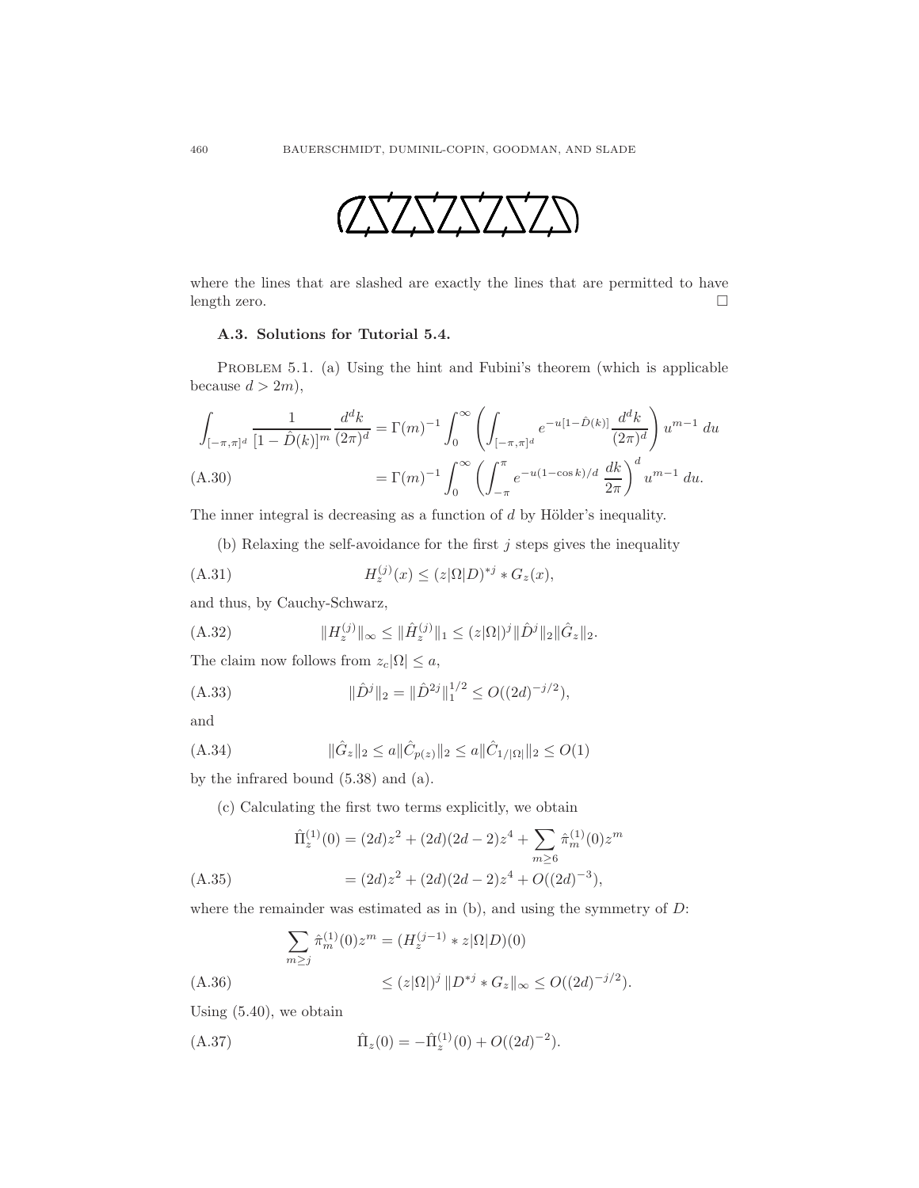where the lines that are slashed are exactly the lines that are permitted to have length zero. $\square$

### A.3. Solutions for Tutorial 5.4.

PROBLEM 5.1. (a) Using the hint and Fubini's theorem (which is applicable because $d > 2m$),

$$\int_{[-\pi,\pi]^d} \frac{1}{[1-\hat{D}(k)]^m} \frac{d^dk}{(2\pi)^d} = \Gamma(m)^{-1} \int_0^\infty \left( \int_{[-\pi,\pi]^d} e^{-u[1-\hat{D}(k)]} \frac{d^dk}{(2\pi)^d} \right) u^{m-1}\, du$$

$$= \Gamma(m)^{-1} \int_0^\infty \left( \int_{-\pi}^{\pi} e^{-u(1-\cos k)/d} \frac{dk}{2\pi} \right)^d u^{m-1}\, du. \tag{A.30}$$

The inner integral is decreasing as a function of $d$ by Hölder's inequality.

(b) Relaxing the self-avoidance for the first $j$ steps gives the inequality

$$H_z^{(j)}(x) \le (z|\Omega|D)^{*j} * G_z(x), \tag{A.31}$$

and thus, by Cauchy-Schwarz,

$$\|H_z^{(j)}\|_\infty \le \|\hat{H}_z^{(j)}\|_1 \le (z|\Omega|)^j \|\hat{D}^j\|_2 \|\hat{G}_z\|_2. \tag{A.32}$$

The claim now follows from $z_c|\Omega| \le a$,

$$\|\hat{D}^j\|_2 = \|\hat{D}^{2j}\|_1^{1/2} \le O((2d)^{-j/2}), \tag{A.33}$$

and

$$\|\hat{G}_z\|_2 \le a\|\hat{C}_{p(z)}\|_2 \le a\|\hat{C}_{1/|\Omega|}\|_2 \le O(1) \tag{A.34}$$

by the infrared bound (5.38) and (a).

(c) Calculating the first two terms explicitly, we obtain

$$\hat{\Pi}_z^{(1)}(0) = (2d)z^2 + (2d)(2d-2)z^4 + \sum_{m \ge 6} \hat{\pi}_m^{(1)}(0) z^m$$

$$= (2d)z^2 + (2d)(2d-2)z^4 + O((2d)^{-3}), \tag{A.35}$$

where the remainder was estimated as in (b), and using the symmetry of $D$:

$$\sum_{m \ge j} \hat{\pi}_m^{(1)}(0) z^m = (H_z^{(j-1)} * z|\Omega|D)(0)$$

$$\le (z|\Omega|)^j \, \|D^{*j} * G_z\|_\infty \le O((2d)^{-j/2}). \tag{A.36}$$

Using (5.40), we obtain

$$\hat{\Pi}_z(0) = -\hat{\Pi}_z^{(1)}(0) + O((2d)^{-2}). \tag{A.37}$$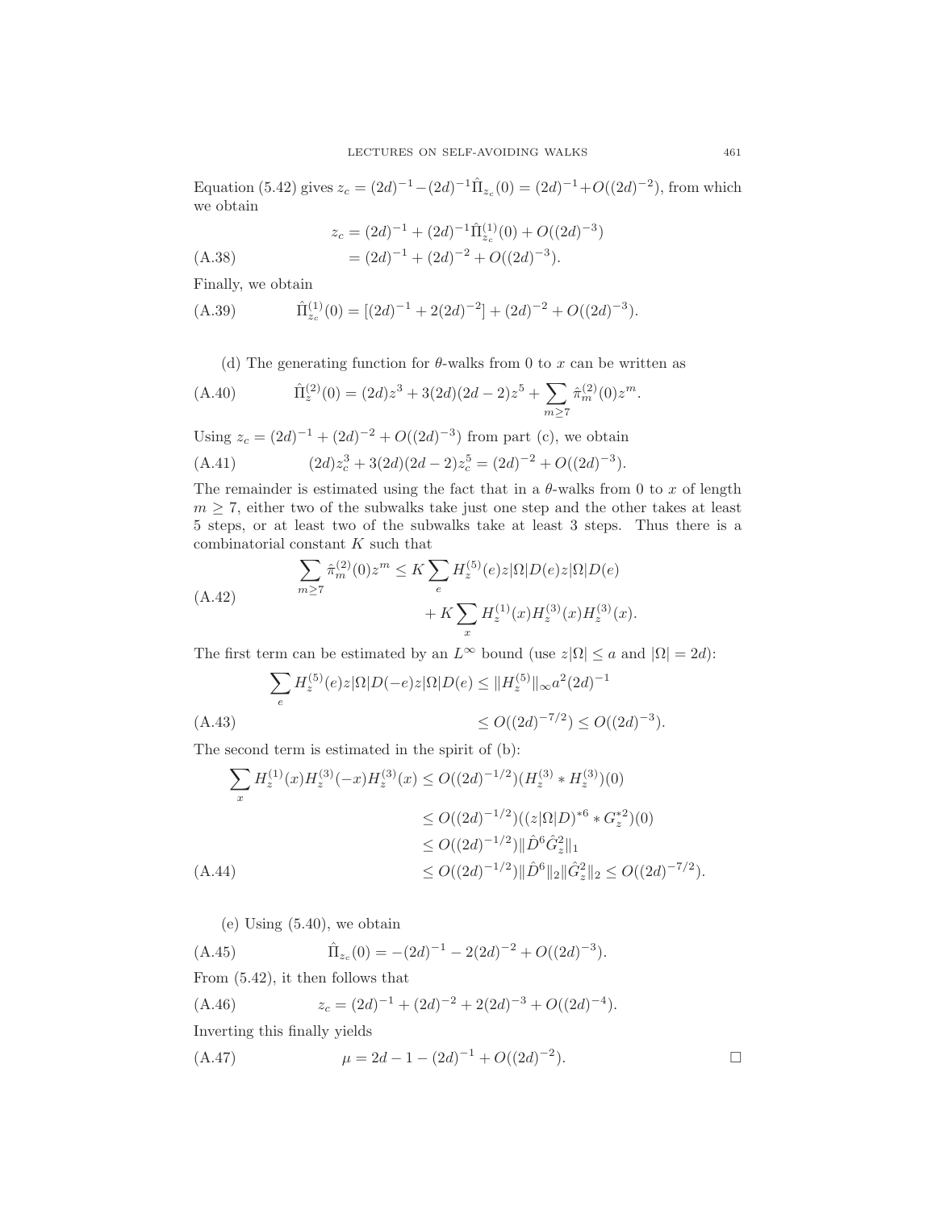Equation (5.42) gives $z_c = (2d)^{-1} - (2d)^{-1}\hat{\Pi}_{z_c}(0) = (2d)^{-1} + O((2d)^{-2})$, from which we obtain

$$
\begin{aligned}
z_c &= (2d)^{-1} + (2d)^{-1}\hat{\Pi}^{(1)}_{z_c}(0) + O((2d)^{-3}) \\
&= (2d)^{-1} + (2d)^{-2} + O((2d)^{-3}).
\end{aligned}
\tag{A.38}
$$

Finally, we obtain

$$
\hat{\Pi}^{(1)}_{z_c}(0) = [(2d)^{-1} + 2(2d)^{-2}] + (2d)^{-2} + O((2d)^{-3}). \tag{A.39}
$$

(d) The generating function for $\theta$-walks from 0 to $x$ can be written as

$$
\hat{\Pi}^{(2)}_z(0) = (2d)z^3 + 3(2d)(2d-2)z^5 + \sum_{m\geq 7} \hat{\pi}^{(2)}_m(0)z^m. \tag{A.40}
$$

Using $z_c = (2d)^{-1} + (2d)^{-2} + O((2d)^{-3})$ from part (c), we obtain

$$
(2d)z_c^3 + 3(2d)(2d-2)z_c^5 = (2d)^{-2} + O((2d)^{-3}). \tag{A.41}
$$

The remainder is estimated using the fact that in a $\theta$-walks from 0 to $x$ of length $m \geq 7$, either two of the subwalks take just one step and the other takes at least 5 steps, or at least two of the subwalks take at least 3 steps. Thus there is a combinatorial constant $K$ such that

$$
\begin{aligned}
\sum_{m\geq 7} \hat{\pi}^{(2)}_m(0)z^m \leq K \sum_e H^{(5)}_z(e)z|\Omega|D(e)z|\Omega|D(e) \\
+ K \sum_x H^{(1)}_z(x)H^{(3)}_z(x)H^{(3)}_z(x).
\end{aligned}
\tag{A.42}
$$

The first term can be estimated by an $L^\infty$ bound (use $z|\Omega| \leq a$ and $|\Omega| = 2d$):

$$
\begin{aligned}
\sum_e H^{(5)}_z(e)z|\Omega|D(-e)z|\Omega|D(e) &\leq \|H^{(5)}_z\|_\infty a^2(2d)^{-1} \\
&\leq O((2d)^{-7/2}) \leq O((2d)^{-3}).
\end{aligned}
\tag{A.43}
$$

The second term is estimated in the spirit of (b):

$$
\begin{aligned}
\sum_x H^{(1)}_z(x)H^{(3)}_z(-x)H^{(3)}_z(x) &\leq O((2d)^{-1/2})(H^{(3)}_z * H^{(3)}_z)(0) \\
&\leq O((2d)^{-1/2})((z|\Omega|D)^{*6} * G^{*2}_z)(0) \\
&\leq O((2d)^{-1/2})\|\hat{D}^6\hat{G}^2_z\|_1 \\
&\leq O((2d)^{-1/2})\|\hat{D}^6\|_2\|\hat{G}^2_z\|_2 \leq O((2d)^{-7/2}).
\end{aligned}
\tag{A.44}
$$

(e) Using (5.40), we obtain

$$
\hat{\Pi}_{z_c}(0) = -(2d)^{-1} - 2(2d)^{-2} + O((2d)^{-3}). \tag{A.45}
$$

From (5.42), it then follows that

$$
z_c = (2d)^{-1} + (2d)^{-2} + 2(2d)^{-3} + O((2d)^{-4}). \tag{A.46}
$$

Inverting this finally yields

$$
\mu = 2d - 1 - (2d)^{-1} + O((2d)^{-2}). \tag{A.47}
$$

□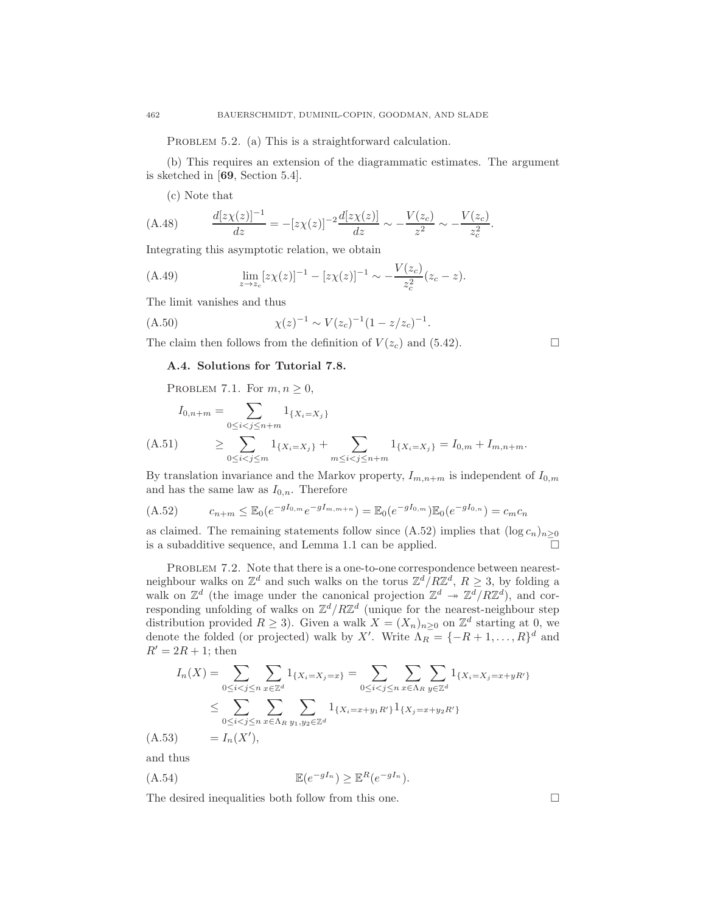PROBLEM 5.2. (a) This is a straightforward calculation.

(b) This requires an extension of the diagrammatic estimates. The argument is sketched in [**69**, Section 5.4].

(c) Note that

$$\frac{d[z\chi(z)]^{-1}}{dz} = -[z\chi(z)]^{-2}\frac{d[z\chi(z)]}{dz} \sim -\frac{V(z_c)}{z^2} \sim -\frac{V(z_c)}{z_c^2}. \tag{A.48}$$

Integrating this asymptotic relation, we obtain

$$\lim_{z\to z_c}[z\chi(z)]^{-1} - [z\chi(z)]^{-1} \sim -\frac{V(z_c)}{z_c^2}(z_c - z). \tag{A.49}$$

The limit vanishes and thus

$$\chi(z)^{-1} \sim V(z_c)^{-1}(1 - z/z_c)^{-1}. \tag{A.50}$$

The claim then follows from the definition of $V(z_c)$ and (5.42). $\square$

### A.4. Solutions for Tutorial 7.8.

PROBLEM 7.1. For $m, n \geq 0$,

$$\begin{aligned} I_{0,n+m} &= \sum_{0\leq i<j\leq n+m} 1_{\{X_i=X_j\}} \\ &\geq \sum_{0\leq i<j\leq m} 1_{\{X_i=X_j\}} + \sum_{m\leq i<j\leq n+m} 1_{\{X_i=X_j\}} = I_{0,m} + I_{m,n+m}. \end{aligned} \tag{A.51}$$

By translation invariance and the Markov property, $I_{m,n+m}$ is independent of $I_{0,m}$ and has the same law as $I_{0,n}$. Therefore

$$c_{n+m} \leq \mathbb{E}_0(e^{-gI_{0,m}}e^{-gI_{m,m+n}}) = \mathbb{E}_0(e^{-gI_{0,m}})\mathbb{E}_0(e^{-gI_{0,n}}) = c_m c_n \tag{A.52}$$

as claimed. The remaining statements follow since (A.52) implies that $(\log c_n)_{n\geq 0}$ is a subadditive sequence, and Lemma 1.1 can be applied. $\square$

PROBLEM 7.2. Note that there is a one-to-one correspondence between nearest-neighbour walks on $\mathbb{Z}^d$ and such walks on the torus $\mathbb{Z}^d/R\mathbb{Z}^d$, $R \geq 3$, by folding a walk on $\mathbb{Z}^d$ (the image under the canonical projection $\mathbb{Z}^d \twoheadrightarrow \mathbb{Z}^d/R\mathbb{Z}^d$), and corresponding unfolding of walks on $\mathbb{Z}^d/R\mathbb{Z}^d$ (unique for the nearest-neighbour step distribution provided $R \geq 3$). Given a walk $X = (X_n)_{n\geq 0}$ on $\mathbb{Z}^d$ starting at 0, we denote the folded (or projected) walk by $X'$. Write $\Lambda_R = \{-R+1, \ldots, R\}^d$ and $R' = 2R+1$; then

$$\begin{aligned} I_n(X) &= \sum_{0\leq i<j\leq n}\sum_{x\in\mathbb{Z}^d} 1_{\{X_i=X_j=x\}} = \sum_{0\leq i<j\leq n}\sum_{x\in\Lambda_R}\sum_{y\in\mathbb{Z}^d} 1_{\{X_i=X_j=x+yR'\}} \\ &\leq \sum_{0\leq i<j\leq n}\sum_{x\in\Lambda_R}\sum_{y_1,y_2\in\mathbb{Z}^d} 1_{\{X_i=x+y_1R'\}}1_{\{X_j=x+y_2R'\}} \\ &= I_n(X'), \end{aligned} \tag{A.53}$$

and thus

$$\mathbb{E}(e^{-gI_n}) \geq \mathbb{E}^R(e^{-gI_n}). \tag{A.54}$$

The desired inequalities both follow from this one. $\square$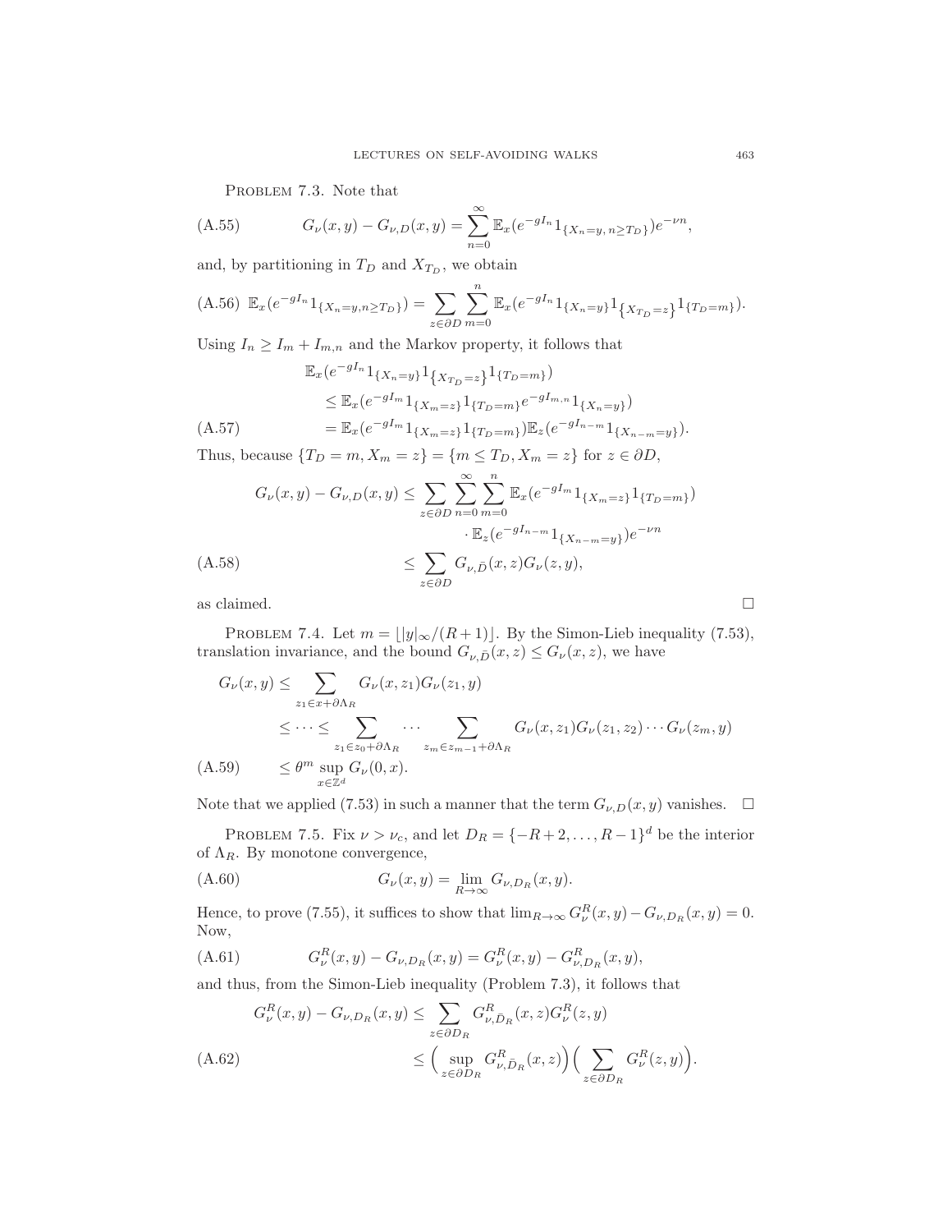Problem 7.3. Note that

$$G_\nu(x,y) - G_{\nu,D}(x,y) = \sum_{n=0}^{\infty} \mathbb{E}_x(e^{-gI_n} 1_{\{X_n=y,\, n\geq T_D\}}) e^{-\nu n}, \tag{A.55}$$

and, by partitioning in $T_D$ and $X_{T_D}$, we obtain

$$\mathbb{E}_x(e^{-gI_n} 1_{\{X_n=y, n\geq T_D\}}) = \sum_{z\in\partial D} \sum_{m=0}^{n} \mathbb{E}_x(e^{-gI_n} 1_{\{X_n=y\}} 1_{\{X_{T_D}=z\}} 1_{\{T_D=m\}}). \tag{A.56}$$

Using $I_n \geq I_m + I_{m,n}$ and the Markov property, it follows that

$$\begin{aligned}
&\mathbb{E}_x(e^{-gI_n} 1_{\{X_n=y\}} 1_{\{X_{T_D}=z\}} 1_{\{T_D=m\}}) \\
&\quad \leq \mathbb{E}_x(e^{-gI_m} 1_{\{X_m=z\}} 1_{\{T_D=m\}} e^{-gI_{m,n}} 1_{\{X_n=y\}}) \\
&\quad = \mathbb{E}_x(e^{-gI_m} 1_{\{X_m=z\}} 1_{\{T_D=m\}}) \mathbb{E}_z(e^{-gI_{n-m}} 1_{\{X_{n-m}=y\}}).
\end{aligned} \tag{A.57}$$

Thus, because $\{T_D = m, X_m = z\} = \{m \leq T_D, X_m = z\}$ for $z \in \partial D$,

$$\begin{aligned}
G_\nu(x,y) - G_{\nu,D}(x,y) &\leq \sum_{z\in\partial D} \sum_{n=0}^{\infty} \sum_{m=0}^{n} \mathbb{E}_x(e^{-gI_m} 1_{\{X_m=z\}} 1_{\{T_D=m\}}) \\
&\qquad\qquad \cdot \mathbb{E}_z(e^{-gI_{n-m}} 1_{\{X_{n-m}=y\}}) e^{-\nu n} \\
&\leq \sum_{z\in\partial D} G_{\nu,\bar{D}}(x,z) G_\nu(z,y),
\end{aligned} \tag{A.58}$$

as claimed. $\square$

Problem 7.4. Let $m = \lfloor |y|_\infty/(R+1) \rfloor$. By the Simon-Lieb inequality (7.53), translation invariance, and the bound $G_{\nu,\bar{D}}(x,z) \leq G_\nu(x,z)$, we have

$$\begin{aligned}
G_\nu(x,y) &\leq \sum_{z_1\in x+\partial\Lambda_R} G_\nu(x,z_1) G_\nu(z_1,y) \\
&\leq \cdots \leq \sum_{z_1\in z_0+\partial\Lambda_R} \cdots \sum_{z_m\in z_{m-1}+\partial\Lambda_R} G_\nu(x,z_1) G_\nu(z_1,z_2)\cdots G_\nu(z_m,y) \\
&\leq \theta^m \sup_{x\in\mathbb{Z}^d} G_\nu(0,x).
\end{aligned} \tag{A.59}$$

Note that we applied (7.53) in such a manner that the term $G_{\nu,D}(x,y)$ vanishes. $\square$

Problem 7.5. Fix $\nu > \nu_c$, and let $D_R = \{-R+2, \ldots, R-1\}^d$ be the interior of $\Lambda_R$. By monotone convergence,

$$G_\nu(x,y) = \lim_{R\to\infty} G_{\nu,D_R}(x,y). \tag{A.60}$$

Hence, to prove (7.55), it suffices to show that $\lim_{R\to\infty} G_\nu^R(x,y) - G_{\nu,D_R}(x,y) = 0$. Now,

$$G_\nu^R(x,y) - G_{\nu,D_R}(x,y) = G_\nu^R(x,y) - G_{\nu,D_R}^R(x,y), \tag{A.61}$$

and thus, from the Simon-Lieb inequality (Problem 7.3), it follows that

$$\begin{aligned}
G_\nu^R(x,y) - G_{\nu,D_R}(x,y) &\leq \sum_{z\in\partial D_R} G_{\nu,\bar{D}_R}^R(x,z) G_\nu^R(z,y) \\
&\leq \Big(\sup_{z\in\partial D_R} G_{\nu,\bar{D}_R}^R(x,z)\Big) \Big(\sum_{z\in\partial D_R} G_\nu^R(z,y)\Big).
\end{aligned} \tag{A.62}$$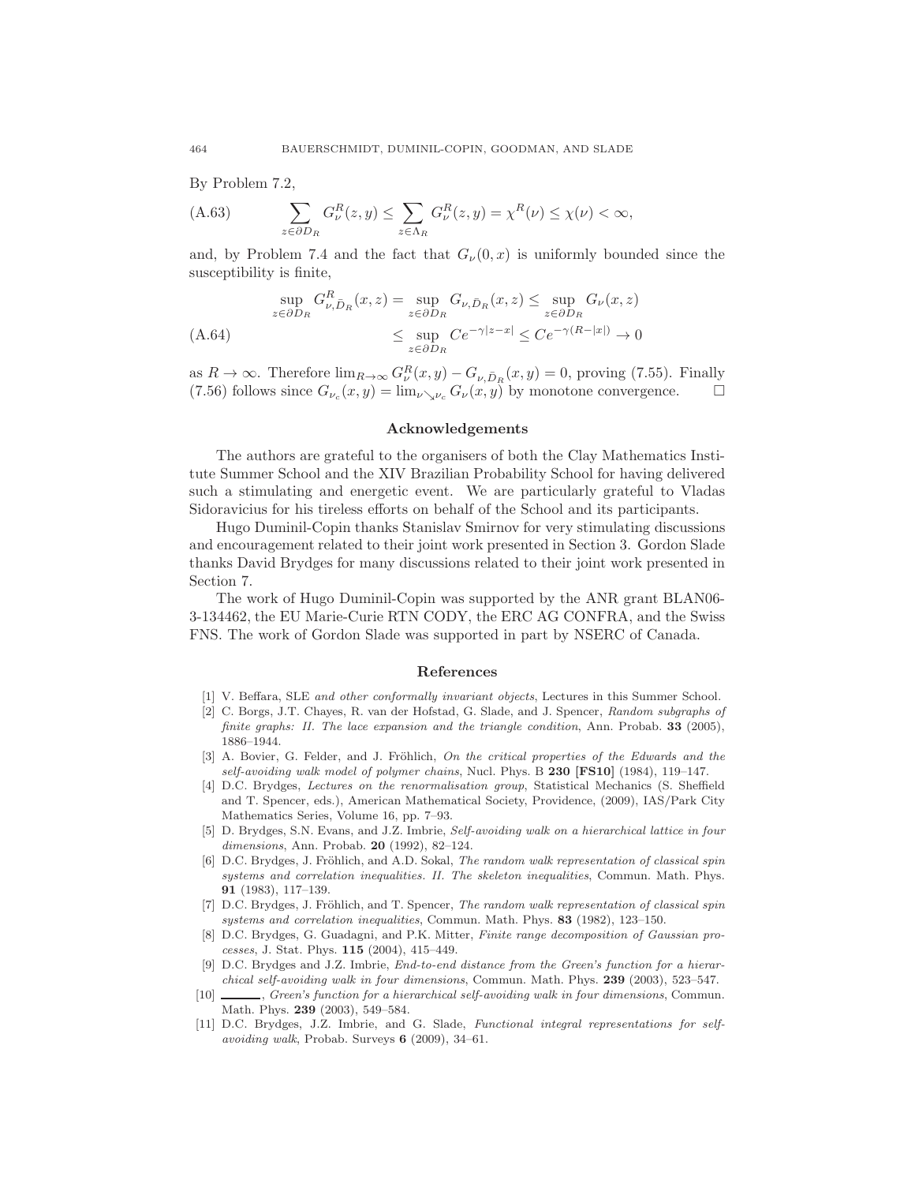By Problem 7.2,

$$\sum_{z\in\partial D_R} G^R_\nu(z,y) \le \sum_{z\in\Lambda_R} G^R_\nu(z,y) = \chi^R(\nu) \le \chi(\nu) < \infty, \tag{A.63}$$

and, by Problem 7.4 and the fact that $G_\nu(0,x)$ is uniformly bounded since the susceptibility is finite,

$$\begin{aligned}\sup_{z\in\partial D_R} G^R_{\nu,\bar{D}_R}(x,z) &= \sup_{z\in\partial D_R} G_{\nu,\bar{D}_R}(x,z) \le \sup_{z\in\partial D_R} G_\nu(x,z) \\ &\le \sup_{z\in\partial D_R} Ce^{-\gamma|z-x|} \le Ce^{-\gamma(R-|x|)} \to 0\end{aligned} \tag{A.64}$$

as $R\to\infty$. Therefore $\lim_{R\to\infty} G^R_\nu(x,y) - G_{\nu,\bar{D}_R}(x,y) = 0$, proving (7.55). Finally (7.56) follows since $G_{\nu_c}(x,y) = \lim_{\nu\searrow\nu_c} G_\nu(x,y)$ by monotone convergence. □

## Acknowledgements

The authors are grateful to the organisers of both the Clay Mathematics Institute Summer School and the XIV Brazilian Probability School for having delivered such a stimulating and energetic event. We are particularly grateful to Vladas Sidoravicius for his tireless efforts on behalf of the School and its participants.

Hugo Duminil-Copin thanks Stanislav Smirnov for very stimulating discussions and encouragement related to their joint work presented in Section 3. Gordon Slade thanks David Brydges for many discussions related to their joint work presented in Section 7.

The work of Hugo Duminil-Copin was supported by the ANR grant BLAN06-3-134462, the EU Marie-Curie RTN CODY, the ERC AG CONFRA, and the Swiss FNS. The work of Gordon Slade was supported in part by NSERC of Canada.

## References

[1] V. Beffara, SLE *and other conformally invariant objects*, Lectures in this Summer School.

[2] C. Borgs, J.T. Chayes, R. van der Hofstad, G. Slade, and J. Spencer, *Random subgraphs of finite graphs: II. The lace expansion and the triangle condition*, Ann. Probab. **33** (2005), 1886–1944.

[3] A. Bovier, G. Felder, and J. Fröhlich, *On the critical properties of the Edwards and the self-avoiding walk model of polymer chains*, Nucl. Phys. B **230** [**FS10**] (1984), 119–147.

[4] D.C. Brydges, *Lectures on the renormalisation group*, Statistical Mechanics (S. Sheffield and T. Spencer, eds.), American Mathematical Society, Providence, (2009), IAS/Park City Mathematics Series, Volume 16, pp. 7–93.

[5] D. Brydges, S.N. Evans, and J.Z. Imbrie, *Self-avoiding walk on a hierarchical lattice in four dimensions*, Ann. Probab. **20** (1992), 82–124.

[6] D.C. Brydges, J. Fröhlich, and A.D. Sokal, *The random walk representation of classical spin systems and correlation inequalities. II. The skeleton inequalities*, Commun. Math. Phys. **91** (1983), 117–139.

[7] D.C. Brydges, J. Fröhlich, and T. Spencer, *The random walk representation of classical spin systems and correlation inequalities*, Commun. Math. Phys. **83** (1982), 123–150.

[8] D.C. Brydges, G. Guadagni, and P.K. Mitter, *Finite range decomposition of Gaussian processes*, J. Stat. Phys. **115** (2004), 415–449.

[9] D.C. Brydges and J.Z. Imbrie, *End-to-end distance from the Green's function for a hierarchical self-avoiding walk in four dimensions*, Commun. Math. Phys. **239** (2003), 523–547.

[10] ———, *Green's function for a hierarchical self-avoiding walk in four dimensions*, Commun. Math. Phys. **239** (2003), 549–584.

[11] D.C. Brydges, J.Z. Imbrie, and G. Slade, *Functional integral representations for self-avoiding walk*, Probab. Surveys **6** (2009), 34–61.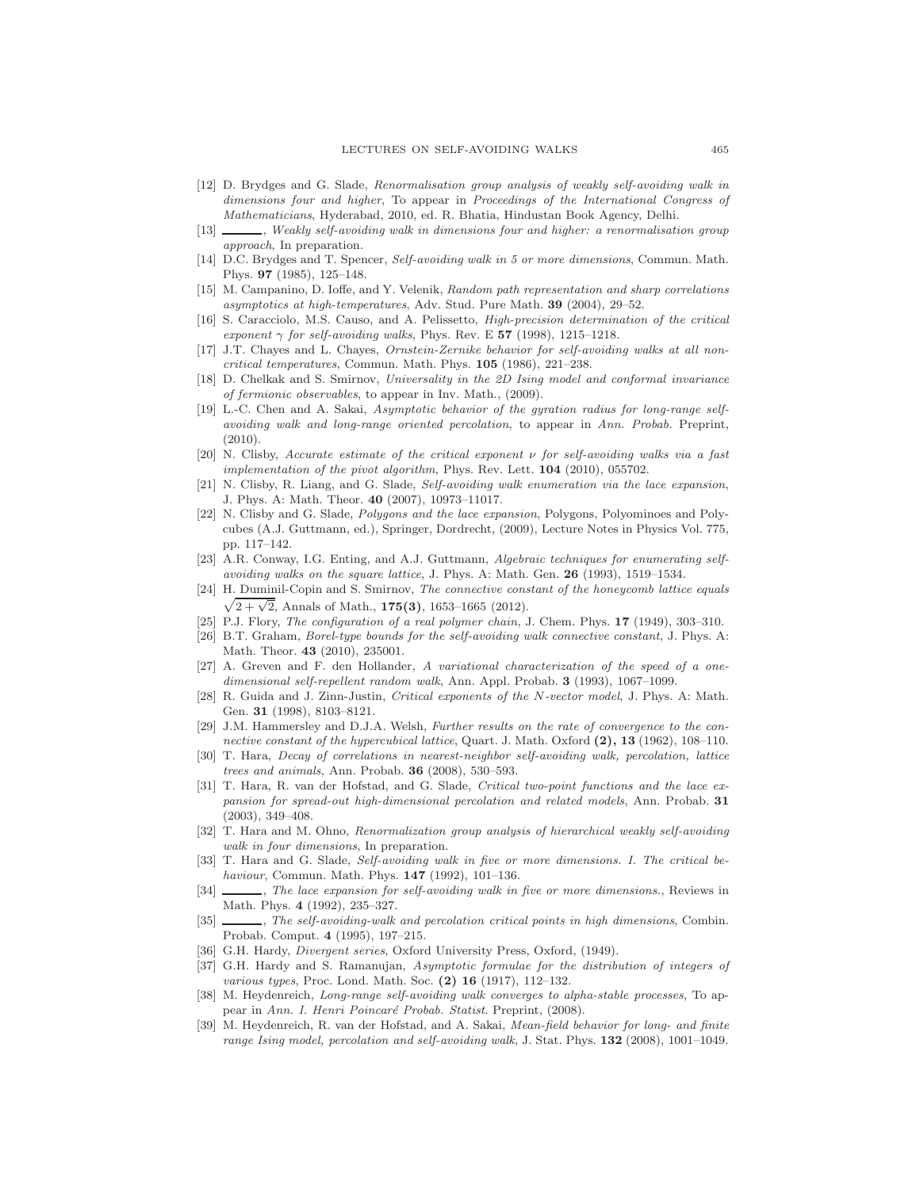[12] D. Brydges and G. Slade, *Renormalisation group analysis of weakly self-avoiding walk in dimensions four and higher*, To appear in *Proceedings of the International Congress of Mathematicians*, Hyderabad, 2010, ed. R. Bhatia, Hindustan Book Agency, Delhi.

[13] ______, *Weakly self-avoiding walk in dimensions four and higher: a renormalisation group approach*, In preparation.

[14] D.C. Brydges and T. Spencer, *Self-avoiding walk in 5 or more dimensions*, Commun. Math. Phys. **97** (1985), 125–148.

[15] M. Campanino, D. Ioffe, and Y. Velenik, *Random path representation and sharp correlations asymptotics at high-temperatures*, Adv. Stud. Pure Math. **39** (2004), 29–52.

[16] S. Caracciolo, M.S. Causo, and A. Pelissetto, *High-precision determination of the critical exponent $\gamma$ for self-avoiding walks*, Phys. Rev. E **57** (1998), 1215–1218.

[17] J.T. Chayes and L. Chayes, *Ornstein-Zernike behavior for self-avoiding walks at all non-critical temperatures*, Commun. Math. Phys. **105** (1986), 221–238.

[18] D. Chelkak and S. Smirnov, *Universality in the 2D Ising model and conformal invariance of fermionic observables*, to appear in Inv. Math., (2009).

[19] L.-C. Chen and A. Sakai, *Asymptotic behavior of the gyration radius for long-range self-avoiding walk and long-range oriented percolation*, to appear in *Ann. Probab.* Preprint, (2010).

[20] N. Clisby, *Accurate estimate of the critical exponent $\nu$ for self-avoiding walks via a fast implementation of the pivot algorithm*, Phys. Rev. Lett. **104** (2010), 055702.

[21] N. Clisby, R. Liang, and G. Slade, *Self-avoiding walk enumeration via the lace expansion*, J. Phys. A: Math. Theor. **40** (2007), 10973–11017.

[22] N. Clisby and G. Slade, *Polygons and the lace expansion*, Polygons, Polyominoes and Polycubes (A.J. Guttmann, ed.), Springer, Dordrecht, (2009), Lecture Notes in Physics Vol. 775, pp. 117–142.

[23] A.R. Conway, I.G. Enting, and A.J. Guttmann, *Algebraic techniques for enumerating self-avoiding walks on the square lattice*, J. Phys. A: Math. Gen. **26** (1993), 1519–1534.

[24] H. Duminil-Copin and S. Smirnov, *The connective constant of the honeycomb lattice equals $\sqrt{2+\sqrt{2}}$*, Annals of Math., **175(3)**, 1653–1665 (2012).

[25] P.J. Flory, *The configuration of a real polymer chain*, J. Chem. Phys. **17** (1949), 303–310.

[26] B.T. Graham, *Borel-type bounds for the self-avoiding walk connective constant*, J. Phys. A: Math. Theor. **43** (2010), 235001.

[27] A. Greven and F. den Hollander, *A variational characterization of the speed of a one-dimensional self-repellent random walk*, Ann. Appl. Probab. **3** (1993), 1067–1099.

[28] R. Guida and J. Zinn-Justin, *Critical exponents of the N-vector model*, J. Phys. A: Math. Gen. **31** (1998), 8103–8121.

[29] J.M. Hammersley and D.J.A. Welsh, *Further results on the rate of convergence to the connective constant of the hypercubical lattice*, Quart. J. Math. Oxford **(2), 13** (1962), 108–110.

[30] T. Hara, *Decay of correlations in nearest-neighbor self-avoiding walk, percolation, lattice trees and animals*, Ann. Probab. **36** (2008), 530–593.

[31] T. Hara, R. van der Hofstad, and G. Slade, *Critical two-point functions and the lace expansion for spread-out high-dimensional percolation and related models*, Ann. Probab. **31** (2003), 349–408.

[32] T. Hara and M. Ohno, *Renormalization group analysis of hierarchical weakly self-avoiding walk in four dimensions*, In preparation.

[33] T. Hara and G. Slade, *Self-avoiding walk in five or more dimensions. I. The critical behaviour*, Commun. Math. Phys. **147** (1992), 101–136.

[34] ______, *The lace expansion for self-avoiding walk in five or more dimensions.*, Reviews in Math. Phys. **4** (1992), 235–327.

[35] ______, *The self-avoiding-walk and percolation critical points in high dimensions*, Combin. Probab. Comput. **4** (1995), 197–215.

[36] G.H. Hardy, *Divergent series*, Oxford University Press, Oxford, (1949).

[37] G.H. Hardy and S. Ramanujan, *Asymptotic formulae for the distribution of integers of various types*, Proc. Lond. Math. Soc. **(2) 16** (1917), 112–132.

[38] M. Heydenreich, *Long-range self-avoiding walk converges to alpha-stable processes*, To appear in *Ann. I. Henri Poincaré Probab. Statist.* Preprint, (2008).

[39] M. Heydenreich, R. van der Hofstad, and A. Sakai, *Mean-field behavior for long- and finite range Ising model, percolation and self-avoiding walk*, J. Stat. Phys. **132** (2008), 1001–1049.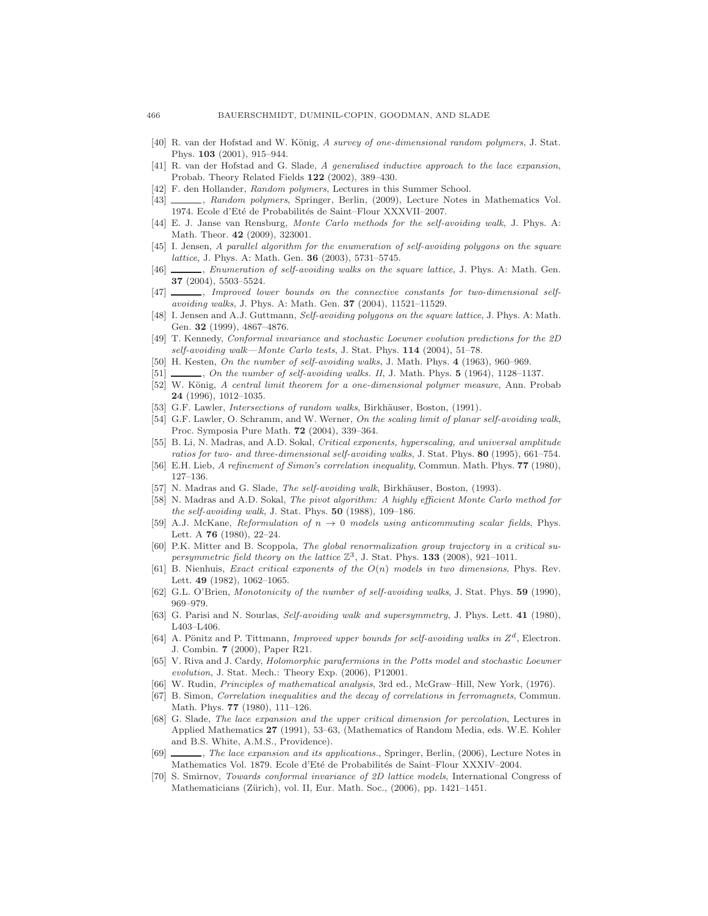[40] R. van der Hofstad and W. König, *A survey of one-dimensional random polymers*, J. Stat. Phys. **103** (2001), 915–944.

[41] R. van der Hofstad and G. Slade, *A generalised inductive approach to the lace expansion*, Probab. Theory Related Fields **122** (2002), 389–430.

[42] F. den Hollander, *Random polymers*, Lectures in this Summer School.

[43] ______, *Random polymers*, Springer, Berlin, (2009), Lecture Notes in Mathematics Vol. 1974. Ecole d'Eté de Probabilités de Saint–Flour XXXVII–2007.

[44] E. J. Janse van Rensburg, *Monte Carlo methods for the self-avoiding walk*, J. Phys. A: Math. Theor. **42** (2009), 323001.

[45] I. Jensen, *A parallel algorithm for the enumeration of self-avoiding polygons on the square lattice*, J. Phys. A: Math. Gen. **36** (2003), 5731–5745.

[46] ______, *Enumeration of self-avoiding walks on the square lattice*, J. Phys. A: Math. Gen. **37** (2004), 5503–5524.

[47] ______, *Improved lower bounds on the connective constants for two-dimensional self-avoiding walks*, J. Phys. A: Math. Gen. **37** (2004), 11521–11529.

[48] I. Jensen and A.J. Guttmann, *Self-avoiding polygons on the square lattice*, J. Phys. A: Math. Gen. **32** (1999), 4867–4876.

[49] T. Kennedy, *Conformal invariance and stochastic Loewner evolution predictions for the 2D self-avoiding walk—Monte Carlo tests*, J. Stat. Phys. **114** (2004), 51–78.

[50] H. Kesten, *On the number of self-avoiding walks*, J. Math. Phys. **4** (1963), 960–969.

[51] ______, *On the number of self-avoiding walks. II*, J. Math. Phys. **5** (1964), 1128–1137.

[52] W. König, *A central limit theorem for a one-dimensional polymer measure*, Ann. Probab **24** (1996), 1012–1035.

[53] G.F. Lawler, *Intersections of random walks*, Birkhäuser, Boston, (1991).

[54] G.F. Lawler, O. Schramm, and W. Werner, *On the scaling limit of planar self-avoiding walk*, Proc. Symposia Pure Math. **72** (2004), 339–364.

[55] B. Li, N. Madras, and A.D. Sokal, *Critical exponents, hyperscaling, and universal amplitude ratios for two- and three-dimensional self-avoiding walks*, J. Stat. Phys. **80** (1995), 661–754.

[56] E.H. Lieb, *A refinement of Simon's correlation inequality*, Commun. Math. Phys. **77** (1980), 127–136.

[57] N. Madras and G. Slade, *The self-avoiding walk*, Birkhäuser, Boston, (1993).

[58] N. Madras and A.D. Sokal, *The pivot algorithm: A highly efficient Monte Carlo method for the self-avoiding walk*, J. Stat. Phys. **50** (1988), 109–186.

[59] A.J. McKane, *Reformulation of $n \to 0$ models using anticommuting scalar fields*, Phys. Lett. A **76** (1980), 22–24.

[60] P.K. Mitter and B. Scoppola, *The global renormalization group trajectory in a critical supersymmetric field theory on the lattice $\mathbb{Z}^3$*, J. Stat. Phys. **133** (2008), 921–1011.

[61] B. Nienhuis, *Exact critical exponents of the $O(n)$ models in two dimensions*, Phys. Rev. Lett. **49** (1982), 1062–1065.

[62] G.L. O'Brien, *Monotonicity of the number of self-avoiding walks*, J. Stat. Phys. **59** (1990), 969–979.

[63] G. Parisi and N. Sourlas, *Self-avoiding walk and supersymmetry*, J. Phys. Lett. **41** (1980), L403–L406.

[64] A. Pönitz and P. Tittmann, *Improved upper bounds for self-avoiding walks in $Z^d$*, Electron. J. Combin. **7** (2000), Paper R21.

[65] V. Riva and J. Cardy, *Holomorphic parafermions in the Potts model and stochastic Loewner evolution*, J. Stat. Mech.: Theory Exp. (2006), P12001.

[66] W. Rudin, *Principles of mathematical analysis*, 3rd ed., McGraw–Hill, New York, (1976).

[67] B. Simon, *Correlation inequalities and the decay of correlations in ferromagnets*, Commun. Math. Phys. **77** (1980), 111–126.

[68] G. Slade, *The lace expansion and the upper critical dimension for percolation*, Lectures in Applied Mathematics **27** (1991), 53–63, (Mathematics of Random Media, eds. W.E. Kohler and B.S. White, A.M.S., Providence).

[69] ______, *The lace expansion and its applications.*, Springer, Berlin, (2006), Lecture Notes in Mathematics Vol. 1879. Ecole d'Eté de Probabilités de Saint–Flour XXXIV–2004.

[70] S. Smirnov, *Towards conformal invariance of 2D lattice models*, International Congress of Mathematicians (Zürich), vol. II, Eur. Math. Soc., (2006), pp. 1421–1451.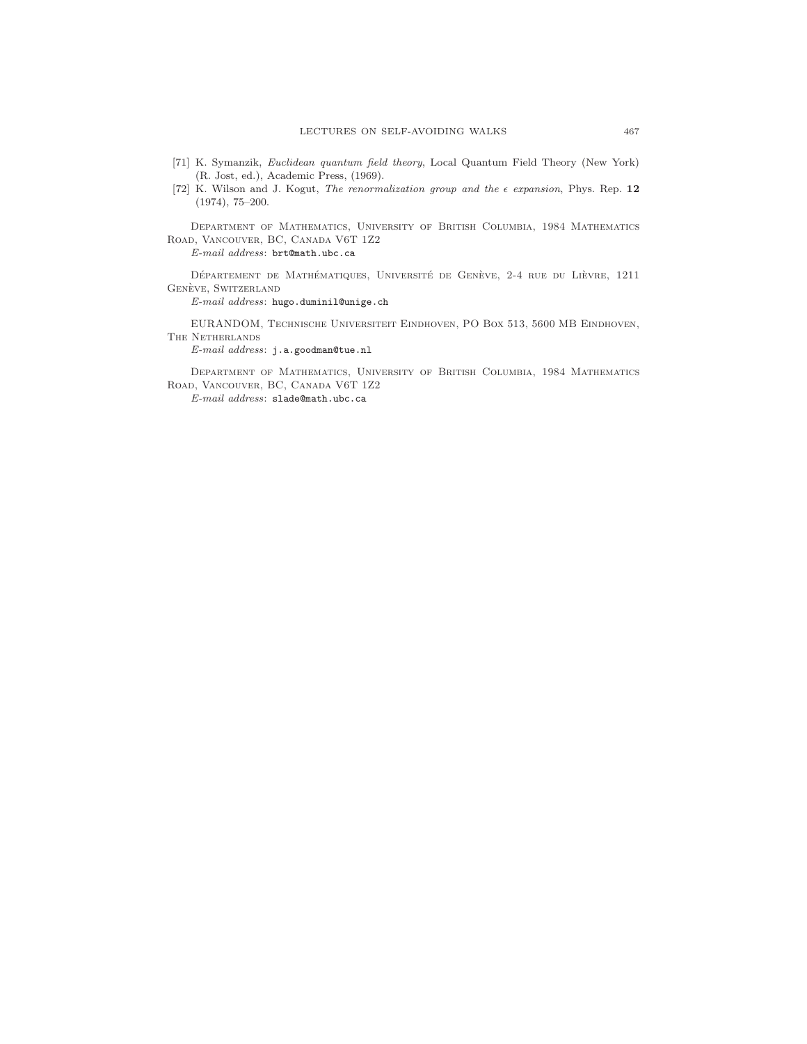[71] K. Symanzik, *Euclidean quantum field theory*, Local Quantum Field Theory (New York) (R. Jost, ed.), Academic Press, (1969).

[72] K. Wilson and J. Kogut, *The renormalization group and the $\epsilon$ expansion*, Phys. Rep. **12** (1974), 75–200.

Department of Mathematics, University of British Columbia, 1984 Mathematics Road, Vancouver, BC, Canada V6T 1Z2
*E-mail address*: `brt@math.ubc.ca`

Département de Mathématiques, Université de Genève, 2-4 rue du Lièvre, 1211 Genève, Switzerland
*E-mail address*: `hugo.duminil@unige.ch`

EURANDOM, Technische Universiteit Eindhoven, PO Box 513, 5600 MB Eindhoven, The Netherlands
*E-mail address*: `j.a.goodman@tue.nl`

Department of Mathematics, University of British Columbia, 1984 Mathematics Road, Vancouver, BC, Canada V6T 1Z2
*E-mail address*: `slade@math.ubc.ca`